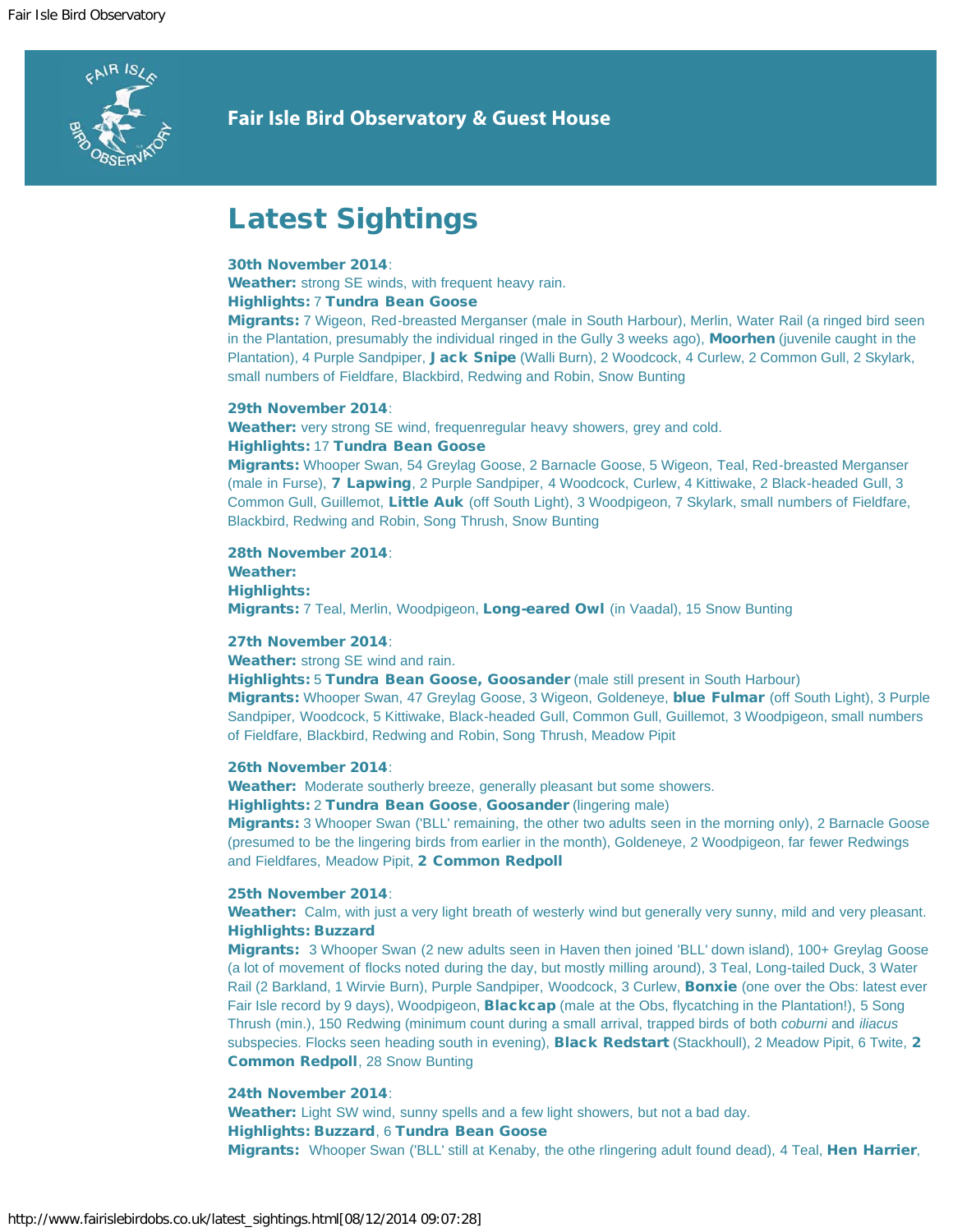# Fair Isle Bird Observatory & Guest House

## Latest Sightings

**30th November 2014**:
**Weather:** strong SE winds, with frequent heavy rain.
**Highlights:** 7 **Tundra Bean Goose**
**Migrants:** 7 Wigeon, Red-breasted Merganser (male in South Harbour), Merlin, Water Rail (a ringed bird seen in the Plantation, presumably the individual ringed in the Gully 3 weeks ago), **Moorhen** (juvenile caught in the Plantation), 4 Purple Sandpiper, **Jack Snipe** (Walli Burn), 2 Woodcock, 4 Curlew, 2 Common Gull, 2 Skylark, small numbers of Fieldfare, Blackbird, Redwing and Robin, Snow Bunting

**29th November 2014**:
**Weather:** very strong SE wind, frequenregular heavy showers, grey and cold.
**Highlights:** 17 **Tundra Bean Goose**
**Migrants:** Whooper Swan, 54 Greylag Goose, 2 Barnacle Goose, 5 Wigeon, Teal, Red-breasted Merganser (male in Furse), **7 Lapwing**, 2 Purple Sandpiper, 4 Woodcock, Curlew, 4 Kittiwake, 2 Black-headed Gull, 3 Common Gull, Guillemot, **Little Auk** (off South Light), 3 Woodpigeon, 7 Skylark, small numbers of Fieldfare, Blackbird, Redwing and Robin, Song Thrush, Snow Bunting

**28th November 2014**:
**Weather:**
**Highlights:**
**Migrants:** 7 Teal, Merlin, Woodpigeon, **Long-eared Owl** (in Vaadal), 15 Snow Bunting

**27th November 2014**:
**Weather:** strong SE wind and rain.
**Highlights:** 5 **Tundra Bean Goose, Goosander** (male still present in South Harbour)
**Migrants:** Whooper Swan, 47 Greylag Goose, 3 Wigeon, Goldeneye, **blue Fulmar** (off South Light), 3 Purple Sandpiper, Woodcock, 5 Kittiwake, Black-headed Gull, Common Gull, Guillemot, 3 Woodpigeon, small numbers of Fieldfare, Blackbird, Redwing and Robin, Song Thrush, Meadow Pipit

**26th November 2014**:
**Weather:** Moderate southerly breeze, generally pleasant but some showers.
**Highlights:** 2 **Tundra Bean Goose**, **Goosander** (lingering male)
**Migrants:** 3 Whooper Swan ('BLL' remaining, the other two adults seen in the morning only), 2 Barnacle Goose (presumed to be the lingering birds from earlier in the month), Goldeneye, 2 Woodpigeon, far fewer Redwings and Fieldfares, Meadow Pipit, **2 Common Redpoll**

**25th November 2014**:
**Weather:** Calm, with just a very light breath of westerly wind but generally very sunny, mild and very pleasant.
**Highlights: Buzzard**
**Migrants:** 3 Whooper Swan (2 new adults seen in Haven then joined 'BLL' down island), 100+ Greylag Goose (a lot of movement of flocks noted during the day, but mostly milling around), 3 Teal, Long-tailed Duck, 3 Water Rail (2 Barkland, 1 Wirvie Burn), Purple Sandpiper, Woodcock, 3 Curlew, **Bonxie** (one over the Obs: latest ever Fair Isle record by 9 days), Woodpigeon, **Blackcap** (male at the Obs, flycatching in the Plantation!), 5 Song Thrush (min.), 150 Redwing (minimum count during a small arrival, trapped birds of both *coburni* and *iliacus* subspecies. Flocks seen heading south in evening), **Black Redstart** (Stackhoull), 2 Meadow Pipit, 6 Twite, **2 Common Redpoll**, 28 Snow Bunting

**24th November 2014**:
**Weather:** Light SW wind, sunny spells and a few light showers, but not a bad day.
**Highlights: Buzzard**, 6 **Tundra Bean Goose**
**Migrants:** Whooper Swan ('BLL' still at Kenaby, the othe rlingering adult found dead), 4 Teal, **Hen Harrier**,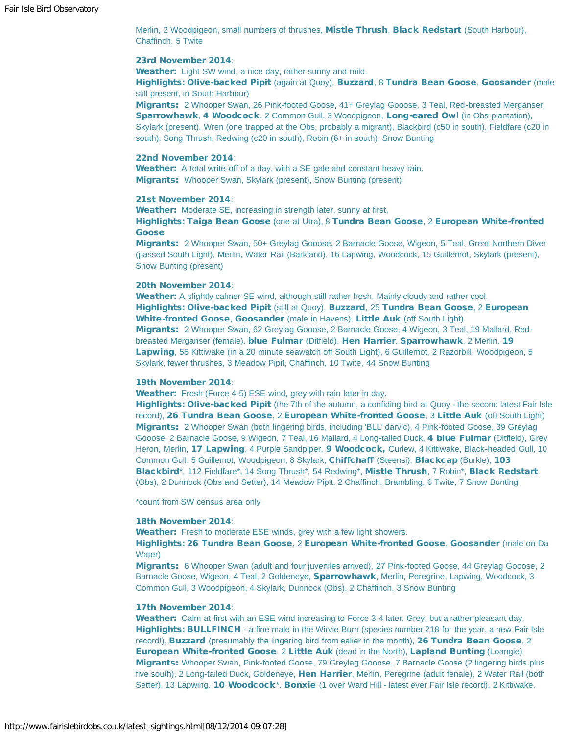Merlin, 2 Woodpigeon, small numbers of thrushes, **Mistle Thrush**, **Black Redstart** (South Harbour), Chaffinch, 5 Twite

**23rd November 2014**:
**Weather:** Light SW wind, a nice day, rather sunny and mild.
**Highlights: Olive-backed Pipit** (again at Quoy), **Buzzard**, 8 **Tundra Bean Goose**, **Goosander** (male still present, in South Harbour)
**Migrants:** 2 Whooper Swan, 26 Pink-footed Goose, 41+ Greylag Gooose, 3 Teal, Red-breasted Merganser, **Sparrowhawk**, **4 Woodcock**, 2 Common Gull, 3 Woodpigeon, **Long-eared Owl** (in Obs plantation), Skylark (present), Wren (one trapped at the Obs, probably a migrant), Blackbird (c50 in south), Fieldfare (c20 in south), Song Thrush, Redwing (c20 in south), Robin (6+ in south), Snow Bunting

**22nd November 2014**:
**Weather:** A total write-off of a day, with a SE gale and constant heavy rain.
**Migrants:** Whooper Swan, Skylark (present), Snow Bunting (present)

**21st November 2014**:
**Weather:** Moderate SE, increasing in strength later, sunny at first.
**Highlights: Taiga Bean Goose** (one at Utra), 8 **Tundra Bean Goose**, 2 **European White-fronted Goose**
**Migrants:** 2 Whooper Swan, 50+ Greylag Gooose, 2 Barnacle Goose, Wigeon, 5 Teal, Great Northern Diver (passed South Light), Merlin, Water Rail (Barkland), 16 Lapwing, Woodcock, 15 Guillemot, Skylark (present), Snow Bunting (present)

**20th November 2014**:
**Weather:** A slightly calmer SE wind, although still rather fresh. Mainly cloudy and rather cool.
**Highlights: Olive-backed Pipit** (still at Quoy), **Buzzard**, 25 **Tundra Bean Goose**, 2 **European White-fronted Goose**, **Goosander** (male in Havens), **Little Auk** (off South Light)
**Migrants:** 2 Whooper Swan, 62 Greylag Gooose, 2 Barnacle Goose, 4 Wigeon, 3 Teal, 19 Mallard, Red-breasted Merganser (female), **blue Fulmar** (Ditfield), **Hen Harrier**, **Sparrowhawk**, 2 Merlin, **19 Lapwing**, 55 Kittiwake (in a 20 minute seawatch off South Light), 6 Guillemot, 2 Razorbill, Woodpigeon, 5 Skylark, fewer thrushes, 3 Meadow Pipit, Chaffinch, 10 Twite, 44 Snow Bunting

**19th November 2014**:
**Weather:** Fresh (Force 4-5) ESE wind, grey with rain later in day.
**Highlights: Olive-backed Pipit** (the 7th of the autumn, a confiding bird at Quoy - the second latest Fair Isle record), **26 Tundra Bean Goose**, 2 **European White-fronted Goose**, 3 **Little Auk** (off South Light)
**Migrants:** 2 Whooper Swan (both lingering birds, including 'BLL' darvic), 4 Pink-footed Goose, 39 Greylag Gooose, 2 Barnacle Goose, 9 Wigeon, 7 Teal, 16 Mallard, 4 Long-tailed Duck, **4 blue Fulmar** (Ditfield), Grey Heron, Merlin, **17 Lapwing**, 4 Purple Sandpiper, **9 Woodcock,** Curlew, 4 Kittiwake, Black-headed Gull, 10 Common Gull, 5 Guillemot, Woodpigeon, 8 Skylark, **Chiffchaff** (Steensi), **Blackcap** (Burkle), **103 Blackbird***, 112 Fieldfare*, 14 Song Thrush*, 54 Redwing*, **Mistle Thrush**, 7 Robin*, **Black Redstart** (Obs), 2 Dunnock (Obs and Setter), 14 Meadow Pipit, 2 Chaffinch, Brambling, 6 Twite, 7 Snow Bunting

*count from SW census area only

**18th November 2014**:
**Weather:** Fresh to moderate ESE winds, grey with a few light showers.
**Highlights: 26 Tundra Bean Goose**, 2 **European White-fronted Goose**, **Goosander** (male on Da Water)
**Migrants:** 6 Whooper Swan (adult and four juveniles arrived), 27 Pink-footed Goose, 44 Greylag Gooose, 2 Barnacle Goose, Wigeon, 4 Teal, 2 Goldeneye, **Sparrowhawk**, Merlin, Peregrine, Lapwing, Woodcock, 3 Common Gull, 3 Woodpigeon, 4 Skylark, Dunnock (Obs), 2 Chaffinch, 3 Snow Bunting

**17th November 2014**:
**Weather:** Calm at first with an ESE wind increasing to Force 3-4 later. Grey, but a rather pleasant day.
**Highlights: BULLFINCH** - a fine male in the Wirvie Burn (species number 218 for the year, a new Fair Isle record!), **Buzzard** (presumably the lingering bird from ealier in the month), **26 Tundra Bean Goose**, 2 **European White-fronted Goose**, 2 **Little Auk** (dead in the North), **Lapland Bunting** (Loangie)
**Migrants:** Whooper Swan, Pink-footed Goose, 79 Greylag Gooose, 7 Barnacle Goose (2 lingering birds plus five south), 2 Long-tailed Duck, Goldeneye, **Hen Harrier**, Merlin, Peregrine (adult fenale), 2 Water Rail (both Setter), 13 Lapwing, **10 Woodcock***, **Bonxie** (1 over Ward Hill - latest ever Fair Isle record), 2 Kittiwake,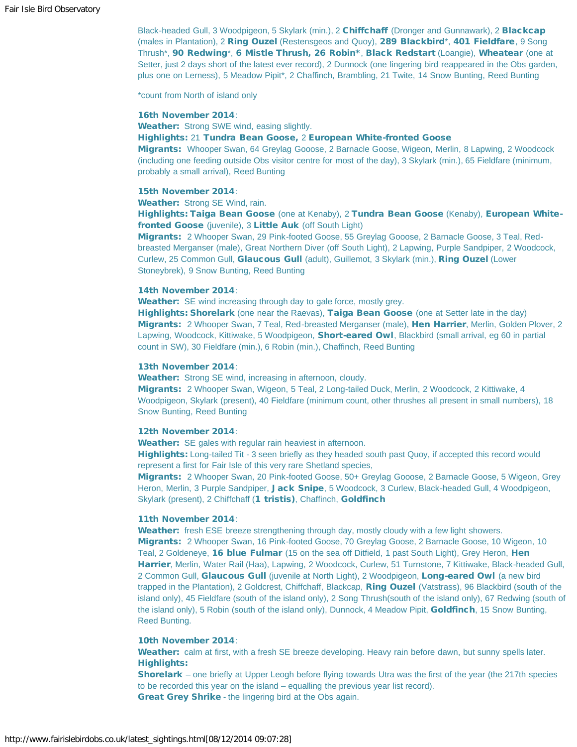Black-headed Gull, 3 Woodpigeon, 5 Skylark (min.), 2 **Chiffchaff** (Dronger and Gunnawark), 2 **Blackcap** (males in Plantation), 2 **Ring Ouzel** (Restensgeos and Quoy), **289 Blackbird***, **401 Fieldfare**, 9 Song Thrush*, **90 Redwing***, **6 Mistle Thrush, 26 Robin***, **Black Redstart** (Loangie), **Wheatear** (one at Setter, just 2 days short of the latest ever record), 2 Dunnock (one lingering bird reappeared in the Obs garden, plus one on Lerness), 5 Meadow Pipit*, 2 Chaffinch, Brambling, 21 Twite, 14 Snow Bunting, Reed Bunting

*count from North of island only

**16th November 2014**:
**Weather:** Strong SWE wind, easing slightly.
**Highlights:** 21 **Tundra Bean Goose,** 2 **European White-fronted Goose**
**Migrants:** Whooper Swan, 64 Greylag Gooose, 2 Barnacle Goose, Wigeon, Merlin, 8 Lapwing, 2 Woodcock (including one feeding outside Obs visitor centre for most of the day), 3 Skylark (min.), 65 Fieldfare (minimum, probably a small arrival), Reed Bunting

**15th November 2014**:
**Weather:** Strong SE Wind, rain.
**Highlights: Taiga Bean Goose** (one at Kenaby), 2 **Tundra Bean Goose** (Kenaby), **European White-fronted Goose** (juvenile), 3 **Little Auk** (off South Light)
**Migrants:** 2 Whooper Swan, 29 Pink-footed Goose, 55 Greylag Gooose, 2 Barnacle Goose, 3 Teal, Red-breasted Merganser (male), Great Northern Diver (off South Light), 2 Lapwing, Purple Sandpiper, 2 Woodcock, Curlew, 25 Common Gull, **Glaucous Gull** (adult), Guillemot, 3 Skylark (min.), **Ring Ouzel** (Lower Stoneybrek), 9 Snow Bunting, Reed Bunting

**14th November 2014**:
**Weather:** SE wind increasing through day to gale force, mostly grey.
**Highlights: Shorelark** (one near the Raevas), **Taiga Bean Goose** (one at Setter late in the day)
**Migrants:** 2 Whooper Swan, 7 Teal, Red-breasted Merganser (male), **Hen Harrier**, Merlin, Golden Plover, 2 Lapwing, Woodcock, Kittiwake, 5 Woodpigeon, **Short-eared Owl**, Blackbird (small arrival, eg 60 in partial count in SW), 30 Fieldfare (min.), 6 Robin (min.), Chaffinch, Reed Bunting

**13th November 2014**:
**Weather:** Strong SE wind, increasing in afternoon, cloudy.
**Migrants:** 2 Whooper Swan, Wigeon, 5 Teal, 2 Long-tailed Duck, Merlin, 2 Woodcock, 2 Kittiwake, 4 Woodpigeon, Skylark (present), 40 Fieldfare (minimum count, other thrushes all present in small numbers), 18 Snow Bunting, Reed Bunting

**12th November 2014**:
**Weather:** SE gales with regular rain heaviest in afternoon.
**Highlights:** Long-tailed Tit - 3 seen briefly as they headed south past Quoy, if accepted this record would represent a first for Fair Isle of this very rare Shetland species,
**Migrants:** 2 Whooper Swan, 20 Pink-footed Goose, 50+ Greylag Gooose, 2 Barnacle Goose, 5 Wigeon, Grey Heron, Merlin, 3 Purple Sandpiper, **Jack Snipe**, 5 Woodcock, 3 Curlew, Black-headed Gull, 4 Woodpigeon, Skylark (present), 2 Chiffchaff (**1 tristis)**, Chaffinch, **Goldfinch**

**11th November 2014**:
**Weather:** fresh ESE breeze strengthening through day, mostly cloudy with a few light showers.
**Migrants:** 2 Whooper Swan, 16 Pink-footed Goose, 70 Greylag Goose, 2 Barnacle Goose, 10 Wigeon, 10 Teal, 2 Goldeneye, **16 blue Fulmar** (15 on the sea off Ditfield, 1 past South Light), Grey Heron, **Hen Harrier**, Merlin, Water Rail (Haa), Lapwing, 2 Woodcock, Curlew, 51 Turnstone, 7 Kittiwake, Black-headed Gull, 2 Common Gull, **Glaucous Gull** (juvenile at North Light), 2 Woodpigeon, **Long-eared Owl** (a new bird trapped in the Plantation), 2 Goldcrest, Chiffchaff, Blackcap, **Ring Ouzel** (Vatstrass), 96 Blackbird (south of the island only), 45 Fieldfare (south of the island only), 2 Song Thrush(south of the island only), 67 Redwing (south of the island only), 5 Robin (south of the island only), Dunnock, 4 Meadow Pipit, **Goldfinch**, 15 Snow Bunting, Reed Bunting.

**10th November 2014**:
**Weather:** calm at first, with a fresh SE breeze developing. Heavy rain before dawn, but sunny spells later.
**Highlights:**
**Shorelark** – one briefly at Upper Leogh before flying towards Utra was the first of the year (the 217th species to be recorded this year on the island – equalling the previous year list record).
**Great Grey Shrike** - the lingering bird at the Obs again.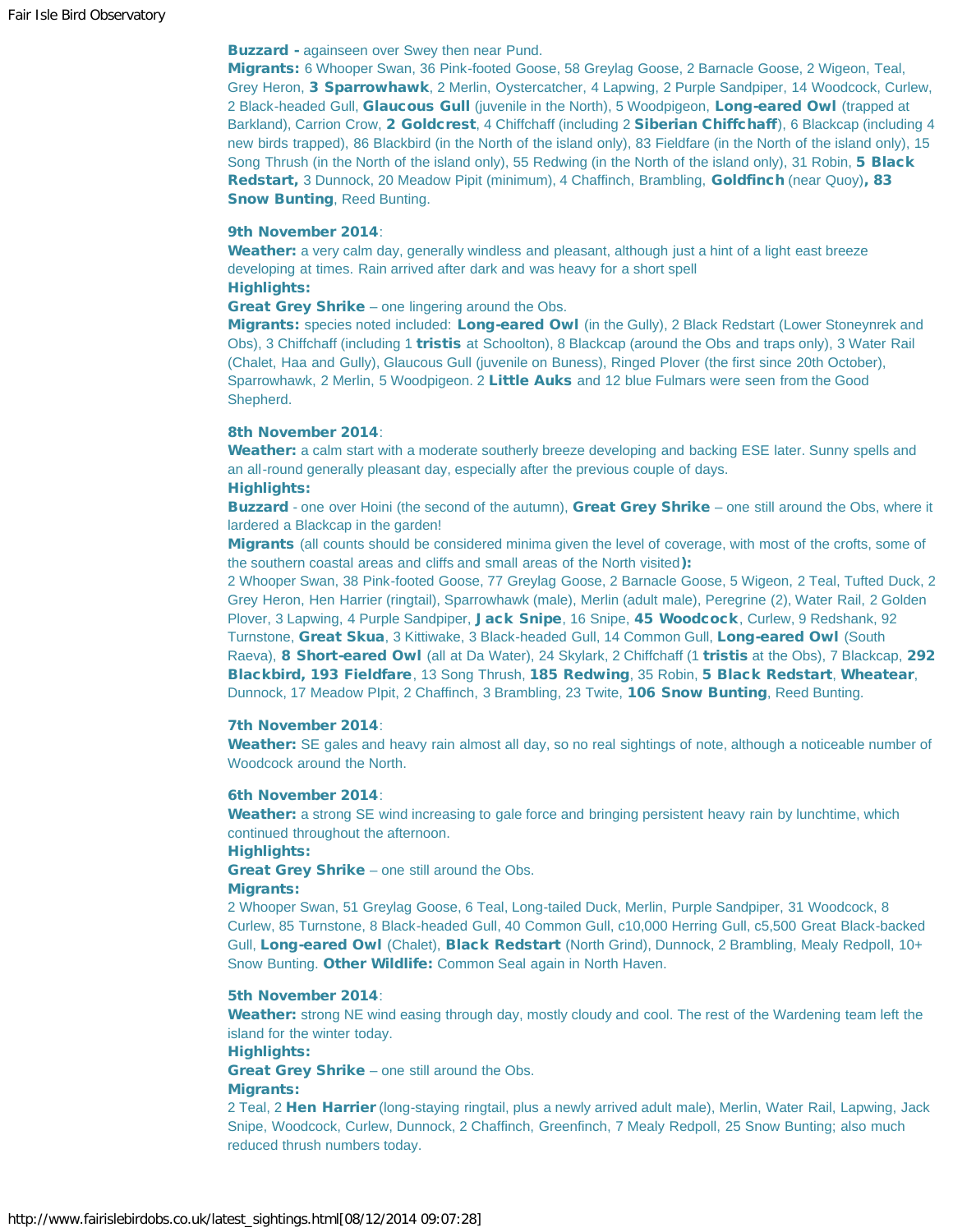**Buzzard -** againseen over Swey then near Pund.
**Migrants:** 6 Whooper Swan, 36 Pink-footed Goose, 58 Greylag Goose, 2 Barnacle Goose, 2 Wigeon, Teal, Grey Heron, **3 Sparrowhawk**, 2 Merlin, Oystercatcher, 4 Lapwing, 2 Purple Sandpiper, 14 Woodcock, Curlew, 2 Black-headed Gull, **Glaucous Gull** (juvenile in the North), 5 Woodpigeon, **Long-eared Owl** (trapped at Barkland), Carrion Crow, **2 Goldcrest**, 4 Chiffchaff (including 2 **Siberian Chiffchaff**), 6 Blackcap (including 4 new birds trapped), 86 Blackbird (in the North of the island only), 83 Fieldfare (in the North of the island only), 15 Song Thrush (in the North of the island only), 55 Redwing (in the North of the island only), 31 Robin, **5 Black Redstart,** 3 Dunnock, 20 Meadow Pipit (minimum), 4 Chaffinch, Brambling, **Goldfinch** (near Quoy)**, 83 Snow Bunting**, Reed Bunting.

**9th November 2014**:
**Weather:** a very calm day, generally windless and pleasant, although just a hint of a light east breeze developing at times. Rain arrived after dark and was heavy for a short spell
**Highlights:**
**Great Grey Shrike** – one lingering around the Obs.
**Migrants:** species noted included: **Long-eared Owl** (in the Gully), 2 Black Redstart (Lower Stoneynrek and Obs), 3 Chiffchaff (including 1 **tristis** at Schoolton), 8 Blackcap (around the Obs and traps only), 3 Water Rail (Chalet, Haa and Gully), Glaucous Gull (juvenile on Buness), Ringed Plover (the first since 20th October), Sparrowhawk, 2 Merlin, 5 Woodpigeon. 2 **Little Auks** and 12 blue Fulmars were seen from the Good Shepherd.

**8th November 2014**:
**Weather:** a calm start with a moderate southerly breeze developing and backing ESE later. Sunny spells and an all-round generally pleasant day, especially after the previous couple of days.
**Highlights:**
**Buzzard** - one over Hoini (the second of the autumn), **Great Grey Shrike** – one still around the Obs, where it lardered a Blackcap in the garden!
**Migrants** (all counts should be considered minima given the level of coverage, with most of the crofts, some of the southern coastal areas and cliffs and small areas of the North visited**):**
2 Whooper Swan, 38 Pink-footed Goose, 77 Greylag Goose, 2 Barnacle Goose, 5 Wigeon, 2 Teal, Tufted Duck, 2 Grey Heron, Hen Harrier (ringtail), Sparrowhawk (male), Merlin (adult male), Peregrine (2), Water Rail, 2 Golden Plover, 3 Lapwing, 4 Purple Sandpiper, **Jack Snipe**, 16 Snipe, **45 Woodcock**, Curlew, 9 Redshank, 92 Turnstone, **Great Skua**, 3 Kittiwake, 3 Black-headed Gull, 14 Common Gull, **Long-eared Owl** (South Raeva), **8 Short-eared Owl** (all at Da Water), 24 Skylark, 2 Chiffchaff (1 **tristis** at the Obs), 7 Blackcap, **292 Blackbird, 193 Fieldfare**, 13 Song Thrush, **185 Redwing**, 35 Robin, **5 Black Redstart**, **Wheatear**, Dunnock, 17 Meadow PIpit, 2 Chaffinch, 3 Brambling, 23 Twite, **106 Snow Bunting**, Reed Bunting.

**7th November 2014**:
**Weather:** SE gales and heavy rain almost all day, so no real sightings of note, although a noticeable number of Woodcock around the North.

**6th November 2014**:
**Weather:** a strong SE wind increasing to gale force and bringing persistent heavy rain by lunchtime, which continued throughout the afternoon.
**Highlights:**
**Great Grey Shrike** – one still around the Obs.
**Migrants:**
2 Whooper Swan, 51 Greylag Goose, 6 Teal, Long-tailed Duck, Merlin, Purple Sandpiper, 31 Woodcock, 8 Curlew, 85 Turnstone, 8 Black-headed Gull, 40 Common Gull, c10,000 Herring Gull, c5,500 Great Black-backed Gull, **Long-eared Owl** (Chalet), **Black Redstart** (North Grind), Dunnock, 2 Brambling, Mealy Redpoll, 10+ Snow Bunting. **Other Wildlife:** Common Seal again in North Haven.

**5th November 2014**:
**Weather:** strong NE wind easing through day, mostly cloudy and cool. The rest of the Wardening team left the island for the winter today.
**Highlights:**
**Great Grey Shrike** – one still around the Obs.
**Migrants:**
2 Teal, 2 **Hen Harrier** (long-staying ringtail, plus a newly arrived adult male), Merlin, Water Rail, Lapwing, Jack Snipe, Woodcock, Curlew, Dunnock, 2 Chaffinch, Greenfinch, 7 Mealy Redpoll, 25 Snow Bunting; also much reduced thrush numbers today.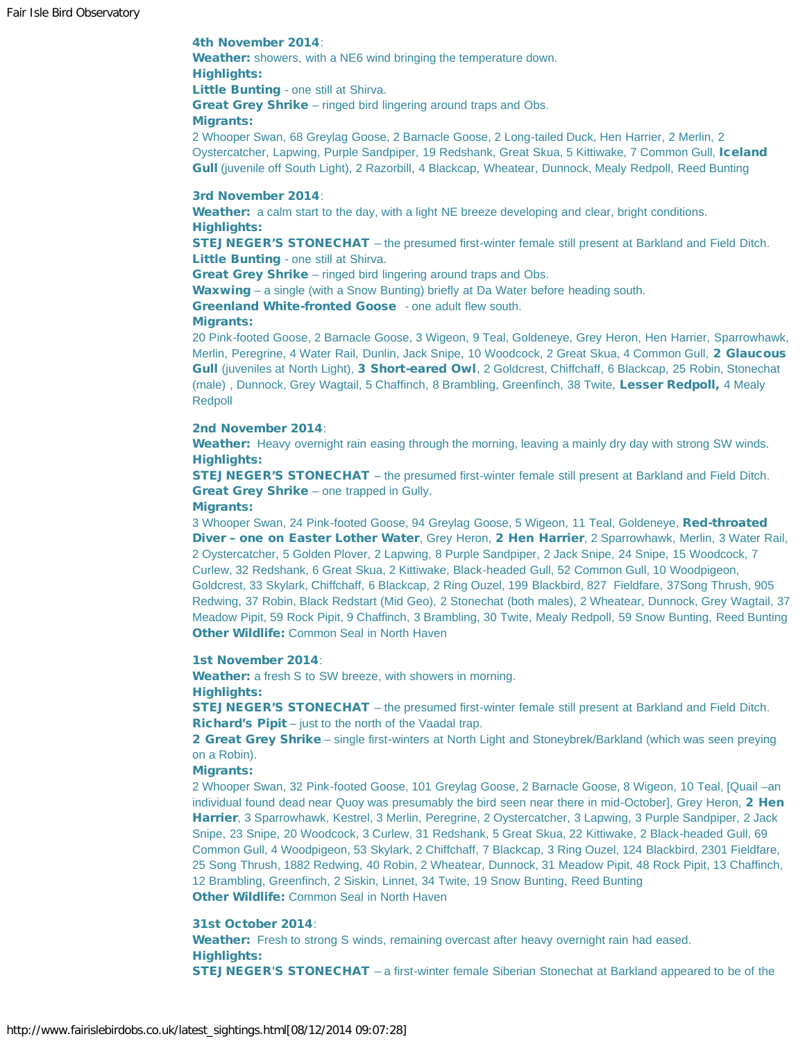**4th November 2014**:

**Weather:** showers, with a NE6 wind bringing the temperature down.

**Highlights:**

**Little Bunting** - one still at Shirva.

**Great Grey Shrike** – ringed bird lingering around traps and Obs.

**Migrants:**

2 Whooper Swan, 68 Greylag Goose, 2 Barnacle Goose, 2 Long-tailed Duck, Hen Harrier, 2 Merlin, 2 Oystercatcher, Lapwing, Purple Sandpiper, 19 Redshank, Great Skua, 5 Kittiwake, 7 Common Gull, **Iceland Gull** (juvenile off South Light), 2 Razorbill, 4 Blackcap, Wheatear, Dunnock, Mealy Redpoll, Reed Bunting

**3rd November 2014**:

**Weather:** a calm start to the day, with a light NE breeze developing and clear, bright conditions.

**Highlights:**

**STEJNEGER'S STONECHAT** – the presumed first-winter female still present at Barkland and Field Ditch.

**Little Bunting** - one still at Shirva.

**Great Grey Shrike** – ringed bird lingering around traps and Obs.

**Waxwing** – a single (with a Snow Bunting) briefly at Da Water before heading south.

**Greenland White-fronted Goose** - one adult flew south.

**Migrants:**

20 Pink-footed Goose, 2 Barnacle Goose, 3 Wigeon, 9 Teal, Goldeneye, Grey Heron, Hen Harrier, Sparrowhawk, Merlin, Peregrine, 4 Water Rail, Dunlin, Jack Snipe, 10 Woodcock, 2 Great Skua, 4 Common Gull, **2 Glaucous Gull** (juveniles at North Light), **3 Short-eared Owl**, 2 Goldcrest, Chiffchaff, 6 Blackcap, 25 Robin, Stonechat (male) , Dunnock, Grey Wagtail, 5 Chaffinch, 8 Brambling, Greenfinch, 38 Twite, **Lesser Redpoll,** 4 Mealy Redpoll

**2nd November 2014**:

**Weather:** Heavy overnight rain easing through the morning, leaving a mainly dry day with strong SW winds.

**Highlights:**

**STEJNEGER'S STONECHAT** – the presumed first-winter female still present at Barkland and Field Ditch.

**Great Grey Shrike** – one trapped in Gully.

**Migrants:**

3 Whooper Swan, 24 Pink-footed Goose, 94 Greylag Goose, 5 Wigeon, 11 Teal, Goldeneye, **Red-throated Diver – one on Easter Lother Water**, Grey Heron, **2 Hen Harrier**, 2 Sparrowhawk, Merlin, 3 Water Rail, 2 Oystercatcher, 5 Golden Plover, 2 Lapwing, 8 Purple Sandpiper, 2 Jack Snipe, 24 Snipe, 15 Woodcock, 7 Curlew, 32 Redshank, 6 Great Skua, 2 Kittiwake, Black-headed Gull, 52 Common Gull, 10 Woodpigeon, Goldcrest, 33 Skylark, Chiffchaff, 6 Blackcap, 2 Ring Ouzel, 199 Blackbird, 827 Fieldfare, 37Song Thrush, 905 Redwing, 37 Robin, Black Redstart (Mid Geo), 2 Stonechat (both males), 2 Wheatear, Dunnock, Grey Wagtail, 37 Meadow Pipit, 59 Rock Pipit, 9 Chaffinch, 3 Brambling, 30 Twite, Mealy Redpoll, 59 Snow Bunting, Reed Bunting

**Other Wildlife:** Common Seal in North Haven

**1st November 2014**:

**Weather:** a fresh S to SW breeze, with showers in morning.

**Highlights:**

**STEJNEGER'S STONECHAT** – the presumed first-winter female still present at Barkland and Field Ditch.

**Richard's Pipit** – just to the north of the Vaadal trap.

**2 Great Grey Shrike** – single first-winters at North Light and Stoneybrek/Barkland (which was seen preying on a Robin).

**Migrants:**

2 Whooper Swan, 32 Pink-footed Goose, 101 Greylag Goose, 2 Barnacle Goose, 8 Wigeon, 10 Teal, [Quail –an individual found dead near Quoy was presumably the bird seen near there in mid-October], Grey Heron, **2 Hen Harrier**, 3 Sparrowhawk, Kestrel, 3 Merlin, Peregrine, 2 Oystercatcher, 3 Lapwing, 3 Purple Sandpiper, 2 Jack Snipe, 23 Snipe, 20 Woodcock, 3 Curlew, 31 Redshank, 5 Great Skua, 22 Kittiwake, 2 Black-headed Gull, 69 Common Gull, 4 Woodpigeon, 53 Skylark, 2 Chiffchaff, 7 Blackcap, 3 Ring Ouzel, 124 Blackbird, 2301 Fieldfare, 25 Song Thrush, 1882 Redwing, 40 Robin, 2 Wheatear, Dunnock, 31 Meadow Pipit, 48 Rock Pipit, 13 Chaffinch, 12 Brambling, Greenfinch, 2 Siskin, Linnet, 34 Twite, 19 Snow Bunting, Reed Bunting

**Other Wildlife:** Common Seal in North Haven

**31st October 2014**:

**Weather:** Fresh to strong S winds, remaining overcast after heavy overnight rain had eased.

**Highlights:**

**STEJNEGER'S STONECHAT** – a first-winter female Siberian Stonechat at Barkland appeared to be of the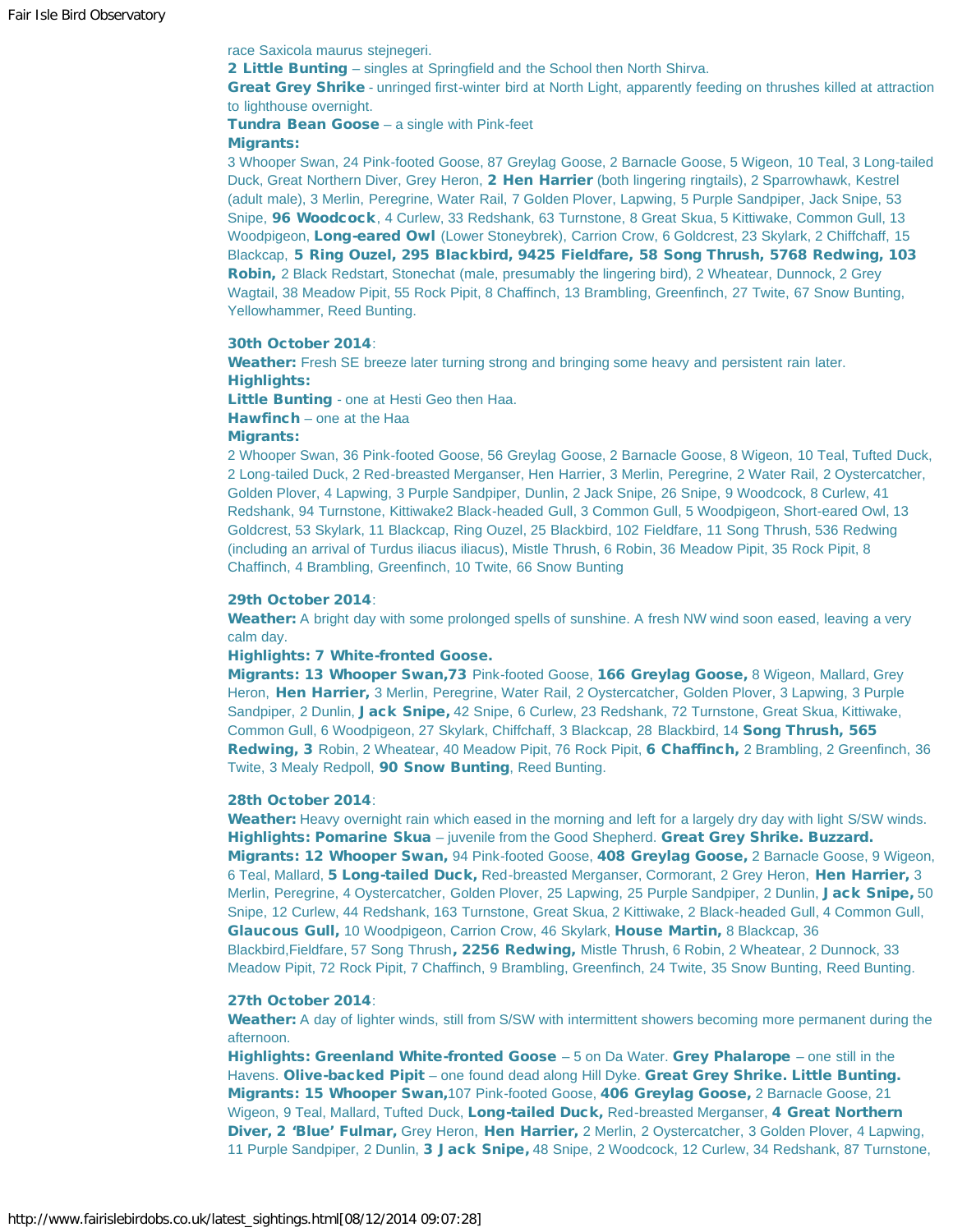race Saxicola maurus stejnegeri.
**2 Little Bunting** – singles at Springfield and the School then North Shirva.
**Great Grey Shrike** - unringed first-winter bird at North Light, apparently feeding on thrushes killed at attraction to lighthouse overnight.
**Tundra Bean Goose** – a single with Pink-feet
**Migrants:**
3 Whooper Swan, 24 Pink-footed Goose, 87 Greylag Goose, 2 Barnacle Goose, 5 Wigeon, 10 Teal, 3 Long-tailed Duck, Great Northern Diver, Grey Heron, **2 Hen Harrier** (both lingering ringtails), 2 Sparrowhawk, Kestrel (adult male), 3 Merlin, Peregrine, Water Rail, 7 Golden Plover, Lapwing, 5 Purple Sandpiper, Jack Snipe, 53 Snipe, **96 Woodcock**, 4 Curlew, 33 Redshank, 63 Turnstone, 8 Great Skua, 5 Kittiwake, Common Gull, 13 Woodpigeon, **Long-eared Owl** (Lower Stoneybrek), Carrion Crow, 6 Goldcrest, 23 Skylark, 2 Chiffchaff, 15 Blackcap, **5 Ring Ouzel, 295 Blackbird, 9425 Fieldfare, 58 Song Thrush, 5768 Redwing, 103 Robin,** 2 Black Redstart, Stonechat (male, presumably the lingering bird), 2 Wheatear, Dunnock, 2 Grey Wagtail, 38 Meadow Pipit, 55 Rock Pipit, 8 Chaffinch, 13 Brambling, Greenfinch, 27 Twite, 67 Snow Bunting, Yellowhammer, Reed Bunting.

**30th October 2014**:
**Weather:** Fresh SE breeze later turning strong and bringing some heavy and persistent rain later.
**Highlights:**
**Little Bunting** - one at Hesti Geo then Haa.
**Hawfinch** – one at the Haa
**Migrants:**
2 Whooper Swan, 36 Pink-footed Goose, 56 Greylag Goose, 2 Barnacle Goose, 8 Wigeon, 10 Teal, Tufted Duck, 2 Long-tailed Duck, 2 Red-breasted Merganser, Hen Harrier, 3 Merlin, Peregrine, 2 Water Rail, 2 Oystercatcher, Golden Plover, 4 Lapwing, 3 Purple Sandpiper, Dunlin, 2 Jack Snipe, 26 Snipe, 9 Woodcock, 8 Curlew, 41 Redshank, 94 Turnstone, Kittiwake2 Black-headed Gull, 3 Common Gull, 5 Woodpigeon, Short-eared Owl, 13 Goldcrest, 53 Skylark, 11 Blackcap, Ring Ouzel, 25 Blackbird, 102 Fieldfare, 11 Song Thrush, 536 Redwing (including an arrival of Turdus iliacus iliacus), Mistle Thrush, 6 Robin, 36 Meadow Pipit, 35 Rock Pipit, 8 Chaffinch, 4 Brambling, Greenfinch, 10 Twite, 66 Snow Bunting

**29th October 2014**:
**Weather:** A bright day with some prolonged spells of sunshine. A fresh NW wind soon eased, leaving a very calm day.
**Highlights: 7 White-fronted Goose.**
**Migrants: 13 Whooper Swan,73** Pink-footed Goose, **166 Greylag Goose,** 8 Wigeon, Mallard, Grey Heron, **Hen Harrier,** 3 Merlin, Peregrine, Water Rail, 2 Oystercatcher, Golden Plover, 3 Lapwing, 3 Purple Sandpiper, 2 Dunlin, **Jack Snipe,** 42 Snipe, 6 Curlew, 23 Redshank, 72 Turnstone, Great Skua, Kittiwake, Common Gull, 6 Woodpigeon, 27 Skylark, Chiffchaff, 3 Blackcap, 28 Blackbird, 14 **Song Thrush, 565 Redwing, 3** Robin, 2 Wheatear, 40 Meadow Pipit, 76 Rock Pipit, **6 Chaffinch,** 2 Brambling, 2 Greenfinch, 36 Twite, 3 Mealy Redpoll, **90 Snow Bunting**, Reed Bunting.

**28th October 2014**:
**Weather:** Heavy overnight rain which eased in the morning and left for a largely dry day with light S/SW winds.
**Highlights: Pomarine Skua** – juvenile from the Good Shepherd. **Great Grey Shrike. Buzzard.**
**Migrants: 12 Whooper Swan,** 94 Pink-footed Goose, **408 Greylag Goose,** 2 Barnacle Goose, 9 Wigeon, 6 Teal, Mallard, **5 Long-tailed Duck,** Red-breasted Merganser, Cormorant, 2 Grey Heron, **Hen Harrier,** 3 Merlin, Peregrine, 4 Oystercatcher, Golden Plover, 25 Lapwing, 25 Purple Sandpiper, 2 Dunlin, **Jack Snipe,** 50 Snipe, 12 Curlew, 44 Redshank, 163 Turnstone, Great Skua, 2 Kittiwake, 2 Black-headed Gull, 4 Common Gull, **Glaucous Gull,** 10 Woodpigeon, Carrion Crow, 46 Skylark, **House Martin,** 8 Blackcap, 36 Blackbird,Fieldfare, 57 Song Thrush**, 2256 Redwing,** Mistle Thrush, 6 Robin, 2 Wheatear, 2 Dunnock, 33 Meadow Pipit, 72 Rock Pipit, 7 Chaffinch, 9 Brambling, Greenfinch, 24 Twite, 35 Snow Bunting, Reed Bunting.

**27th October 2014**:
**Weather:** A day of lighter winds, still from S/SW with intermittent showers becoming more permanent during the afternoon.
**Highlights: Greenland White-fronted Goose** – 5 on Da Water. **Grey Phalarope** – one still in the Havens. **Olive-backed Pipit** – one found dead along Hill Dyke. **Great Grey Shrike. Little Bunting.**
**Migrants: 15 Whooper Swan,**107 Pink-footed Goose, **406 Greylag Goose,** 2 Barnacle Goose, 21 Wigeon, 9 Teal, Mallard, Tufted Duck, **Long-tailed Duck,** Red-breasted Merganser, **4 Great Northern Diver, 2 'Blue' Fulmar,** Grey Heron, **Hen Harrier,** 2 Merlin, 2 Oystercatcher, 3 Golden Plover, 4 Lapwing, 11 Purple Sandpiper, 2 Dunlin, **3 Jack Snipe,** 48 Snipe, 2 Woodcock, 12 Curlew, 34 Redshank, 87 Turnstone,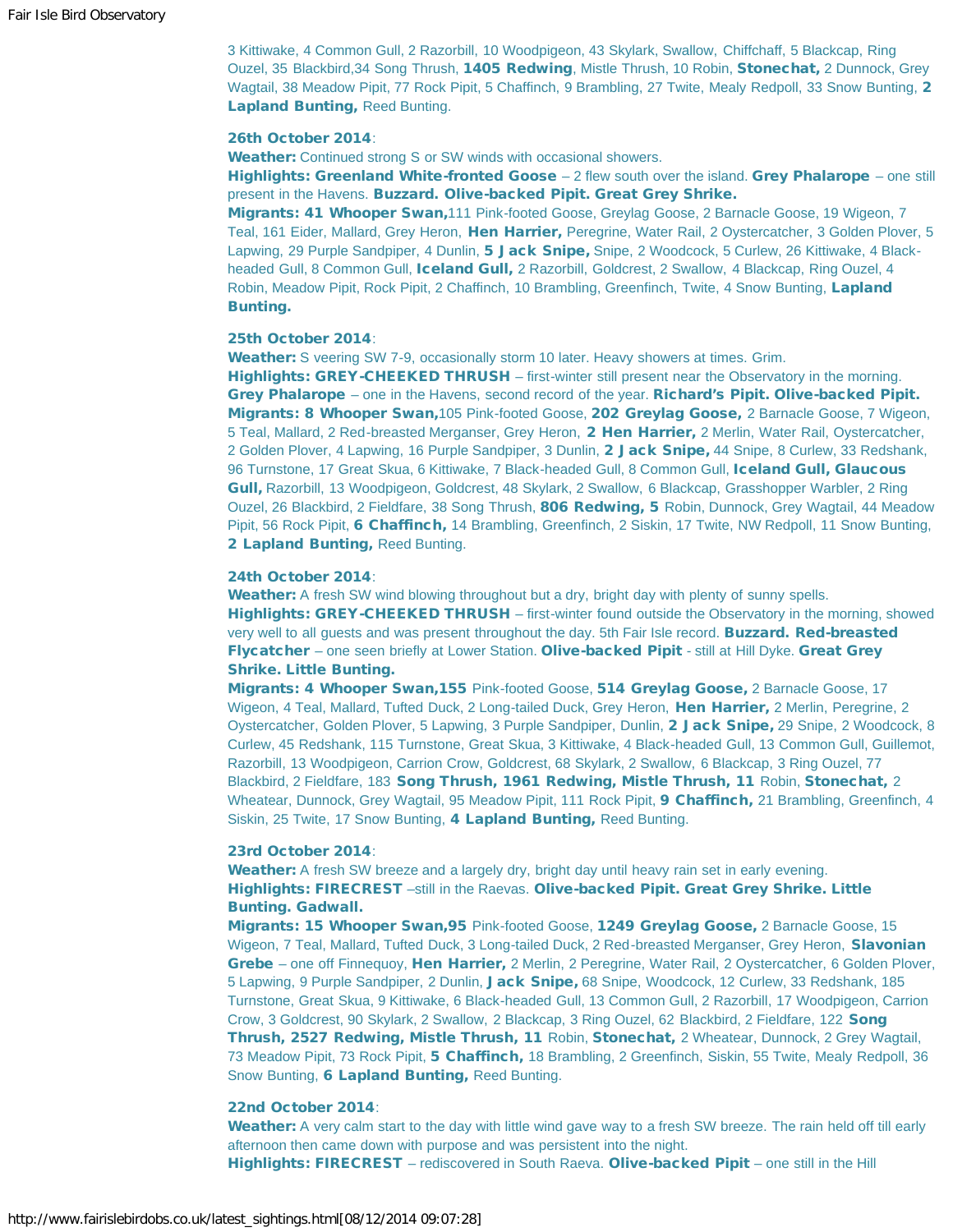3 Kittiwake, 4 Common Gull, 2 Razorbill, 10 Woodpigeon, 43 Skylark, Swallow, Chiffchaff, 5 Blackcap, Ring Ouzel, 35 Blackbird,34 Song Thrush, **1405 Redwing**, Mistle Thrush, 10 Robin, **Stonechat,** 2 Dunnock, Grey Wagtail, 38 Meadow Pipit, 77 Rock Pipit, 5 Chaffinch, 9 Brambling, 27 Twite, Mealy Redpoll, 33 Snow Bunting, **2 Lapland Bunting,** Reed Bunting.

**26th October 2014**:
**Weather:** Continued strong S or SW winds with occasional showers.
**Highlights: Greenland White-fronted Goose** – 2 flew south over the island. **Grey Phalarope** – one still present in the Havens. **Buzzard. Olive-backed Pipit. Great Grey Shrike.**
**Migrants: 41 Whooper Swan,**111 Pink-footed Goose, Greylag Goose, 2 Barnacle Goose, 19 Wigeon, 7 Teal, 161 Eider, Mallard, Grey Heron, **Hen Harrier,** Peregrine, Water Rail, 2 Oystercatcher, 3 Golden Plover, 5 Lapwing, 29 Purple Sandpiper, 4 Dunlin, **5 Jack Snipe,** Snipe, 2 Woodcock, 5 Curlew, 26 Kittiwake, 4 Black-headed Gull, 8 Common Gull, **Iceland Gull,** 2 Razorbill, Goldcrest, 2 Swallow, 4 Blackcap, Ring Ouzel, 4 Robin, Meadow Pipit, Rock Pipit, 2 Chaffinch, 10 Brambling, Greenfinch, Twite, 4 Snow Bunting, **Lapland Bunting.**

**25th October 2014**:
**Weather:** S veering SW 7-9, occasionally storm 10 later. Heavy showers at times. Grim.
**Highlights: GREY-CHEEKED THRUSH** – first-winter still present near the Observatory in the morning. **Grey Phalarope** – one in the Havens, second record of the year. **Richard's Pipit. Olive-backed Pipit.**
**Migrants: 8 Whooper Swan,**105 Pink-footed Goose, **202 Greylag Goose,** 2 Barnacle Goose, 7 Wigeon, 5 Teal, Mallard, 2 Red-breasted Merganser, Grey Heron, **2 Hen Harrier,** 2 Merlin, Water Rail, Oystercatcher, 2 Golden Plover, 4 Lapwing, 16 Purple Sandpiper, 3 Dunlin, **2 Jack Snipe,** 44 Snipe, 8 Curlew, 33 Redshank, 96 Turnstone, 17 Great Skua, 6 Kittiwake, 7 Black-headed Gull, 8 Common Gull, **Iceland Gull, Glaucous Gull,** Razorbill, 13 Woodpigeon, Goldcrest, 48 Skylark, 2 Swallow, 6 Blackcap, Grasshopper Warbler, 2 Ring Ouzel, 26 Blackbird, 2 Fieldfare, 38 Song Thrush, **806 Redwing, 5** Robin, Dunnock, Grey Wagtail, 44 Meadow Pipit, 56 Rock Pipit, **6 Chaffinch,** 14 Brambling, Greenfinch, 2 Siskin, 17 Twite, NW Redpoll, 11 Snow Bunting, **2 Lapland Bunting,** Reed Bunting.

**24th October 2014**:
**Weather:** A fresh SW wind blowing throughout but a dry, bright day with plenty of sunny spells.
**Highlights: GREY-CHEEKED THRUSH** – first-winter found outside the Observatory in the morning, showed very well to all guests and was present throughout the day. 5th Fair Isle record. **Buzzard. Red-breasted Flycatcher** – one seen briefly at Lower Station. **Olive-backed Pipit** - still at Hill Dyke. **Great Grey Shrike. Little Bunting.**
**Migrants: 4 Whooper Swan,155** Pink-footed Goose, **514 Greylag Goose,** 2 Barnacle Goose, 17 Wigeon, 4 Teal, Mallard, Tufted Duck, 2 Long-tailed Duck, Grey Heron, **Hen Harrier,** 2 Merlin, Peregrine, 2 Oystercatcher, Golden Plover, 5 Lapwing, 3 Purple Sandpiper, Dunlin, **2 Jack Snipe,** 29 Snipe, 2 Woodcock, 8 Curlew, 45 Redshank, 115 Turnstone, Great Skua, 3 Kittiwake, 4 Black-headed Gull, 13 Common Gull, Guillemot, Razorbill, 13 Woodpigeon, Carrion Crow, Goldcrest, 68 Skylark, 2 Swallow, 6 Blackcap, 3 Ring Ouzel, 77 Blackbird, 2 Fieldfare, 183 **Song Thrush, 1961 Redwing, Mistle Thrush, 11** Robin, **Stonechat,** 2 Wheatear, Dunnock, Grey Wagtail, 95 Meadow Pipit, 111 Rock Pipit, **9 Chaffinch,** 21 Brambling, Greenfinch, 4 Siskin, 25 Twite, 17 Snow Bunting, **4 Lapland Bunting,** Reed Bunting.

**23rd October 2014**:
**Weather:** A fresh SW breeze and a largely dry, bright day until heavy rain set in early evening.
**Highlights: FIRECREST** –still in the Raevas. **Olive-backed Pipit. Great Grey Shrike. Little Bunting. Gadwall.**
**Migrants: 15 Whooper Swan,95** Pink-footed Goose, **1249 Greylag Goose,** 2 Barnacle Goose, 15 Wigeon, 7 Teal, Mallard, Tufted Duck, 3 Long-tailed Duck, 2 Red-breasted Merganser, Grey Heron, **Slavonian Grebe** – one off Finnequoy, **Hen Harrier,** 2 Merlin, 2 Peregrine, Water Rail, 2 Oystercatcher, 6 Golden Plover, 5 Lapwing, 9 Purple Sandpiper, 2 Dunlin, **Jack Snipe,** 68 Snipe, Woodcock, 12 Curlew, 33 Redshank, 185 Turnstone, Great Skua, 9 Kittiwake, 6 Black-headed Gull, 13 Common Gull, 2 Razorbill, 17 Woodpigeon, Carrion Crow, 3 Goldcrest, 90 Skylark, 2 Swallow, 2 Blackcap, 3 Ring Ouzel, 62 Blackbird, 2 Fieldfare, 122 **Song Thrush, 2527 Redwing, Mistle Thrush, 11** Robin, **Stonechat,** 2 Wheatear, Dunnock, 2 Grey Wagtail, 73 Meadow Pipit, 73 Rock Pipit, **5 Chaffinch,** 18 Brambling, 2 Greenfinch, Siskin, 55 Twite, Mealy Redpoll, 36 Snow Bunting, **6 Lapland Bunting,** Reed Bunting.

**22nd October 2014**:
**Weather:** A very calm start to the day with little wind gave way to a fresh SW breeze. The rain held off till early afternoon then came down with purpose and was persistent into the night.
**Highlights: FIRECREST** – rediscovered in South Raeva. **Olive-backed Pipit** – one still in the Hill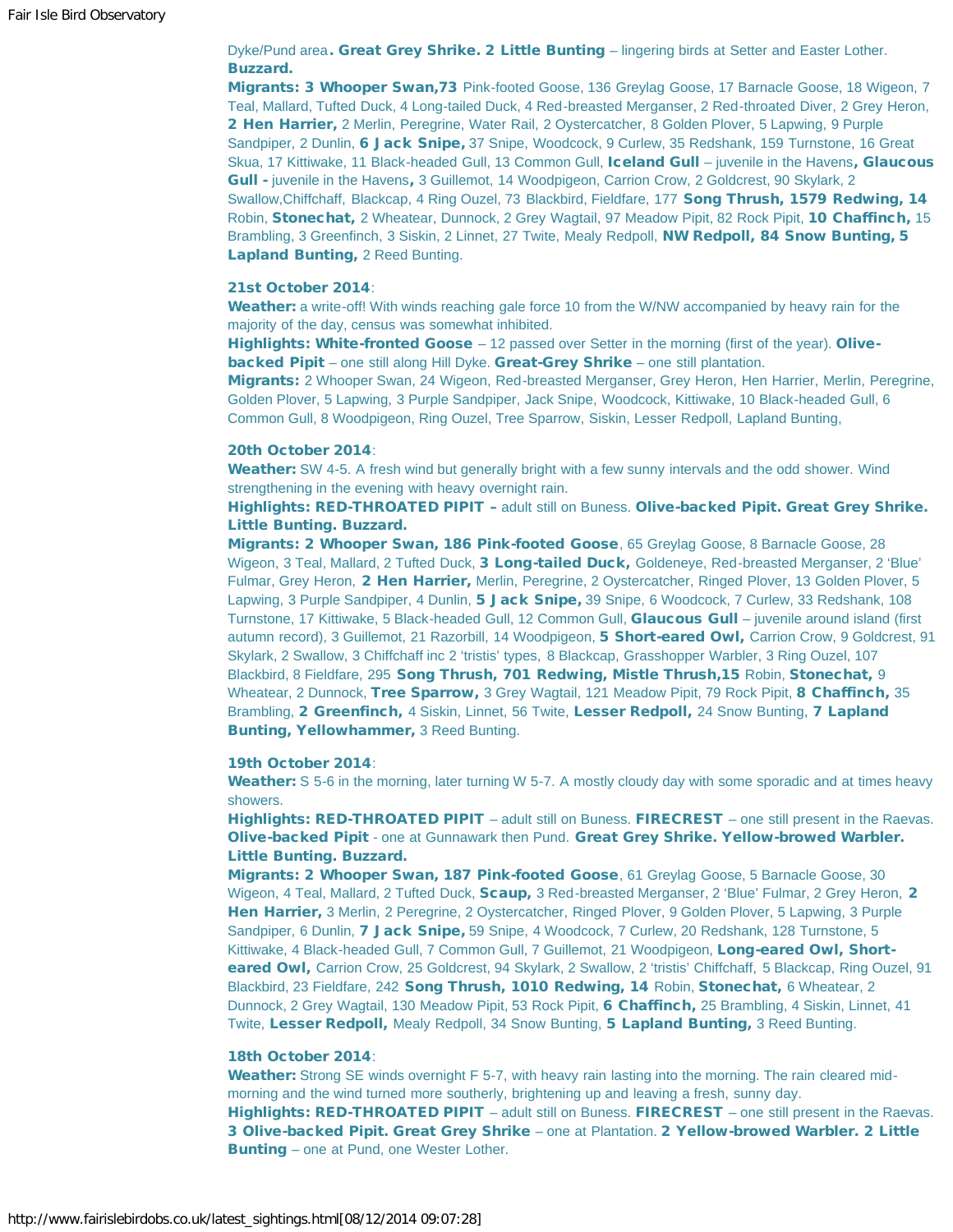Dyke/Pund area**. Great Grey Shrike. 2 Little Bunting** – lingering birds at Setter and Easter Lother. **Buzzard.**

**Migrants: 3 Whooper Swan,73** Pink-footed Goose, 136 Greylag Goose, 17 Barnacle Goose, 18 Wigeon, 7 Teal, Mallard, Tufted Duck, 4 Long-tailed Duck, 4 Red-breasted Merganser, 2 Red-throated Diver, 2 Grey Heron, **2 Hen Harrier,** 2 Merlin, Peregrine, Water Rail, 2 Oystercatcher, 8 Golden Plover, 5 Lapwing, 9 Purple Sandpiper, 2 Dunlin, **6 Jack Snipe,** 37 Snipe, Woodcock, 9 Curlew, 35 Redshank, 159 Turnstone, 16 Great Skua, 17 Kittiwake, 11 Black-headed Gull, 13 Common Gull, **Iceland Gull** – juvenile in the Havens**, Glaucous Gull -** juvenile in the Havens**,** 3 Guillemot, 14 Woodpigeon, Carrion Crow, 2 Goldcrest, 90 Skylark, 2 Swallow,Chiffchaff, Blackcap, 4 Ring Ouzel, 73 Blackbird, Fieldfare, 177 **Song Thrush, 1579 Redwing, 14** Robin, **Stonechat,** 2 Wheatear, Dunnock, 2 Grey Wagtail, 97 Meadow Pipit, 82 Rock Pipit, **10 Chaffinch,** 15 Brambling, 3 Greenfinch, 3 Siskin, 2 Linnet, 27 Twite, Mealy Redpoll, **NW Redpoll, 84 Snow Bunting, 5 Lapland Bunting,** 2 Reed Bunting.

**21st October 2014**:
**Weather:** a write-off! With winds reaching gale force 10 from the W/NW accompanied by heavy rain for the majority of the day, census was somewhat inhibited.
**Highlights: White-fronted Goose** – 12 passed over Setter in the morning (first of the year). **Olive-backed Pipit** – one still along Hill Dyke. **Great-Grey Shrike** – one still plantation.
**Migrants:** 2 Whooper Swan, 24 Wigeon, Red-breasted Merganser, Grey Heron, Hen Harrier, Merlin, Peregrine, Golden Plover, 5 Lapwing, 3 Purple Sandpiper, Jack Snipe, Woodcock, Kittiwake, 10 Black-headed Gull, 6 Common Gull, 8 Woodpigeon, Ring Ouzel, Tree Sparrow, Siskin, Lesser Redpoll, Lapland Bunting,

**20th October 2014**:
**Weather:** SW 4-5. A fresh wind but generally bright with a few sunny intervals and the odd shower. Wind strengthening in the evening with heavy overnight rain.
**Highlights: RED-THROATED PIPIT –** adult still on Buness. **Olive-backed Pipit. Great Grey Shrike. Little Bunting. Buzzard.**
**Migrants: 2 Whooper Swan, 186 Pink-footed Goose**, 65 Greylag Goose, 8 Barnacle Goose, 28 Wigeon, 3 Teal, Mallard, 2 Tufted Duck, **3 Long-tailed Duck,** Goldeneye, Red-breasted Merganser, 2 'Blue' Fulmar, Grey Heron, **2 Hen Harrier,** Merlin, Peregrine, 2 Oystercatcher, Ringed Plover, 13 Golden Plover, 5 Lapwing, 3 Purple Sandpiper, 4 Dunlin, **5 Jack Snipe,** 39 Snipe, 6 Woodcock, 7 Curlew, 33 Redshank, 108 Turnstone, 17 Kittiwake, 5 Black-headed Gull, 12 Common Gull, **Glaucous Gull** – juvenile around island (first autumn record), 3 Guillemot, 21 Razorbill, 14 Woodpigeon, **5 Short-eared Owl,** Carrion Crow, 9 Goldcrest, 91 Skylark, 2 Swallow, 3 Chiffchaff inc 2 'tristis' types, 8 Blackcap, Grasshopper Warbler, 3 Ring Ouzel, 107 Blackbird, 8 Fieldfare, 295 **Song Thrush, 701 Redwing, Mistle Thrush,15** Robin, **Stonechat,** 9 Wheatear, 2 Dunnock, **Tree Sparrow,** 3 Grey Wagtail, 121 Meadow Pipit, 79 Rock Pipit, **8 Chaffinch,** 35 Brambling, **2 Greenfinch,** 4 Siskin, Linnet, 56 Twite, **Lesser Redpoll,** 24 Snow Bunting, **7 Lapland Bunting, Yellowhammer,** 3 Reed Bunting.

**19th October 2014**:
**Weather:** S 5-6 in the morning, later turning W 5-7. A mostly cloudy day with some sporadic and at times heavy showers.
**Highlights: RED-THROATED PIPIT** – adult still on Buness. **FIRECREST** – one still present in the Raevas. **Olive-backed Pipit** - one at Gunnawark then Pund. **Great Grey Shrike. Yellow-browed Warbler. Little Bunting. Buzzard.**
**Migrants: 2 Whooper Swan, 187 Pink-footed Goose**, 61 Greylag Goose, 5 Barnacle Goose, 30 Wigeon, 4 Teal, Mallard, 2 Tufted Duck, **Scaup,** 3 Red-breasted Merganser, 2 'Blue' Fulmar, 2 Grey Heron, **2 Hen Harrier,** 3 Merlin, 2 Peregrine, 2 Oystercatcher, Ringed Plover, 9 Golden Plover, 5 Lapwing, 3 Purple Sandpiper, 6 Dunlin, **7 Jack Snipe,** 59 Snipe, 4 Woodcock, 7 Curlew, 20 Redshank, 128 Turnstone, 5 Kittiwake, 4 Black-headed Gull, 7 Common Gull, 7 Guillemot, 21 Woodpigeon, **Long-eared Owl, Short-eared Owl,** Carrion Crow, 25 Goldcrest, 94 Skylark, 2 Swallow, 2 'tristis' Chiffchaff, 5 Blackcap, Ring Ouzel, 91 Blackbird, 23 Fieldfare, 242 **Song Thrush, 1010 Redwing, 14** Robin, **Stonechat,** 6 Wheatear, 2 Dunnock, 2 Grey Wagtail, 130 Meadow Pipit, 53 Rock Pipit, **6 Chaffinch,** 25 Brambling, 4 Siskin, Linnet, 41 Twite, **Lesser Redpoll,** Mealy Redpoll, 34 Snow Bunting, **5 Lapland Bunting,** 3 Reed Bunting.

**18th October 2014**:
**Weather:** Strong SE winds overnight F 5-7, with heavy rain lasting into the morning. The rain cleared mid-morning and the wind turned more southerly, brightening up and leaving a fresh, sunny day.
**Highlights: RED-THROATED PIPIT** – adult still on Buness. **FIRECREST** – one still present in the Raevas. **3 Olive-backed Pipit. Great Grey Shrike** – one at Plantation. **2 Yellow-browed Warbler. 2 Little Bunting** – one at Pund, one Wester Lother.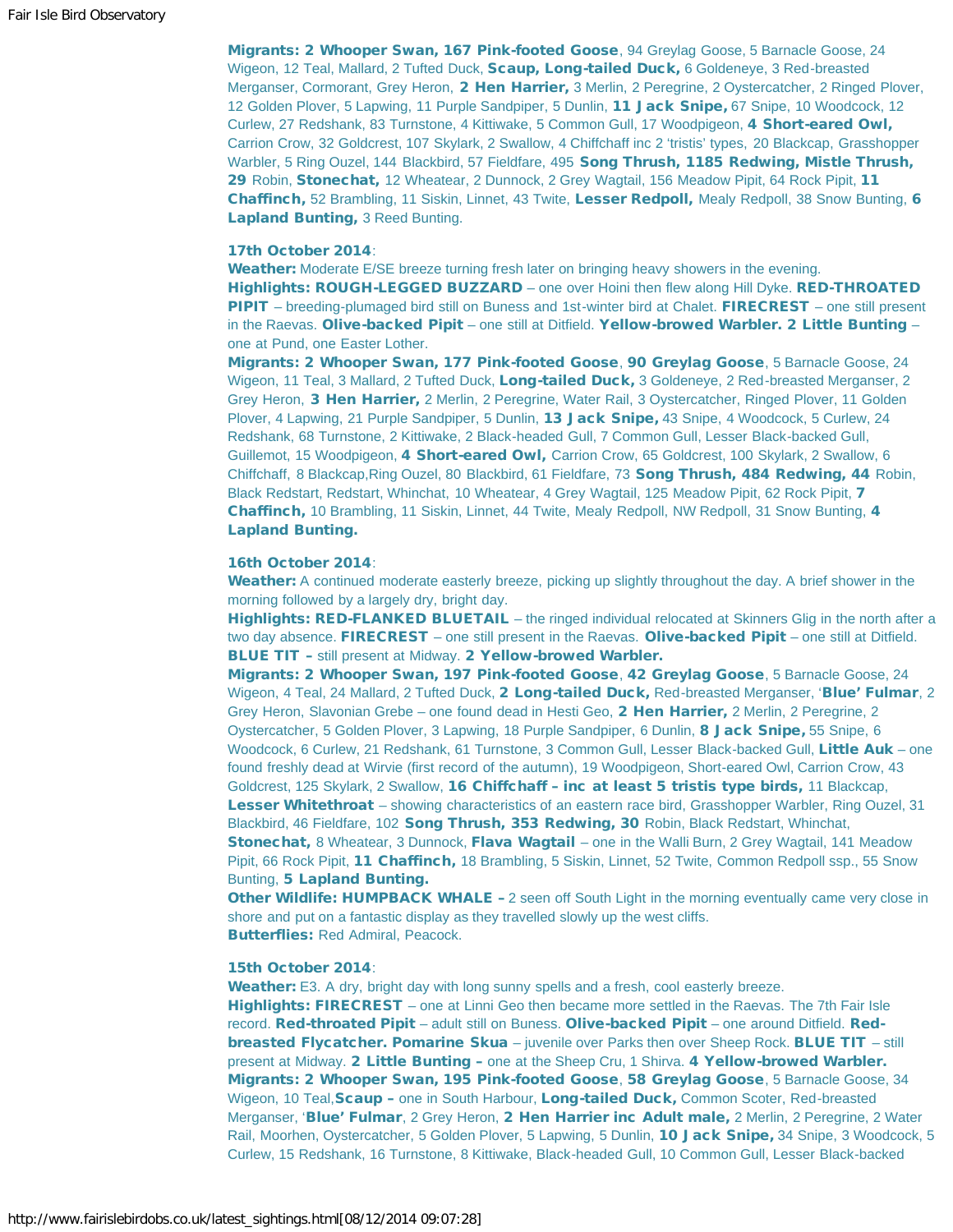**Migrants: 2 Whooper Swan, 167 Pink-footed Goose**, 94 Greylag Goose, 5 Barnacle Goose, 24 Wigeon, 12 Teal, Mallard, 2 Tufted Duck, **Scaup, Long-tailed Duck,** 6 Goldeneye, 3 Red-breasted Merganser, Cormorant, Grey Heron, **2 Hen Harrier,** 3 Merlin, 2 Peregrine, 2 Oystercatcher, 2 Ringed Plover, 12 Golden Plover, 5 Lapwing, 11 Purple Sandpiper, 5 Dunlin, **11 Jack Snipe,** 67 Snipe, 10 Woodcock, 12 Curlew, 27 Redshank, 83 Turnstone, 4 Kittiwake, 5 Common Gull, 17 Woodpigeon, **4 Short-eared Owl,** Carrion Crow, 32 Goldcrest, 107 Skylark, 2 Swallow, 4 Chiffchaff inc 2 'tristis' types, 20 Blackcap, Grasshopper Warbler, 5 Ring Ouzel, 144 Blackbird, 57 Fieldfare, 495 **Song Thrush, 1185 Redwing, Mistle Thrush, 29** Robin, **Stonechat,** 12 Wheatear, 2 Dunnock, 2 Grey Wagtail, 156 Meadow Pipit, 64 Rock Pipit, **11 Chaffinch,** 52 Brambling, 11 Siskin, Linnet, 43 Twite, **Lesser Redpoll,** Mealy Redpoll, 38 Snow Bunting, **6 Lapland Bunting,** 3 Reed Bunting.

**17th October 2014**:
**Weather:** Moderate E/SE breeze turning fresh later on bringing heavy showers in the evening.
**Highlights: ROUGH-LEGGED BUZZARD** – one over Hoini then flew along Hill Dyke. **RED-THROATED PIPIT** – breeding-plumaged bird still on Buness and 1st-winter bird at Chalet. **FIRECREST** – one still present in the Raevas. **Olive-backed Pipit** – one still at Ditfield. **Yellow-browed Warbler. 2 Little Bunting** – one at Pund, one Easter Lother.
**Migrants: 2 Whooper Swan, 177 Pink-footed Goose**, **90 Greylag Goose**, 5 Barnacle Goose, 24 Wigeon, 11 Teal, 3 Mallard, 2 Tufted Duck, **Long-tailed Duck,** 3 Goldeneye, 2 Red-breasted Merganser, 2 Grey Heron, **3 Hen Harrier,** 2 Merlin, 2 Peregrine, Water Rail, 3 Oystercatcher, Ringed Plover, 11 Golden Plover, 4 Lapwing, 21 Purple Sandpiper, 5 Dunlin, **13 Jack Snipe,** 43 Snipe, 4 Woodcock, 5 Curlew, 24 Redshank, 68 Turnstone, 2 Kittiwake, 2 Black-headed Gull, 7 Common Gull, Lesser Black-backed Gull, Guillemot, 15 Woodpigeon, **4 Short-eared Owl,** Carrion Crow, 65 Goldcrest, 100 Skylark, 2 Swallow, 6 Chiffchaff, 8 Blackcap,Ring Ouzel, 80 Blackbird, 61 Fieldfare, 73 **Song Thrush, 484 Redwing, 44** Robin, Black Redstart, Redstart, Whinchat, 10 Wheatear, 4 Grey Wagtail, 125 Meadow Pipit, 62 Rock Pipit, **7 Chaffinch,** 10 Brambling, 11 Siskin, Linnet, 44 Twite, Mealy Redpoll, NW Redpoll, 31 Snow Bunting, **4 Lapland Bunting.**

**16th October 2014**:
**Weather:** A continued moderate easterly breeze, picking up slightly throughout the day. A brief shower in the morning followed by a largely dry, bright day.
**Highlights: RED-FLANKED BLUETAIL** – the ringed individual relocated at Skinners Glig in the north after a two day absence. **FIRECREST** – one still present in the Raevas. **Olive-backed Pipit** – one still at Ditfield. **BLUE TIT –** still present at Midway. **2 Yellow-browed Warbler.**
**Migrants: 2 Whooper Swan, 197 Pink-footed Goose**, **42 Greylag Goose**, 5 Barnacle Goose, 24 Wigeon, 4 Teal, 24 Mallard, 2 Tufted Duck, **2 Long-tailed Duck,** Red-breasted Merganser, '**Blue' Fulmar**, 2 Grey Heron, Slavonian Grebe – one found dead in Hesti Geo, **2 Hen Harrier,** 2 Merlin, 2 Peregrine, 2 Oystercatcher, 5 Golden Plover, 3 Lapwing, 18 Purple Sandpiper, 6 Dunlin, **8 Jack Snipe,** 55 Snipe, 6 Woodcock, 6 Curlew, 21 Redshank, 61 Turnstone, 3 Common Gull, Lesser Black-backed Gull, **Little Auk** – one found freshly dead at Wirvie (first record of the autumn), 19 Woodpigeon, Short-eared Owl, Carrion Crow, 43 Goldcrest, 125 Skylark, 2 Swallow, **16 Chiffchaff – inc at least 5 tristis type birds,** 11 Blackcap, **Lesser Whitethroat** – showing characteristics of an eastern race bird, Grasshopper Warbler, Ring Ouzel, 31 Blackbird, 46 Fieldfare, 102 **Song Thrush, 353 Redwing, 30** Robin, Black Redstart, Whinchat, **Stonechat,** 8 Wheatear, 3 Dunnock, **Flava Wagtail** – one in the Walli Burn, 2 Grey Wagtail, 141 Meadow Pipit, 66 Rock Pipit, **11 Chaffinch,** 18 Brambling, 5 Siskin, Linnet, 52 Twite, Common Redpoll ssp., 55 Snow Bunting, **5 Lapland Bunting.**
**Other Wildlife: HUMPBACK WHALE –** 2 seen off South Light in the morning eventually came very close in shore and put on a fantastic display as they travelled slowly up the west cliffs.
**Butterflies:** Red Admiral, Peacock.

**15th October 2014**:
**Weather:** E3. A dry, bright day with long sunny spells and a fresh, cool easterly breeze.
**Highlights: FIRECREST** – one at Linni Geo then became more settled in the Raevas. The 7th Fair Isle record. **Red-throated Pipit** – adult still on Buness. **Olive-backed Pipit** – one around Ditfield. **Red-breasted Flycatcher. Pomarine Skua** – juvenile over Parks then over Sheep Rock. **BLUE TIT** – still present at Midway. **2 Little Bunting –** one at the Sheep Cru, 1 Shirva. **4 Yellow-browed Warbler.**
**Migrants: 2 Whooper Swan, 195 Pink-footed Goose**, **58 Greylag Goose**, 5 Barnacle Goose, 34 Wigeon, 10 Teal,**Scaup –** one in South Harbour, **Long-tailed Duck,** Common Scoter, Red-breasted Merganser, '**Blue' Fulmar**, 2 Grey Heron, **2 Hen Harrier inc Adult male,** 2 Merlin, 2 Peregrine, 2 Water Rail, Moorhen, Oystercatcher, 5 Golden Plover, 5 Lapwing, 5 Dunlin, **10 Jack Snipe,** 34 Snipe, 3 Woodcock, 5 Curlew, 15 Redshank, 16 Turnstone, 8 Kittiwake, Black-headed Gull, 10 Common Gull, Lesser Black-backed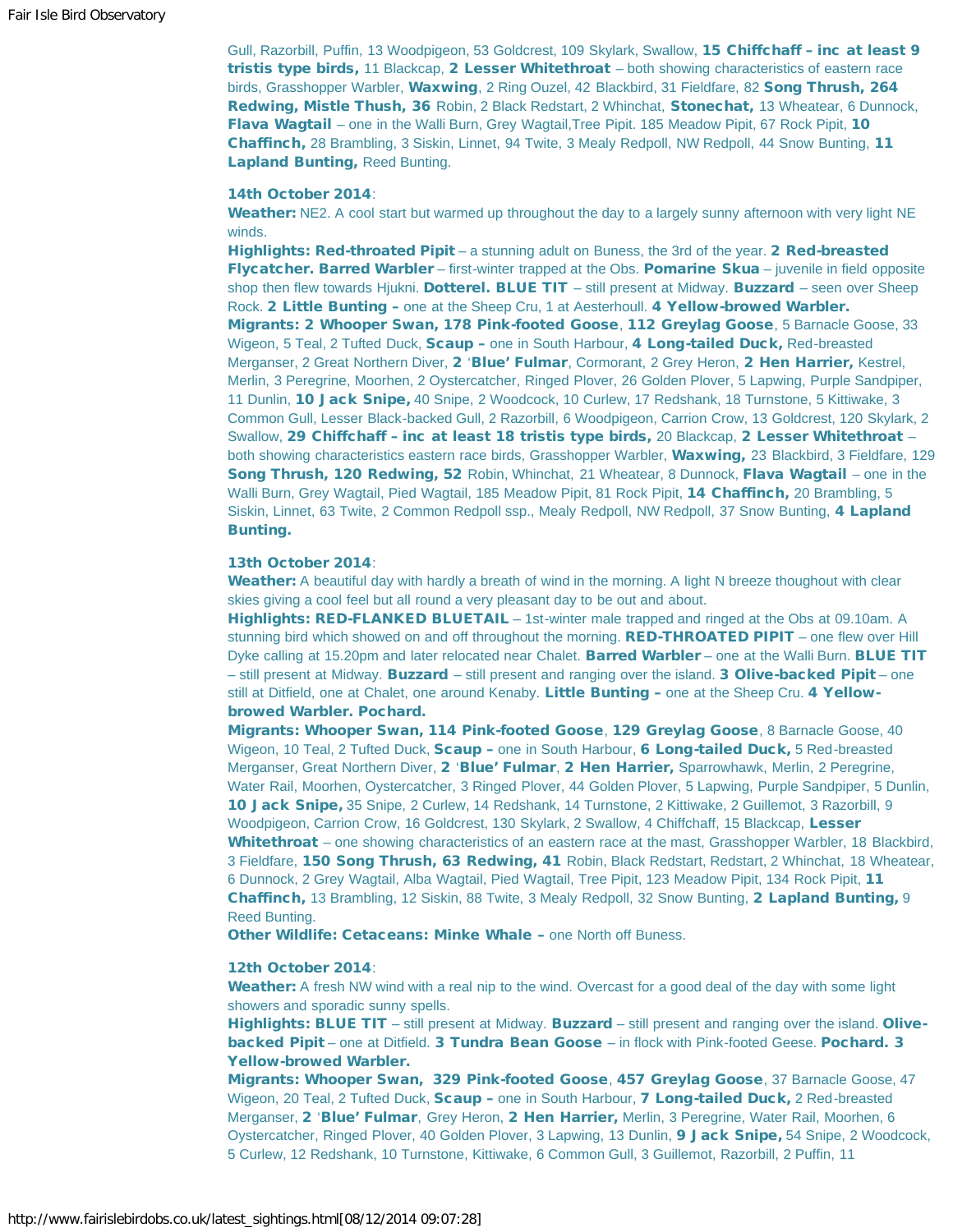Gull, Razorbill, Puffin, 13 Woodpigeon, 53 Goldcrest, 109 Skylark, Swallow, **15 Chiffchaff – inc at least 9 tristis type birds,** 11 Blackcap, **2 Lesser Whitethroat** – both showing characteristics of eastern race birds, Grasshopper Warbler, **Waxwing**, 2 Ring Ouzel, 42 Blackbird, 31 Fieldfare, 82 **Song Thrush, 264 Redwing, Mistle Thush, 36** Robin, 2 Black Redstart, 2 Whinchat, **Stonechat,** 13 Wheatear, 6 Dunnock, **Flava Wagtail** – one in the Walli Burn, Grey Wagtail,Tree Pipit. 185 Meadow Pipit, 67 Rock Pipit, **10 Chaffinch,** 28 Brambling, 3 Siskin, Linnet, 94 Twite, 3 Mealy Redpoll, NW Redpoll, 44 Snow Bunting, **11 Lapland Bunting,** Reed Bunting.

**14th October 2014**:

**Weather:** NE2. A cool start but warmed up throughout the day to a largely sunny afternoon with very light NE winds.

**Highlights: Red-throated Pipit** – a stunning adult on Buness, the 3rd of the year. **2 Red-breasted Flycatcher. Barred Warbler** – first-winter trapped at the Obs. **Pomarine Skua** – juvenile in field opposite shop then flew towards Hjukni. **Dotterel. BLUE TIT** – still present at Midway. **Buzzard** – seen over Sheep Rock. **2 Little Bunting –** one at the Sheep Cru, 1 at Aesterhoull. **4 Yellow-browed Warbler.**

**Migrants: 2 Whooper Swan, 178 Pink-footed Goose**, **112 Greylag Goose**, 5 Barnacle Goose, 33 Wigeon, 5 Teal, 2 Tufted Duck, **Scaup –** one in South Harbour, **4 Long-tailed Duck,** Red-breasted Merganser, 2 Great Northern Diver, **2** '**Blue' Fulmar**, Cormorant, 2 Grey Heron, **2 Hen Harrier,** Kestrel, Merlin, 3 Peregrine, Moorhen, 2 Oystercatcher, Ringed Plover, 26 Golden Plover, 5 Lapwing, Purple Sandpiper, 11 Dunlin, **10 Jack Snipe,** 40 Snipe, 2 Woodcock, 10 Curlew, 17 Redshank, 18 Turnstone, 5 Kittiwake, 3 Common Gull, Lesser Black-backed Gull, 2 Razorbill, 6 Woodpigeon, Carrion Crow, 13 Goldcrest, 120 Skylark, 2 Swallow, **29 Chiffchaff – inc at least 18 tristis type birds,** 20 Blackcap, **2 Lesser Whitethroat** – both showing characteristics eastern race birds, Grasshopper Warbler, **Waxwing,** 23 Blackbird, 3 Fieldfare, 129 **Song Thrush, 120 Redwing, 52** Robin, Whinchat, 21 Wheatear, 8 Dunnock, **Flava Wagtail** – one in the Walli Burn, Grey Wagtail, Pied Wagtail, 185 Meadow Pipit, 81 Rock Pipit, **14 Chaffinch,** 20 Brambling, 5 Siskin, Linnet, 63 Twite, 2 Common Redpoll ssp., Mealy Redpoll, NW Redpoll, 37 Snow Bunting, **4 Lapland Bunting.**

**13th October 2014**:

**Weather:** A beautiful day with hardly a breath of wind in the morning. A light N breeze thoughout with clear skies giving a cool feel but all round a very pleasant day to be out and about.

**Highlights: RED-FLANKED BLUETAIL** – 1st-winter male trapped and ringed at the Obs at 09.10am. A stunning bird which showed on and off throughout the morning. **RED-THROATED PIPIT** – one flew over Hill Dyke calling at 15.20pm and later relocated near Chalet. **Barred Warbler** – one at the Walli Burn. **BLUE TIT** – still present at Midway. **Buzzard** – still present and ranging over the island. **3 Olive-backed Pipit** – one still at Ditfield, one at Chalet, one around Kenaby. **Little Bunting –** one at the Sheep Cru. **4 Yellow-browed Warbler. Pochard.**

**Migrants: Whooper Swan, 114 Pink-footed Goose**, **129 Greylag Goose**, 8 Barnacle Goose, 40 Wigeon, 10 Teal, 2 Tufted Duck, **Scaup –** one in South Harbour, **6 Long-tailed Duck,** 5 Red-breasted Merganser, Great Northern Diver, **2** '**Blue' Fulmar**, **2 Hen Harrier,** Sparrowhawk, Merlin, 2 Peregrine, Water Rail, Moorhen, Oystercatcher, 3 Ringed Plover, 44 Golden Plover, 5 Lapwing, Purple Sandpiper, 5 Dunlin, **10 Jack Snipe,** 35 Snipe, 2 Curlew, 14 Redshank, 14 Turnstone, 2 Kittiwake, 2 Guillemot, 3 Razorbill, 9 Woodpigeon, Carrion Crow, 16 Goldcrest, 130 Skylark, 2 Swallow, 4 Chiffchaff, 15 Blackcap, **Lesser Whitethroat** – one showing characteristics of an eastern race at the mast, Grasshopper Warbler, 18 Blackbird, 3 Fieldfare, **150 Song Thrush, 63 Redwing, 41** Robin, Black Redstart, Redstart, 2 Whinchat, 18 Wheatear, 6 Dunnock, 2 Grey Wagtail, Alba Wagtail, Pied Wagtail, Tree Pipit, 123 Meadow Pipit, 134 Rock Pipit, **11 Chaffinch,** 13 Brambling, 12 Siskin, 88 Twite, 3 Mealy Redpoll, 32 Snow Bunting, **2 Lapland Bunting,** 9 Reed Bunting.

**Other Wildlife: Cetaceans: Minke Whale –** one North off Buness.

**12th October 2014**:

**Weather:** A fresh NW wind with a real nip to the wind. Overcast for a good deal of the day with some light showers and sporadic sunny spells.

**Highlights: BLUE TIT** – still present at Midway. **Buzzard** – still present and ranging over the island. **Olive-backed Pipit** – one at Ditfield. **3 Tundra Bean Goose** – in flock with Pink-footed Geese. **Pochard. 3 Yellow-browed Warbler.**

**Migrants: Whooper Swan, 329 Pink-footed Goose**, **457 Greylag Goose**, 37 Barnacle Goose, 47 Wigeon, 20 Teal, 2 Tufted Duck, **Scaup –** one in South Harbour, **7 Long-tailed Duck,** 2 Red-breasted Merganser, **2** '**Blue' Fulmar**, Grey Heron, **2 Hen Harrier,** Merlin, 3 Peregrine, Water Rail, Moorhen, 6 Oystercatcher, Ringed Plover, 40 Golden Plover, 3 Lapwing, 13 Dunlin, **9 Jack Snipe,** 54 Snipe, 2 Woodcock, 5 Curlew, 12 Redshank, 10 Turnstone, Kittiwake, 6 Common Gull, 3 Guillemot, Razorbill, 2 Puffin, 11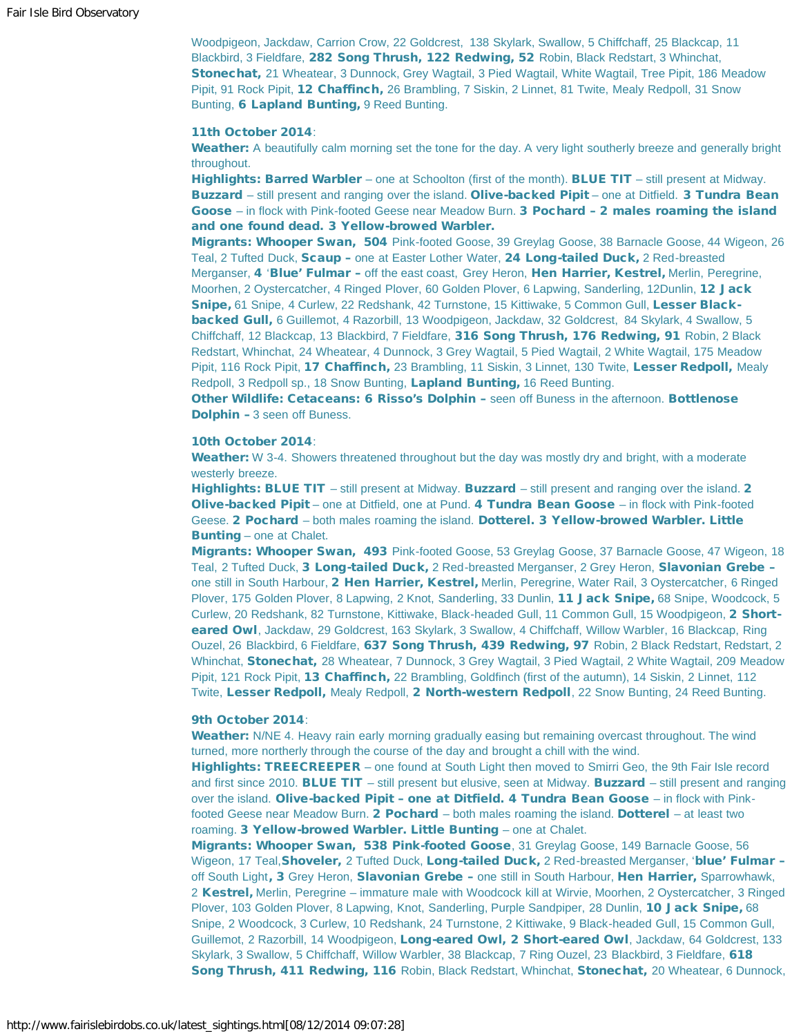Woodpigeon, Jackdaw, Carrion Crow, 22 Goldcrest, 138 Skylark, Swallow, 5 Chiffchaff, 25 Blackcap, 11 Blackbird, 3 Fieldfare, **282 Song Thrush, 122 Redwing, 52** Robin, Black Redstart, 3 Whinchat, **Stonechat,** 21 Wheatear, 3 Dunnock, Grey Wagtail, 3 Pied Wagtail, White Wagtail, Tree Pipit, 186 Meadow Pipit, 91 Rock Pipit, **12 Chaffinch,** 26 Brambling, 7 Siskin, 2 Linnet, 81 Twite, Mealy Redpoll, 31 Snow Bunting, **6 Lapland Bunting,** 9 Reed Bunting.

**11th October 2014**:
**Weather:** A beautifully calm morning set the tone for the day. A very light southerly breeze and generally bright throughout.
**Highlights: Barred Warbler** – one at Schoolton (first of the month). **BLUE TIT** – still present at Midway. **Buzzard** – still present and ranging over the island. **Olive-backed Pipit** – one at Ditfield. **3 Tundra Bean Goose** – in flock with Pink-footed Geese near Meadow Burn. **3 Pochard – 2 males roaming the island and one found dead. 3 Yellow-browed Warbler.**
**Migrants: Whooper Swan, 504** Pink-footed Goose, 39 Greylag Goose, 38 Barnacle Goose, 44 Wigeon, 26 Teal, 2 Tufted Duck, **Scaup –** one at Easter Lother Water, **24 Long-tailed Duck,** 2 Red-breasted Merganser, **4** '**Blue' Fulmar –** off the east coast, Grey Heron, **Hen Harrier, Kestrel,** Merlin, Peregrine, Moorhen, 2 Oystercatcher, 4 Ringed Plover, 60 Golden Plover, 6 Lapwing, Sanderling, 12Dunlin, **12 Jack Snipe,** 61 Snipe, 4 Curlew, 22 Redshank, 42 Turnstone, 15 Kittiwake, 5 Common Gull, **Lesser Black-backed Gull,** 6 Guillemot, 4 Razorbill, 13 Woodpigeon, Jackdaw, 32 Goldcrest, 84 Skylark, 4 Swallow, 5 Chiffchaff, 12 Blackcap, 13 Blackbird, 7 Fieldfare, **316 Song Thrush, 176 Redwing, 91** Robin, 2 Black Redstart, Whinchat, 24 Wheatear, 4 Dunnock, 3 Grey Wagtail, 5 Pied Wagtail, 2 White Wagtail, 175 Meadow Pipit, 116 Rock Pipit, **17 Chaffinch,** 23 Brambling, 11 Siskin, 3 Linnet, 130 Twite, **Lesser Redpoll,** Mealy Redpoll, 3 Redpoll sp., 18 Snow Bunting, **Lapland Bunting,** 16 Reed Bunting.
**Other Wildlife: Cetaceans: 6 Risso's Dolphin –** seen off Buness in the afternoon. **Bottlenose Dolphin –** 3 seen off Buness.

**10th October 2014**:
**Weather:** W 3-4. Showers threatened throughout but the day was mostly dry and bright, with a moderate westerly breeze.
**Highlights: BLUE TIT** – still present at Midway. **Buzzard** – still present and ranging over the island. **2 Olive-backed Pipit** – one at Ditfield, one at Pund. **4 Tundra Bean Goose** – in flock with Pink-footed Geese. **2 Pochard** – both males roaming the island. **Dotterel. 3 Yellow-browed Warbler. Little Bunting** – one at Chalet.
**Migrants: Whooper Swan, 493** Pink-footed Goose, 53 Greylag Goose, 37 Barnacle Goose, 47 Wigeon, 18 Teal, 2 Tufted Duck, **3 Long-tailed Duck,** 2 Red-breasted Merganser, 2 Grey Heron, **Slavonian Grebe –** one still in South Harbour, **2 Hen Harrier, Kestrel,** Merlin, Peregrine, Water Rail, 3 Oystercatcher, 6 Ringed Plover, 175 Golden Plover, 8 Lapwing, 2 Knot, Sanderling, 33 Dunlin, **11 Jack Snipe,** 68 Snipe, Woodcock, 5 Curlew, 20 Redshank, 82 Turnstone, Kittiwake, Black-headed Gull, 11 Common Gull, 15 Woodpigeon, **2 Short-eared Owl**, Jackdaw, 29 Goldcrest, 163 Skylark, 3 Swallow, 4 Chiffchaff, Willow Warbler, 16 Blackcap, Ring Ouzel, 26 Blackbird, 6 Fieldfare, **637 Song Thrush, 439 Redwing, 97** Robin, 2 Black Redstart, Redstart, 2 Whinchat, **Stonechat,** 28 Wheatear, 7 Dunnock, 3 Grey Wagtail, 3 Pied Wagtail, 2 White Wagtail, 209 Meadow Pipit, 121 Rock Pipit, **13 Chaffinch,** 22 Brambling, Goldfinch (first of the autumn), 14 Siskin, 2 Linnet, 112 Twite, **Lesser Redpoll,** Mealy Redpoll, **2 North-western Redpoll**, 22 Snow Bunting, 24 Reed Bunting.

**9th October 2014**:
**Weather:** N/NE 4. Heavy rain early morning gradually easing but remaining overcast throughout. The wind turned, more northerly through the course of the day and brought a chill with the wind.
**Highlights: TREECREEPER** – one found at South Light then moved to Smirri Geo, the 9th Fair Isle record and first since 2010. **BLUE TIT** – still present but elusive, seen at Midway. **Buzzard** – still present and ranging over the island. **Olive-backed Pipit – one at Ditfield. 4 Tundra Bean Goose** – in flock with Pink-footed Geese near Meadow Burn. **2 Pochard** – both males roaming the island. **Dotterel** – at least two roaming. **3 Yellow-browed Warbler. Little Bunting** – one at Chalet.
**Migrants: Whooper Swan, 538 Pink-footed Goose**, 31 Greylag Goose, 149 Barnacle Goose, 56 Wigeon, 17 Teal,**Shoveler,** 2 Tufted Duck, **Long-tailed Duck,** 2 Red-breasted Merganser, '**blue' Fulmar –** off South Light**, 3** Grey Heron, **Slavonian Grebe –** one still in South Harbour, **Hen Harrier,** Sparrowhawk, 2 **Kestrel,** Merlin, Peregrine – immature male with Woodcock kill at Wirvie, Moorhen, 2 Oystercatcher, 3 Ringed Plover, 103 Golden Plover, 8 Lapwing, Knot, Sanderling, Purple Sandpiper, 28 Dunlin, **10 Jack Snipe,** 68 Snipe, 2 Woodcock, 3 Curlew, 10 Redshank, 24 Turnstone, 2 Kittiwake, 9 Black-headed Gull, 15 Common Gull, Guillemot, 2 Razorbill, 14 Woodpigeon, **Long-eared Owl, 2 Short-eared Owl**, Jackdaw, 64 Goldcrest, 133 Skylark, 3 Swallow, 5 Chiffchaff, Willow Warbler, 38 Blackcap, 7 Ring Ouzel, 23 Blackbird, 3 Fieldfare, **618 Song Thrush, 411 Redwing, 116** Robin, Black Redstart, Whinchat, **Stonechat,** 20 Wheatear, 6 Dunnock,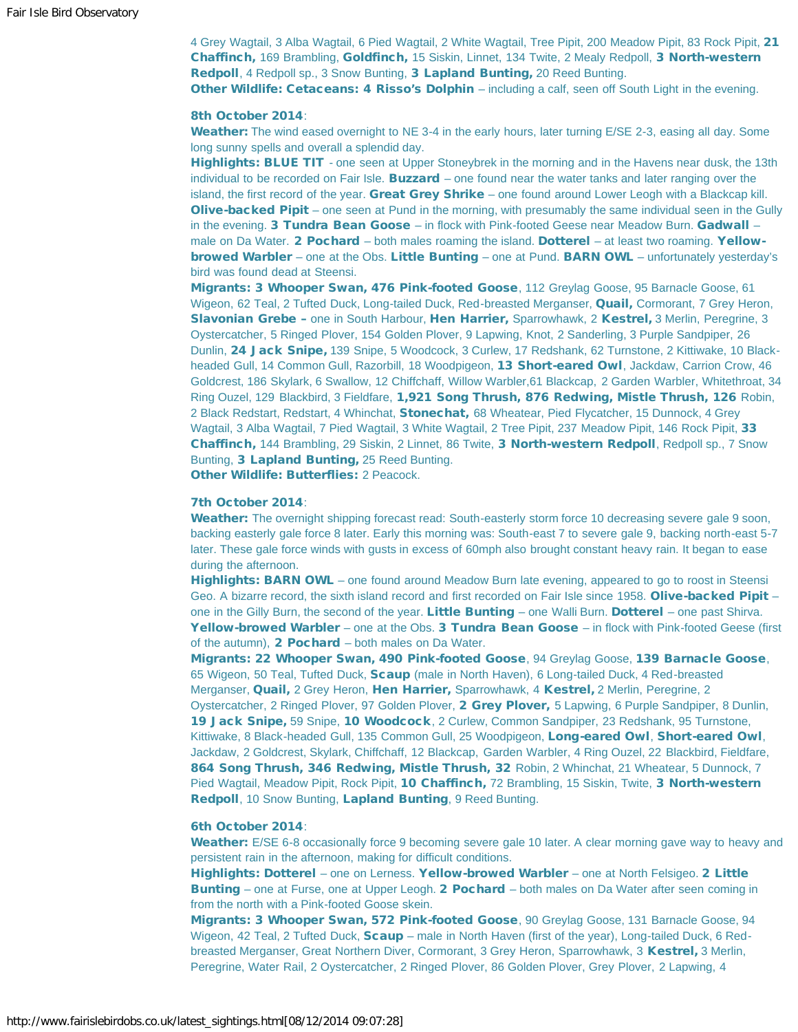4 Grey Wagtail, 3 Alba Wagtail, 6 Pied Wagtail, 2 White Wagtail, Tree Pipit, 200 Meadow Pipit, 83 Rock Pipit, **21 Chaffinch,** 169 Brambling, **Goldfinch,** 15 Siskin, Linnet, 134 Twite, 2 Mealy Redpoll, **3 North-western Redpoll**, 4 Redpoll sp., 3 Snow Bunting, **3 Lapland Bunting,** 20 Reed Bunting.
**Other Wildlife: Cetaceans: 4 Risso's Dolphin** – including a calf, seen off South Light in the evening.

**8th October 2014**:
**Weather:** The wind eased overnight to NE 3-4 in the early hours, later turning E/SE 2-3, easing all day. Some long sunny spells and overall a splendid day.
**Highlights: BLUE TIT** - one seen at Upper Stoneybrek in the morning and in the Havens near dusk, the 13th individual to be recorded on Fair Isle. **Buzzard** – one found near the water tanks and later ranging over the island, the first record of the year. **Great Grey Shrike** – one found around Lower Leogh with a Blackcap kill. **Olive-backed Pipit** – one seen at Pund in the morning, with presumably the same individual seen in the Gully in the evening. **3 Tundra Bean Goose** – in flock with Pink-footed Geese near Meadow Burn. **Gadwall** – male on Da Water. **2 Pochard** – both males roaming the island. **Dotterel** – at least two roaming. **Yellow-browed Warbler** – one at the Obs. **Little Bunting** – one at Pund. **BARN OWL** – unfortunately yesterday's bird was found dead at Steensi.
**Migrants: 3 Whooper Swan, 476 Pink-footed Goose**, 112 Greylag Goose, 95 Barnacle Goose, 61 Wigeon, 62 Teal, 2 Tufted Duck, Long-tailed Duck, Red-breasted Merganser, **Quail,** Cormorant, 7 Grey Heron, **Slavonian Grebe –** one in South Harbour, **Hen Harrier,** Sparrowhawk, 2 **Kestrel,** 3 Merlin, Peregrine, 3 Oystercatcher, 5 Ringed Plover, 154 Golden Plover, 9 Lapwing, Knot, 2 Sanderling, 3 Purple Sandpiper, 26 Dunlin, **24 Jack Snipe,** 139 Snipe, 5 Woodcock, 3 Curlew, 17 Redshank, 62 Turnstone, 2 Kittiwake, 10 Black-headed Gull, 14 Common Gull, Razorbill, 18 Woodpigeon, **13 Short-eared Owl**, Jackdaw, Carrion Crow, 46 Goldcrest, 186 Skylark, 6 Swallow, 12 Chiffchaff, Willow Warbler,61 Blackcap, 2 Garden Warbler, Whitethroat, 34 Ring Ouzel, 129 Blackbird, 3 Fieldfare, **1,921 Song Thrush, 876 Redwing, Mistle Thrush, 126** Robin, 2 Black Redstart, Redstart, 4 Whinchat, **Stonechat,** 68 Wheatear, Pied Flycatcher, 15 Dunnock, 4 Grey Wagtail, 3 Alba Wagtail, 7 Pied Wagtail, 3 White Wagtail, 2 Tree Pipit, 237 Meadow Pipit, 146 Rock Pipit, **33 Chaffinch,** 144 Brambling, 29 Siskin, 2 Linnet, 86 Twite, **3 North-western Redpoll**, Redpoll sp., 7 Snow Bunting, **3 Lapland Bunting,** 25 Reed Bunting.
**Other Wildlife: Butterflies:** 2 Peacock.

**7th October 2014**:
**Weather:** The overnight shipping forecast read: South-easterly storm force 10 decreasing severe gale 9 soon, backing easterly gale force 8 later. Early this morning was: South-east 7 to severe gale 9, backing north-east 5-7 later. These gale force winds with gusts in excess of 60mph also brought constant heavy rain. It began to ease during the afternoon.
**Highlights: BARN OWL** – one found around Meadow Burn late evening, appeared to go to roost in Steensi Geo. A bizarre record, the sixth island record and first recorded on Fair Isle since 1958. **Olive-backed Pipit** – one in the Gilly Burn, the second of the year. **Little Bunting** – one Walli Burn. **Dotterel** – one past Shirva. **Yellow-browed Warbler** – one at the Obs. **3 Tundra Bean Goose** – in flock with Pink-footed Geese (first of the autumn), **2 Pochard** – both males on Da Water.
**Migrants: 22 Whooper Swan, 490 Pink-footed Goose**, 94 Greylag Goose, **139 Barnacle Goose**, 65 Wigeon, 50 Teal, Tufted Duck, **Scaup** (male in North Haven), 6 Long-tailed Duck, 4 Red-breasted Merganser, **Quail,** 2 Grey Heron, **Hen Harrier,** Sparrowhawk, 4 **Kestrel,** 2 Merlin, Peregrine, 2 Oystercatcher, 2 Ringed Plover, 97 Golden Plover, **2 Grey Plover,** 5 Lapwing, 6 Purple Sandpiper, 8 Dunlin, **19 Jack Snipe,** 59 Snipe, **10 Woodcock**, 2 Curlew, Common Sandpiper, 23 Redshank, 95 Turnstone, Kittiwake, 8 Black-headed Gull, 135 Common Gull, 25 Woodpigeon, **Long-eared Owl**, **Short-eared Owl**, Jackdaw, 2 Goldcrest, Skylark, Chiffchaff, 12 Blackcap, Garden Warbler, 4 Ring Ouzel, 22 Blackbird, Fieldfare, **864 Song Thrush, 346 Redwing, Mistle Thrush, 32** Robin, 2 Whinchat, 21 Wheatear, 5 Dunnock, 7 Pied Wagtail, Meadow Pipit, Rock Pipit, **10 Chaffinch,** 72 Brambling, 15 Siskin, Twite, **3 North-western Redpoll**, 10 Snow Bunting, **Lapland Bunting**, 9 Reed Bunting.

**6th October 2014**:
**Weather:** E/SE 6-8 occasionally force 9 becoming severe gale 10 later. A clear morning gave way to heavy and persistent rain in the afternoon, making for difficult conditions.
**Highlights: Dotterel** – one on Lerness. **Yellow-browed Warbler** – one at North Felsigeo. **2 Little Bunting** – one at Furse, one at Upper Leogh. **2 Pochard** – both males on Da Water after seen coming in from the north with a Pink-footed Goose skein.
**Migrants: 3 Whooper Swan, 572 Pink-footed Goose**, 90 Greylag Goose, 131 Barnacle Goose, 94 Wigeon, 42 Teal, 2 Tufted Duck, **Scaup** – male in North Haven (first of the year), Long-tailed Duck, 6 Red-breasted Merganser, Great Northern Diver, Cormorant, 3 Grey Heron, Sparrowhawk, 3 **Kestrel,** 3 Merlin, Peregrine, Water Rail, 2 Oystercatcher, 2 Ringed Plover, 86 Golden Plover, Grey Plover, 2 Lapwing, 4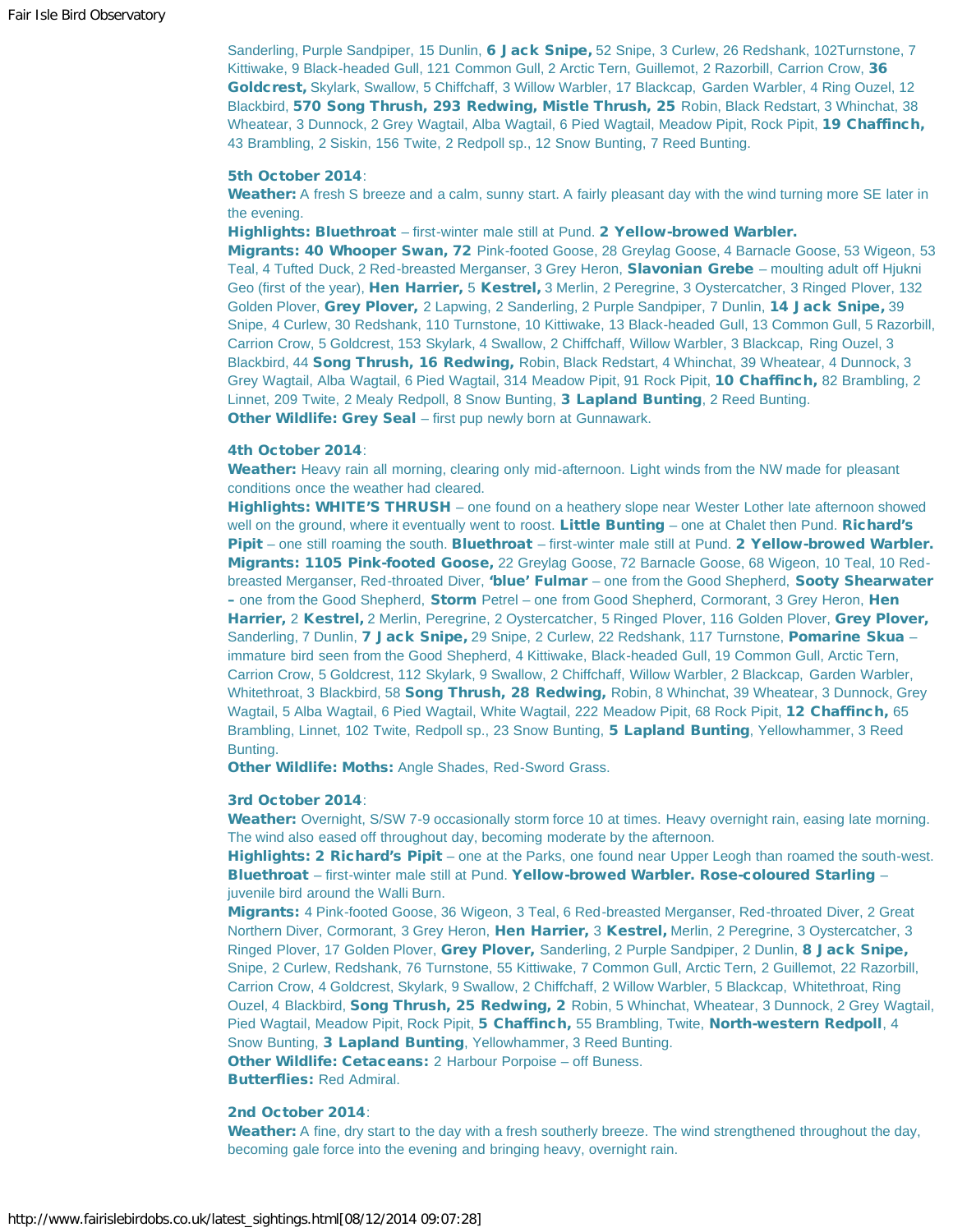Sanderling, Purple Sandpiper, 15 Dunlin, **6 Jack Snipe,** 52 Snipe, 3 Curlew, 26 Redshank, 102Turnstone, 7 Kittiwake, 9 Black-headed Gull, 121 Common Gull, 2 Arctic Tern, Guillemot, 2 Razorbill, Carrion Crow, **36 Goldcrest,** Skylark, Swallow, 5 Chiffchaff, 3 Willow Warbler, 17 Blackcap, Garden Warbler, 4 Ring Ouzel, 12 Blackbird, **570 Song Thrush, 293 Redwing, Mistle Thrush, 25** Robin, Black Redstart, 3 Whinchat, 38 Wheatear, 3 Dunnock, 2 Grey Wagtail, Alba Wagtail, 6 Pied Wagtail, Meadow Pipit, Rock Pipit, **19 Chaffinch,** 43 Brambling, 2 Siskin, 156 Twite, 2 Redpoll sp., 12 Snow Bunting, 7 Reed Bunting.

**5th October 2014**:
**Weather:** A fresh S breeze and a calm, sunny start. A fairly pleasant day with the wind turning more SE later in the evening.
**Highlights: Bluethroat** – first-winter male still at Pund. **2 Yellow-browed Warbler.**
**Migrants: 40 Whooper Swan, 72** Pink-footed Goose, 28 Greylag Goose, 4 Barnacle Goose, 53 Wigeon, 53 Teal, 4 Tufted Duck, 2 Red-breasted Merganser, 3 Grey Heron, **Slavonian Grebe** – moulting adult off Hjukni Geo (first of the year), **Hen Harrier,** 5 **Kestrel,** 3 Merlin, 2 Peregrine, 3 Oystercatcher, 3 Ringed Plover, 132 Golden Plover, **Grey Plover,** 2 Lapwing, 2 Sanderling, 2 Purple Sandpiper, 7 Dunlin, **14 Jack Snipe,** 39 Snipe, 4 Curlew, 30 Redshank, 110 Turnstone, 10 Kittiwake, 13 Black-headed Gull, 13 Common Gull, 5 Razorbill, Carrion Crow, 5 Goldcrest, 153 Skylark, 4 Swallow, 2 Chiffchaff, Willow Warbler, 3 Blackcap, Ring Ouzel, 3 Blackbird, 44 **Song Thrush, 16 Redwing,** Robin, Black Redstart, 4 Whinchat, 39 Wheatear, 4 Dunnock, 3 Grey Wagtail, Alba Wagtail, 6 Pied Wagtail, 314 Meadow Pipit, 91 Rock Pipit, **10 Chaffinch,** 82 Brambling, 2 Linnet, 209 Twite, 2 Mealy Redpoll, 8 Snow Bunting, **3 Lapland Bunting**, 2 Reed Bunting.
**Other Wildlife: Grey Seal** – first pup newly born at Gunnawark.

**4th October 2014**:
**Weather:** Heavy rain all morning, clearing only mid-afternoon. Light winds from the NW made for pleasant conditions once the weather had cleared.
**Highlights: WHITE'S THRUSH** – one found on a heathery slope near Wester Lother late afternoon showed well on the ground, where it eventually went to roost. **Little Bunting** – one at Chalet then Pund. **Richard's Pipit** – one still roaming the south. **Bluethroat** – first-winter male still at Pund. **2 Yellow-browed Warbler.**
**Migrants: 1105 Pink-footed Goose,** 22 Greylag Goose, 72 Barnacle Goose, 68 Wigeon, 10 Teal, 10 Red-breasted Merganser, Red-throated Diver, **'blue' Fulmar** – one from the Good Shepherd, **Sooty Shearwater –** one from the Good Shepherd, **Storm** Petrel – one from Good Shepherd, Cormorant, 3 Grey Heron, **Hen Harrier,** 2 **Kestrel,** 2 Merlin, Peregrine, 2 Oystercatcher, 5 Ringed Plover, 116 Golden Plover, **Grey Plover,** Sanderling, 7 Dunlin, **7 Jack Snipe,** 29 Snipe, 2 Curlew, 22 Redshank, 117 Turnstone, **Pomarine Skua** – immature bird seen from the Good Shepherd, 4 Kittiwake, Black-headed Gull, 19 Common Gull, Arctic Tern, Carrion Crow, 5 Goldcrest, 112 Skylark, 9 Swallow, 2 Chiffchaff, Willow Warbler, 2 Blackcap, Garden Warbler, Whitethroat, 3 Blackbird, 58 **Song Thrush, 28 Redwing,** Robin, 8 Whinchat, 39 Wheatear, 3 Dunnock, Grey Wagtail, 5 Alba Wagtail, 6 Pied Wagtail, White Wagtail, 222 Meadow Pipit, 68 Rock Pipit, **12 Chaffinch,** 65 Brambling, Linnet, 102 Twite, Redpoll sp., 23 Snow Bunting, **5 Lapland Bunting**, Yellowhammer, 3 Reed Bunting.
**Other Wildlife: Moths:** Angle Shades, Red-Sword Grass.

**3rd October 2014**:
**Weather:** Overnight, S/SW 7-9 occasionally storm force 10 at times. Heavy overnight rain, easing late morning. The wind also eased off throughout day, becoming moderate by the afternoon.
**Highlights: 2 Richard's Pipit** – one at the Parks, one found near Upper Leogh than roamed the south-west. **Bluethroat** – first-winter male still at Pund. **Yellow-browed Warbler. Rose-coloured Starling** – juvenile bird around the Walli Burn.
**Migrants:** 4 Pink-footed Goose, 36 Wigeon, 3 Teal, 6 Red-breasted Merganser, Red-throated Diver, 2 Great Northern Diver, Cormorant, 3 Grey Heron, **Hen Harrier,** 3 **Kestrel,** Merlin, 2 Peregrine, 3 Oystercatcher, 3 Ringed Plover, 17 Golden Plover, **Grey Plover,** Sanderling, 2 Purple Sandpiper, 2 Dunlin, **8 Jack Snipe,** Snipe, 2 Curlew, Redshank, 76 Turnstone, 55 Kittiwake, 7 Common Gull, Arctic Tern, 2 Guillemot, 22 Razorbill, Carrion Crow, 4 Goldcrest, Skylark, 9 Swallow, 2 Chiffchaff, 2 Willow Warbler, 5 Blackcap, Whitethroat, Ring Ouzel, 4 Blackbird, **Song Thrush, 25 Redwing, 2** Robin, 5 Whinchat, Wheatear, 3 Dunnock, 2 Grey Wagtail, Pied Wagtail, Meadow Pipit, Rock Pipit, **5 Chaffinch,** 55 Brambling, Twite, **North-western Redpoll**, 4 Snow Bunting, **3 Lapland Bunting**, Yellowhammer, 3 Reed Bunting.
**Other Wildlife: Cetaceans:** 2 Harbour Porpoise – off Buness.
**Butterflies:** Red Admiral.

**2nd October 2014**:
**Weather:** A fine, dry start to the day with a fresh southerly breeze. The wind strengthened throughout the day, becoming gale force into the evening and bringing heavy, overnight rain.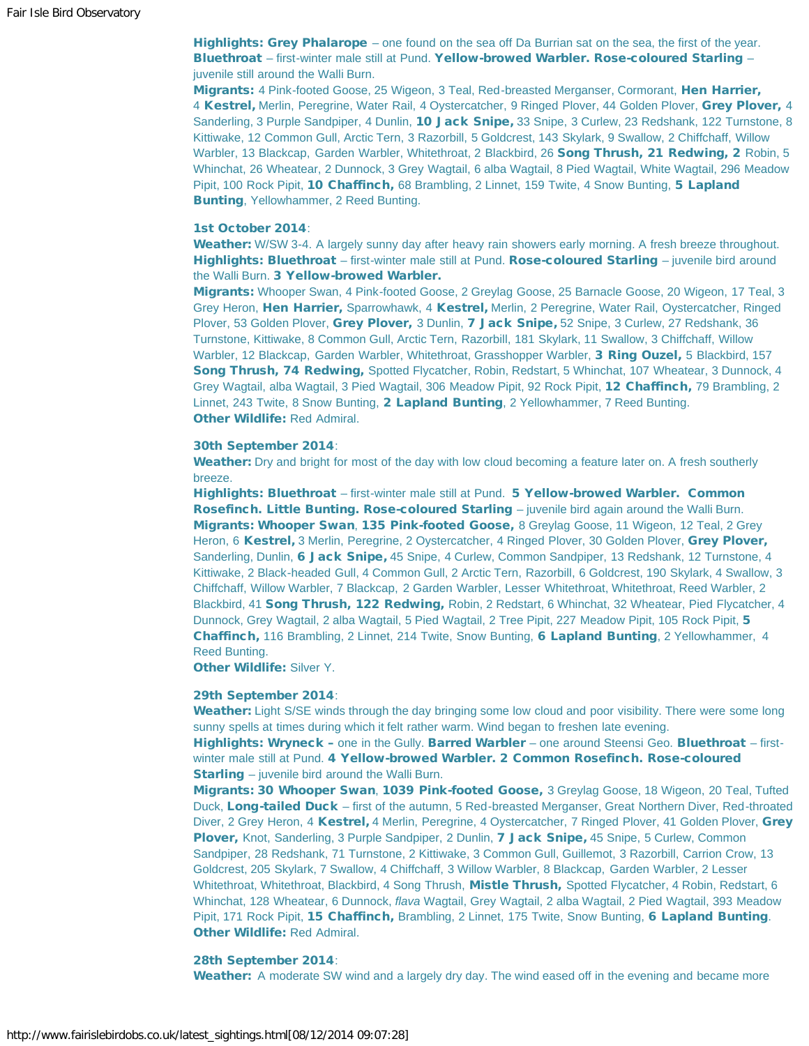**Highlights: Grey Phalarope** – one found on the sea off Da Burrian sat on the sea, the first of the year. **Bluethroat** – first-winter male still at Pund. **Yellow-browed Warbler. Rose-coloured Starling** – juvenile still around the Walli Burn.
**Migrants:** 4 Pink-footed Goose, 25 Wigeon, 3 Teal, Red-breasted Merganser, Cormorant, **Hen Harrier,** 4 **Kestrel,** Merlin, Peregrine, Water Rail, 4 Oystercatcher, 9 Ringed Plover, 44 Golden Plover, **Grey Plover,** 4 Sanderling, 3 Purple Sandpiper, 4 Dunlin, **10 Jack Snipe,** 33 Snipe, 3 Curlew, 23 Redshank, 122 Turnstone, 8 Kittiwake, 12 Common Gull, Arctic Tern, 3 Razorbill, 5 Goldcrest, 143 Skylark, 9 Swallow, 2 Chiffchaff, Willow Warbler, 13 Blackcap, Garden Warbler, Whitethroat, 2 Blackbird, 26 **Song Thrush, 21 Redwing, 2** Robin, 5 Whinchat, 26 Wheatear, 2 Dunnock, 3 Grey Wagtail, 6 alba Wagtail, 8 Pied Wagtail, White Wagtail, 296 Meadow Pipit, 100 Rock Pipit, **10 Chaffinch,** 68 Brambling, 2 Linnet, 159 Twite, 4 Snow Bunting, **5 Lapland Bunting**, Yellowhammer, 2 Reed Bunting.

**1st October 2014**:
**Weather:** W/SW 3-4. A largely sunny day after heavy rain showers early morning. A fresh breeze throughout.
**Highlights: Bluethroat** – first-winter male still at Pund. **Rose-coloured Starling** – juvenile bird around the Walli Burn. **3 Yellow-browed Warbler.**
**Migrants:** Whooper Swan, 4 Pink-footed Goose, 2 Greylag Goose, 25 Barnacle Goose, 20 Wigeon, 17 Teal, 3 Grey Heron, **Hen Harrier,** Sparrowhawk, 4 **Kestrel,** Merlin, 2 Peregrine, Water Rail, Oystercatcher, Ringed Plover, 53 Golden Plover, **Grey Plover,** 3 Dunlin, **7 Jack Snipe,** 52 Snipe, 3 Curlew, 27 Redshank, 36 Turnstone, Kittiwake, 8 Common Gull, Arctic Tern, Razorbill, 181 Skylark, 11 Swallow, 3 Chiffchaff, Willow Warbler, 12 Blackcap, Garden Warbler, Whitethroat, **3 Ring Ouzel,** 5 Blackbird, 157 **Song Thrush, 74 Redwing,** Spotted Flycatcher, Robin, Redstart, 5 Whinchat, 107 Wheatear, 3 Dunnock, 4 Grey Wagtail, alba Wagtail, 3 Pied Wagtail, 306 Meadow Pipit, 92 Rock Pipit, **12 Chaffinch,** 79 Brambling, 2 Linnet, 243 Twite, 8 Snow Bunting, **2 Lapland Bunting**, 2 Yellowhammer, 7 Reed Bunting.
**Other Wildlife:** Red Admiral.

**30th September 2014**:
**Weather:** Dry and bright for most of the day with low cloud becoming a feature later on. A fresh southerly breeze.
**Highlights: Bluethroat** – first-winter male still at Pund. **5 Yellow-browed Warbler. Common Rosefinch. Little Bunting. Rose-coloured Starling** – juvenile bird again around the Walli Burn.
**Migrants: Whooper Swan**, **135 Pink-footed Goose,** 8 Greylag Goose, 11 Wigeon, 12 Teal, 2 Grey Heron, 6 **Kestrel,** 3 Merlin, Peregrine, 2 Oystercatcher, 4 Ringed Plover, 30 Golden Plover, **Grey Plover,** Sanderling, Dunlin, **6 Jack Snipe,** 45 Snipe, 4 Curlew, Common Sandpiper, 13 Redshank, 12 Turnstone, 4 Kittiwake, 2 Black-headed Gull, 4 Common Gull, 2 Arctic Tern, Razorbill, 6 Goldcrest, 190 Skylark, 4 Swallow, 3 Chiffchaff, Willow Warbler, 7 Blackcap, 2 Garden Warbler, Lesser Whitethroat, Whitethroat, Reed Warbler, Grasshopper Warbler, **3 Ring Ouzel,** 5 Blackbird, 2 Blackbird, 41 **Song Thrush, 122 Redwing,** Robin, 2 Redstart, 6 Whinchat, 32 Wheatear, Pied Flycatcher, 4 Dunnock, Grey Wagtail, 2 alba Wagtail, 5 Pied Wagtail, 2 Tree Pipit, 227 Meadow Pipit, 105 Rock Pipit, **5 Chaffinch,** 116 Brambling, 2 Linnet, 214 Twite, Snow Bunting, **6 Lapland Bunting**, 2 Yellowhammer, 4 Reed Bunting.
**Other Wildlife:** Silver Y.

**29th September 2014**:
**Weather:** Light S/SE winds through the day bringing some low cloud and poor visibility. There were some long sunny spells at times during which it felt rather warm. Wind began to freshen late evening.
**Highlights: Wryneck –** one in the Gully. **Barred Warbler** – one around Steensi Geo. **Bluethroat** – first-winter male still at Pund. **4 Yellow-browed Warbler. 2 Common Rosefinch. Rose-coloured Starling** – juvenile bird around the Walli Burn.
**Migrants: 30 Whooper Swan**, **1039 Pink-footed Goose,** 3 Greylag Goose, 18 Wigeon, 20 Teal, Tufted Duck, **Long-tailed Duck** – first of the autumn, 5 Red-breasted Merganser, Great Northern Diver, Red-throated Diver, 2 Grey Heron, 4 **Kestrel,** 4 Merlin, Peregrine, 4 Oystercatcher, 7 Ringed Plover, 41 Golden Plover, **Grey Plover,** Knot, Sanderling, 3 Purple Sandpiper, 2 Dunlin, **7 Jack Snipe,** 45 Snipe, 5 Curlew, Common Sandpiper, 28 Redshank, 71 Turnstone, 2 Kittiwake, 3 Common Gull, Guillemot, 3 Razorbill, Carrion Crow, 13 Goldcrest, 205 Skylark, 7 Swallow, 4 Chiffchaff, 3 Willow Warbler, 8 Blackcap, Garden Warbler, 2 Lesser Whitethroat, Whitethroat, Blackbird, 4 Song Thrush, **Mistle Thrush,** Spotted Flycatcher, 4 Robin, Redstart, 6 Whinchat, 128 Wheatear, 6 Dunnock, *flava* Wagtail, Grey Wagtail, 2 alba Wagtail, 2 Pied Wagtail, 393 Meadow Pipit, 171 Rock Pipit, **15 Chaffinch,** Brambling, 2 Linnet, 175 Twite, Snow Bunting, **6 Lapland Bunting**.
**Other Wildlife:** Red Admiral.

**28th September 2014**:
**Weather:** A moderate SW wind and a largely dry day. The wind eased off in the evening and became more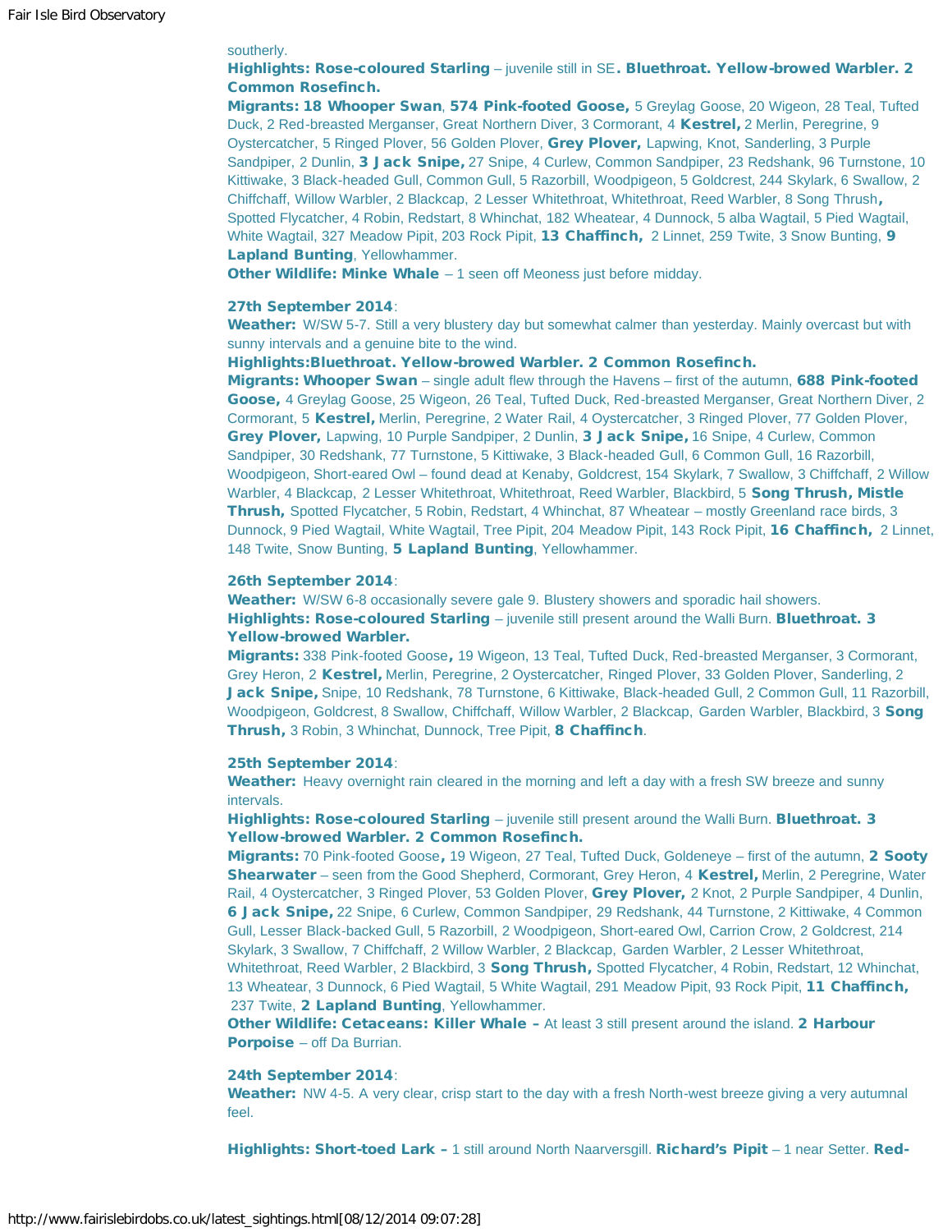southerly.

**Highlights: Rose-coloured Starling** – juvenile still in SE**. Bluethroat. Yellow-browed Warbler. 2 Common Rosefinch.**

**Migrants: 18 Whooper Swan**, **574 Pink-footed Goose,** 5 Greylag Goose, 20 Wigeon, 28 Teal, Tufted Duck, 2 Red-breasted Merganser, Great Northern Diver, 3 Cormorant, 4 **Kestrel,** 2 Merlin, Peregrine, 9 Oystercatcher, 5 Ringed Plover, 56 Golden Plover, **Grey Plover,** Lapwing, Knot, Sanderling, 3 Purple Sandpiper, 2 Dunlin, **3 Jack Snipe,** 27 Snipe, 4 Curlew, Common Sandpiper, 23 Redshank, 96 Turnstone, 10 Kittiwake, 3 Black-headed Gull, Common Gull, 5 Razorbill, Woodpigeon, 5 Goldcrest, 244 Skylark, 6 Swallow, 2 Chiffchaff, Willow Warbler, 2 Blackcap, 2 Lesser Whitethroat, Whitethroat, Reed Warbler, 8 Song Thrush**,** Spotted Flycatcher, 4 Robin, Redstart, 8 Whinchat, 182 Wheatear, 4 Dunnock, 5 alba Wagtail, 5 Pied Wagtail, White Wagtail, 327 Meadow Pipit, 203 Rock Pipit, **13 Chaffinch,** 2 Linnet, 259 Twite, 3 Snow Bunting, **9 Lapland Bunting**, Yellowhammer.

**Other Wildlife: Minke Whale** – 1 seen off Meoness just before midday.

**27th September 2014**:

**Weather:** W/SW 5-7. Still a very blustery day but somewhat calmer than yesterday. Mainly overcast but with sunny intervals and a genuine bite to the wind.

**Highlights:Bluethroat. Yellow-browed Warbler. 2 Common Rosefinch.**

**Migrants: Whooper Swan** – single adult flew through the Havens – first of the autumn, **688 Pink-footed Goose,** 4 Greylag Goose, 25 Wigeon, 26 Teal, Tufted Duck, Red-breasted Merganser, Great Northern Diver, 2 Cormorant, 5 **Kestrel,** Merlin, Peregrine, 2 Water Rail, 4 Oystercatcher, 3 Ringed Plover, 77 Golden Plover, **Grey Plover,** Lapwing, 10 Purple Sandpiper, 2 Dunlin, **3 Jack Snipe,** 16 Snipe, 4 Curlew, Common Sandpiper, 30 Redshank, 77 Turnstone, 5 Kittiwake, 3 Black-headed Gull, 6 Common Gull, 16 Razorbill, Woodpigeon, Short-eared Owl – found dead at Kenaby, Goldcrest, 154 Skylark, 7 Swallow, 3 Chiffchaff, 2 Willow Warbler, 4 Blackcap, 2 Lesser Whitethroat, Whitethroat, Reed Warbler, Blackbird, 5 **Song Thrush, Mistle Thrush,** Spotted Flycatcher, 5 Robin, Redstart, 4 Whinchat, 87 Wheatear – mostly Greenland race birds, 3 Dunnock, 9 Pied Wagtail, White Wagtail, Tree Pipit, 204 Meadow Pipit, 143 Rock Pipit, **16 Chaffinch,** 2 Linnet, 148 Twite, Snow Bunting, **5 Lapland Bunting**, Yellowhammer.

**26th September 2014**:

**Weather:** W/SW 6-8 occasionally severe gale 9. Blustery showers and sporadic hail showers.

**Highlights: Rose-coloured Starling** – juvenile still present around the Walli Burn. **Bluethroat. 3 Yellow-browed Warbler.**

**Migrants:** 338 Pink-footed Goose**,** 19 Wigeon, 13 Teal, Tufted Duck, Red-breasted Merganser, 3 Cormorant, Grey Heron, 2 **Kestrel,** Merlin, Peregrine, 2 Oystercatcher, Ringed Plover, 33 Golden Plover, Sanderling, 2 **Jack Snipe,** Snipe, 10 Redshank, 78 Turnstone, 6 Kittiwake, Black-headed Gull, 2 Common Gull, 11 Razorbill, Woodpigeon, Goldcrest, 8 Swallow, Chiffchaff, Willow Warbler, 2 Blackcap, Garden Warbler, Blackbird, 3 **Song Thrush,** 3 Robin, 3 Whinchat, Dunnock, Tree Pipit, **8 Chaffinch**.

**25th September 2014**:

**Weather:** Heavy overnight rain cleared in the morning and left a day with a fresh SW breeze and sunny intervals.

**Highlights: Rose-coloured Starling** – juvenile still present around the Walli Burn. **Bluethroat. 3 Yellow-browed Warbler. 2 Common Rosefinch.**

**Migrants:** 70 Pink-footed Goose**,** 19 Wigeon, 27 Teal, Tufted Duck, Goldeneye – first of the autumn, **2 Sooty Shearwater** – seen from the Good Shepherd, Cormorant, Grey Heron, 4 **Kestrel,** Merlin, 2 Peregrine, Water Rail, 4 Oystercatcher, 3 Ringed Plover, 53 Golden Plover, **Grey Plover,** 2 Knot, 2 Purple Sandpiper, 4 Dunlin, **6 Jack Snipe,** 22 Snipe, 6 Curlew, Common Sandpiper, 29 Redshank, 44 Turnstone, 2 Kittiwake, 4 Common Gull, Lesser Black-backed Gull, 5 Razorbill, 2 Woodpigeon, Short-eared Owl, Carrion Crow, 2 Goldcrest, 214 Skylark, 3 Swallow, 7 Chiffchaff, 2 Willow Warbler, 2 Blackcap, Garden Warbler, 2 Lesser Whitethroat, Whitethroat, Reed Warbler, 2 Blackbird, 3 **Song Thrush,** Spotted Flycatcher, 4 Robin, Redstart, 12 Whinchat, 13 Wheatear, 3 Dunnock, 6 Pied Wagtail, 5 White Wagtail, 291 Meadow Pipit, 93 Rock Pipit, **11 Chaffinch,** 237 Twite, **2 Lapland Bunting**, Yellowhammer.

**Other Wildlife: Cetaceans: Killer Whale –** At least 3 still present around the island. **2 Harbour Porpoise** – off Da Burrian.

**24th September 2014**:

**Weather:** NW 4-5. A very clear, crisp start to the day with a fresh North-west breeze giving a very autumnal feel.

**Highlights: Short-toed Lark –** 1 still around North Naarversgill. **Richard's Pipit** – 1 near Setter. **Red-**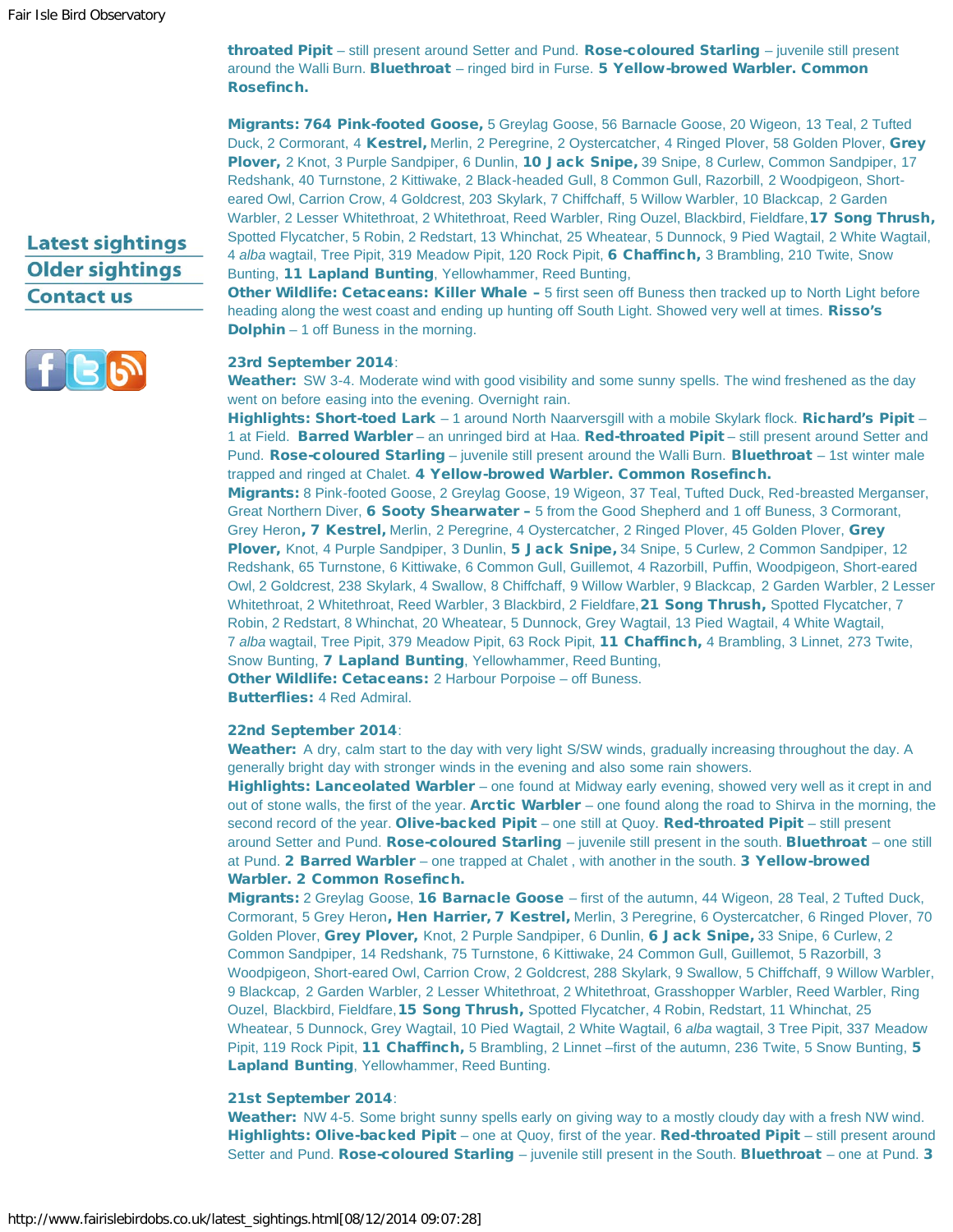**throated Pipit** – still present around Setter and Pund. **Rose-coloured Starling** – juvenile still present around the Walli Burn. **Bluethroat** – ringed bird in Furse. **5 Yellow-browed Warbler. Common Rosefinch.**

**Migrants: 764 Pink-footed Goose,** 5 Greylag Goose, 56 Barnacle Goose, 20 Wigeon, 13 Teal, 2 Tufted Duck, 2 Cormorant, 4 **Kestrel,** Merlin, 2 Peregrine, 2 Oystercatcher, 4 Ringed Plover, 58 Golden Plover, **Grey Plover,** 2 Knot, 3 Purple Sandpiper, 6 Dunlin, **10 Jack Snipe,** 39 Snipe, 8 Curlew, Common Sandpiper, 17 Redshank, 40 Turnstone, 2 Kittiwake, 2 Black-headed Gull, 8 Common Gull, Razorbill, 2 Woodpigeon, Short-eared Owl, Carrion Crow, 4 Goldcrest, 203 Skylark, 7 Chiffchaff, 5 Willow Warbler, 10 Blackcap, 2 Garden Warbler, 2 Lesser Whitethroat, 2 Whitethroat, Reed Warbler, Ring Ouzel, Blackbird, Fieldfare, **17 Song Thrush,** Spotted Flycatcher, 5 Robin, 2 Redstart, 13 Whinchat, 25 Wheatear, 5 Dunnock, 9 Pied Wagtail, 2 White Wagtail, 4 *alba* wagtail, Tree Pipit, 319 Meadow Pipit, 120 Rock Pipit, **6 Chaffinch,** 3 Brambling, 210 Twite, Snow Bunting, **11 Lapland Bunting**, Yellowhammer, Reed Bunting,
**Other Wildlife: Cetaceans: Killer Whale –** 5 first seen off Buness then tracked up to North Light before heading along the west coast and ending up hunting off South Light. Showed very well at times. **Risso's Dolphin** – 1 off Buness in the morning.

**23rd September 2014**:
**Weather:** SW 3-4. Moderate wind with good visibility and some sunny spells. The wind freshened as the day went on before easing into the evening. Overnight rain.
**Highlights: Short-toed Lark** – 1 around North Naarversgill with a mobile Skylark flock. **Richard's Pipit** – 1 at Field. **Barred Warbler** – an unringed bird at Haa. **Red-throated Pipit** – still present around Setter and Pund. **Rose-coloured Starling** – juvenile still present around the Walli Burn. **Bluethroat** – 1st winter male trapped and ringed at Chalet. **4 Yellow-browed Warbler. Common Rosefinch.**
**Migrants:** 8 Pink-footed Goose, 2 Greylag Goose, 19 Wigeon, 37 Teal, Tufted Duck, Red-breasted Merganser, Great Northern Diver, **6 Sooty Shearwater –** 5 from the Good Shepherd and 1 off Buness, 3 Cormorant, Grey Heron**, 7 Kestrel,** Merlin, 2 Peregrine, 4 Oystercatcher, 2 Ringed Plover, 45 Golden Plover, **Grey Plover,** Knot, 4 Purple Sandpiper, 3 Dunlin, **5 Jack Snipe,** 34 Snipe, 5 Curlew, 2 Common Sandpiper, 12 Redshank, 65 Turnstone, 6 Kittiwake, 6 Common Gull, Guillemot, 4 Razorbill, Puffin, Woodpigeon, Short-eared Owl, 2 Goldcrest, 238 Skylark, 4 Swallow, 8 Chiffchaff, 9 Willow Warbler, 9 Blackcap, 2 Garden Warbler, 2 Lesser Whitethroat, 2 Whitethroat, Reed Warbler, 3 Blackbird, 2 Fieldfare, **21 Song Thrush,** Spotted Flycatcher, 7 Robin, 2 Redstart, 8 Whinchat, 20 Wheatear, 5 Dunnock, Grey Wagtail, 13 Pied Wagtail, 4 White Wagtail, 7 *alba* wagtail, Tree Pipit, 379 Meadow Pipit, 63 Rock Pipit, **11 Chaffinch,** 4 Brambling, 3 Linnet, 273 Twite, Snow Bunting, **7 Lapland Bunting**, Yellowhammer, Reed Bunting,
**Other Wildlife: Cetaceans:** 2 Harbour Porpoise – off Buness.
**Butterflies:** 4 Red Admiral.

**22nd September 2014**:
**Weather:** A dry, calm start to the day with very light S/SW winds, gradually increasing throughout the day. A generally bright day with stronger winds in the evening and also some rain showers.
**Highlights: Lanceolated Warbler** – one found at Midway early evening, showed very well as it crept in and out of stone walls, the first of the year. **Arctic Warbler** – one found along the road to Shirva in the morning, the second record of the year. **Olive-backed Pipit** – one still at Quoy. **Red-throated Pipit** – still present around Setter and Pund. **Rose-coloured Starling** – juvenile still present in the south. **Bluethroat** – one still at Pund. **2 Barred Warbler** – one trapped at Chalet , with another in the south. **3 Yellow-browed Warbler. 2 Common Rosefinch.**
**Migrants:** 2 Greylag Goose, **16 Barnacle Goose** – first of the autumn, 44 Wigeon, 28 Teal, 2 Tufted Duck, Cormorant, 5 Grey Heron**, Hen Harrier, 7 Kestrel,** Merlin, 3 Peregrine, 6 Oystercatcher, 6 Ringed Plover, 70 Golden Plover, **Grey Plover,** Knot, 2 Purple Sandpiper, 6 Dunlin, **6 Jack Snipe,** 33 Snipe, 6 Curlew, 2 Common Sandpiper, 14 Redshank, 75 Turnstone, 6 Kittiwake, 24 Common Gull, Guillemot, 5 Razorbill, 3 Woodpigeon, Short-eared Owl, Carrion Crow, 2 Goldcrest, 288 Skylark, 9 Swallow, 5 Chiffchaff, 9 Willow Warbler, 9 Blackcap, 2 Garden Warbler, 2 Lesser Whitethroat, 2 Whitethroat, Grasshopper Warbler, Reed Warbler, Ring Ouzel, Blackbird, Fieldfare, **15 Song Thrush,** Spotted Flycatcher, 4 Robin, Redstart, 11 Whinchat, 25 Wheatear, 5 Dunnock, Grey Wagtail, 10 Pied Wagtail, 2 White Wagtail, 6 *alba* wagtail, 3 Tree Pipit, 337 Meadow Pipit, 119 Rock Pipit, **11 Chaffinch,** 5 Brambling, 2 Linnet –first of the autumn, 236 Twite, 5 Snow Bunting, **5 Lapland Bunting**, Yellowhammer, Reed Bunting.

**21st September 2014**:
**Weather:** NW 4-5. Some bright sunny spells early on giving way to a mostly cloudy day with a fresh NW wind.
**Highlights: Olive-backed Pipit** – one at Quoy, first of the year. **Red-throated Pipit** – still present around Setter and Pund. **Rose-coloured Starling** – juvenile still present in the South. **Bluethroat** – one at Pund. **3**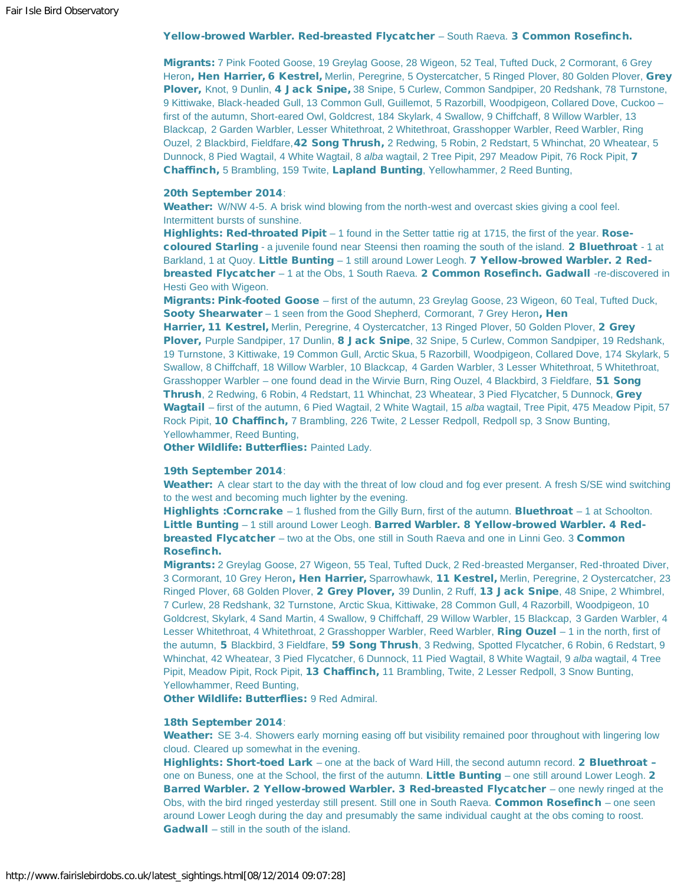**Yellow-browed Warbler. Red-breasted Flycatcher** – South Raeva. **3 Common Rosefinch.**

**Migrants:** 7 Pink Footed Goose, 19 Greylag Goose, 28 Wigeon, 52 Teal, Tufted Duck, 2 Cormorant, 6 Grey Heron**, Hen Harrier, 6 Kestrel,** Merlin, Peregrine, 5 Oystercatcher, 5 Ringed Plover, 80 Golden Plover, **Grey Plover,** Knot, 9 Dunlin, **4 Jack Snipe,** 38 Snipe, 5 Curlew, Common Sandpiper, 20 Redshank, 78 Turnstone, 9 Kittiwake, Black-headed Gull, 13 Common Gull, Guillemot, 5 Razorbill, Woodpigeon, Collared Dove, Cuckoo – first of the autumn, Short-eared Owl, Goldcrest, 184 Skylark, 4 Swallow, 9 Chiffchaff, 8 Willow Warbler, 13 Blackcap, 2 Garden Warbler, Lesser Whitethroat, 2 Whitethroat, Grasshopper Warbler, Reed Warbler, Ring Ouzel, 2 Blackbird, Fieldfare,**42 Song Thrush,** 2 Redwing, 5 Robin, 2 Redstart, 5 Whinchat, 20 Wheatear, 5 Dunnock, 8 Pied Wagtail, 4 White Wagtail, 8 *alba* wagtail, 2 Tree Pipit, 297 Meadow Pipit, 76 Rock Pipit, **7 Chaffinch,** 5 Brambling, 159 Twite, **Lapland Bunting**, Yellowhammer, 2 Reed Bunting,

**20th September 2014**:
**Weather:** W/NW 4-5. A brisk wind blowing from the north-west and overcast skies giving a cool feel. Intermittent bursts of sunshine.
**Highlights: Red-throated Pipit** – 1 found in the Setter tattie rig at 1715, the first of the year. **Rose-coloured Starling** - a juvenile found near Steensi then roaming the south of the island. **2 Bluethroat** - 1 at Barkland, 1 at Quoy. **Little Bunting** – 1 still around Lower Leogh. **7 Yellow-browed Warbler. 2 Red-breasted Flycatcher** – 1 at the Obs, 1 South Raeva. **2 Common Rosefinch. Gadwall** -re-discovered in Hesti Geo with Wigeon.
**Migrants: Pink-footed Goose** – first of the autumn, 23 Greylag Goose, 23 Wigeon, 60 Teal, Tufted Duck, **Sooty Shearwater** – 1 seen from the Good Shepherd, Cormorant, 7 Grey Heron**, Hen Harrier, 11 Kestrel,** Merlin, Peregrine, 4 Oystercatcher, 13 Ringed Plover, 50 Golden Plover, **2 Grey Plover,** Purple Sandpiper, 17 Dunlin, **8 Jack Snipe**, 32 Snipe, 5 Curlew, Common Sandpiper, 19 Redshank, 19 Turnstone, 3 Kittiwake, 19 Common Gull, Arctic Skua, 5 Razorbill, Woodpigeon, Collared Dove, 174 Skylark, 5 Swallow, 8 Chiffchaff, 18 Willow Warbler, 10 Blackcap, 4 Garden Warbler, 3 Lesser Whitethroat, 5 Whitethroat, Grasshopper Warbler – one found dead in the Wirvie Burn, Ring Ouzel, 4 Blackbird, 3 Fieldfare, **51 Song Thrush**, 2 Redwing, 6 Robin, 4 Redstart, 11 Whinchat, 23 Wheatear, 3 Pied Flycatcher, 5 Dunnock, **Grey Wagtail** – first of the autumn, 6 Pied Wagtail, 2 White Wagtail, 15 *alba* wagtail, Tree Pipit, 475 Meadow Pipit, 57 Rock Pipit, **10 Chaffinch,** 7 Brambling, 226 Twite, 2 Lesser Redpoll, Redpoll sp, 3 Snow Bunting, Yellowhammer, Reed Bunting,
**Other Wildlife: Butterflies:** Painted Lady.

**19th September 2014**:
**Weather:** A clear start to the day with the threat of low cloud and fog ever present. A fresh S/SE wind switching to the west and becoming much lighter by the evening.
**Highlights :Corncrake** – 1 flushed from the Gilly Burn, first of the autumn. **Bluethroat** – 1 at Schoolton. **Little Bunting** – 1 still around Lower Leogh. **Barred Warbler. 8 Yellow-browed Warbler. 4 Red-breasted Flycatcher** – two at the Obs, one still in South Raeva and one in Linni Geo. 3 **Common Rosefinch.**
**Migrants:** 2 Greylag Goose, 27 Wigeon, 55 Teal, Tufted Duck, 2 Red-breasted Merganser, Red-throated Diver, 3 Cormorant, 10 Grey Heron**, Hen Harrier,** Sparrowhawk, **11 Kestrel,** Merlin, Peregrine, 2 Oystercatcher, 23 Ringed Plover, 68 Golden Plover, **2 Grey Plover,** 39 Dunlin, 2 Ruff, **13 Jack Snipe**, 48 Snipe, 2 Whimbrel, 7 Curlew, 28 Redshank, 32 Turnstone, Arctic Skua, Kittiwake, 28 Common Gull, 4 Razorbill, Woodpigeon, 10 Goldcrest, Skylark, 4 Sand Martin, 4 Swallow, 9 Chiffchaff, 29 Willow Warbler, 15 Blackcap, 3 Garden Warbler, 4 Lesser Whitethroat, 4 Whitethroat, 2 Grasshopper Warbler, Reed Warbler, **Ring Ouzel** – 1 in the north, first of the autumn, **5** Blackbird, 3 Fieldfare, **59 Song Thrush**, 3 Redwing, Spotted Flycatcher, 6 Robin, 6 Redstart, 9 Whinchat, 42 Wheatear, 3 Pied Flycatcher, 6 Dunnock, 11 Pied Wagtail, 8 White Wagtail, 9 *alba* wagtail, 4 Tree Pipit, Meadow Pipit, Rock Pipit, **13 Chaffinch,** 11 Brambling, Twite, 2 Lesser Redpoll, 3 Snow Bunting, Yellowhammer, Reed Bunting,
**Other Wildlife: Butterflies:** 9 Red Admiral.

**18th September 2014**:
**Weather:** SE 3-4. Showers early morning easing off but visibility remained poor throughout with lingering low cloud. Cleared up somewhat in the evening.
**Highlights: Short-toed Lark** – one at the back of Ward Hill, the second autumn record. **2 Bluethroat –** one on Buness, one at the School, the first of the autumn. **Little Bunting** – one still around Lower Leogh. **2 Barred Warbler. 2 Yellow-browed Warbler. 3 Red-breasted Flycatcher** – one newly ringed at the Obs, with the bird ringed yesterday still present. Still one in South Raeva. **Common Rosefinch** – one seen around Lower Leogh during the day and presumably the same individual caught at the obs coming to roost. **Gadwall** – still in the south of the island.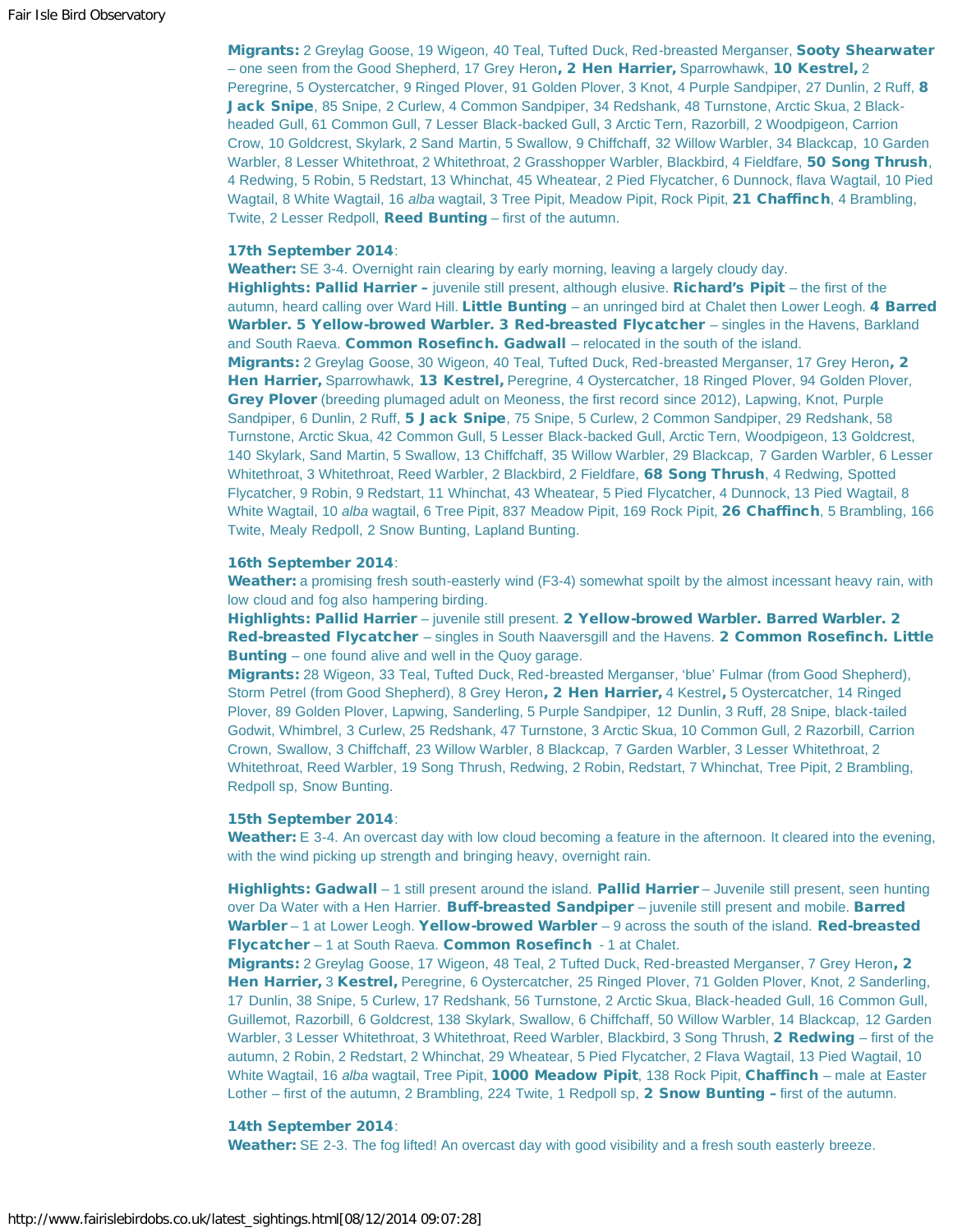**Migrants:** 2 Greylag Goose, 19 Wigeon, 40 Teal, Tufted Duck, Red-breasted Merganser, **Sooty Shearwater** – one seen from the Good Shepherd, 17 Grey Heron**, 2 Hen Harrier,** Sparrowhawk, **10 Kestrel,** 2 Peregrine, 5 Oystercatcher, 9 Ringed Plover, 91 Golden Plover, 3 Knot, 4 Purple Sandpiper, 27 Dunlin, 2 Ruff, **8 Jack Snipe**, 85 Snipe, 2 Curlew, 4 Common Sandpiper, 34 Redshank, 48 Turnstone, Arctic Skua, 2 Black-headed Gull, 61 Common Gull, 7 Lesser Black-backed Gull, 3 Arctic Tern, Razorbill, 2 Woodpigeon, Carrion Crow, 10 Goldcrest, Skylark, 2 Sand Martin, 5 Swallow, 9 Chiffchaff, 32 Willow Warbler, 34 Blackcap, 10 Garden Warbler, 8 Lesser Whitethroat, 2 Whitethroat, 2 Grasshopper Warbler, Blackbird, 4 Fieldfare, **50 Song Thrush**, 4 Redwing, 5 Robin, 5 Redstart, 13 Whinchat, 45 Wheatear, 2 Pied Flycatcher, 6 Dunnock, flava Wagtail, 10 Pied Wagtail, 8 White Wagtail, 16 *alba* wagtail, 3 Tree Pipit, Meadow Pipit, Rock Pipit, **21 Chaffinch**, 4 Brambling, Twite, 2 Lesser Redpoll, **Reed Bunting** – first of the autumn.

**17th September 2014**:
**Weather:** SE 3-4. Overnight rain clearing by early morning, leaving a largely cloudy day.
**Highlights: Pallid Harrier –** juvenile still present, although elusive. **Richard's Pipit** – the first of the autumn, heard calling over Ward Hill. **Little Bunting** – an unringed bird at Chalet then Lower Leogh. **4 Barred Warbler. 5 Yellow-browed Warbler. 3 Red-breasted Flycatcher** – singles in the Havens, Barkland and South Raeva. **Common Rosefinch. Gadwall** – relocated in the south of the island.
**Migrants:** 2 Greylag Goose, 30 Wigeon, 40 Teal, Tufted Duck, Red-breasted Merganser, 17 Grey Heron**, 2 Hen Harrier,** Sparrowhawk, **13 Kestrel,** Peregrine, 4 Oystercatcher, 18 Ringed Plover, 94 Golden Plover, **Grey Plover** (breeding plumaged adult on Meoness, the first record since 2012), Lapwing, Knot, Purple Sandpiper, 6 Dunlin, 2 Ruff, **5 Jack Snipe**, 75 Snipe, 5 Curlew, 2 Common Sandpiper, 29 Redshank, 58 Turnstone, Arctic Skua, 42 Common Gull, 5 Lesser Black-backed Gull, Arctic Tern, Woodpigeon, 13 Goldcrest, 140 Skylark, Sand Martin, 5 Swallow, 13 Chiffchaff, 35 Willow Warbler, 29 Blackcap, 7 Garden Warbler, 6 Lesser Whitethroat, 3 Whitethroat, Reed Warbler, 2 Blackbird, 2 Fieldfare, **68 Song Thrush**, 4 Redwing, Spotted Flycatcher, 9 Robin, 9 Redstart, 11 Whinchat, 43 Wheatear, 5 Pied Flycatcher, 4 Dunnock, 13 Pied Wagtail, 8 White Wagtail, 10 *alba* wagtail, 6 Tree Pipit, 837 Meadow Pipit, 169 Rock Pipit, **26 Chaffinch**, 5 Brambling, 166 Twite, Mealy Redpoll, 2 Snow Bunting, Lapland Bunting.

**16th September 2014**:
**Weather:** a promising fresh south-easterly wind (F3-4) somewhat spoilt by the almost incessant heavy rain, with low cloud and fog also hampering birding.
**Highlights: Pallid Harrier** – juvenile still present. **2 Yellow-browed Warbler. Barred Warbler. 2 Red-breasted Flycatcher** – singles in South Naaversgill and the Havens. **2 Common Rosefinch. Little Bunting** – one found alive and well in the Quoy garage.
**Migrants:** 28 Wigeon, 33 Teal, Tufted Duck, Red-breasted Merganser, 'blue' Fulmar (from Good Shepherd), Storm Petrel (from Good Shepherd), 8 Grey Heron**, 2 Hen Harrier,** 4 Kestrel**,** 5 Oystercatcher, 14 Ringed Plover, 89 Golden Plover, Lapwing, Sanderling, 5 Purple Sandpiper, 12 Dunlin, 3 Ruff, 28 Snipe, black-tailed Godwit, Whimbrel, 3 Curlew, 25 Redshank, 47 Turnstone, 3 Arctic Skua, 10 Common Gull, 2 Razorbill, Carrion Crown, Swallow, 3 Chiffchaff, 23 Willow Warbler, 8 Blackcap, 7 Garden Warbler, 3 Lesser Whitethroat, 2 Whitethroat, Reed Warbler, 19 Song Thrush, Redwing, 2 Robin, Redstart, 7 Whinchat, Tree Pipit, 2 Brambling, Redpoll sp, Snow Bunting.

**15th September 2014**:
**Weather:** E 3-4. An overcast day with low cloud becoming a feature in the afternoon. It cleared into the evening, with the wind picking up strength and bringing heavy, overnight rain.

**Highlights: Gadwall** – 1 still present around the island. **Pallid Harrier** – Juvenile still present, seen hunting over Da Water with a Hen Harrier. **Buff-breasted Sandpiper** – juvenile still present and mobile. **Barred Warbler** – 1 at Lower Leogh. **Yellow-browed Warbler** – 9 across the south of the island. **Red-breasted Flycatcher** – 1 at South Raeva. **Common Rosefinch** - 1 at Chalet.
**Migrants:** 2 Greylag Goose, 17 Wigeon, 48 Teal, 2 Tufted Duck, Red-breasted Merganser, 7 Grey Heron**, 2 Hen Harrier,** 3 **Kestrel,** Peregrine, 6 Oystercatcher, 25 Ringed Plover, 71 Golden Plover, Knot, 2 Sanderling, 17 Dunlin, 38 Snipe, 5 Curlew, 17 Redshank, 56 Turnstone, 2 Arctic Skua, Black-headed Gull, 16 Common Gull, Guillemot, Razorbill, 6 Goldcrest, 138 Skylark, Swallow, 6 Chiffchaff, 50 Willow Warbler, 14 Blackcap, 12 Garden Warbler, 3 Lesser Whitethroat, 3 Whitethroat, Reed Warbler, Blackbird, 3 Song Thrush, **2 Redwing** – first of the autumn, 2 Robin, 2 Redstart, 2 Whinchat, 29 Wheatear, 5 Pied Flycatcher, 2 Flava Wagtail, 13 Pied Wagtail, 10 White Wagtail, 16 *alba* wagtail, Tree Pipit, **1000 Meadow Pipit**, 138 Rock Pipit, **Chaffinch** – male at Easter Lother – first of the autumn, 2 Brambling, 224 Twite, 1 Redpoll sp, **2 Snow Bunting –** first of the autumn.

**14th September 2014**:
**Weather:** SE 2-3. The fog lifted! An overcast day with good visibility and a fresh south easterly breeze.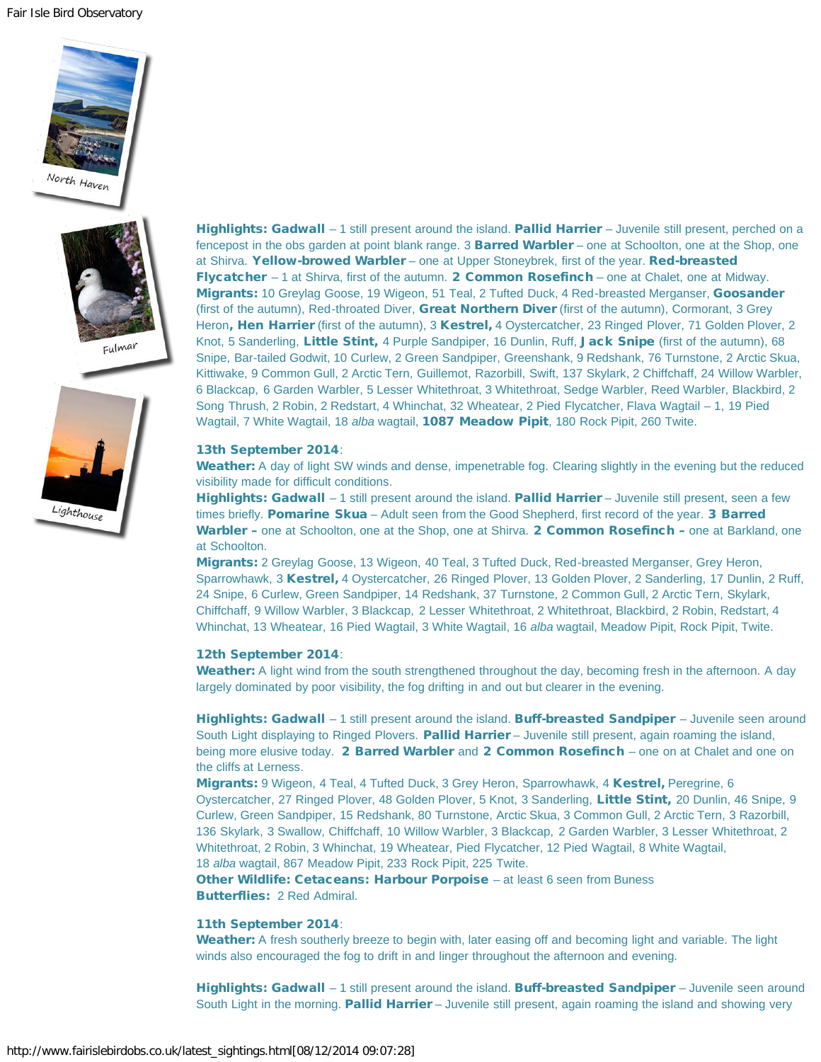**Highlights: Gadwall** – 1 still present around the island. **Pallid Harrier** – Juvenile still present, perched on a fencepost in the obs garden at point blank range. 3 **Barred Warbler** – one at Schoolton, one at the Shop, one at Shirva. **Yellow-browed Warbler** – one at Upper Stoneybrek, first of the year. **Red-breasted Flycatcher** – 1 at Shirva, first of the autumn. **2 Common Rosefinch** – one at Chalet, one at Midway.
**Migrants:** 10 Greylag Goose, 19 Wigeon, 51 Teal, 2 Tufted Duck, 4 Red-breasted Merganser, **Goosander** (first of the autumn), Red-throated Diver, **Great Northern Diver** (first of the autumn), Cormorant, 3 Grey Heron**, Hen Harrier** (first of the autumn), 3 **Kestrel,** 4 Oystercatcher, 23 Ringed Plover, 71 Golden Plover, 2 Knot, 5 Sanderling, **Little Stint,** 4 Purple Sandpiper, 16 Dunlin, Ruff, **Jack Snipe** (first of the autumn), 68 Snipe, Bar-tailed Godwit, 10 Curlew, 2 Green Sandpiper, Greenshank, 9 Redshank, 76 Turnstone, 2 Arctic Skua, Kittiwake, 9 Common Gull, 2 Arctic Tern, Guillemot, Razorbill, Swift, 137 Skylark, 2 Chiffchaff, 24 Willow Warbler, 6 Blackcap, 6 Garden Warbler, 5 Lesser Whitethroat, 3 Whitethroat, Sedge Warbler, Reed Warbler, Blackbird, 2 Song Thrush, 2 Robin, 2 Redstart, 4 Whinchat, 32 Wheatear, 2 Pied Flycatcher, Flava Wagtail – 1, 19 Pied Wagtail, 7 White Wagtail, 18 *alba* wagtail, **1087 Meadow Pipit**, 180 Rock Pipit, 260 Twite.

**13th September 2014**:
**Weather:** A day of light SW winds and dense, impenetrable fog. Clearing slightly in the evening but the reduced visibility made for difficult conditions.
**Highlights: Gadwall** – 1 still present around the island. **Pallid Harrier** – Juvenile still present, seen a few times briefly. **Pomarine Skua** – Adult seen from the Good Shepherd, first record of the year. **3 Barred Warbler –** one at Schoolton, one at the Shop, one at Shirva. **2 Common Rosefinch –** one at Barkland, one at Schoolton.
**Migrants:** 2 Greylag Goose, 13 Wigeon, 40 Teal, 3 Tufted Duck, Red-breasted Merganser, Grey Heron, Sparrowhawk, 3 **Kestrel,** 4 Oystercatcher, 26 Ringed Plover, 13 Golden Plover, 2 Sanderling, 17 Dunlin, 2 Ruff, 24 Snipe, 6 Curlew, Green Sandpiper, 14 Redshank, 37 Turnstone, 2 Common Gull, 2 Arctic Tern, Skylark, Chiffchaff, 9 Willow Warbler, 3 Blackcap, 2 Lesser Whitethroat, 2 Whitethroat, Blackbird, 2 Robin, Redstart, 4 Whinchat, 13 Wheatear, 16 Pied Wagtail, 3 White Wagtail, 16 *alba* wagtail, Meadow Pipit, Rock Pipit, Twite.

**12th September 2014**:
**Weather:** A light wind from the south strengthened throughout the day, becoming fresh in the afternoon. A day largely dominated by poor visibility, the fog drifting in and out but clearer in the evening.

**Highlights: Gadwall** – 1 still present around the island. **Buff-breasted Sandpiper** – Juvenile seen around South Light displaying to Ringed Plovers. **Pallid Harrier** – Juvenile still present, again roaming the island, being more elusive today. **2 Barred Warbler** and **2 Common Rosefinch** – one on at Chalet and one on the cliffs at Lerness.
**Migrants:** 9 Wigeon, 4 Teal, 4 Tufted Duck, 3 Grey Heron, Sparrowhawk, 4 **Kestrel,** Peregrine, 6 Oystercatcher, 27 Ringed Plover, 48 Golden Plover, 5 Knot, 3 Sanderling, **Little Stint,** 20 Dunlin, 46 Snipe, 9 Curlew, Green Sandpiper, 15 Redshank, 80 Turnstone, Arctic Skua, 3 Common Gull, 2 Arctic Tern, 3 Razorbill, 136 Skylark, 3 Swallow, Chiffchaff, 10 Willow Warbler, 3 Blackcap, 2 Garden Warbler, 3 Lesser Whitethroat, 2 Whitethroat, 2 Robin, 3 Whinchat, 19 Wheatear, Pied Flycatcher, 12 Pied Wagtail, 8 White Wagtail, 18 *alba* wagtail, 867 Meadow Pipit, 233 Rock Pipit, 225 Twite.
**Other Wildlife: Cetaceans: Harbour Porpoise** – at least 6 seen from Buness
**Butterflies:** 2 Red Admiral.

**11th September 2014**:
**Weather:** A fresh southerly breeze to begin with, later easing off and becoming light and variable. The light winds also encouraged the fog to drift in and linger throughout the afternoon and evening.

**Highlights: Gadwall** – 1 still present around the island. **Buff-breasted Sandpiper** – Juvenile seen around South Light in the morning. **Pallid Harrier** – Juvenile still present, again roaming the island and showing very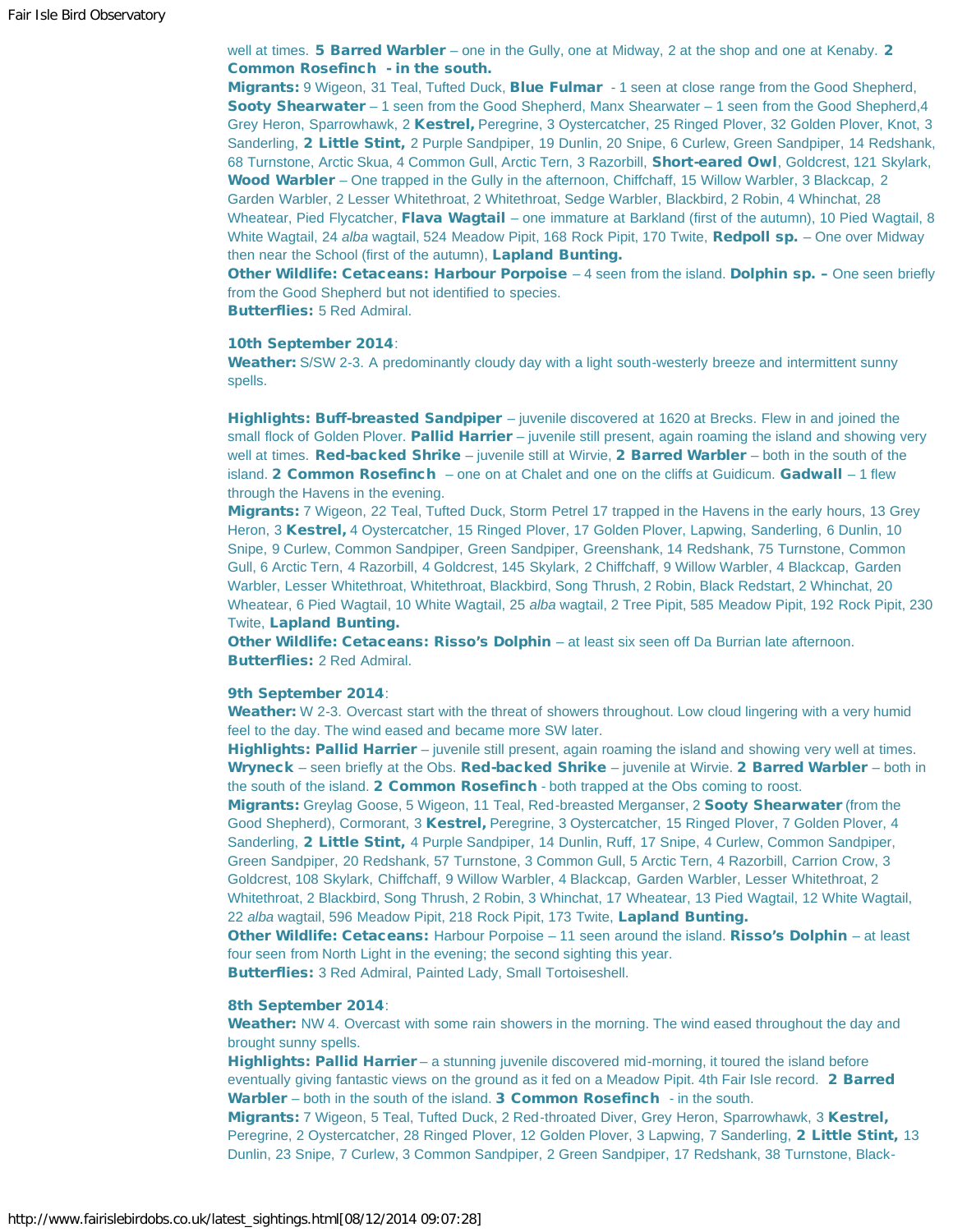well at times. **5 Barred Warbler** – one in the Gully, one at Midway, 2 at the shop and one at Kenaby. **2 Common Rosefinch - in the south.**
**Migrants:** 9 Wigeon, 31 Teal, Tufted Duck, **Blue Fulmar** - 1 seen at close range from the Good Shepherd, **Sooty Shearwater** – 1 seen from the Good Shepherd, Manx Shearwater – 1 seen from the Good Shepherd,4 Grey Heron, Sparrowhawk, 2 **Kestrel,** Peregrine, 3 Oystercatcher, 25 Ringed Plover, 32 Golden Plover, Knot, 3 Sanderling, **2 Little Stint,** 2 Purple Sandpiper, 19 Dunlin, 20 Snipe, 6 Curlew, Green Sandpiper, 14 Redshank, 68 Turnstone, Arctic Skua, 4 Common Gull, Arctic Tern, 3 Razorbill, **Short-eared Owl**, Goldcrest, 121 Skylark, **Wood Warbler** – One trapped in the Gully in the afternoon, Chiffchaff, 15 Willow Warbler, 3 Blackcap, 2 Garden Warbler, 2 Lesser Whitethroat, 2 Whitethroat, Sedge Warbler, Blackbird, 2 Robin, 4 Whinchat, 28 Wheatear, Pied Flycatcher, **Flava Wagtail** – one immature at Barkland (first of the autumn), 10 Pied Wagtail, 8 White Wagtail, 24 *alba* wagtail, 524 Meadow Pipit, 168 Rock Pipit, 170 Twite, **Redpoll sp.** – One over Midway then near the School (first of the autumn), **Lapland Bunting.**
**Other Wildlife: Cetaceans: Harbour Porpoise** – 4 seen from the island. **Dolphin sp. –** One seen briefly from the Good Shepherd but not identified to species.
**Butterflies:** 5 Red Admiral.

**10th September 2014**:
**Weather:** S/SW 2-3. A predominantly cloudy day with a light south-westerly breeze and intermittent sunny spells.

**Highlights: Buff-breasted Sandpiper** – juvenile discovered at 1620 at Brecks. Flew in and joined the small flock of Golden Plover. **Pallid Harrier** – juvenile still present, again roaming the island and showing very well at times. **Red-backed Shrike** – juvenile still at Wirvie, **2 Barred Warbler** – both in the south of the island. **2 Common Rosefinch** – one on at Chalet and one on the cliffs at Guidicum. **Gadwall** – 1 flew through the Havens in the evening.
**Migrants:** 7 Wigeon, 22 Teal, Tufted Duck, Storm Petrel 17 trapped in the Havens in the early hours, 13 Grey Heron, 3 **Kestrel,** 4 Oystercatcher, 15 Ringed Plover, 17 Golden Plover, Lapwing, Sanderling, 6 Dunlin, 10 Snipe, 9 Curlew, Common Sandpiper, Green Sandpiper, Greenshank, 14 Redshank, 75 Turnstone, Common Gull, 6 Arctic Tern, 4 Razorbill, 4 Goldcrest, 145 Skylark, 2 Chiffchaff, 9 Willow Warbler, 4 Blackcap, Garden Warbler, Lesser Whitethroat, Whitethroat, Blackbird, Song Thrush, 2 Robin, Black Redstart, 2 Whinchat, 20 Wheatear, 6 Pied Wagtail, 10 White Wagtail, 25 *alba* wagtail, 2 Tree Pipit, 585 Meadow Pipit, 192 Rock Pipit, 230 Twite, **Lapland Bunting.**
**Other Wildlife: Cetaceans: Risso's Dolphin** – at least six seen off Da Burrian late afternoon.
**Butterflies:** 2 Red Admiral.

**9th September 2014**:
**Weather:** W 2-3. Overcast start with the threat of showers throughout. Low cloud lingering with a very humid feel to the day. The wind eased and became more SW later.
**Highlights: Pallid Harrier** – juvenile still present, again roaming the island and showing very well at times. **Wryneck** – seen briefly at the Obs. **Red-backed Shrike** – juvenile at Wirvie. **2 Barred Warbler** – both in the south of the island. **2 Common Rosefinch** - both trapped at the Obs coming to roost.
**Migrants:** Greylag Goose, 5 Wigeon, 11 Teal, Red-breasted Merganser, 2 **Sooty Shearwater** (from the Good Shepherd), Cormorant, 3 **Kestrel,** Peregrine, 3 Oystercatcher, 15 Ringed Plover, 7 Golden Plover, 4 Sanderling, **2 Little Stint,** 4 Purple Sandpiper, 14 Dunlin, Ruff, 17 Snipe, 4 Curlew, Common Sandpiper, Green Sandpiper, 20 Redshank, 57 Turnstone, 3 Common Gull, 5 Arctic Tern, 4 Razorbill, Carrion Crow, 3 Goldcrest, 108 Skylark, Chiffchaff, 9 Willow Warbler, 4 Blackcap, Garden Warbler, Lesser Whitethroat, 2 Whitethroat, 2 Blackbird, Song Thrush, 2 Robin, 3 Whinchat, 17 Wheatear, 13 Pied Wagtail, 12 White Wagtail, 22 *alba* wagtail, 596 Meadow Pipit, 218 Rock Pipit, 173 Twite, **Lapland Bunting.**
**Other Wildlife: Cetaceans:** Harbour Porpoise – 11 seen around the island. **Risso's Dolphin** – at least four seen from North Light in the evening; the second sighting this year.
**Butterflies:** 3 Red Admiral, Painted Lady, Small Tortoiseshell.

**8th September 2014**:
**Weather:** NW 4. Overcast with some rain showers in the morning. The wind eased throughout the day and brought sunny spells.
**Highlights: Pallid Harrier** – a stunning juvenile discovered mid-morning, it toured the island before eventually giving fantastic views on the ground as it fed on a Meadow Pipit. 4th Fair Isle record. **2 Barred Warbler** – both in the south of the island. **3 Common Rosefinch** - in the south.
**Migrants:** 7 Wigeon, 5 Teal, Tufted Duck, 2 Red-throated Diver, Grey Heron, Sparrowhawk, 3 **Kestrel,** Peregrine, 2 Oystercatcher, 28 Ringed Plover, 12 Golden Plover, 3 Lapwing, 7 Sanderling, **2 Little Stint,** 13 Dunlin, 23 Snipe, 7 Curlew, 3 Common Sandpiper, 2 Green Sandpiper, 17 Redshank, 38 Turnstone, Black-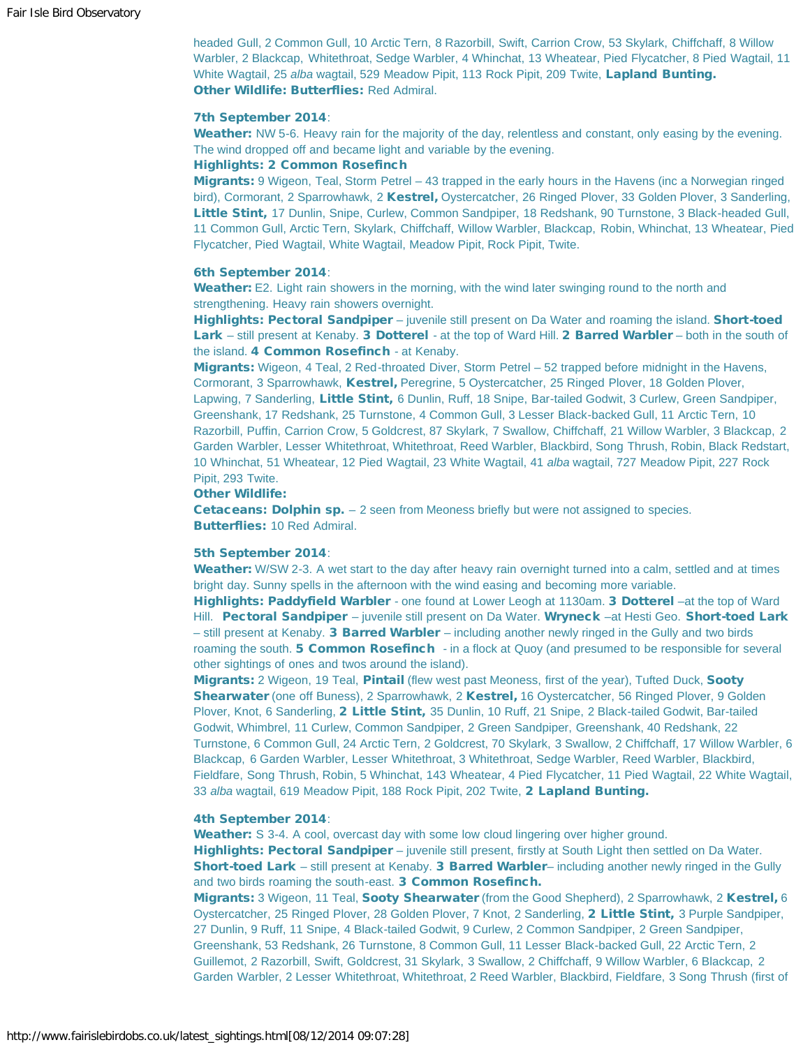headed Gull, 2 Common Gull, 10 Arctic Tern, 8 Razorbill, Swift, Carrion Crow, 53 Skylark, Chiffchaff, 8 Willow Warbler, 2 Blackcap, Whitethroat, Sedge Warbler, 4 Whinchat, 13 Wheatear, Pied Flycatcher, 8 Pied Wagtail, 11 White Wagtail, 25 *alba* wagtail, 529 Meadow Pipit, 113 Rock Pipit, 209 Twite, **Lapland Bunting.**
**Other Wildlife: Butterflies:** Red Admiral.

**7th September 2014**:
**Weather:** NW 5-6. Heavy rain for the majority of the day, relentless and constant, only easing by the evening. The wind dropped off and became light and variable by the evening.
**Highlights: 2 Common Rosefinch**
**Migrants:** 9 Wigeon, Teal, Storm Petrel – 43 trapped in the early hours in the Havens (inc a Norwegian ringed bird), Cormorant, 2 Sparrowhawk, 2 **Kestrel,** Oystercatcher, 26 Ringed Plover, 33 Golden Plover, 3 Sanderling, **Little Stint,** 17 Dunlin, Snipe, Curlew, Common Sandpiper, 18 Redshank, 90 Turnstone, 3 Black-headed Gull, 11 Common Gull, Arctic Tern, Skylark, Chiffchaff, Willow Warbler, Blackcap, Robin, Whinchat, 13 Wheatear, Pied Flycatcher, Pied Wagtail, White Wagtail, Meadow Pipit, Rock Pipit, Twite.

**6th September 2014**:
**Weather:** E2. Light rain showers in the morning, with the wind later swinging round to the north and strengthening. Heavy rain showers overnight.
**Highlights: Pectoral Sandpiper** – juvenile still present on Da Water and roaming the island. **Short-toed Lark** – still present at Kenaby. **3 Dotterel** - at the top of Ward Hill. **2 Barred Warbler** – both in the south of the island. **4 Common Rosefinch** - at Kenaby.
**Migrants:** Wigeon, 4 Teal, 2 Red-throated Diver, Storm Petrel – 52 trapped before midnight in the Havens, Cormorant, 3 Sparrowhawk, **Kestrel,** Peregrine, 5 Oystercatcher, 25 Ringed Plover, 18 Golden Plover, Lapwing, 7 Sanderling, **Little Stint,** 6 Dunlin, Ruff, 18 Snipe, Bar-tailed Godwit, 3 Curlew, Green Sandpiper, Greenshank, 17 Redshank, 25 Turnstone, 4 Common Gull, 3 Lesser Black-backed Gull, 11 Arctic Tern, 10 Razorbill, Puffin, Carrion Crow, 5 Goldcrest, 87 Skylark, 7 Swallow, Chiffchaff, 21 Willow Warbler, 3 Blackcap, 2 Garden Warbler, Lesser Whitethroat, Whitethroat, Reed Warbler, Blackbird, Song Thrush, Robin, Black Redstart, 10 Whinchat, 51 Wheatear, 12 Pied Wagtail, 23 White Wagtail, 41 *alba* wagtail, 727 Meadow Pipit, 227 Rock Pipit, 293 Twite.
**Other Wildlife:**
**Cetaceans: Dolphin sp.** – 2 seen from Meoness briefly but were not assigned to species.
**Butterflies:** 10 Red Admiral.

**5th September 2014**:
**Weather:** W/SW 2-3. A wet start to the day after heavy rain overnight turned into a calm, settled and at times bright day. Sunny spells in the afternoon with the wind easing and becoming more variable.
**Highlights: Paddyfield Warbler** - one found at Lower Leogh at 1130am. **3 Dotterel** –at the top of Ward Hill. **Pectoral Sandpiper** – juvenile still present on Da Water. **Wryneck** –at Hesti Geo. **Short-toed Lark** – still present at Kenaby. **3 Barred Warbler** – including another newly ringed in the Gully and two birds roaming the south. **5 Common Rosefinch** - in a flock at Quoy (and presumed to be responsible for several other sightings of ones and twos around the island).
**Migrants:** 2 Wigeon, 19 Teal, **Pintail** (flew west past Meoness, first of the year), Tufted Duck, **Sooty Shearwater** (one off Buness), 2 Sparrowhawk, 2 **Kestrel,** 16 Oystercatcher, 56 Ringed Plover, 9 Golden Plover, Knot, 6 Sanderling, **2 Little Stint,** 35 Dunlin, 10 Ruff, 21 Snipe, 2 Black-tailed Godwit, Bar-tailed Godwit, Whimbrel, 11 Curlew, Common Sandpiper, 2 Green Sandpiper, Greenshank, 40 Redshank, 22 Turnstone, 6 Common Gull, 24 Arctic Tern, 2 Goldcrest, 70 Skylark, 3 Swallow, 2 Chiffchaff, 17 Willow Warbler, 6 Blackcap, 6 Garden Warbler, Lesser Whitethroat, 3 Whitethroat, Sedge Warbler, Reed Warbler, Blackbird, Fieldfare, Song Thrush, Robin, 5 Whinchat, 143 Wheatear, 4 Pied Flycatcher, 11 Pied Wagtail, 22 White Wagtail, 33 *alba* wagtail, 619 Meadow Pipit, 188 Rock Pipit, 202 Twite, **2 Lapland Bunting.**

**4th September 2014**:
**Weather:** S 3-4. A cool, overcast day with some low cloud lingering over higher ground.
**Highlights: Pectoral Sandpiper** – juvenile still present, firstly at South Light then settled on Da Water. **Short-toed Lark** – still present at Kenaby. **3 Barred Warbler**– including another newly ringed in the Gully and two birds roaming the south-east. **3 Common Rosefinch.**
**Migrants:** 3 Wigeon, 11 Teal, **Sooty Shearwater** (from the Good Shepherd), 2 Sparrowhawk, 2 **Kestrel,** 6 Oystercatcher, 25 Ringed Plover, 28 Golden Plover, 7 Knot, 2 Sanderling, **2 Little Stint,** 3 Purple Sandpiper, 27 Dunlin, 9 Ruff, 11 Snipe, 4 Black-tailed Godwit, 9 Curlew, 2 Common Sandpiper, 2 Green Sandpiper, Greenshank, 53 Redshank, 26 Turnstone, 8 Common Gull, 11 Lesser Black-backed Gull, 22 Arctic Tern, 2 Guillemot, 2 Razorbill, Swift, Goldcrest, 31 Skylark, 3 Swallow, 2 Chiffchaff, 9 Willow Warbler, 6 Blackcap, 2 Garden Warbler, 2 Lesser Whitethroat, Whitethroat, 2 Reed Warbler, Blackbird, Fieldfare, 3 Song Thrush (first of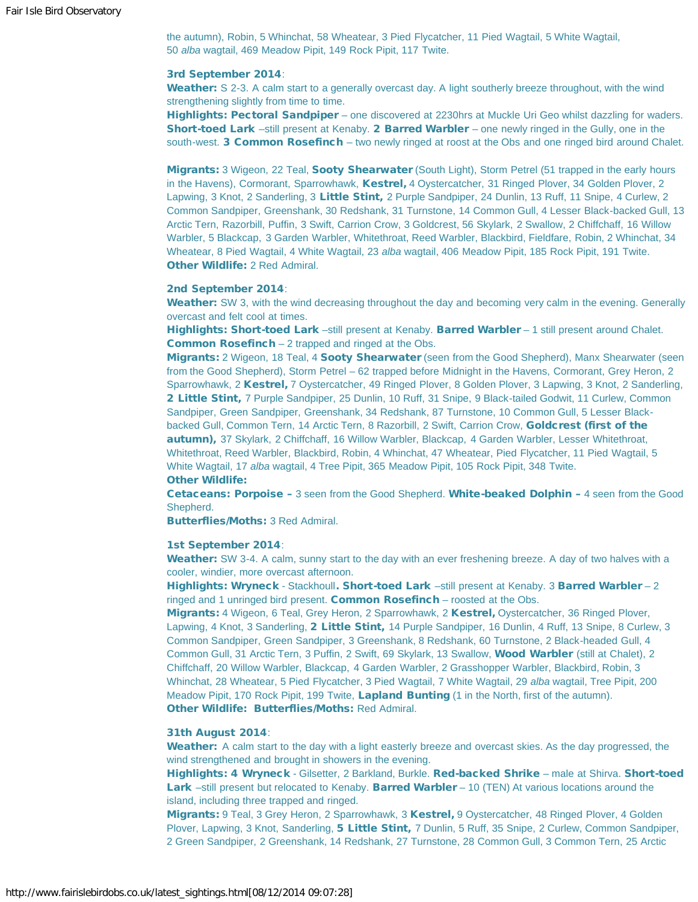the autumn), Robin, 5 Whinchat, 58 Wheatear, 3 Pied Flycatcher, 11 Pied Wagtail, 5 White Wagtail, 50 *alba* wagtail, 469 Meadow Pipit, 149 Rock Pipit, 117 Twite.

**3rd September 2014**:
**Weather:** S 2-3. A calm start to a generally overcast day. A light southerly breeze throughout, with the wind strengthening slightly from time to time.
**Highlights: Pectoral Sandpiper** – one discovered at 2230hrs at Muckle Uri Geo whilst dazzling for waders. **Short-toed Lark** –still present at Kenaby. **2 Barred Warbler** – one newly ringed in the Gully, one in the south-west. **3 Common Rosefinch** – two newly ringed at roost at the Obs and one ringed bird around Chalet.

**Migrants:** 3 Wigeon, 22 Teal, **Sooty Shearwater** (South Light), Storm Petrel (51 trapped in the early hours in the Havens), Cormorant, Sparrowhawk, **Kestrel,** 4 Oystercatcher, 31 Ringed Plover, 34 Golden Plover, 2 Lapwing, 3 Knot, 2 Sanderling, 3 **Little Stint,** 2 Purple Sandpiper, 24 Dunlin, 13 Ruff, 11 Snipe, 4 Curlew, 2 Common Sandpiper, Greenshank, 30 Redshank, 31 Turnstone, 14 Common Gull, 4 Lesser Black-backed Gull, 13 Arctic Tern, Razorbill, Puffin, 3 Swift, Carrion Crow, 3 Goldcrest, 56 Skylark, 2 Swallow, 2 Chiffchaff, 16 Willow Warbler, 5 Blackcap, 3 Garden Warbler, Whitethroat, Reed Warbler, Blackbird, Fieldfare, Robin, 2 Whinchat, 34 Wheatear, 8 Pied Wagtail, 4 White Wagtail, 23 *alba* wagtail, 406 Meadow Pipit, 185 Rock Pipit, 191 Twite.
**Other Wildlife:** 2 Red Admiral.

**2nd September 2014**:
**Weather:** SW 3, with the wind decreasing throughout the day and becoming very calm in the evening. Generally overcast and felt cool at times.
**Highlights: Short-toed Lark** –still present at Kenaby. **Barred Warbler** – 1 still present around Chalet. **Common Rosefinch** – 2 trapped and ringed at the Obs.
**Migrants:** 2 Wigeon, 18 Teal, 4 **Sooty Shearwater** (seen from the Good Shepherd), Manx Shearwater (seen from the Good Shepherd), Storm Petrel – 62 trapped before Midnight in the Havens, Cormorant, Grey Heron, 2 Sparrowhawk, 2 **Kestrel,** 7 Oystercatcher, 49 Ringed Plover, 8 Golden Plover, 3 Lapwing, 3 Knot, 2 Sanderling, **2 Little Stint,** 7 Purple Sandpiper, 25 Dunlin, 10 Ruff, 31 Snipe, 9 Black-tailed Godwit, 11 Curlew, Common Sandpiper, Green Sandpiper, Greenshank, 34 Redshank, 87 Turnstone, 10 Common Gull, 5 Lesser Black-backed Gull, Common Tern, 14 Arctic Tern, 8 Razorbill, 2 Swift, Carrion Crow, **Goldcrest (first of the autumn),** 37 Skylark, 2 Chiffchaff, 16 Willow Warbler, Blackcap, 4 Garden Warbler, Lesser Whitethroat, Whitethroat, Reed Warbler, Blackbird, Robin, 4 Whinchat, 47 Wheatear, Pied Flycatcher, 11 Pied Wagtail, 5 White Wagtail, 17 *alba* wagtail, 4 Tree Pipit, 365 Meadow Pipit, 105 Rock Pipit, 348 Twite.
**Other Wildlife:**
**Cetaceans: Porpoise –** 3 seen from the Good Shepherd. **White-beaked Dolphin –** 4 seen from the Good Shepherd.
**Butterflies/Moths:** 3 Red Admiral.

**1st September 2014**:
**Weather:** SW 3-4. A calm, sunny start to the day with an ever freshening breeze. A day of two halves with a cooler, windier, more overcast afternoon.
**Highlights: Wryneck** - Stackhoull**. Short-toed Lark** –still present at Kenaby. 3 **Barred Warbler** – 2 ringed and 1 unringed bird present. **Common Rosefinch** – roosted at the Obs.
**Migrants:** 4 Wigeon, 6 Teal, Grey Heron, 2 Sparrowhawk, 2 **Kestrel,** Oystercatcher, 36 Ringed Plover, Lapwing, 4 Knot, 3 Sanderling, **2 Little Stint,** 14 Purple Sandpiper, 16 Dunlin, 4 Ruff, 13 Snipe, 8 Curlew, 3 Common Sandpiper, Green Sandpiper, 3 Greenshank, 8 Redshank, 60 Turnstone, 2 Black-headed Gull, 4 Common Gull, 31 Arctic Tern, 3 Puffin, 2 Swift, 69 Skylark, 13 Swallow, **Wood Warbler** (still at Chalet), 2 Chiffchaff, 20 Willow Warbler, Blackcap, 4 Garden Warbler, 2 Grasshopper Warbler, Blackbird, Robin, 3 Whinchat, 28 Wheatear, 5 Pied Flycatcher, 3 Pied Wagtail, 7 White Wagtail, 29 *alba* wagtail, Tree Pipit, 200 Meadow Pipit, 170 Rock Pipit, 199 Twite, **Lapland Bunting** (1 in the North, first of the autumn).
**Other Wildlife: Butterflies/Moths:** Red Admiral.

**31th August 2014**:
**Weather:** A calm start to the day with a light easterly breeze and overcast skies. As the day progressed, the wind strengthened and brought in showers in the evening.
**Highlights: 4 Wryneck** - Gilsetter, 2 Barkland, Burkle. **Red-backed Shrike** – male at Shirva. **Short-toed Lark** –still present but relocated to Kenaby. **Barred Warbler** – 10 (TEN) At various locations around the island, including three trapped and ringed.
**Migrants:** 9 Teal, 3 Grey Heron, 2 Sparrowhawk, 3 **Kestrel,** 9 Oystercatcher, 48 Ringed Plover, 4 Golden Plover, Lapwing, 3 Knot, Sanderling, **5 Little Stint,** 7 Dunlin, 5 Ruff, 35 Snipe, 2 Curlew, Common Sandpiper, 2 Green Sandpiper, 2 Greenshank, 14 Redshank, 27 Turnstone, 28 Common Gull, 3 Common Tern, 25 Arctic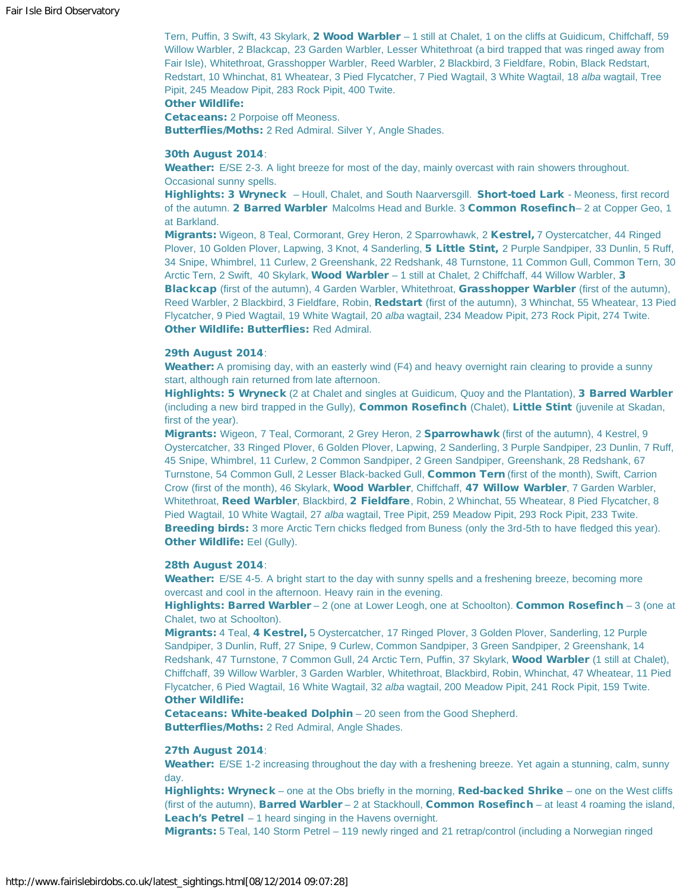Tern, Puffin, 3 Swift, 43 Skylark, **2 Wood Warbler** – 1 still at Chalet, 1 on the cliffs at Guidicum, Chiffchaff, 59 Willow Warbler, 2 Blackcap, 23 Garden Warbler, Lesser Whitethroat (a bird trapped that was ringed away from Fair Isle), Whitethroat, Grasshopper Warbler, Reed Warbler, 2 Blackbird, 3 Fieldfare, Robin, Black Redstart, Redstart, 10 Whinchat, 81 Wheatear, 3 Pied Flycatcher, 7 Pied Wagtail, 3 White Wagtail, 18 *alba* wagtail, Tree Pipit, 245 Meadow Pipit, 283 Rock Pipit, 400 Twite.
**Other Wildlife:**
**Cetaceans:** 2 Porpoise off Meoness.
**Butterflies/Moths:** 2 Red Admiral. Silver Y, Angle Shades.

**30th August 2014**:
**Weather:** E/SE 2-3. A light breeze for most of the day, mainly overcast with rain showers throughout. Occasional sunny spells.
**Highlights: 3 Wryneck** – Houll, Chalet, and South Naarversgill. **Short-toed Lark** - Meoness, first record of the autumn. **2 Barred Warbler** Malcolms Head and Burkle. 3 **Common Rosefinch**– 2 at Copper Geo, 1 at Barkland.
**Migrants:** Wigeon, 8 Teal, Cormorant, Grey Heron, 2 Sparrowhawk, 2 **Kestrel,** 7 Oystercatcher, 44 Ringed Plover, 10 Golden Plover, Lapwing, 3 Knot, 4 Sanderling, **5 Little Stint,** 2 Purple Sandpiper, 33 Dunlin, 5 Ruff, 34 Snipe, Whimbrel, 11 Curlew, 2 Greenshank, 22 Redshank, 48 Turnstone, 11 Common Gull, Common Tern, 30 Arctic Tern, 2 Swift, 40 Skylark, **Wood Warbler** – 1 still at Chalet, 2 Chiffchaff, 44 Willow Warbler, **3 Blackcap** (first of the autumn), 4 Garden Warbler, Whitethroat, **Grasshopper Warbler** (first of the autumn), Reed Warbler, 2 Blackbird, 3 Fieldfare, Robin, **Redstart** (first of the autumn), 3 Whinchat, 55 Wheatear, 13 Pied Flycatcher, 9 Pied Wagtail, 19 White Wagtail, 20 *alba* wagtail, 234 Meadow Pipit, 273 Rock Pipit, 274 Twite.
**Other Wildlife: Butterflies:** Red Admiral.

**29th August 2014**:
**Weather:** A promising day, with an easterly wind (F4) and heavy overnight rain clearing to provide a sunny start, although rain returned from late afternoon.
**Highlights: 5 Wryneck** (2 at Chalet and singles at Guidicum, Quoy and the Plantation), **3 Barred Warbler** (including a new bird trapped in the Gully), **Common Rosefinch** (Chalet), **Little Stint** (juvenile at Skadan, first of the year).
**Migrants:** Wigeon, 7 Teal, Cormorant, 2 Grey Heron, 2 **Sparrowhawk** (first of the autumn), 4 Kestrel, 9 Oystercatcher, 33 Ringed Plover, 6 Golden Plover, Lapwing, 2 Sanderling, 3 Purple Sandpiper, 23 Dunlin, 7 Ruff, 45 Snipe, Whimbrel, 11 Curlew, 2 Common Sandpiper, 2 Green Sandpiper, Greenshank, 28 Redshank, 67 Turnstone, 54 Common Gull, 2 Lesser Black-backed Gull, **Common Tern** (first of the month), Swift, Carrion Crow (first of the month), 46 Skylark, **Wood Warbler**, Chiffchaff, **47 Willow Warbler**, 7 Garden Warbler, Whitethroat, **Reed Warbler**, Blackbird, **2 Fieldfare**, Robin, 2 Whinchat, 55 Wheatear, 8 Pied Flycatcher, 8 Pied Wagtail, 10 White Wagtail, 27 *alba* wagtail, Tree Pipit, 259 Meadow Pipit, 293 Rock Pipit, 233 Twite.
**Breeding birds:** 3 more Arctic Tern chicks fledged from Buness (only the 3rd-5th to have fledged this year).
**Other Wildlife:** Eel (Gully).

**28th August 2014**:
**Weather:** E/SE 4-5. A bright start to the day with sunny spells and a freshening breeze, becoming more overcast and cool in the afternoon. Heavy rain in the evening.
**Highlights: Barred Warbler** – 2 (one at Lower Leogh, one at Schoolton). **Common Rosefinch** – 3 (one at Chalet, two at Schoolton).
**Migrants:** 4 Teal, **4 Kestrel,** 5 Oystercatcher, 17 Ringed Plover, 3 Golden Plover, Sanderling, 12 Purple Sandpiper, 3 Dunlin, Ruff, 27 Snipe, 9 Curlew, Common Sandpiper, 3 Green Sandpiper, 2 Greenshank, 14 Redshank, 47 Turnstone, 7 Common Gull, 24 Arctic Tern, Puffin, 37 Skylark, **Wood Warbler** (1 still at Chalet), Chiffchaff, 39 Willow Warbler, 3 Garden Warbler, Whitethroat, Blackbird, Robin, Whinchat, 47 Wheatear, 11 Pied Flycatcher, 6 Pied Wagtail, 16 White Wagtail, 32 *alba* wagtail, 200 Meadow Pipit, 241 Rock Pipit, 159 Twite.
**Other Wildlife:**
**Cetaceans: White-beaked Dolphin** – 20 seen from the Good Shepherd.
**Butterflies/Moths:** 2 Red Admiral, Angle Shades.

**27th August 2014**:
**Weather:** E/SE 1-2 increasing throughout the day with a freshening breeze. Yet again a stunning, calm, sunny day.
**Highlights: Wryneck** – one at the Obs briefly in the morning, **Red-backed Shrike** – one on the West cliffs (first of the autumn), **Barred Warbler** – 2 at Stackhoull, **Common Rosefinch** – at least 4 roaming the island, **Leach's Petrel** – 1 heard singing in the Havens overnight.
**Migrants:** 5 Teal, 140 Storm Petrel – 119 newly ringed and 21 retrap/control (including a Norwegian ringed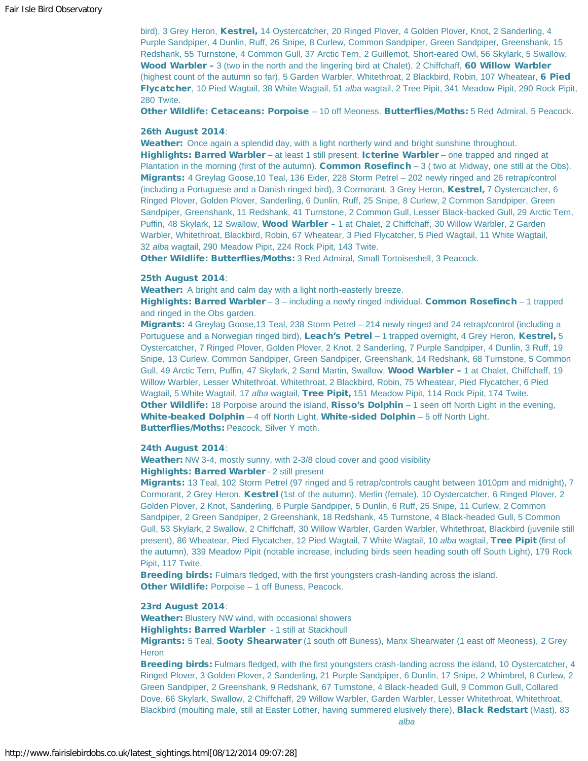bird), 3 Grey Heron, **Kestrel,** 14 Oystercatcher, 20 Ringed Plover, 4 Golden Plover, Knot, 2 Sanderling, 4 Purple Sandpiper, 4 Dunlin, Ruff, 26 Snipe, 8 Curlew, Common Sandpiper, Green Sandpiper, Greenshank, 15 Redshank, 55 Turnstone, 4 Common Gull, 37 Arctic Tern, 2 Guillemot, Short-eared Owl, 56 Skylark, 5 Swallow, **Wood Warbler –** 3 (two in the north and the lingering bird at Chalet), 2 Chiffchaff, **60 Willow Warbler** (highest count of the autumn so far), 5 Garden Warbler, Whitethroat, 2 Blackbird, Robin, 107 Wheatear, **6 Pied Flycatcher**, 10 Pied Wagtail, 38 White Wagtail, 51 *alba* wagtail, 2 Tree Pipit, 341 Meadow Pipit, 290 Rock Pipit, 280 Twite.

**Other Wildlife: Cetaceans: Porpoise** – 10 off Meoness. **Butterflies/Moths:** 5 Red Admiral, 5 Peacock.

**26th August 2014**:

**Weather:** Once again a splendid day, with a light northerly wind and bright sunshine throughout.

**Highlights: Barred Warbler** – at least 1 still present. **Icterine Warbler** – one trapped and ringed at Plantation in the morning (first of the autumn). **Common Rosefinch** – 3 ( two at Midway, one still at the Obs).

**Migrants:** 4 Greylag Goose,10 Teal, 136 Eider, 228 Storm Petrel – 202 newly ringed and 26 retrap/control (including a Portuguese and a Danish ringed bird), 3 Cormorant, 3 Grey Heron, **Kestrel,** 7 Oystercatcher, 6 Ringed Plover, Golden Plover, Sanderling, 6 Dunlin, Ruff, 25 Snipe, 8 Curlew, 2 Common Sandpiper, Green Sandpiper, Greenshank, 11 Redshank, 41 Turnstone, 2 Common Gull, Lesser Black-backed Gull, 29 Arctic Tern, Puffin, 48 Skylark, 12 Swallow, **Wood Warbler –** 1 at Chalet, 2 Chiffchaff, 30 Willow Warbler, 2 Garden Warbler, Whitethroat, Blackbird, Robin, 67 Wheatear, 3 Pied Flycatcher, 5 Pied Wagtail, 11 White Wagtail, 32 *alba* wagtail, 290 Meadow Pipit, 224 Rock Pipit, 143 Twite.

**Other Wildlife: Butterflies/Moths:** 3 Red Admiral, Small Tortoiseshell, 3 Peacock.

**25th August 2014**:

**Weather:** A bright and calm day with a light north-easterly breeze.

**Highlights: Barred Warbler** – 3 – including a newly ringed individual. **Common Rosefinch** – 1 trapped and ringed in the Obs garden.

**Migrants:** 4 Greylag Goose,13 Teal, 238 Storm Petrel – 214 newly ringed and 24 retrap/control (including a Portuguese and a Norwegian ringed bird), **Leach's Petrel** – 1 trapped overnight, 4 Grey Heron, **Kestrel,** 5 Oystercatcher, 7 Ringed Plover, Golden Plover, 2 Knot, 2 Sanderling, 7 Purple Sandpiper, 4 Dunlin, 3 Ruff, 19 Snipe, 13 Curlew, Common Sandpiper, Green Sandpiper, Greenshank, 14 Redshank, 68 Turnstone, 5 Common Gull, 49 Arctic Tern, Puffin, 47 Skylark, 2 Sand Martin, Swallow, **Wood Warbler –** 1 at Chalet, Chiffchaff, 19 Willow Warbler, Lesser Whitethroat, Whitethroat, 2 Blackbird, Robin, 75 Wheatear, Pied Flycatcher, 6 Pied Wagtail, 5 White Wagtail, 17 *alba* wagtail, **Tree Pipit,** 151 Meadow Pipit, 114 Rock Pipit, 174 Twite.

**Other Wildlife:** 18 Porpoise around the island, **Risso's Dolphin** – 1 seen off North Light in the evening, **White-beaked Dolphin** – 4 off North Light, **White-sided Dolphin** – 5 off North Light.

**Butterflies/Moths:** Peacock, Silver Y moth.

**24th August 2014**:

**Weather:** NW 3-4, mostly sunny, with 2-3/8 cloud cover and good visibility

**Highlights: Barred Warbler** - 2 still present

**Migrants:** 13 Teal, 102 Storm Petrel (97 ringed and 5 retrap/controls caught between 1010pm and midnight), 7 Cormorant, 2 Grey Heron, **Kestrel** (1st of the autumn), Merlin (female), 10 Oystercatcher, 6 Ringed Plover, 2 Golden Plover, 2 Knot, Sanderling, 6 Purple Sandpiper, 5 Dunlin, 6 Ruff, 25 Snipe, 11 Curlew, 2 Common Sandpiper, 2 Green Sandpiper, 2 Greenshank, 18 Redshank, 45 Turnstone, 4 Black-headed Gull, 5 Common Gull, 53 Skylark, 2 Swallow, 2 Chiffchaff, 30 Willow Warbler, Garden Warbler, Whitethroat, Blackbird (juvenile still present), 86 Wheatear, Pied Flycatcher, 12 Pied Wagtail, 7 White Wagtail, 10 *alba* wagtail, **Tree Pipit** (first of the autumn), 339 Meadow Pipit (notable increase, including birds seen heading south off South Light), 179 Rock Pipit, 117 Twite.

**Breeding birds:** Fulmars fledged, with the first youngsters crash-landing across the island.

**Other Wildlife:** Porpoise – 1 off Buness, Peacock.

**23rd August 2014**:

**Weather:** Blustery NW wind, with occasional showers

**Highlights: Barred Warbler** - 1 still at Stackhoull

**Migrants:** 5 Teal, **Sooty Shearwater** (1 south off Buness), Manx Shearwater (1 east off Meoness), 2 Grey Heron

**Breeding birds:** Fulmars fledged, with the first youngsters crash-landing across the island, 10 Oystercatcher, 4 Ringed Plover, 3 Golden Plover, 2 Sanderling, 21 Purple Sandpiper, 6 Dunlin, 17 Snipe, 2 Whimbrel, 8 Curlew, 2 Green Sandpiper, 2 Greenshank, 9 Redshank, 67 Turnstone, 4 Black-headed Gull, 9 Common Gull, Collared Dove, 66 Skylark, Swallow, 2 Chiffchaff, 29 Willow Warbler, Garden Warbler, Lesser Whitethroat, Whitethroat, Blackbird (moulting male, still at Easter Lother, having summered elusively there), **Black Redstart** (Mast), 83 *alba*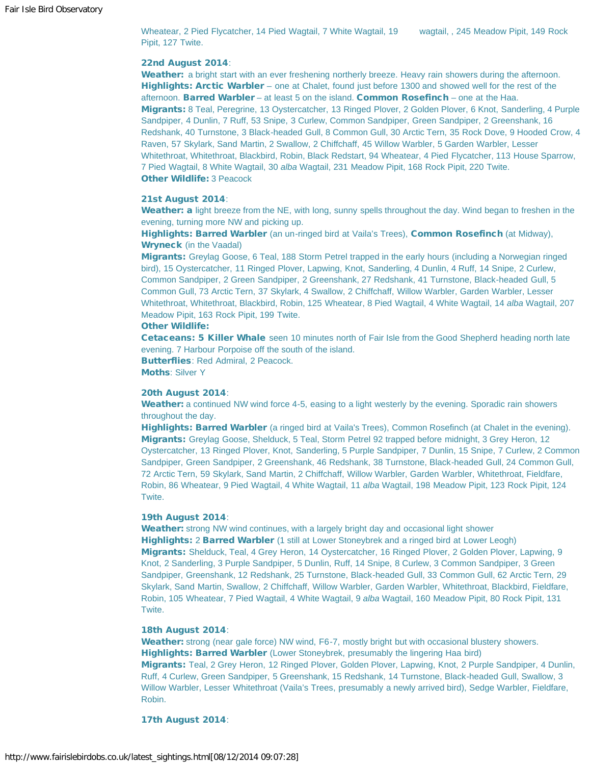Wheatear, 2 Pied Flycatcher, 14 Pied Wagtail, 7 White Wagtail, 19 wagtail, , 245 Meadow Pipit, 149 Rock Pipit, 127 Twite.

**22nd August 2014**:
**Weather:** a bright start with an ever freshening northerly breeze. Heavy rain showers during the afternoon.
**Highlights: Arctic Warbler** – one at Chalet, found just before 1300 and showed well for the rest of the afternoon. **Barred Warbler** – at least 5 on the island. **Common Rosefinch** – one at the Haa.
**Migrants:** 8 Teal, Peregrine, 13 Oystercatcher, 13 Ringed Plover, 2 Golden Plover, 6 Knot, Sanderling, 4 Purple Sandpiper, 4 Dunlin, 7 Ruff, 53 Snipe, 3 Curlew, Common Sandpiper, Green Sandpiper, 2 Greenshank, 16 Redshank, 40 Turnstone, 3 Black-headed Gull, 8 Common Gull, 30 Arctic Tern, 35 Rock Dove, 9 Hooded Crow, 4 Raven, 57 Skylark, Sand Martin, 2 Swallow, 2 Chiffchaff, 45 Willow Warbler, 5 Garden Warbler, Lesser Whitethroat, Whitethroat, Blackbird, Robin, Black Redstart, 94 Wheatear, 4 Pied Flycatcher, 113 House Sparrow, 7 Pied Wagtail, 8 White Wagtail, 30 *alba* Wagtail, 231 Meadow Pipit, 168 Rock Pipit, 220 Twite.
**Other Wildlife:** 3 Peacock

**21st August 2014**:
**Weather: a** light breeze from the NE, with long, sunny spells throughout the day. Wind began to freshen in the evening, turning more NW and picking up.
**Highlights: Barred Warbler** (an un-ringed bird at Vaila's Trees), **Common Rosefinch** (at Midway), **Wryneck** (in the Vaadal)
**Migrants:** Greylag Goose, 6 Teal, 188 Storm Petrel trapped in the early hours (including a Norwegian ringed bird), 15 Oystercatcher, 11 Ringed Plover, Lapwing, Knot, Sanderling, 4 Dunlin, 4 Ruff, 14 Snipe, 2 Curlew, Common Sandpiper, 2 Green Sandpiper, 2 Greenshank, 27 Redshank, 41 Turnstone, Black-headed Gull, 5 Common Gull, 73 Arctic Tern, 37 Skylark, 4 Swallow, 2 Chiffchaff, Willow Warbler, Garden Warbler, Lesser Whitethroat, Whitethroat, Blackbird, Robin, 125 Wheatear, 8 Pied Wagtail, 4 White Wagtail, 14 *alba* Wagtail, 207 Meadow Pipit, 163 Rock Pipit, 199 Twite.
**Other Wildlife:**
**Cetaceans: 5 Killer Whale** seen 10 minutes north of Fair Isle from the Good Shepherd heading north late evening. 7 Harbour Porpoise off the south of the island.
**Butterflies**: Red Admiral, 2 Peacock.
**Moths**: Silver Y

**20th August 2014**:
**Weather:** a continued NW wind force 4-5, easing to a light westerly by the evening. Sporadic rain showers throughout the day.
**Highlights: Barred Warbler** (a ringed bird at Vaila's Trees), Common Rosefinch (at Chalet in the evening).
**Migrants:** Greylag Goose, Shelduck, 5 Teal, Storm Petrel 92 trapped before midnight, 3 Grey Heron, 12 Oystercatcher, 13 Ringed Plover, Knot, Sanderling, 5 Purple Sandpiper, 7 Dunlin, 15 Snipe, 7 Curlew, 2 Common Sandpiper, Green Sandpiper, 2 Greenshank, 46 Redshank, 38 Turnstone, Black-headed Gull, 24 Common Gull, 72 Arctic Tern, 59 Skylark, Sand Martin, 2 Chiffchaff, Willow Warbler, Garden Warbler, Whitethroat, Fieldfare, Robin, 86 Wheatear, 9 Pied Wagtail, 4 White Wagtail, 11 *alba* Wagtail, 198 Meadow Pipit, 123 Rock Pipit, 124 Twite.

**19th August 2014**:
**Weather:** strong NW wind continues, with a largely bright day and occasional light shower
**Highlights:** 2 **Barred Warbler** (1 still at Lower Stoneybrek and a ringed bird at Lower Leogh)
**Migrants:** Shelduck, Teal, 4 Grey Heron, 14 Oystercatcher, 16 Ringed Plover, 2 Golden Plover, Lapwing, 9 Knot, 2 Sanderling, 3 Purple Sandpiper, 5 Dunlin, Ruff, 14 Snipe, 8 Curlew, 3 Common Sandpiper, 3 Green Sandpiper, Greenshank, 12 Redshank, 25 Turnstone, Black-headed Gull, 33 Common Gull, 62 Arctic Tern, 29 Skylark, Sand Martin, Swallow, 2 Chiffchaff, Willow Warbler, Garden Warbler, Whitethroat, Blackbird, Fieldfare, Robin, 105 Wheatear, 7 Pied Wagtail, 4 White Wagtail, 9 *alba* Wagtail, 160 Meadow Pipit, 80 Rock Pipit, 131 Twite.

**18th August 2014**:
**Weather:** strong (near gale force) NW wind, F6-7, mostly bright but with occasional blustery showers.
**Highlights: Barred Warbler** (Lower Stoneybrek, presumably the lingering Haa bird)
**Migrants:** Teal, 2 Grey Heron, 12 Ringed Plover, Golden Plover, Lapwing, Knot, 2 Purple Sandpiper, 4 Dunlin, Ruff, 4 Curlew, Green Sandpiper, 5 Greenshank, 15 Redshank, 14 Turnstone, Black-headed Gull, Swallow, 3 Willow Warbler, Lesser Whitethroat (Vaila's Trees, presumably a newly arrived bird), Sedge Warbler, Fieldfare, Robin.

**17th August 2014**: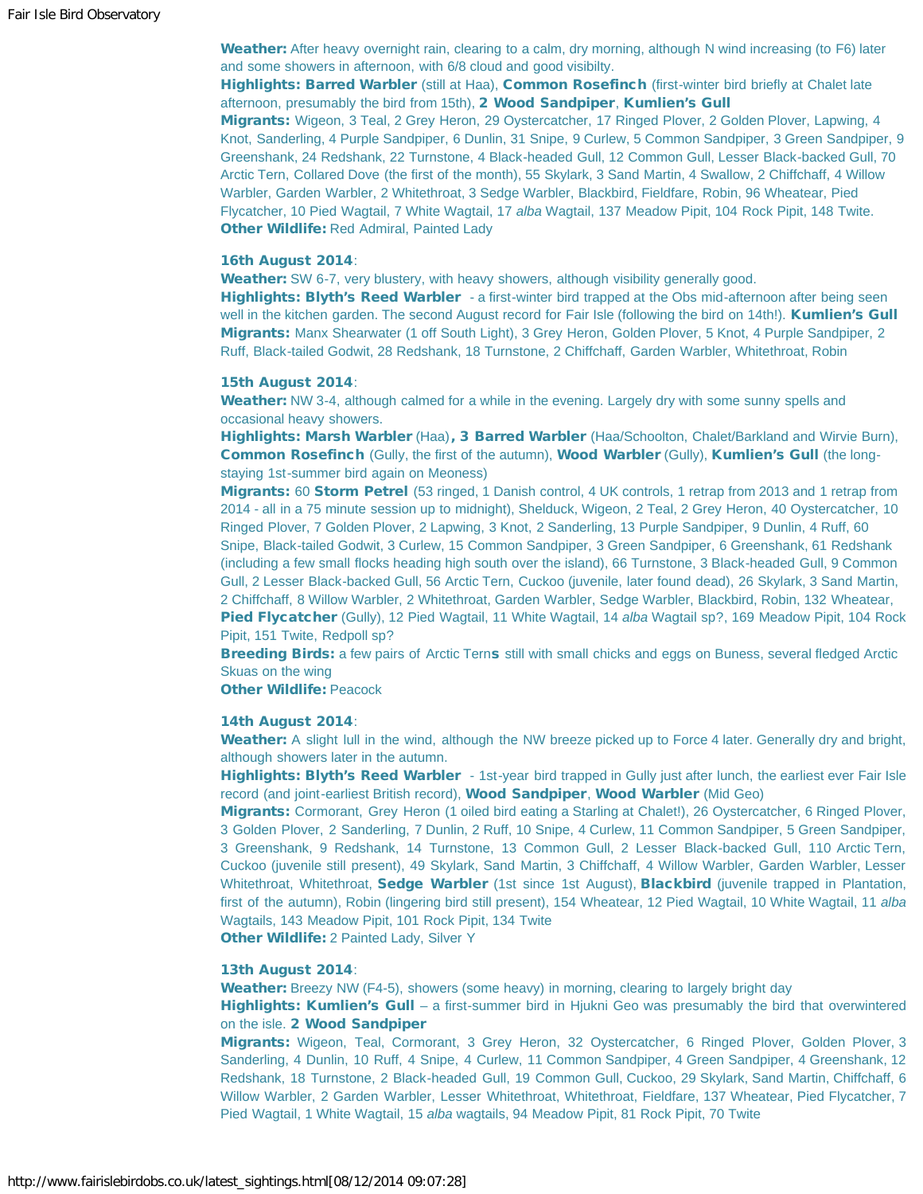**Weather:** After heavy overnight rain, clearing to a calm, dry morning, although N wind increasing (to F6) later and some showers in afternoon, with 6/8 cloud and good visibilty.
**Highlights: Barred Warbler** (still at Haa), **Common Rosefinch** (first-winter bird briefly at Chalet late afternoon, presumably the bird from 15th), **2 Wood Sandpiper**, **Kumlien's Gull**
**Migrants:** Wigeon, 3 Teal, 2 Grey Heron, 29 Oystercatcher, 17 Ringed Plover, 2 Golden Plover, Lapwing, 4 Knot, Sanderling, 4 Purple Sandpiper, 6 Dunlin, 31 Snipe, 9 Curlew, 5 Common Sandpiper, 3 Green Sandpiper, 9 Greenshank, 24 Redshank, 22 Turnstone, 4 Black-headed Gull, 12 Common Gull, Lesser Black-backed Gull, 70 Arctic Tern, Collared Dove (the first of the month), 55 Skylark, 3 Sand Martin, 4 Swallow, 2 Chiffchaff, 4 Willow Warbler, Garden Warbler, 2 Whitethroat, 3 Sedge Warbler, Blackbird, Fieldfare, Robin, 96 Wheatear, Pied Flycatcher, 10 Pied Wagtail, 7 White Wagtail, 17 *alba* Wagtail, 137 Meadow Pipit, 104 Rock Pipit, 148 Twite.
**Other Wildlife:** Red Admiral, Painted Lady

**16th August 2014**:
**Weather:** SW 6-7, very blustery, with heavy showers, although visibility generally good.
**Highlights: Blyth's Reed Warbler** - a first-winter bird trapped at the Obs mid-afternoon after being seen well in the kitchen garden. The second August record for Fair Isle (following the bird on 14th!). **Kumlien's Gull**
**Migrants:** Manx Shearwater (1 off South Light), 3 Grey Heron, Golden Plover, 5 Knot, 4 Purple Sandpiper, 2 Ruff, Black-tailed Godwit, 28 Redshank, 18 Turnstone, 2 Chiffchaff, Garden Warbler, Whitethroat, Robin

**15th August 2014**:
**Weather:** NW 3-4, although calmed for a while in the evening. Largely dry with some sunny spells and occasional heavy showers.
**Highlights: Marsh Warbler** (Haa)**, 3 Barred Warbler** (Haa/Schoolton, Chalet/Barkland and Wirvie Burn), **Common Rosefinch** (Gully, the first of the autumn), **Wood Warbler** (Gully), **Kumlien's Gull** (the long-staying 1st-summer bird again on Meoness)
**Migrants:** 60 **Storm Petrel** (53 ringed, 1 Danish control, 4 UK controls, 1 retrap from 2013 and 1 retrap from 2014 - all in a 75 minute session up to midnight), Shelduck, Wigeon, 2 Teal, 2 Grey Heron, 40 Oystercatcher, 10 Ringed Plover, 7 Golden Plover, 2 Lapwing, 3 Knot, 2 Sanderling, 13 Purple Sandpiper, 9 Dunlin, 4 Ruff, 60 Snipe, Black-tailed Godwit, 3 Curlew, 15 Common Sandpiper, 3 Green Sandpiper, 6 Greenshank, 61 Redshank (including a few small flocks heading high south over the island), 66 Turnstone, 3 Black-headed Gull, 9 Common Gull, 2 Lesser Black-backed Gull, 56 Arctic Tern, Cuckoo (juvenile, later found dead), 26 Skylark, 3 Sand Martin, 2 Chiffchaff, 8 Willow Warbler, 2 Whitethroat, Garden Warbler, Sedge Warbler, Blackbird, Robin, 132 Wheatear, **Pied Flycatcher** (Gully), 12 Pied Wagtail, 11 White Wagtail, 14 *alba* Wagtail sp?, 169 Meadow Pipit, 104 Rock Pipit, 151 Twite, Redpoll sp?
**Breeding Birds:** a few pairs of Arctic Tern**s** still with small chicks and eggs on Buness, several fledged Arctic Skuas on the wing
**Other Wildlife:** Peacock

**14th August 2014**:
**Weather:** A slight lull in the wind, although the NW breeze picked up to Force 4 later. Generally dry and bright, although showers later in the autumn.
**Highlights: Blyth's Reed Warbler** - 1st-year bird trapped in Gully just after lunch, the earliest ever Fair Isle record (and joint-earliest British record), **Wood Sandpiper**, **Wood Warbler** (Mid Geo)
**Migrants:** Cormorant, Grey Heron (1 oiled bird eating a Starling at Chalet!), 26 Oystercatcher, 6 Ringed Plover, 3 Golden Plover, 2 Sanderling, 7 Dunlin, 2 Ruff, 10 Snipe, 4 Curlew, 11 Common Sandpiper, 5 Green Sandpiper, 3 Greenshank, 9 Redshank, 14 Turnstone, 13 Common Gull, 2 Lesser Black-backed Gull, 110 Arctic Tern, Cuckoo (juvenile still present), 49 Skylark, Sand Martin, 3 Chiffchaff, 4 Willow Warbler, Garden Warbler, Lesser Whitethroat, Whitethroat, **Sedge Warbler** (1st since 1st August), **Blackbird** (juvenile trapped in Plantation, first of the autumn), Robin (lingering bird still present), 154 Wheatear, 12 Pied Wagtail, 10 White Wagtail, 11 *alba* Wagtails, 143 Meadow Pipit, 101 Rock Pipit, 134 Twite
**Other Wildlife:** 2 Painted Lady, Silver Y

**13th August 2014**:
**Weather:** Breezy NW (F4-5), showers (some heavy) in morning, clearing to largely bright day
**Highlights: Kumlien's Gull** – a first-summer bird in Hjukni Geo was presumably the bird that overwintered on the isle. **2 Wood Sandpiper**
**Migrants:** Wigeon, Teal, Cormorant, 3 Grey Heron, 32 Oystercatcher, 6 Ringed Plover, Golden Plover, 3 Sanderling, 4 Dunlin, 10 Ruff, 4 Snipe, 4 Curlew, 11 Common Sandpiper, 4 Green Sandpiper, 4 Greenshank, 12 Redshank, 18 Turnstone, 2 Black-headed Gull, 19 Common Gull, Cuckoo, 29 Skylark, Sand Martin, Chiffchaff, 6 Willow Warbler, 2 Garden Warbler, Lesser Whitethroat, Whitethroat, Fieldfare, 137 Wheatear, Pied Flycatcher, 7 Pied Wagtail, 1 White Wagtail, 15 *alba* wagtails, 94 Meadow Pipit, 81 Rock Pipit, 70 Twite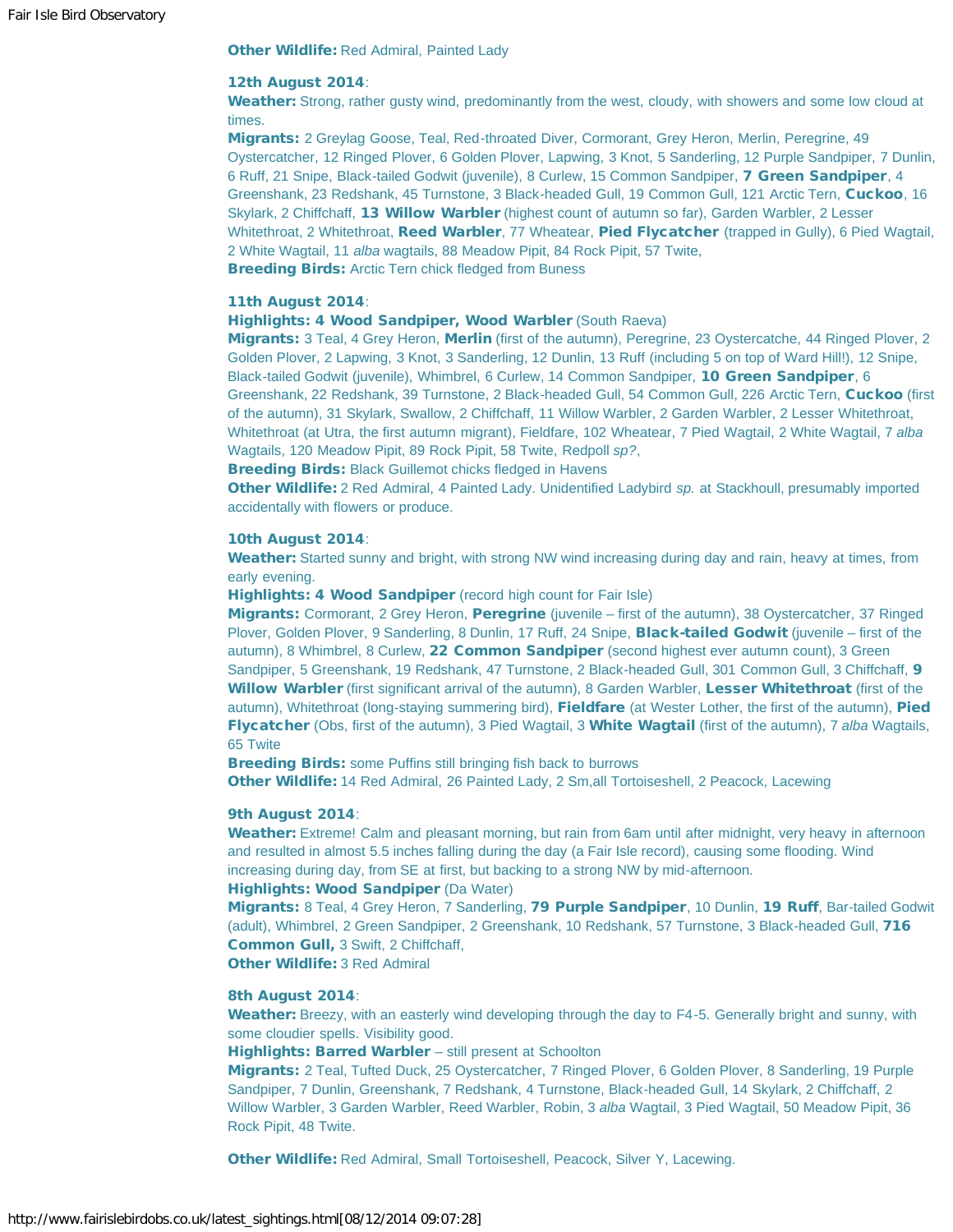**Other Wildlife:** Red Admiral, Painted Lady

**12th August 2014**:
**Weather:** Strong, rather gusty wind, predominantly from the west, cloudy, with showers and some low cloud at times.
**Migrants:** 2 Greylag Goose, Teal, Red-throated Diver, Cormorant, Grey Heron, Merlin, Peregrine, 49 Oystercatcher, 12 Ringed Plover, 6 Golden Plover, Lapwing, 3 Knot, 5 Sanderling, 12 Purple Sandpiper, 7 Dunlin, 6 Ruff, 21 Snipe, Black-tailed Godwit (juvenile), 8 Curlew, 15 Common Sandpiper, **7 Green Sandpiper**, 4 Greenshank, 23 Redshank, 45 Turnstone, 3 Black-headed Gull, 19 Common Gull, 121 Arctic Tern, **Cuckoo**, 16 Skylark, 2 Chiffchaff, **13 Willow Warbler** (highest count of autumn so far), Garden Warbler, 2 Lesser Whitethroat, 2 Whitethroat, **Reed Warbler**, 77 Wheatear, **Pied Flycatcher** (trapped in Gully), 6 Pied Wagtail, 2 White Wagtail, 11 *alba* wagtails, 88 Meadow Pipit, 84 Rock Pipit, 57 Twite,
**Breeding Birds:** Arctic Tern chick fledged from Buness

**11th August 2014**:
**Highlights: 4 Wood Sandpiper, Wood Warbler** (South Raeva)
**Migrants:** 3 Teal, 4 Grey Heron, **Merlin** (first of the autumn), Peregrine, 23 Oystercatche, 44 Ringed Plover, 2 Golden Plover, 2 Lapwing, 3 Knot, 3 Sanderling, 12 Dunlin, 13 Ruff (including 5 on top of Ward Hill!), 12 Snipe, Black-tailed Godwit (juvenile), Whimbrel, 6 Curlew, 14 Common Sandpiper, **10 Green Sandpiper**, 6 Greenshank, 22 Redshank, 39 Turnstone, 2 Black-headed Gull, 54 Common Gull, 226 Arctic Tern, **Cuckoo** (first of the autumn), 31 Skylark, Swallow, 2 Chiffchaff, 11 Willow Warbler, 2 Garden Warbler, 2 Lesser Whitethroat, Whitethroat (at Utra, the first autumn migrant), Fieldfare, 102 Wheatear, 7 Pied Wagtail, 2 White Wagtail, 7 *alba* Wagtails, 120 Meadow Pipit, 89 Rock Pipit, 58 Twite, Redpoll *sp?*,
**Breeding Birds:** Black Guillemot chicks fledged in Havens
**Other Wildlife:** 2 Red Admiral, 4 Painted Lady. Unidentified Ladybird *sp.* at Stackhoull, presumably imported accidentally with flowers or produce.

**10th August 2014**:
**Weather:** Started sunny and bright, with strong NW wind increasing during day and rain, heavy at times, from early evening.
**Highlights: 4 Wood Sandpiper** (record high count for Fair Isle)
**Migrants:** Cormorant, 2 Grey Heron, **Peregrine** (juvenile – first of the autumn), 38 Oystercatcher, 37 Ringed Plover, Golden Plover, 9 Sanderling, 8 Dunlin, 17 Ruff, 24 Snipe, **Black-tailed Godwit** (juvenile – first of the autumn), 8 Whimbrel, 8 Curlew, **22 Common Sandpiper** (second highest ever autumn count), 3 Green Sandpiper, 5 Greenshank, 19 Redshank, 47 Turnstone, 2 Black-headed Gull, 301 Common Gull, 3 Chiffchaff, **9 Willow Warbler** (first significant arrival of the autumn), 8 Garden Warbler, **Lesser Whitethroat** (first of the autumn), Whitethroat (long-staying summering bird), **Fieldfare** (at Wester Lother, the first of the autumn), **Pied Flycatcher** (Obs, first of the autumn), 3 Pied Wagtail, 3 **White Wagtail** (first of the autumn), 7 *alba* Wagtails, 65 Twite
**Breeding Birds:** some Puffins still bringing fish back to burrows
**Other Wildlife:** 14 Red Admiral, 26 Painted Lady, 2 Sm,all Tortoiseshell, 2 Peacock, Lacewing

**9th August 2014**:
**Weather:** Extreme! Calm and pleasant morning, but rain from 6am until after midnight, very heavy in afternoon and resulted in almost 5.5 inches falling during the day (a Fair Isle record), causing some flooding. Wind increasing during day, from SE at first, but backing to a strong NW by mid-afternoon.
**Highlights: Wood Sandpiper** (Da Water)
**Migrants:** 8 Teal, 4 Grey Heron, 7 Sanderling, **79 Purple Sandpiper**, 10 Dunlin, **19 Ruff**, Bar-tailed Godwit (adult), Whimbrel, 2 Green Sandpiper, 2 Greenshank, 10 Redshank, 57 Turnstone, 3 Black-headed Gull, **716 Common Gull,** 3 Swift, 2 Chiffchaff,
**Other Wildlife:** 3 Red Admiral

**8th August 2014**:
**Weather:** Breezy, with an easterly wind developing through the day to F4-5. Generally bright and sunny, with some cloudier spells. Visibility good.
**Highlights: Barred Warbler** – still present at Schoolton
**Migrants:** 2 Teal, Tufted Duck, 25 Oystercatcher, 7 Ringed Plover, 6 Golden Plover, 8 Sanderling, 19 Purple Sandpiper, 7 Dunlin, Greenshank, 7 Redshank, 4 Turnstone, Black-headed Gull, 14 Skylark, 2 Chiffchaff, 2 Willow Warbler, 3 Garden Warbler, Reed Warbler, Robin, 3 *alba* Wagtail, 3 Pied Wagtail, 50 Meadow Pipit, 36 Rock Pipit, 48 Twite.

**Other Wildlife:** Red Admiral, Small Tortoiseshell, Peacock, Silver Y, Lacewing.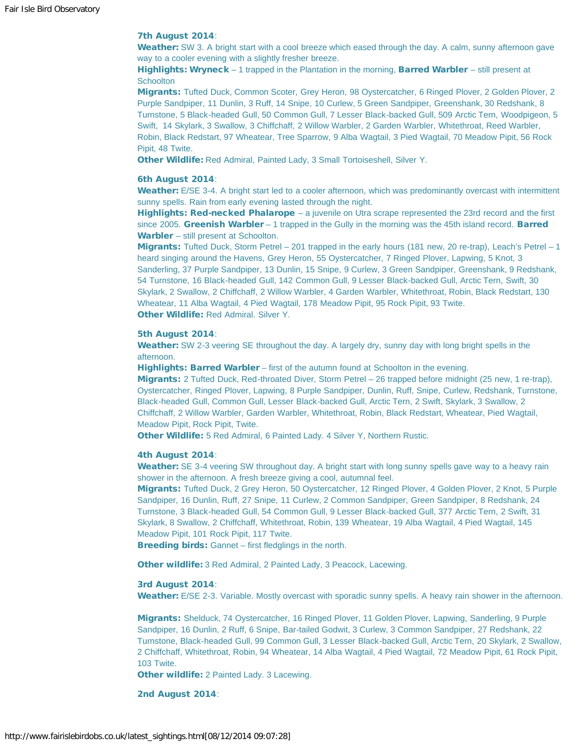**7th August 2014**:

**Weather:** SW 3. A bright start with a cool breeze which eased through the day. A calm, sunny afternoon gave way to a cooler evening with a slightly fresher breeze.

**Highlights: Wryneck** – 1 trapped in the Plantation in the morning, **Barred Warbler** – still present at Schoolton

**Migrants:** Tufted Duck, Common Scoter, Grey Heron, 98 Oystercatcher, 6 Ringed Plover, 2 Golden Plover, 2 Purple Sandpiper, 11 Dunlin, 3 Ruff, 14 Snipe, 10 Curlew, 5 Green Sandpiper, Greenshank, 30 Redshank, 8 Turnstone, 5 Black-headed Gull, 50 Common Gull, 7 Lesser Black-backed Gull, 509 Arctic Tern, Woodpigeon, 5 Swift, 14 Skylark, 3 Swallow, 3 Chiffchaff, 2 Willow Warbler, 2 Garden Warbler, Whitethroat, Reed Warbler, Robin, Black Redstart, 97 Wheatear, Tree Sparrow, 9 Alba Wagtail, 3 Pied Wagtail, 70 Meadow Pipit, 56 Rock Pipit, 48 Twite.

**Other Wildlife:** Red Admiral, Painted Lady, 3 Small Tortoiseshell, Silver Y.

**6th August 2014**:

**Weather:** E/SE 3-4. A bright start led to a cooler afternoon, which was predominantly overcast with intermittent sunny spells. Rain from early evening lasted through the night.

**Highlights: Red-necked Phalarope** – a juvenile on Utra scrape represented the 23rd record and the first since 2005. **Greenish Warbler** – 1 trapped in the Gully in the morning was the 45th island record. **Barred Warbler** – still present at Schoolton.

**Migrants:** Tufted Duck, Storm Petrel – 201 trapped in the early hours (181 new, 20 re-trap), Leach's Petrel – 1 heard singing around the Havens, Grey Heron, 55 Oystercatcher, 7 Ringed Plover, Lapwing, 5 Knot, 3 Sanderling, 37 Purple Sandpiper, 13 Dunlin, 15 Snipe, 9 Curlew, 3 Green Sandpiper, Greenshank, 9 Redshank, 54 Turnstone, 16 Black-headed Gull, 142 Common Gull, 9 Lesser Black-backed Gull, Arctic Tern, Swift, 30 Skylark, 2 Swallow, 2 Chiffchaff, 2 Willow Warbler, 4 Garden Warbler, Whitethroat, Robin, Black Redstart, 130 Wheatear, 11 Alba Wagtail, 4 Pied Wagtail, 178 Meadow Pipit, 95 Rock Pipit, 93 Twite.

**Other Wildlife:** Red Admiral. Silver Y.

**5th August 2014**:

**Weather:** SW 2-3 veering SE throughout the day. A largely dry, sunny day with long bright spells in the afternoon.

**Highlights: Barred Warbler** – first of the autumn found at Schoolton in the evening.

**Migrants:** 2 Tufted Duck, Red-throated Diver, Storm Petrel – 26 trapped before midnight (25 new, 1 re-trap), Oystercatcher, Ringed Plover, Lapwing, 8 Purple Sandpiper, Dunlin, Ruff, Snipe, Curlew, Redshank, Turnstone, Black-headed Gull, Common Gull, Lesser Black-backed Gull, Arctic Tern, 2 Swift, Skylark, 3 Swallow, 2 Chiffchaff, 2 Willow Warbler, Garden Warbler, Whitethroat, Robin, Black Redstart, Wheatear, Pied Wagtail, Meadow Pipit, Rock Pipit, Twite.

**Other Wildlife:** 5 Red Admiral, 6 Painted Lady. 4 Silver Y, Northern Rustic.

**4th August 2014**:

**Weather:** SE 3-4 veering SW throughout day. A bright start with long sunny spells gave way to a heavy rain shower in the afternoon. A fresh breeze giving a cool, autumnal feel.

**Migrants:** Tufted Duck, 2 Grey Heron, 50 Oystercatcher, 12 Ringed Plover, 4 Golden Plover, 2 Knot, 5 Purple Sandpiper, 16 Dunlin, Ruff, 27 Snipe, 11 Curlew, 2 Common Sandpiper, Green Sandpiper, 8 Redshank, 24 Turnstone, 3 Black-headed Gull, 54 Common Gull, 9 Lesser Black-backed Gull, 377 Arctic Tern, 2 Swift, 31 Skylark, 8 Swallow, 2 Chiffchaff, Whitethroat, Robin, 139 Wheatear, 19 Alba Wagtail, 4 Pied Wagtail, 145 Meadow Pipit, 101 Rock Pipit, 117 Twite.

**Breeding birds:** Gannet – first fledglings in the north.

**Other wildlife:** 3 Red Admiral, 2 Painted Lady, 3 Peacock, Lacewing.

**3rd August 2014**:

**Weather:** E/SE 2-3. Variable. Mostly overcast with sporadic sunny spells. A heavy rain shower in the afternoon.

**Migrants:** Shelduck, 74 Oystercatcher, 16 Ringed Plover, 11 Golden Plover, Lapwing, Sanderling, 9 Purple Sandpiper, 16 Dunlin, 2 Ruff, 6 Snipe, Bar-tailed Godwit, 3 Curlew, 3 Common Sandpiper, 27 Redshank, 22 Turnstone, Black-headed Gull, 99 Common Gull, 3 Lesser Black-backed Gull, Arctic Tern, 20 Skylark, 2 Swallow, 2 Chiffchaff, Whitethroat, Robin, 94 Wheatear, 14 Alba Wagtail, 4 Pied Wagtail, 72 Meadow Pipit, 61 Rock Pipit, 103 Twite.

**Other wildlife:** 2 Painted Lady. 3 Lacewing.

**2nd August 2014**: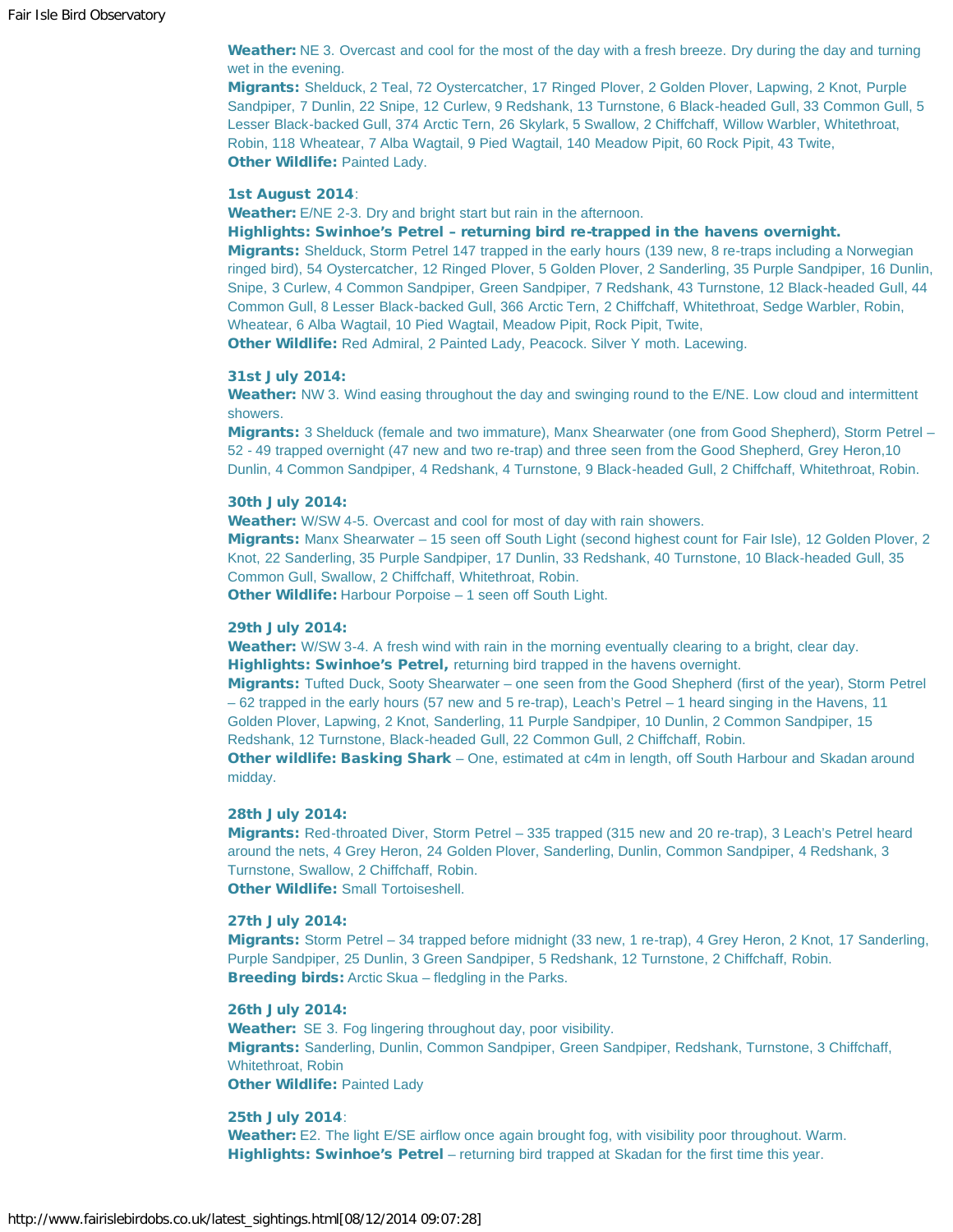**Weather:** NE 3. Overcast and cool for the most of the day with a fresh breeze. Dry during the day and turning wet in the evening.
**Migrants:** Shelduck, 2 Teal, 72 Oystercatcher, 17 Ringed Plover, 2 Golden Plover, Lapwing, 2 Knot, Purple Sandpiper, 7 Dunlin, 22 Snipe, 12 Curlew, 9 Redshank, 13 Turnstone, 6 Black-headed Gull, 33 Common Gull, 5 Lesser Black-backed Gull, 374 Arctic Tern, 26 Skylark, 5 Swallow, 2 Chiffchaff, Willow Warbler, Whitethroat, Robin, 118 Wheatear, 7 Alba Wagtail, 9 Pied Wagtail, 140 Meadow Pipit, 60 Rock Pipit, 43 Twite,
**Other Wildlife:** Painted Lady.

**1st August 2014**:
**Weather:** E/NE 2-3. Dry and bright start but rain in the afternoon.
**Highlights: Swinhoe's Petrel – returning bird re-trapped in the havens overnight.**
**Migrants:** Shelduck, Storm Petrel 147 trapped in the early hours (139 new, 8 re-traps including a Norwegian ringed bird), 54 Oystercatcher, 12 Ringed Plover, 5 Golden Plover, 2 Sanderling, 35 Purple Sandpiper, 16 Dunlin, Snipe, 3 Curlew, 4 Common Sandpiper, Green Sandpiper, 7 Redshank, 43 Turnstone, 12 Black-headed Gull, 44 Common Gull, 8 Lesser Black-backed Gull, 366 Arctic Tern, 2 Chiffchaff, Whitethroat, Sedge Warbler, Robin, Wheatear, 6 Alba Wagtail, 10 Pied Wagtail, Meadow Pipit, Rock Pipit, Twite,
**Other Wildlife:** Red Admiral, 2 Painted Lady, Peacock. Silver Y moth. Lacewing.

**31st July 2014:**
**Weather:** NW 3. Wind easing throughout the day and swinging round to the E/NE. Low cloud and intermittent showers.
**Migrants:** 3 Shelduck (female and two immature), Manx Shearwater (one from Good Shepherd), Storm Petrel – 52 - 49 trapped overnight (47 new and two re-trap) and three seen from the Good Shepherd, Grey Heron,10 Dunlin, 4 Common Sandpiper, 4 Redshank, 4 Turnstone, 9 Black-headed Gull, 2 Chiffchaff, Whitethroat, Robin.

**30th July 2014:**
**Weather:** W/SW 4-5. Overcast and cool for most of day with rain showers.
**Migrants:** Manx Shearwater – 15 seen off South Light (second highest count for Fair Isle), 12 Golden Plover, 2 Knot, 22 Sanderling, 35 Purple Sandpiper, 17 Dunlin, 33 Redshank, 40 Turnstone, 10 Black-headed Gull, 35 Common Gull, Swallow, 2 Chiffchaff, Whitethroat, Robin.
**Other Wildlife:** Harbour Porpoise – 1 seen off South Light.

**29th July 2014:**
**Weather:** W/SW 3-4. A fresh wind with rain in the morning eventually clearing to a bright, clear day.
**Highlights: Swinhoe's Petrel,** returning bird trapped in the havens overnight.
**Migrants:** Tufted Duck, Sooty Shearwater – one seen from the Good Shepherd (first of the year), Storm Petrel – 62 trapped in the early hours (57 new and 5 re-trap), Leach's Petrel – 1 heard singing in the Havens, 11 Golden Plover, Lapwing, 2 Knot, Sanderling, 11 Purple Sandpiper, 10 Dunlin, 2 Common Sandpiper, 15 Redshank, 12 Turnstone, Black-headed Gull, 22 Common Gull, 2 Chiffchaff, Robin.
**Other wildlife: Basking Shark** – One, estimated at c4m in length, off South Harbour and Skadan around midday.

**28th July 2014:**
**Migrants:** Red-throated Diver, Storm Petrel – 335 trapped (315 new and 20 re-trap), 3 Leach's Petrel heard around the nets, 4 Grey Heron, 24 Golden Plover, Sanderling, Dunlin, Common Sandpiper, 4 Redshank, 3 Turnstone, Swallow, 2 Chiffchaff, Robin.
**Other Wildlife:** Small Tortoiseshell.

**27th July 2014:**
**Migrants:** Storm Petrel – 34 trapped before midnight (33 new, 1 re-trap), 4 Grey Heron, 2 Knot, 17 Sanderling, Purple Sandpiper, 25 Dunlin, 3 Green Sandpiper, 5 Redshank, 12 Turnstone, 2 Chiffchaff, Robin.
**Breeding birds:** Arctic Skua – fledgling in the Parks.

**26th July 2014:**
**Weather:** SE 3. Fog lingering throughout day, poor visibility.
**Migrants:** Sanderling, Dunlin, Common Sandpiper, Green Sandpiper, Redshank, Turnstone, 3 Chiffchaff, Whitethroat, Robin
**Other Wildlife:** Painted Lady

**25th July 2014**:
**Weather:** E2. The light E/SE airflow once again brought fog, with visibility poor throughout. Warm.
**Highlights: Swinhoe's Petrel** – returning bird trapped at Skadan for the first time this year.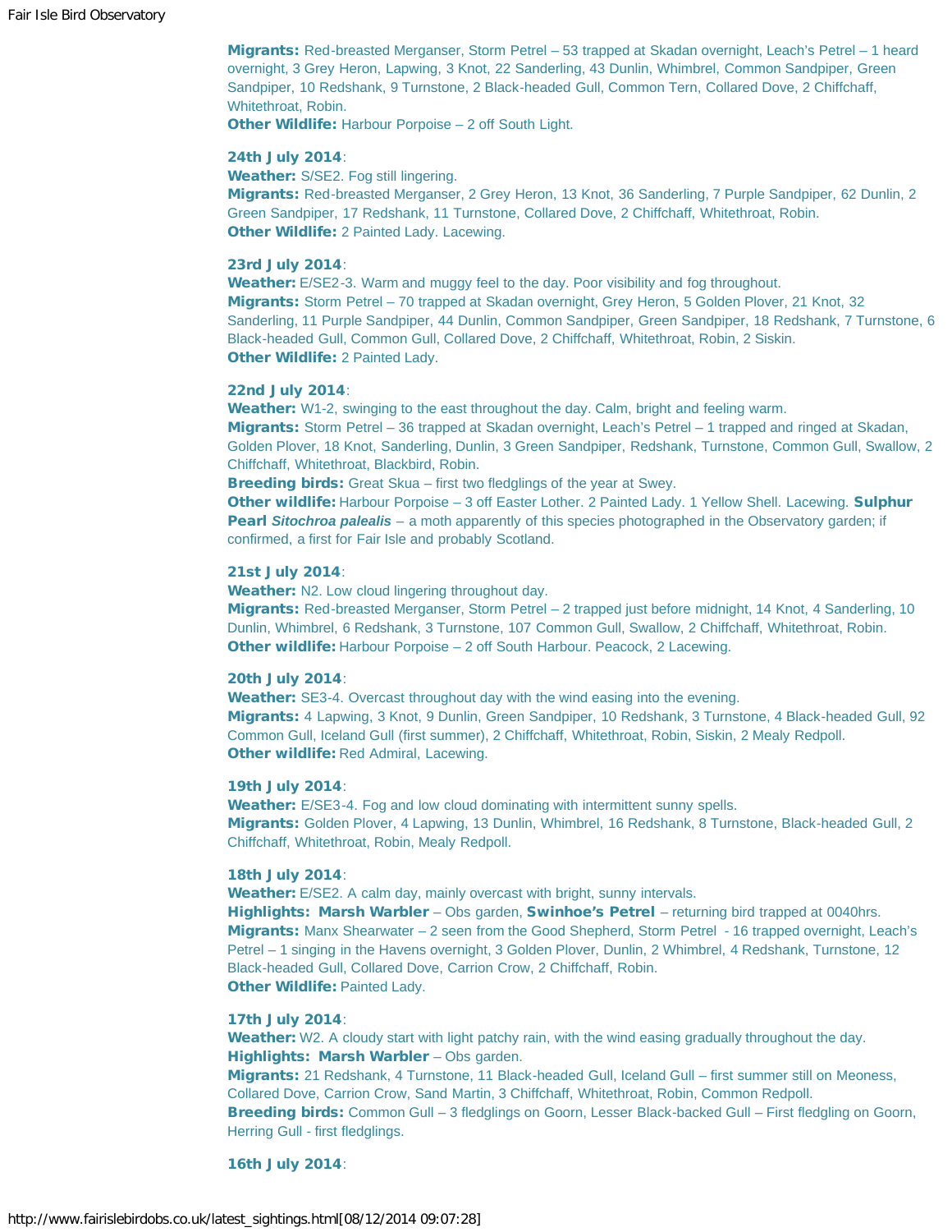**Migrants:** Red-breasted Merganser, Storm Petrel – 53 trapped at Skadan overnight, Leach's Petrel – 1 heard overnight, 3 Grey Heron, Lapwing, 3 Knot, 22 Sanderling, 43 Dunlin, Whimbrel, Common Sandpiper, Green Sandpiper, 10 Redshank, 9 Turnstone, 2 Black-headed Gull, Common Tern, Collared Dove, 2 Chiffchaff, Whitethroat, Robin.
**Other Wildlife:** Harbour Porpoise – 2 off South Light.

**24th July 2014**:
**Weather:** S/SE2. Fog still lingering.
**Migrants:** Red-breasted Merganser, 2 Grey Heron, 13 Knot, 36 Sanderling, 7 Purple Sandpiper, 62 Dunlin, 2 Green Sandpiper, 17 Redshank, 11 Turnstone, Collared Dove, 2 Chiffchaff, Whitethroat, Robin.
**Other Wildlife:** 2 Painted Lady. Lacewing.

**23rd July 2014**:
**Weather:** E/SE2-3. Warm and muggy feel to the day. Poor visibility and fog throughout.
**Migrants:** Storm Petrel – 70 trapped at Skadan overnight, Grey Heron, 5 Golden Plover, 21 Knot, 32 Sanderling, 11 Purple Sandpiper, 44 Dunlin, Common Sandpiper, Green Sandpiper, 18 Redshank, 7 Turnstone, 6 Black-headed Gull, Common Gull, Collared Dove, 2 Chiffchaff, Whitethroat, Robin, 2 Siskin.
**Other Wildlife:** 2 Painted Lady.

**22nd July 2014**:
**Weather:** W1-2, swinging to the east throughout the day. Calm, bright and feeling warm.
**Migrants:** Storm Petrel – 36 trapped at Skadan overnight, Leach's Petrel – 1 trapped and ringed at Skadan, Golden Plover, 18 Knot, Sanderling, Dunlin, 3 Green Sandpiper, Redshank, Turnstone, Common Gull, Swallow, 2 Chiffchaff, Whitethroat, Blackbird, Robin.
**Breeding birds:** Great Skua – first two fledglings of the year at Swey.
**Other wildlife:** Harbour Porpoise – 3 off Easter Lother. 2 Painted Lady. 1 Yellow Shell. Lacewing. **Sulphur Pearl *Sitochroa palealis*** – a moth apparently of this species photographed in the Observatory garden; if confirmed, a first for Fair Isle and probably Scotland.

**21st July 2014**:
**Weather:** N2. Low cloud lingering throughout day.
**Migrants:** Red-breasted Merganser, Storm Petrel – 2 trapped just before midnight, 14 Knot, 4 Sanderling, 10 Dunlin, Whimbrel, 6 Redshank, 3 Turnstone, 107 Common Gull, Swallow, 2 Chiffchaff, Whitethroat, Robin.
**Other wildlife:** Harbour Porpoise – 2 off South Harbour. Peacock, 2 Lacewing.

**20th July 2014**:
**Weather:** SE3-4. Overcast throughout day with the wind easing into the evening.
**Migrants:** 4 Lapwing, 3 Knot, 9 Dunlin, Green Sandpiper, 10 Redshank, 3 Turnstone, 4 Black-headed Gull, 92 Common Gull, Iceland Gull (first summer), 2 Chiffchaff, Whitethroat, Robin, Siskin, 2 Mealy Redpoll.
**Other wildlife:** Red Admiral, Lacewing.

**19th July 2014**:
**Weather:** E/SE3-4. Fog and low cloud dominating with intermittent sunny spells.
**Migrants:** Golden Plover, 4 Lapwing, 13 Dunlin, Whimbrel, 16 Redshank, 8 Turnstone, Black-headed Gull, 2 Chiffchaff, Whitethroat, Robin, Mealy Redpoll.

**18th July 2014**:
**Weather:** E/SE2. A calm day, mainly overcast with bright, sunny intervals.
**Highlights: Marsh Warbler** – Obs garden, **Swinhoe's Petrel** – returning bird trapped at 0040hrs.
**Migrants:** Manx Shearwater – 2 seen from the Good Shepherd, Storm Petrel - 16 trapped overnight, Leach's Petrel – 1 singing in the Havens overnight, 3 Golden Plover, Dunlin, 2 Whimbrel, 4 Redshank, Turnstone, 12 Black-headed Gull, Collared Dove, Carrion Crow, 2 Chiffchaff, Robin.
**Other Wildlife:** Painted Lady.

**17th July 2014**:
**Weather:** W2. A cloudy start with light patchy rain, with the wind easing gradually throughout the day.
**Highlights: Marsh Warbler** – Obs garden.
**Migrants:** 21 Redshank, 4 Turnstone, 11 Black-headed Gull, Iceland Gull – first summer still on Meoness, Collared Dove, Carrion Crow, Sand Martin, 3 Chiffchaff, Whitethroat, Robin, Common Redpoll.
**Breeding birds:** Common Gull – 3 fledglings on Goorn, Lesser Black-backed Gull – First fledgling on Goorn, Herring Gull - first fledglings.

**16th July 2014**: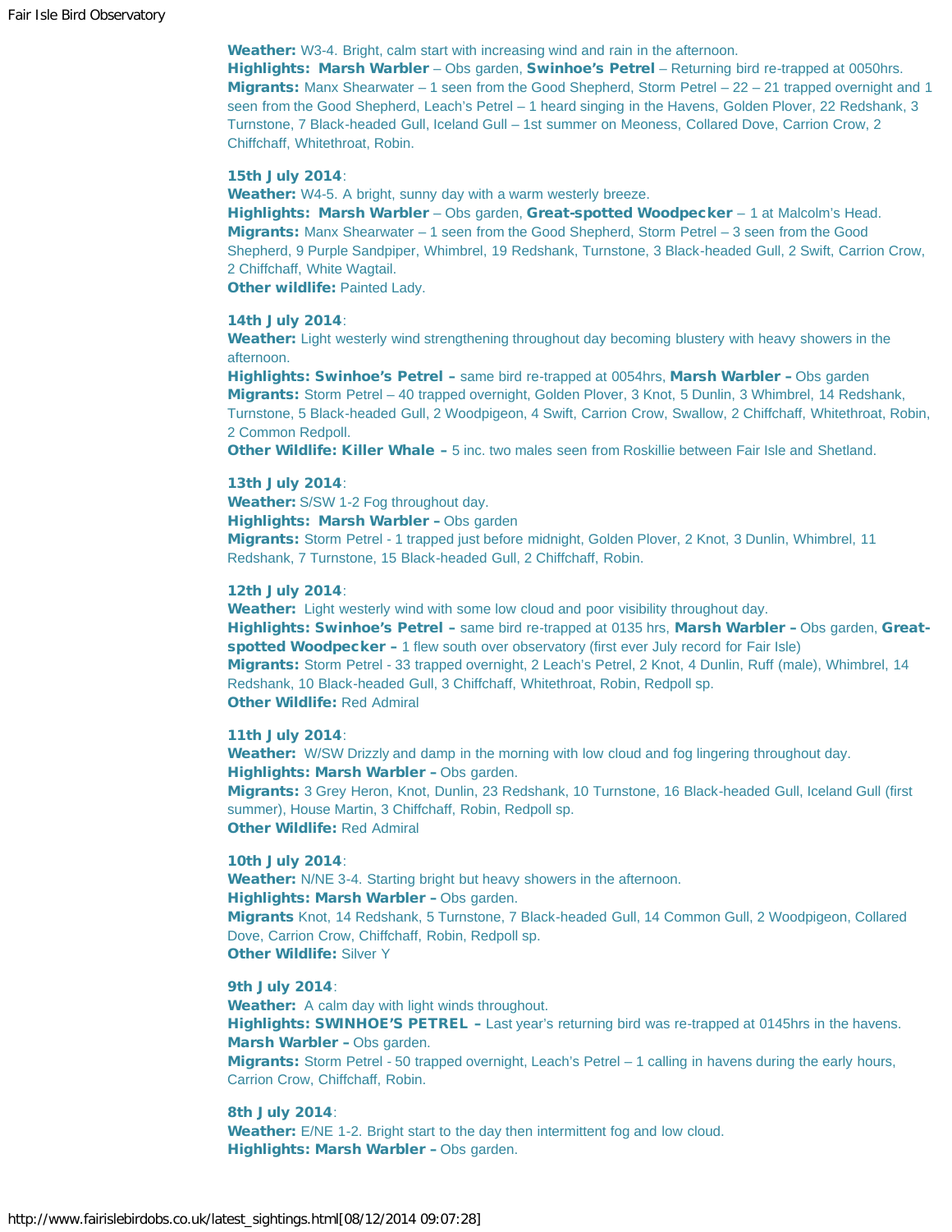**Weather:** W3-4. Bright, calm start with increasing wind and rain in the afternoon.
**Highlights: Marsh Warbler** – Obs garden, **Swinhoe's Petrel** – Returning bird re-trapped at 0050hrs.
**Migrants:** Manx Shearwater – 1 seen from the Good Shepherd, Storm Petrel – 22 – 21 trapped overnight and 1 seen from the Good Shepherd, Leach's Petrel – 1 heard singing in the Havens, Golden Plover, 22 Redshank, 3 Turnstone, 7 Black-headed Gull, Iceland Gull – 1st summer on Meoness, Collared Dove, Carrion Crow, 2 Chiffchaff, Whitethroat, Robin.

**15th July 2014**:
**Weather:** W4-5. A bright, sunny day with a warm westerly breeze.
**Highlights: Marsh Warbler** – Obs garden, **Great-spotted Woodpecker** – 1 at Malcolm's Head.
**Migrants:** Manx Shearwater – 1 seen from the Good Shepherd, Storm Petrel – 3 seen from the Good Shepherd, 9 Purple Sandpiper, Whimbrel, 19 Redshank, Turnstone, 3 Black-headed Gull, 2 Swift, Carrion Crow, 2 Chiffchaff, White Wagtail.
**Other wildlife:** Painted Lady.

**14th July 2014**:
**Weather:** Light westerly wind strengthening throughout day becoming blustery with heavy showers in the afternoon.
**Highlights: Swinhoe's Petrel –** same bird re-trapped at 0054hrs, **Marsh Warbler –** Obs garden
**Migrants:** Storm Petrel – 40 trapped overnight, Golden Plover, 3 Knot, 5 Dunlin, 3 Whimbrel, 14 Redshank, Turnstone, 5 Black-headed Gull, 2 Woodpigeon, 4 Swift, Carrion Crow, Swallow, 2 Chiffchaff, Whitethroat, Robin, 2 Common Redpoll.
**Other Wildlife: Killer Whale –** 5 inc. two males seen from Roskillie between Fair Isle and Shetland.

**13th July 2014**:
**Weather:** S/SW 1-2 Fog throughout day.
**Highlights: Marsh Warbler –** Obs garden
**Migrants:** Storm Petrel - 1 trapped just before midnight, Golden Plover, 2 Knot, 3 Dunlin, Whimbrel, 11 Redshank, 7 Turnstone, 15 Black-headed Gull, 2 Chiffchaff, Robin.

**12th July 2014**:
**Weather:** Light westerly wind with some low cloud and poor visibility throughout day.
**Highlights: Swinhoe's Petrel –** same bird re-trapped at 0135 hrs, **Marsh Warbler –** Obs garden, **Great-spotted Woodpecker –** 1 flew south over observatory (first ever July record for Fair Isle)
**Migrants:** Storm Petrel - 33 trapped overnight, 2 Leach's Petrel, 2 Knot, 4 Dunlin, Ruff (male), Whimbrel, 14 Redshank, 10 Black-headed Gull, 3 Chiffchaff, Whitethroat, Robin, Redpoll sp.
**Other Wildlife:** Red Admiral

**11th July 2014**:
**Weather:** W/SW Drizzly and damp in the morning with low cloud and fog lingering throughout day.
**Highlights: Marsh Warbler –** Obs garden.
**Migrants:** 3 Grey Heron, Knot, Dunlin, 23 Redshank, 10 Turnstone, 16 Black-headed Gull, Iceland Gull (first summer), House Martin, 3 Chiffchaff, Robin, Redpoll sp.
**Other Wildlife:** Red Admiral

**10th July 2014**:
**Weather:** N/NE 3-4. Starting bright but heavy showers in the afternoon.
**Highlights: Marsh Warbler –** Obs garden.
**Migrants** Knot, 14 Redshank, 5 Turnstone, 7 Black-headed Gull, 14 Common Gull, 2 Woodpigeon, Collared Dove, Carrion Crow, Chiffchaff, Robin, Redpoll sp.
**Other Wildlife:** Silver Y

**9th July 2014**:
**Weather:** A calm day with light winds throughout.
**Highlights: SWINHOE'S PETREL –** Last year's returning bird was re-trapped at 0145hrs in the havens.
**Marsh Warbler –** Obs garden.
**Migrants:** Storm Petrel - 50 trapped overnight, Leach's Petrel – 1 calling in havens during the early hours, Carrion Crow, Chiffchaff, Robin.

**8th July 2014**:
**Weather:** E/NE 1-2. Bright start to the day then intermittent fog and low cloud.
**Highlights: Marsh Warbler –** Obs garden.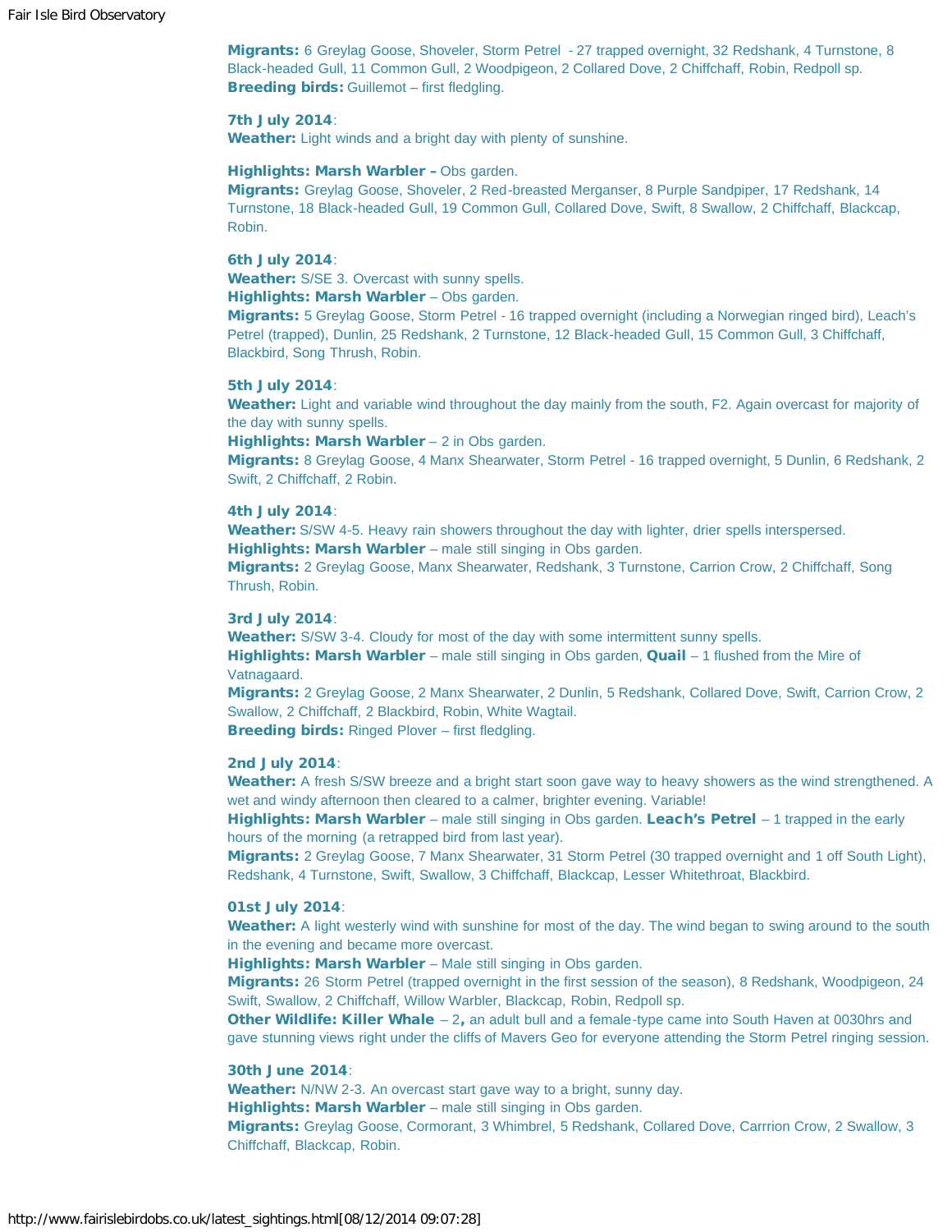**Migrants:** 6 Greylag Goose, Shoveler, Storm Petrel - 27 trapped overnight, 32 Redshank, 4 Turnstone, 8 Black-headed Gull, 11 Common Gull, 2 Woodpigeon, 2 Collared Dove, 2 Chiffchaff, Robin, Redpoll sp.
**Breeding birds:** Guillemot – first fledgling.

**7th July 2014**:
**Weather:** Light winds and a bright day with plenty of sunshine.

**Highlights: Marsh Warbler –** Obs garden.
**Migrants:** Greylag Goose, Shoveler, 2 Red-breasted Merganser, 8 Purple Sandpiper, 17 Redshank, 14 Turnstone, 18 Black-headed Gull, 19 Common Gull, Collared Dove, Swift, 8 Swallow, 2 Chiffchaff, Blackcap, Robin.

**6th July 2014**:
**Weather:** S/SE 3. Overcast with sunny spells.
**Highlights: Marsh Warbler** – Obs garden.
**Migrants:** 5 Greylag Goose, Storm Petrel - 16 trapped overnight (including a Norwegian ringed bird), Leach's Petrel (trapped), Dunlin, 25 Redshank, 2 Turnstone, 12 Black-headed Gull, 15 Common Gull, 3 Chiffchaff, Blackbird, Song Thrush, Robin.

**5th July 2014**:
**Weather:** Light and variable wind throughout the day mainly from the south, F2. Again overcast for majority of the day with sunny spells.
**Highlights: Marsh Warbler** – 2 in Obs garden.
**Migrants:** 8 Greylag Goose, 4 Manx Shearwater, Storm Petrel - 16 trapped overnight, 5 Dunlin, 6 Redshank, 2 Swift, 2 Chiffchaff, 2 Robin.

**4th July 2014**:
**Weather:** S/SW 4-5. Heavy rain showers throughout the day with lighter, drier spells interspersed.
**Highlights: Marsh Warbler** – male still singing in Obs garden.
**Migrants:** 2 Greylag Goose, Manx Shearwater, Redshank, 3 Turnstone, Carrion Crow, 2 Chiffchaff, Song Thrush, Robin.

**3rd July 2014**:
**Weather:** S/SW 3-4. Cloudy for most of the day with some intermittent sunny spells.
**Highlights: Marsh Warbler** – male still singing in Obs garden, **Quail** – 1 flushed from the Mire of Vatnagaard.
**Migrants:** 2 Greylag Goose, 2 Manx Shearwater, 2 Dunlin, 5 Redshank, Collared Dove, Swift, Carrion Crow, 2 Swallow, 2 Chiffchaff, 2 Blackbird, Robin, White Wagtail.
**Breeding birds:** Ringed Plover – first fledgling.

**2nd July 2014**:
**Weather:** A fresh S/SW breeze and a bright start soon gave way to heavy showers as the wind strengthened. A wet and windy afternoon then cleared to a calmer, brighter evening. Variable!
**Highlights: Marsh Warbler** – male still singing in Obs garden. **Leach's Petrel** – 1 trapped in the early hours of the morning (a retrapped bird from last year).
**Migrants:** 2 Greylag Goose, 7 Manx Shearwater, 31 Storm Petrel (30 trapped overnight and 1 off South Light), Redshank, 4 Turnstone, Swift, Swallow, 3 Chiffchaff, Blackcap, Lesser Whitethroat, Blackbird.

**01st July 2014**:
**Weather:** A light westerly wind with sunshine for most of the day. The wind began to swing around to the south in the evening and became more overcast.
**Highlights: Marsh Warbler** – Male still singing in Obs garden.
**Migrants:** 26 Storm Petrel (trapped overnight in the first session of the season), 8 Redshank, Woodpigeon, 24 Swift, Swallow, 2 Chiffchaff, Willow Warbler, Blackcap, Robin, Redpoll sp.
**Other Wildlife: Killer Whale** – 2**,** an adult bull and a female-type came into South Haven at 0030hrs and gave stunning views right under the cliffs of Mavers Geo for everyone attending the Storm Petrel ringing session.

**30th June 2014**:
**Weather:** N/NW 2-3. An overcast start gave way to a bright, sunny day.
**Highlights: Marsh Warbler** – male still singing in Obs garden.
**Migrants:** Greylag Goose, Cormorant, 3 Whimbrel, 5 Redshank, Collared Dove, Carrrion Crow, 2 Swallow, 3 Chiffchaff, Blackcap, Robin.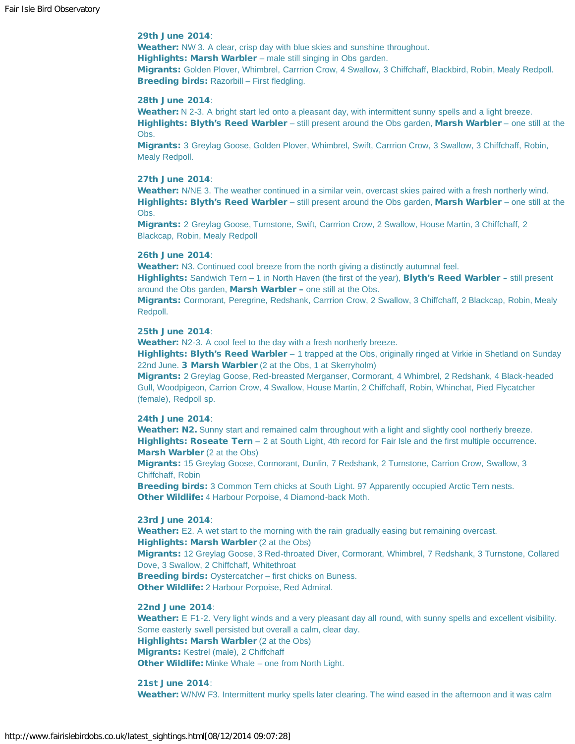**29th June 2014**:
**Weather:** NW 3. A clear, crisp day with blue skies and sunshine throughout.
**Highlights: Marsh Warbler** – male still singing in Obs garden.
**Migrants:** Golden Plover, Whimbrel, Carrrion Crow, 4 Swallow, 3 Chiffchaff, Blackbird, Robin, Mealy Redpoll.
**Breeding birds:** Razorbill – First fledgling.

**28th June 2014**:
**Weather:** N 2-3. A bright start led onto a pleasant day, with intermittent sunny spells and a light breeze.
**Highlights: Blyth's Reed Warbler** – still present around the Obs garden, **Marsh Warbler** – one still at the Obs.
**Migrants:** 3 Greylag Goose, Golden Plover, Whimbrel, Swift, Carrrion Crow, 3 Swallow, 3 Chiffchaff, Robin, Mealy Redpoll.

**27th June 2014**:
**Weather:** N/NE 3. The weather continued in a similar vein, overcast skies paired with a fresh northerly wind.
**Highlights: Blyth's Reed Warbler** – still present around the Obs garden, **Marsh Warbler** – one still at the Obs.
**Migrants:** 2 Greylag Goose, Turnstone, Swift, Carrrion Crow, 2 Swallow, House Martin, 3 Chiffchaff, 2 Blackcap, Robin, Mealy Redpoll

**26th June 2014**:
**Weather:** N3. Continued cool breeze from the north giving a distinctly autumnal feel.
**Highlights:** Sandwich Tern – 1 in North Haven (the first of the year), **Blyth's Reed Warbler –** still present around the Obs garden, **Marsh Warbler –** one still at the Obs.
**Migrants:** Cormorant, Peregrine, Redshank, Carrrion Crow, 2 Swallow, 3 Chiffchaff, 2 Blackcap, Robin, Mealy Redpoll.

**25th June 2014**:
**Weather:** N2-3. A cool feel to the day with a fresh northerly breeze.
**Highlights: Blyth's Reed Warbler** – 1 trapped at the Obs, originally ringed at Virkie in Shetland on Sunday 22nd June. **3 Marsh Warbler** (2 at the Obs, 1 at Skerryholm)
**Migrants:** 2 Greylag Goose, Red-breasted Merganser, Cormorant, 4 Whimbrel, 2 Redshank, 4 Black-headed Gull, Woodpigeon, Carrion Crow, 4 Swallow, House Martin, 2 Chiffchaff, Robin, Whinchat, Pied Flycatcher (female), Redpoll sp.

**24th June 2014**:
**Weather: N2.** Sunny start and remained calm throughout with a light and slightly cool northerly breeze.
**Highlights: Roseate Tern** – 2 at South Light, 4th record for Fair Isle and the first multiple occurrence.
**Marsh Warbler** (2 at the Obs)
**Migrants:** 15 Greylag Goose, Cormorant, Dunlin, 7 Redshank, 2 Turnstone, Carrion Crow, Swallow, 3 Chiffchaff, Robin
**Breeding birds:** 3 Common Tern chicks at South Light. 97 Apparently occupied Arctic Tern nests.
**Other Wildlife:** 4 Harbour Porpoise, 4 Diamond-back Moth.

**23rd June 2014**:
**Weather:** E2. A wet start to the morning with the rain gradually easing but remaining overcast.
**Highlights: Marsh Warbler** (2 at the Obs)
**Migrants:** 12 Greylag Goose, 3 Red-throated Diver, Cormorant, Whimbrel, 7 Redshank, 3 Turnstone, Collared Dove, 3 Swallow, 2 Chiffchaff, Whitethroat
**Breeding birds:** Oystercatcher – first chicks on Buness.
**Other Wildlife:** 2 Harbour Porpoise, Red Admiral.

**22nd June 2014**:
**Weather:** E F1-2. Very light winds and a very pleasant day all round, with sunny spells and excellent visibility. Some easterly swell persisted but overall a calm, clear day.
**Highlights: Marsh Warbler** (2 at the Obs)
**Migrants:** Kestrel (male), 2 Chiffchaff
**Other Wildlife:** Minke Whale – one from North Light.

**21st June 2014**:
**Weather:** W/NW F3. Intermittent murky spells later clearing. The wind eased in the afternoon and it was calm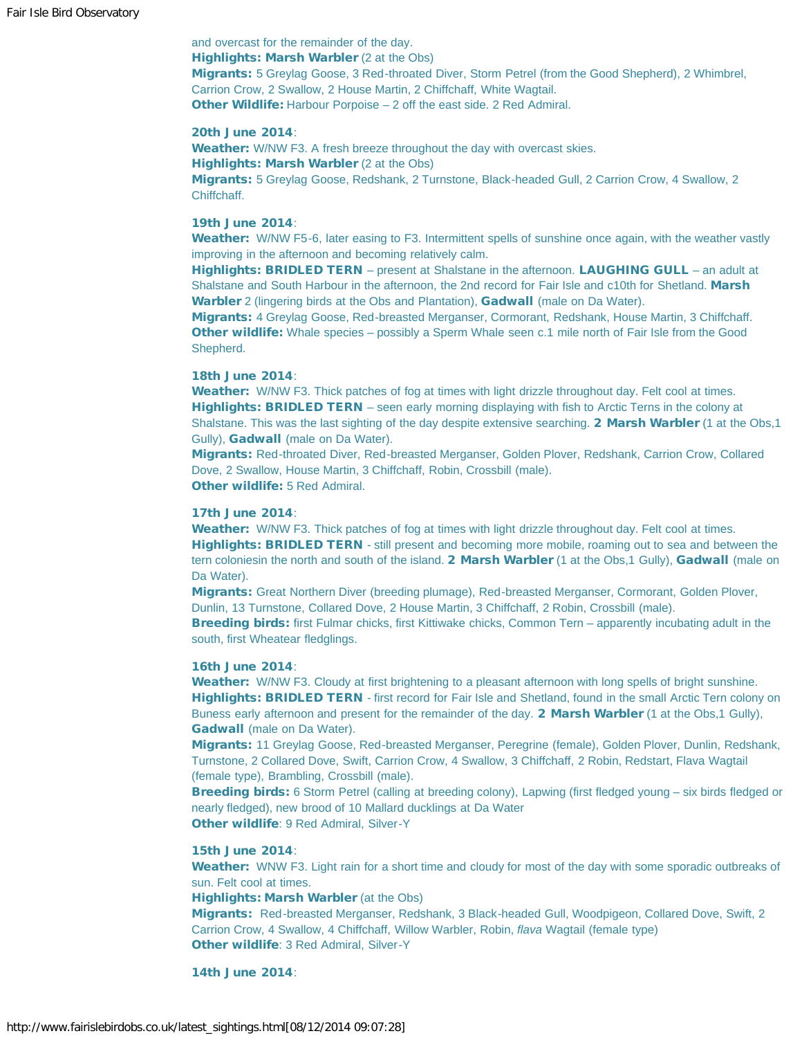and overcast for the remainder of the day.
**Highlights: Marsh Warbler** (2 at the Obs)
**Migrants:** 5 Greylag Goose, 3 Red-throated Diver, Storm Petrel (from the Good Shepherd), 2 Whimbrel, Carrion Crow, 2 Swallow, 2 House Martin, 2 Chiffchaff, White Wagtail.
**Other Wildlife:** Harbour Porpoise – 2 off the east side. 2 Red Admiral.

**20th June 2014**:
**Weather:** W/NW F3. A fresh breeze throughout the day with overcast skies.
**Highlights: Marsh Warbler** (2 at the Obs)
**Migrants:** 5 Greylag Goose, Redshank, 2 Turnstone, Black-headed Gull, 2 Carrion Crow, 4 Swallow, 2 Chiffchaff.

**19th June 2014**:
**Weather:** W/NW F5-6, later easing to F3. Intermittent spells of sunshine once again, with the weather vastly improving in the afternoon and becoming relatively calm.
**Highlights: BRIDLED TERN** – present at Shalstane in the afternoon. **LAUGHING GULL** – an adult at Shalstane and South Harbour in the afternoon, the 2nd record for Fair Isle and c10th for Shetland. **Marsh Warbler** 2 (lingering birds at the Obs and Plantation), **Gadwall** (male on Da Water).
**Migrants:** 4 Greylag Goose, Red-breasted Merganser, Cormorant, Redshank, House Martin, 3 Chiffchaff.
**Other wildlife:** Whale species – possibly a Sperm Whale seen c.1 mile north of Fair Isle from the Good Shepherd.

**18th June 2014**:
**Weather:** W/NW F3. Thick patches of fog at times with light drizzle throughout day. Felt cool at times.
**Highlights: BRIDLED TERN** – seen early morning displaying with fish to Arctic Terns in the colony at Shalstane. This was the last sighting of the day despite extensive searching. **2 Marsh Warbler** (1 at the Obs,1 Gully), **Gadwall** (male on Da Water).
**Migrants:** Red-throated Diver, Red-breasted Merganser, Golden Plover, Redshank, Carrion Crow, Collared Dove, 2 Swallow, House Martin, 3 Chiffchaff, Robin, Crossbill (male).
**Other wildlife:** 5 Red Admiral.

**17th June 2014**:
**Weather:** W/NW F3. Thick patches of fog at times with light drizzle throughout day. Felt cool at times.
**Highlights: BRIDLED TERN** - still present and becoming more mobile, roaming out to sea and between the tern coloniesin the north and south of the island. **2 Marsh Warbler** (1 at the Obs,1 Gully), **Gadwall** (male on Da Water).
**Migrants:** Great Northern Diver (breeding plumage), Red-breasted Merganser, Cormorant, Golden Plover, Dunlin, 13 Turnstone, Collared Dove, 2 House Martin, 3 Chiffchaff, 2 Robin, Crossbill (male).
**Breeding birds:** first Fulmar chicks, first Kittiwake chicks, Common Tern – apparently incubating adult in the south, first Wheatear fledglings.

**16th June 2014**:
**Weather:** W/NW F3. Cloudy at first brightening to a pleasant afternoon with long spells of bright sunshine.
**Highlights: BRIDLED TERN** - first record for Fair Isle and Shetland, found in the small Arctic Tern colony on Buness early afternoon and present for the remainder of the day. **2 Marsh Warbler** (1 at the Obs,1 Gully), **Gadwall** (male on Da Water).
**Migrants:** 11 Greylag Goose, Red-breasted Merganser, Peregrine (female), Golden Plover, Dunlin, Redshank, Turnstone, 2 Collared Dove, Swift, Carrion Crow, 4 Swallow, 3 Chiffchaff, 2 Robin, Redstart, Flava Wagtail (female type), Brambling, Crossbill (male).
**Breeding birds:** 6 Storm Petrel (calling at breeding colony), Lapwing (first fledged young – six birds fledged or nearly fledged), new brood of 10 Mallard ducklings at Da Water
**Other wildlife**: 9 Red Admiral, Silver-Y

**15th June 2014**:
**Weather:** WNW F3. Light rain for a short time and cloudy for most of the day with some sporadic outbreaks of sun. Felt cool at times.
**Highlights: Marsh Warbler** (at the Obs)
**Migrants:** Red-breasted Merganser, Redshank, 3 Black-headed Gull, Woodpigeon, Collared Dove, Swift, 2 Carrion Crow, 4 Swallow, 4 Chiffchaff, Willow Warbler, Robin, *flava* Wagtail (female type)
**Other wildlife**: 3 Red Admiral, Silver-Y

**14th June 2014**: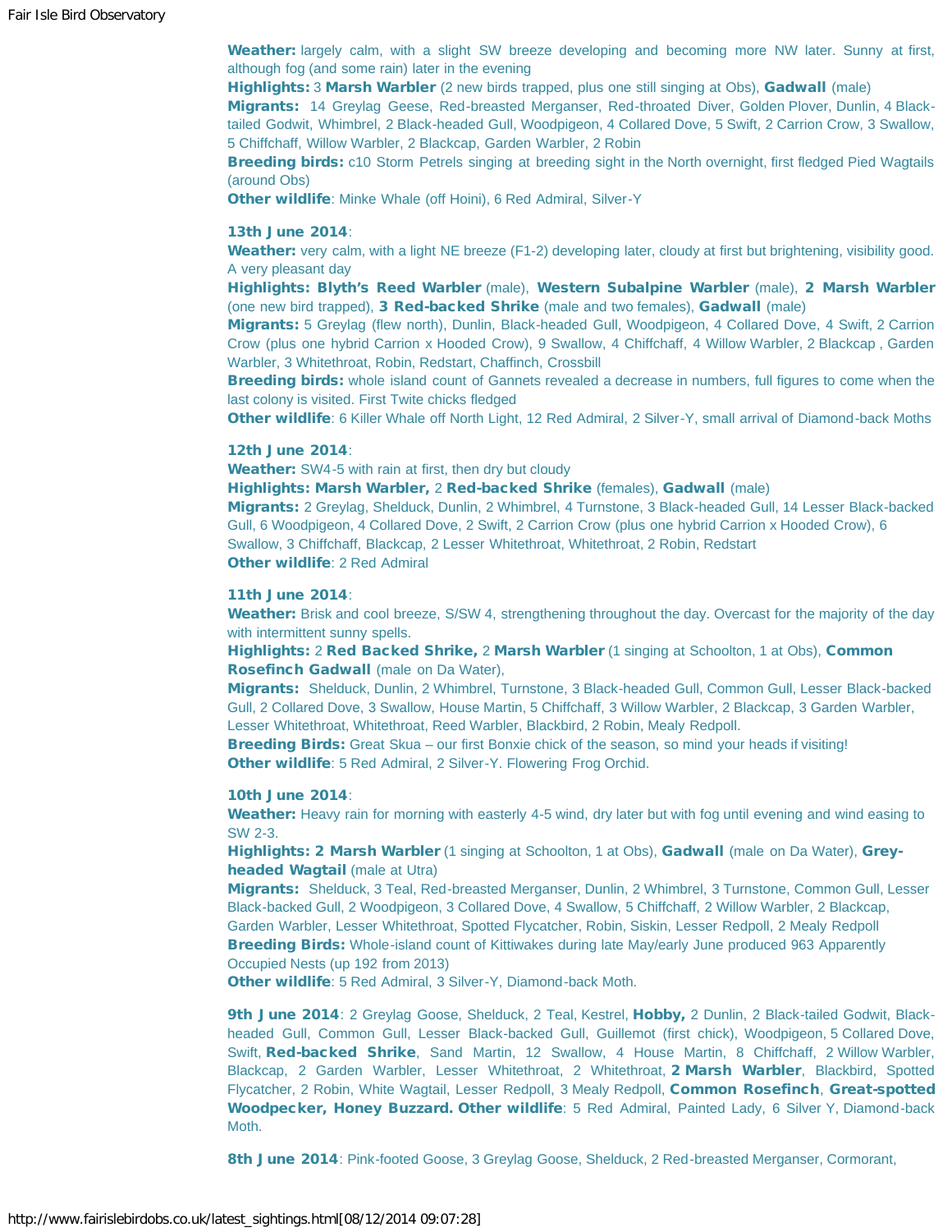**Weather:** largely calm, with a slight SW breeze developing and becoming more NW later. Sunny at first, although fog (and some rain) later in the evening

**Highlights:** 3 **Marsh Warbler** (2 new birds trapped, plus one still singing at Obs), **Gadwall** (male)

**Migrants:** 14 Greylag Geese, Red-breasted Merganser, Red-throated Diver, Golden Plover, Dunlin, 4 Black-tailed Godwit, Whimbrel, 2 Black-headed Gull, Woodpigeon, 4 Collared Dove, 5 Swift, 2 Carrion Crow, 3 Swallow, 5 Chiffchaff, Willow Warbler, 2 Blackcap, Garden Warbler, 2 Robin

**Breeding birds:** c10 Storm Petrels singing at breeding sight in the North overnight, first fledged Pied Wagtails (around Obs)

**Other wildlife**: Minke Whale (off Hoini), 6 Red Admiral, Silver-Y

**13th June 2014**:

**Weather:** very calm, with a light NE breeze (F1-2) developing later, cloudy at first but brightening, visibility good. A very pleasant day

**Highlights: Blyth's Reed Warbler** (male), **Western Subalpine Warbler** (male), **2 Marsh Warbler** (one new bird trapped), **3 Red-backed Shrike** (male and two females), **Gadwall** (male)

**Migrants:** 5 Greylag (flew north), Dunlin, Black-headed Gull, Woodpigeon, 4 Collared Dove, 4 Swift, 2 Carrion Crow (plus one hybrid Carrion x Hooded Crow), 9 Swallow, 4 Chiffchaff, 4 Willow Warbler, 2 Blackcap , Garden Warbler, 3 Whitethroat, Robin, Redstart, Chaffinch, Crossbill

**Breeding birds:** whole island count of Gannets revealed a decrease in numbers, full figures to come when the last colony is visited. First Twite chicks fledged

**Other wildlife**: 6 Killer Whale off North Light, 12 Red Admiral, 2 Silver-Y, small arrival of Diamond-back Moths

**12th June 2014**:

**Weather:** SW4-5 with rain at first, then dry but cloudy

**Highlights: Marsh Warbler,** 2 **Red-backed Shrike** (females), **Gadwall** (male)

**Migrants:** 2 Greylag, Shelduck, Dunlin, 2 Whimbrel, 4 Turnstone, 3 Black-headed Gull, 14 Lesser Black-backed Gull, 6 Woodpigeon, 4 Collared Dove, 2 Swift, 2 Carrion Crow (plus one hybrid Carrion x Hooded Crow), 6 Swallow, 3 Chiffchaff, Blackcap, 2 Lesser Whitethroat, Whitethroat, 2 Robin, Redstart

**Other wildlife**: 2 Red Admiral

**11th June 2014**:

**Weather:** Brisk and cool breeze, S/SW 4, strengthening throughout the day. Overcast for the majority of the day with intermittent sunny spells.

**Highlights:** 2 **Red Backed Shrike,** 2 **Marsh Warbler** (1 singing at Schoolton, 1 at Obs), **Common Rosefinch Gadwall** (male on Da Water),

**Migrants:** Shelduck, Dunlin, 2 Whimbrel, Turnstone, 3 Black-headed Gull, Common Gull, Lesser Black-backed Gull, 2 Collared Dove, 3 Swallow, House Martin, 5 Chiffchaff, 3 Willow Warbler, 2 Blackcap, 3 Garden Warbler, Lesser Whitethroat, Whitethroat, Reed Warbler, Blackbird, 2 Robin, Mealy Redpoll.

**Breeding Birds:** Great Skua – our first Bonxie chick of the season, so mind your heads if visiting!

**Other wildlife**: 5 Red Admiral, 2 Silver-Y. Flowering Frog Orchid.

**10th June 2014**:

**Weather:** Heavy rain for morning with easterly 4-5 wind, dry later but with fog until evening and wind easing to SW 2-3.

**Highlights: 2 Marsh Warbler** (1 singing at Schoolton, 1 at Obs), **Gadwall** (male on Da Water), **Grey-headed Wagtail** (male at Utra)

**Migrants:** Shelduck, 3 Teal, Red-breasted Merganser, Dunlin, 2 Whimbrel, 3 Turnstone, Common Gull, Lesser Black-backed Gull, 2 Woodpigeon, 3 Collared Dove, 4 Swallow, 5 Chiffchaff, 2 Willow Warbler, 2 Blackcap, Garden Warbler, Lesser Whitethroat, Spotted Flycatcher, Robin, Siskin, Lesser Redpoll, 2 Mealy Redpoll

**Breeding Birds:** Whole-island count of Kittiwakes during late May/early June produced 963 Apparently Occupied Nests (up 192 from 2013)

**Other wildlife**: 5 Red Admiral, 3 Silver-Y, Diamond-back Moth.

**9th June 2014**: 2 Greylag Goose, Shelduck, 2 Teal, Kestrel, **Hobby,** 2 Dunlin, 2 Black-tailed Godwit, Black-headed Gull, Common Gull, Lesser Black-backed Gull, Guillemot (first chick), Woodpigeon, 5 Collared Dove, Swift, **Red-backed Shrike**, Sand Martin, 12 Swallow, 4 House Martin, 8 Chiffchaff, 2 Willow Warbler, Blackcap, 2 Garden Warbler, Lesser Whitethroat, 2 Whitethroat, **2 Marsh Warbler**, Blackbird, Spotted Flycatcher, 2 Robin, White Wagtail, Lesser Redpoll, 3 Mealy Redpoll, **Common Rosefinch**, **Great-spotted Woodpecker, Honey Buzzard. Other wildlife**: 5 Red Admiral, Painted Lady, 6 Silver Y, Diamond-back Moth.

**8th June 2014**: Pink-footed Goose, 3 Greylag Goose, Shelduck, 2 Red-breasted Merganser, Cormorant,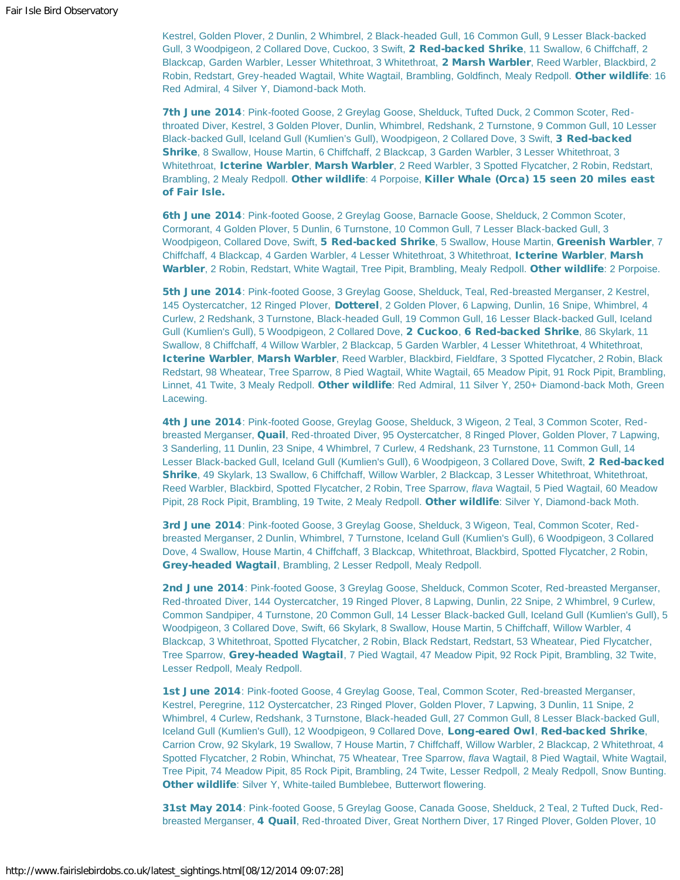Kestrel, Golden Plover, 2 Dunlin, 2 Whimbrel, 2 Black-headed Gull, 16 Common Gull, 9 Lesser Black-backed Gull, 3 Woodpigeon, 2 Collared Dove, Cuckoo, 3 Swift, **2 Red-backed Shrike**, 11 Swallow, 6 Chiffchaff, 2 Blackcap, Garden Warbler, Lesser Whitethroat, 3 Whitethroat, **2 Marsh Warbler**, Reed Warbler, Blackbird, 2 Robin, Redstart, Grey-headed Wagtail, White Wagtail, Brambling, Goldfinch, Mealy Redpoll. **Other wildlife**: 16 Red Admiral, 4 Silver Y, Diamond-back Moth.

**7th June 2014**: Pink-footed Goose, 2 Greylag Goose, Shelduck, Tufted Duck, 2 Common Scoter, Red-throated Diver, Kestrel, 3 Golden Plover, Dunlin, Whimbrel, Redshank, 2 Turnstone, 9 Common Gull, 10 Lesser Black-backed Gull, Iceland Gull (Kumlien's Gull), Woodpigeon, 2 Collared Dove, 3 Swift, **3 Red-backed Shrike**, 8 Swallow, House Martin, 6 Chiffchaff, 2 Blackcap, 3 Garden Warbler, 3 Lesser Whitethroat, 3 Whitethroat, **Icterine Warbler**, **Marsh Warbler**, 2 Reed Warbler, 3 Spotted Flycatcher, 2 Robin, Redstart, Brambling, 2 Mealy Redpoll. **Other wildlife**: 4 Porpoise, **Killer Whale (Orca) 15 seen 20 miles east of Fair Isle.**

**6th June 2014**: Pink-footed Goose, 2 Greylag Goose, Barnacle Goose, Shelduck, 2 Common Scoter, Cormorant, 4 Golden Plover, 5 Dunlin, 6 Turnstone, 10 Common Gull, 7 Lesser Black-backed Gull, 3 Woodpigeon, Collared Dove, Swift, **5 Red-backed Shrike**, 5 Swallow, House Martin, **Greenish Warbler**, 7 Chiffchaff, 4 Blackcap, 4 Garden Warbler, 4 Lesser Whitethroat, 3 Whitethroat, **Icterine Warbler**, **Marsh Warbler**, 2 Robin, Redstart, White Wagtail, Tree Pipit, Brambling, Mealy Redpoll. **Other wildlife**: 2 Porpoise.

**5th June 2014**: Pink-footed Goose, 3 Greylag Goose, Shelduck, Teal, Red-breasted Merganser, 2 Kestrel, 145 Oystercatcher, 12 Ringed Plover, **Dotterel**, 2 Golden Plover, 6 Lapwing, Dunlin, 16 Snipe, Whimbrel, 4 Curlew, 2 Redshank, 3 Turnstone, Black-headed Gull, 19 Common Gull, 16 Lesser Black-backed Gull, Iceland Gull (Kumlien's Gull), 5 Woodpigeon, 2 Collared Dove, **2 Cuckoo**, **6 Red-backed Shrike**, 86 Skylark, 11 Swallow, 8 Chiffchaff, 4 Willow Warbler, 2 Blackcap, 5 Garden Warbler, 4 Lesser Whitethroat, 4 Whitethroat, **Icterine Warbler**, **Marsh Warbler**, Reed Warbler, Blackbird, Fieldfare, 3 Spotted Flycatcher, 2 Robin, Black Redstart, 98 Wheatear, Tree Sparrow, 8 Pied Wagtail, White Wagtail, 65 Meadow Pipit, 91 Rock Pipit, Brambling, Linnet, 41 Twite, 3 Mealy Redpoll. **Other wildlife**: Red Admiral, 11 Silver Y, 250+ Diamond-back Moth, Green Lacewing.

**4th June 2014**: Pink-footed Goose, Greylag Goose, Shelduck, 3 Wigeon, 2 Teal, 3 Common Scoter, Red-breasted Merganser, **Quail**, Red-throated Diver, 95 Oystercatcher, 8 Ringed Plover, Golden Plover, 7 Lapwing, 3 Sanderling, 11 Dunlin, 23 Snipe, 4 Whimbrel, 7 Curlew, 4 Redshank, 23 Turnstone, 11 Common Gull, 14 Lesser Black-backed Gull, Iceland Gull (Kumlien's Gull), 6 Woodpigeon, 3 Collared Dove, Swift, **2 Red-backed Shrike**, 49 Skylark, 13 Swallow, 6 Chiffchaff, Willow Warbler, 2 Blackcap, 3 Lesser Whitethroat, Whitethroat, Reed Warbler, Blackbird, Spotted Flycatcher, 2 Robin, Tree Sparrow, *flava* Wagtail, 5 Pied Wagtail, 60 Meadow Pipit, 28 Rock Pipit, Brambling, 19 Twite, 2 Mealy Redpoll. **Other wildlife**: Silver Y, Diamond-back Moth.

**3rd June 2014**: Pink-footed Goose, 3 Greylag Goose, Shelduck, 3 Wigeon, Teal, Common Scoter, Red-breasted Merganser, 2 Dunlin, Whimbrel, 7 Turnstone, Iceland Gull (Kumlien's Gull), 6 Woodpigeon, 3 Collared Dove, 4 Swallow, House Martin, 4 Chiffchaff, 3 Blackcap, Whitethroat, Blackbird, Spotted Flycatcher, 2 Robin, **Grey-headed Wagtail**, Brambling, 2 Lesser Redpoll, Mealy Redpoll.

**2nd June 2014**: Pink-footed Goose, 3 Greylag Goose, Shelduck, Common Scoter, Red-breasted Merganser, Red-throated Diver, 144 Oystercatcher, 19 Ringed Plover, 8 Lapwing, Dunlin, 22 Snipe, 2 Whimbrel, 9 Curlew, Common Sandpiper, 4 Turnstone, 20 Common Gull, 14 Lesser Black-backed Gull, Iceland Gull (Kumlien's Gull), 5 Woodpigeon, 3 Collared Dove, Swift, 66 Skylark, 8 Swallow, House Martin, 5 Chiffchaff, Willow Warbler, 4 Blackcap, 3 Whitethroat, Spotted Flycatcher, 2 Robin, Black Redstart, Redstart, 53 Wheatear, Pied Flycatcher, Tree Sparrow, **Grey-headed Wagtail**, 7 Pied Wagtail, 47 Meadow Pipit, 92 Rock Pipit, Brambling, 32 Twite, Lesser Redpoll, Mealy Redpoll.

**1st June 2014**: Pink-footed Goose, 4 Greylag Goose, Teal, Common Scoter, Red-breasted Merganser, Kestrel, Peregrine, 112 Oystercatcher, 23 Ringed Plover, Golden Plover, 7 Lapwing, 3 Dunlin, 11 Snipe, 2 Whimbrel, 4 Curlew, Redshank, 3 Turnstone, Black-headed Gull, 27 Common Gull, 8 Lesser Black-backed Gull, Iceland Gull (Kumlien's Gull), 12 Woodpigeon, 9 Collared Dove, **Long-eared Owl**, **Red-backed Shrike**, Carrion Crow, 92 Skylark, 19 Swallow, 7 House Martin, 7 Chiffchaff, Willow Warbler, 2 Blackcap, 2 Whitethroat, 4 Spotted Flycatcher, 2 Robin, Whinchat, 75 Wheatear, Tree Sparrow, *flava* Wagtail, 8 Pied Wagtail, White Wagtail, Tree Pipit, 74 Meadow Pipit, 85 Rock Pipit, Brambling, 24 Twite, Lesser Redpoll, 2 Mealy Redpoll, Snow Bunting. **Other wildlife**: Silver Y, White-tailed Bumblebee, Butterwort flowering.

**31st May 2014**: Pink-footed Goose, 5 Greylag Goose, Canada Goose, Shelduck, 2 Teal, 2 Tufted Duck, Red-breasted Merganser, **4 Quail**, Red-throated Diver, Great Northern Diver, 17 Ringed Plover, Golden Plover, 10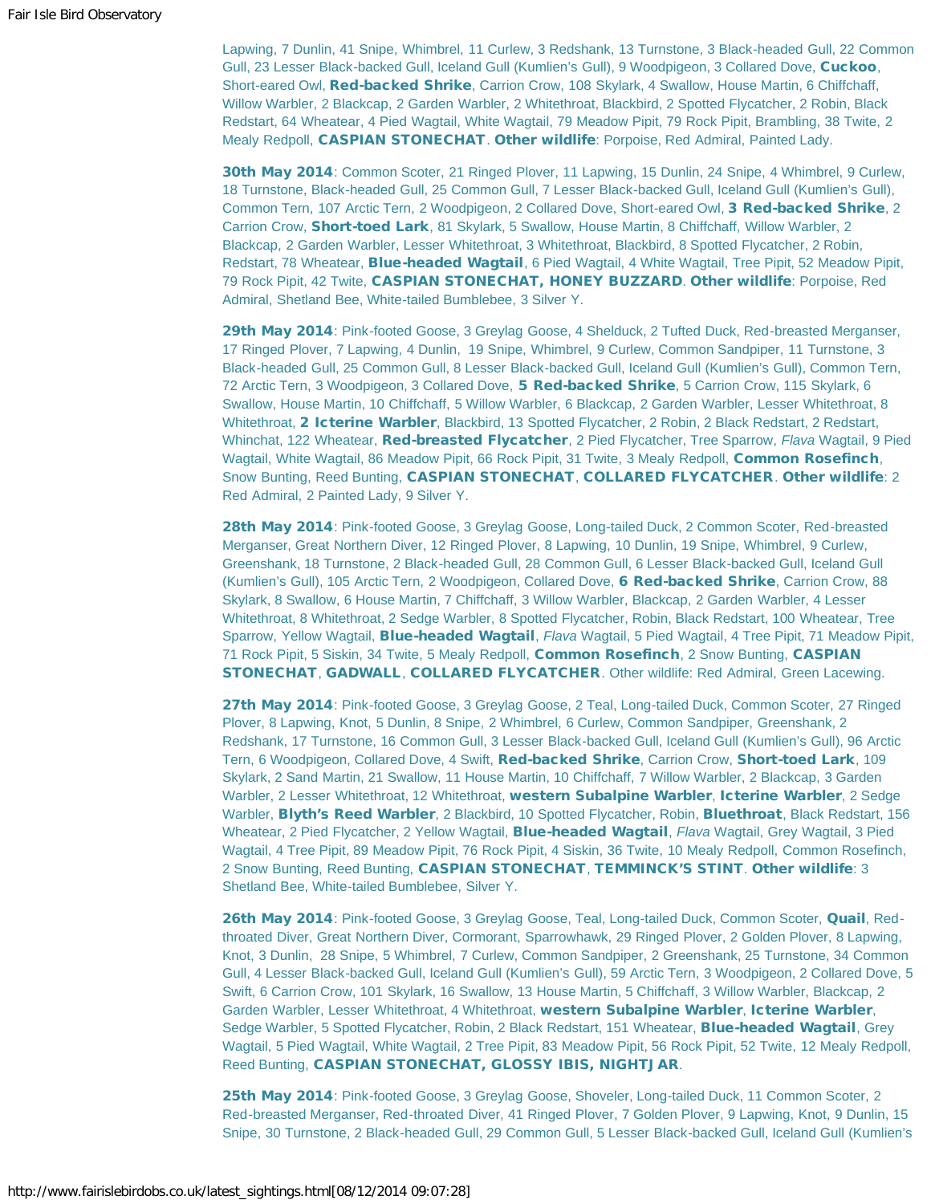Lapwing, 7 Dunlin, 41 Snipe, Whimbrel, 11 Curlew, 3 Redshank, 13 Turnstone, 3 Black-headed Gull, 22 Common Gull, 23 Lesser Black-backed Gull, Iceland Gull (Kumlien's Gull), 9 Woodpigeon, 3 Collared Dove, **Cuckoo**, Short-eared Owl, **Red-backed Shrike**, Carrion Crow, 108 Skylark, 4 Swallow, House Martin, 6 Chiffchaff, Willow Warbler, 2 Blackcap, 2 Garden Warbler, 2 Whitethroat, Blackbird, 2 Spotted Flycatcher, 2 Robin, Black Redstart, 64 Wheatear, 4 Pied Wagtail, White Wagtail, 79 Meadow Pipit, 79 Rock Pipit, Brambling, 38 Twite, 2 Mealy Redpoll, **CASPIAN STONECHAT**. **Other wildlife**: Porpoise, Red Admiral, Painted Lady.

**30th May 2014**: Common Scoter, 21 Ringed Plover, 11 Lapwing, 15 Dunlin, 24 Snipe, 4 Whimbrel, 9 Curlew, 18 Turnstone, Black-headed Gull, 25 Common Gull, 7 Lesser Black-backed Gull, Iceland Gull (Kumlien's Gull), Common Tern, 107 Arctic Tern, 2 Woodpigeon, 2 Collared Dove, Short-eared Owl, **3 Red-backed Shrike**, 2 Carrion Crow, **Short-toed Lark**, 81 Skylark, 5 Swallow, House Martin, 8 Chiffchaff, Willow Warbler, 2 Blackcap, 2 Garden Warbler, Lesser Whitethroat, 3 Whitethroat, Blackbird, 8 Spotted Flycatcher, 2 Robin, Redstart, 78 Wheatear, **Blue-headed Wagtail**, 6 Pied Wagtail, 4 White Wagtail, Tree Pipit, 52 Meadow Pipit, 79 Rock Pipit, 42 Twite, **CASPIAN STONECHAT, HONEY BUZZARD**. **Other wildlife**: Porpoise, Red Admiral, Shetland Bee, White-tailed Bumblebee, 3 Silver Y.

**29th May 2014**: Pink-footed Goose, 3 Greylag Goose, 4 Shelduck, 2 Tufted Duck, Red-breasted Merganser, 17 Ringed Plover, 7 Lapwing, 4 Dunlin, 19 Snipe, Whimbrel, 9 Curlew, Common Sandpiper, 11 Turnstone, 3 Black-headed Gull, 25 Common Gull, 8 Lesser Black-backed Gull, Iceland Gull (Kumlien's Gull), Common Tern, 72 Arctic Tern, 3 Woodpigeon, 3 Collared Dove, **5 Red-backed Shrike**, 5 Carrion Crow, 115 Skylark, 6 Swallow, House Martin, 10 Chiffchaff, 5 Willow Warbler, 6 Blackcap, 2 Garden Warbler, Lesser Whitethroat, 8 Whitethroat, **2 Icterine Warbler**, Blackbird, 13 Spotted Flycatcher, 2 Robin, 2 Black Redstart, 2 Redstart, Whinchat, 122 Wheatear, **Red-breasted Flycatcher**, 2 Pied Flycatcher, Tree Sparrow, *Flava* Wagtail, 9 Pied Wagtail, White Wagtail, 86 Meadow Pipit, 66 Rock Pipit, 31 Twite, 3 Mealy Redpoll, **Common Rosefinch**, Snow Bunting, Reed Bunting, **CASPIAN STONECHAT**, **COLLARED FLYCATCHER**. **Other wildlife**: 2 Red Admiral, 2 Painted Lady, 9 Silver Y.

**28th May 2014**: Pink-footed Goose, 3 Greylag Goose, Long-tailed Duck, 2 Common Scoter, Red-breasted Merganser, Great Northern Diver, 12 Ringed Plover, 8 Lapwing, 10 Dunlin, 19 Snipe, Whimbrel, 9 Curlew, Greenshank, 18 Turnstone, 2 Black-headed Gull, 28 Common Gull, 6 Lesser Black-backed Gull, Iceland Gull (Kumlien's Gull), 105 Arctic Tern, 2 Woodpigeon, Collared Dove, **6 Red-backed Shrike**, Carrion Crow, 88 Skylark, 8 Swallow, 6 House Martin, 7 Chiffchaff, 3 Willow Warbler, Blackcap, 2 Garden Warbler, 4 Lesser Whitethroat, 8 Whitethroat, 2 Sedge Warbler, 8 Spotted Flycatcher, Robin, Black Redstart, 100 Wheatear, Tree Sparrow, Yellow Wagtail, **Blue-headed Wagtail**, *Flava* Wagtail, 5 Pied Wagtail, 4 Tree Pipit, 71 Meadow Pipit, 71 Rock Pipit, 5 Siskin, 34 Twite, 5 Mealy Redpoll, **Common Rosefinch**, 2 Snow Bunting, **CASPIAN STONECHAT**, **GADWALL**, **COLLARED FLYCATCHER**. Other wildlife: Red Admiral, Green Lacewing.

**27th May 2014**: Pink-footed Goose, 3 Greylag Goose, 2 Teal, Long-tailed Duck, Common Scoter, 27 Ringed Plover, 8 Lapwing, Knot, 5 Dunlin, 8 Snipe, 2 Whimbrel, 6 Curlew, Common Sandpiper, Greenshank, 2 Redshank, 17 Turnstone, 16 Common Gull, 3 Lesser Black-backed Gull, Iceland Gull (Kumlien's Gull), 96 Arctic Tern, 6 Woodpigeon, Collared Dove, 4 Swift, **Red-backed Shrike**, Carrion Crow, **Short-toed Lark**, 109 Skylark, 2 Sand Martin, 21 Swallow, 11 House Martin, 10 Chiffchaff, 7 Willow Warbler, 2 Blackcap, 3 Garden Warbler, 2 Lesser Whitethroat, 12 Whitethroat, **western Subalpine Warbler**, **Icterine Warbler**, 2 Sedge Warbler, **Blyth's Reed Warbler**, 2 Blackbird, 10 Spotted Flycatcher, Robin, **Bluethroat**, Black Redstart, 156 Wheatear, 2 Pied Flycatcher, 2 Yellow Wagtail, **Blue-headed Wagtail**, *Flava* Wagtail, Grey Wagtail, 3 Pied Wagtail, 4 Tree Pipit, 89 Meadow Pipit, 76 Rock Pipit, 4 Siskin, 36 Twite, 10 Mealy Redpoll, Common Rosefinch, 2 Snow Bunting, Reed Bunting, **CASPIAN STONECHAT**, **TEMMINCK'S STINT**. **Other wildlife**: 3 Shetland Bee, White-tailed Bumblebee, Silver Y.

**26th May 2014**: Pink-footed Goose, 3 Greylag Goose, Teal, Long-tailed Duck, Common Scoter, **Quail**, Red-throated Diver, Great Northern Diver, Cormorant, Sparrowhawk, 29 Ringed Plover, 2 Golden Plover, 8 Lapwing, Knot, 3 Dunlin, 28 Snipe, 5 Whimbrel, 7 Curlew, Common Sandpiper, 2 Greenshank, 25 Turnstone, 34 Common Gull, 4 Lesser Black-backed Gull, Iceland Gull (Kumlien's Gull), 59 Arctic Tern, 3 Woodpigeon, 2 Collared Dove, 5 Swift, 6 Carrion Crow, 101 Skylark, 16 Swallow, 13 House Martin, 5 Chiffchaff, 3 Willow Warbler, Blackcap, 2 Garden Warbler, Lesser Whitethroat, 4 Whitethroat, **western Subalpine Warbler**, **Icterine Warbler**, Sedge Warbler, 5 Spotted Flycatcher, Robin, 2 Black Redstart, 151 Wheatear, **Blue-headed Wagtail**, Grey Wagtail, 5 Pied Wagtail, White Wagtail, 2 Tree Pipit, 83 Meadow Pipit, 56 Rock Pipit, 52 Twite, 12 Mealy Redpoll, Reed Bunting, **CASPIAN STONECHAT, GLOSSY IBIS, NIGHTJAR**.

**25th May 2014**: Pink-footed Goose, 3 Greylag Goose, Shoveler, Long-tailed Duck, 11 Common Scoter, 2 Red-breasted Merganser, Red-throated Diver, 41 Ringed Plover, 7 Golden Plover, 9 Lapwing, Knot, 9 Dunlin, 15 Snipe, 30 Turnstone, 2 Black-headed Gull, 29 Common Gull, 5 Lesser Black-backed Gull, Iceland Gull (Kumlien's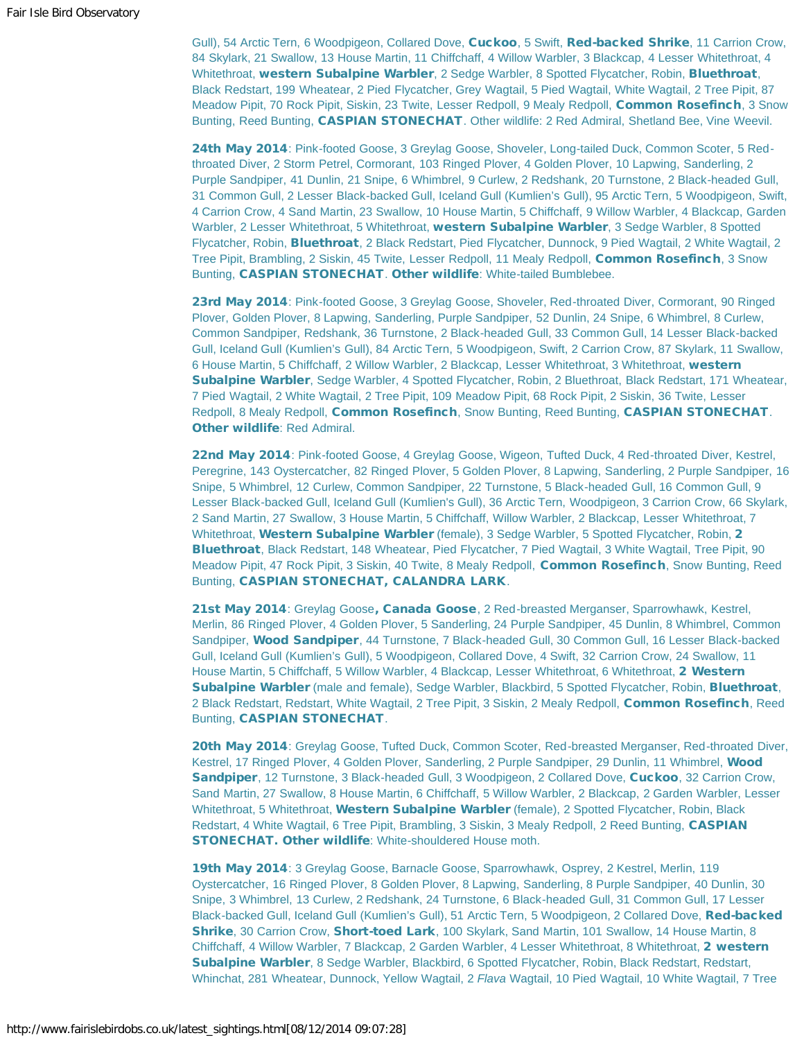Gull), 54 Arctic Tern, 6 Woodpigeon, Collared Dove, **Cuckoo**, 5 Swift, **Red-backed Shrike**, 11 Carrion Crow, 84 Skylark, 21 Swallow, 13 House Martin, 11 Chiffchaff, 4 Willow Warbler, 3 Blackcap, 4 Lesser Whitethroat, 4 Whitethroat, **western Subalpine Warbler**, 2 Sedge Warbler, 8 Spotted Flycatcher, Robin, **Bluethroat**, Black Redstart, 199 Wheatear, 2 Pied Flycatcher, Grey Wagtail, 5 Pied Wagtail, White Wagtail, 2 Tree Pipit, 87 Meadow Pipit, 70 Rock Pipit, Siskin, 23 Twite, Lesser Redpoll, 9 Mealy Redpoll, **Common Rosefinch**, 3 Snow Bunting, Reed Bunting, **CASPIAN STONECHAT**. Other wildlife: 2 Red Admiral, Shetland Bee, Vine Weevil.

**24th May 2014**: Pink-footed Goose, 3 Greylag Goose, Shoveler, Long-tailed Duck, Common Scoter, 5 Red-throated Diver, 2 Storm Petrel, Cormorant, 103 Ringed Plover, 4 Golden Plover, 10 Lapwing, Sanderling, 2 Purple Sandpiper, 41 Dunlin, 21 Snipe, 6 Whimbrel, 9 Curlew, 2 Redshank, 20 Turnstone, 2 Black-headed Gull, 31 Common Gull, 2 Lesser Black-backed Gull, Iceland Gull (Kumlien's Gull), 95 Arctic Tern, 5 Woodpigeon, Swift, 4 Carrion Crow, 4 Sand Martin, 23 Swallow, 10 House Martin, 5 Chiffchaff, 9 Willow Warbler, 4 Blackcap, Garden Warbler, 2 Lesser Whitethroat, 5 Whitethroat, **western Subalpine Warbler**, 3 Sedge Warbler, 8 Spotted Flycatcher, Robin, **Bluethroat**, 2 Black Redstart, Pied Flycatcher, Dunnock, 9 Pied Wagtail, 2 White Wagtail, 2 Tree Pipit, Brambling, 2 Siskin, 45 Twite, Lesser Redpoll, 11 Mealy Redpoll, **Common Rosefinch**, 3 Snow Bunting, **CASPIAN STONECHAT**. **Other wildlife**: White-tailed Bumblebee.

**23rd May 2014**: Pink-footed Goose, 3 Greylag Goose, Shoveler, Red-throated Diver, Cormorant, 90 Ringed Plover, Golden Plover, 8 Lapwing, Sanderling, Purple Sandpiper, 52 Dunlin, 24 Snipe, 6 Whimbrel, 8 Curlew, Common Sandpiper, Redshank, 36 Turnstone, 2 Black-headed Gull, 33 Common Gull, 14 Lesser Black-backed Gull, Iceland Gull (Kumlien's Gull), 84 Arctic Tern, 5 Woodpigeon, Swift, 2 Carrion Crow, 87 Skylark, 11 Swallow, 6 House Martin, 5 Chiffchaff, 2 Willow Warbler, 2 Blackcap, Lesser Whitethroat, 3 Whitethroat, **western Subalpine Warbler**, Sedge Warbler, 4 Spotted Flycatcher, Robin, 2 Bluethroat, Black Redstart, 171 Wheatear, 7 Pied Wagtail, 2 White Wagtail, 2 Tree Pipit, 109 Meadow Pipit, 68 Rock Pipit, 2 Siskin, 36 Twite, Lesser Redpoll, 8 Mealy Redpoll, **Common Rosefinch**, Snow Bunting, Reed Bunting, **CASPIAN STONECHAT**. **Other wildlife**: Red Admiral.

**22nd May 2014**: Pink-footed Goose, 4 Greylag Goose, Wigeon, Tufted Duck, 4 Red-throated Diver, Kestrel, Peregrine, 143 Oystercatcher, 82 Ringed Plover, 5 Golden Plover, 8 Lapwing, Sanderling, 2 Purple Sandpiper, 16 Snipe, 5 Whimbrel, 12 Curlew, Common Sandpiper, 22 Turnstone, 5 Black-headed Gull, 16 Common Gull, 9 Lesser Black-backed Gull, Iceland Gull (Kumlien's Gull), 36 Arctic Tern, Woodpigeon, 3 Carrion Crow, 66 Skylark, 2 Sand Martin, 27 Swallow, 3 House Martin, 5 Chiffchaff, Willow Warbler, 2 Blackcap, Lesser Whitethroat, 7 Whitethroat, **Western Subalpine Warbler** (female), 3 Sedge Warbler, 5 Spotted Flycatcher, Robin, **2 Bluethroat**, Black Redstart, 148 Wheatear, Pied Flycatcher, 7 Pied Wagtail, 3 White Wagtail, Tree Pipit, 90 Meadow Pipit, 47 Rock Pipit, 3 Siskin, 40 Twite, 8 Mealy Redpoll, **Common Rosefinch**, Snow Bunting, Reed Bunting, **CASPIAN STONECHAT, CALANDRA LARK**.

**21st May 2014**: Greylag Goose**, Canada Goose**, 2 Red-breasted Merganser, Sparrowhawk, Kestrel, Merlin, 86 Ringed Plover, 4 Golden Plover, 5 Sanderling, 24 Purple Sandpiper, 45 Dunlin, 8 Whimbrel, Common Sandpiper, **Wood Sandpiper**, 44 Turnstone, 7 Black-headed Gull, 30 Common Gull, 16 Lesser Black-backed Gull, Iceland Gull (Kumlien's Gull), 5 Woodpigeon, Collared Dove, 4 Swift, 32 Carrion Crow, 24 Swallow, 11 House Martin, 5 Chiffchaff, 5 Willow Warbler, 4 Blackcap, Lesser Whitethroat, 6 Whitethroat, **2 Western Subalpine Warbler** (male and female), Sedge Warbler, Blackbird, 5 Spotted Flycatcher, Robin, **Bluethroat**, 2 Black Redstart, Redstart, White Wagtail, 2 Tree Pipit, 3 Siskin, 2 Mealy Redpoll, **Common Rosefinch**, Reed Bunting, **CASPIAN STONECHAT**.

**20th May 2014**: Greylag Goose, Tufted Duck, Common Scoter, Red-breasted Merganser, Red-throated Diver, Kestrel, 17 Ringed Plover, 4 Golden Plover, Sanderling, 2 Purple Sandpiper, 29 Dunlin, 11 Whimbrel, **Wood Sandpiper**, 12 Turnstone, 3 Black-headed Gull, 3 Woodpigeon, 2 Collared Dove, **Cuckoo**, 32 Carrion Crow, Sand Martin, 27 Swallow, 8 House Martin, 6 Chiffchaff, 5 Willow Warbler, 2 Blackcap, 2 Garden Warbler, Lesser Whitethroat, 5 Whitethroat, **Western Subalpine Warbler** (female), 2 Spotted Flycatcher, Robin, Black Redstart, 4 White Wagtail, 6 Tree Pipit, Brambling, 3 Siskin, 3 Mealy Redpoll, 2 Reed Bunting, **CASPIAN STONECHAT. Other wildlife**: White-shouldered House moth.

**19th May 2014**: 3 Greylag Goose, Barnacle Goose, Sparrowhawk, Osprey, 2 Kestrel, Merlin, 119 Oystercatcher, 16 Ringed Plover, 8 Golden Plover, 8 Lapwing, Sanderling, 8 Purple Sandpiper, 40 Dunlin, 30 Snipe, 3 Whimbrel, 13 Curlew, 2 Redshank, 24 Turnstone, 6 Black-headed Gull, 31 Common Gull, 17 Lesser Black-backed Gull, Iceland Gull (Kumlien's Gull), 51 Arctic Tern, 5 Woodpigeon, 2 Collared Dove, **Red-backed Shrike**, 30 Carrion Crow, **Short-toed Lark**, 100 Skylark, Sand Martin, 101 Swallow, 14 House Martin, 8 Chiffchaff, 4 Willow Warbler, 7 Blackcap, 2 Garden Warbler, 4 Lesser Whitethroat, 8 Whitethroat, **2 western Subalpine Warbler**, 8 Sedge Warbler, Blackbird, 6 Spotted Flycatcher, Robin, Black Redstart, Redstart, Whinchat, 281 Wheatear, Dunnock, Yellow Wagtail, 2 *Flava* Wagtail, 10 Pied Wagtail, 10 White Wagtail, 7 Tree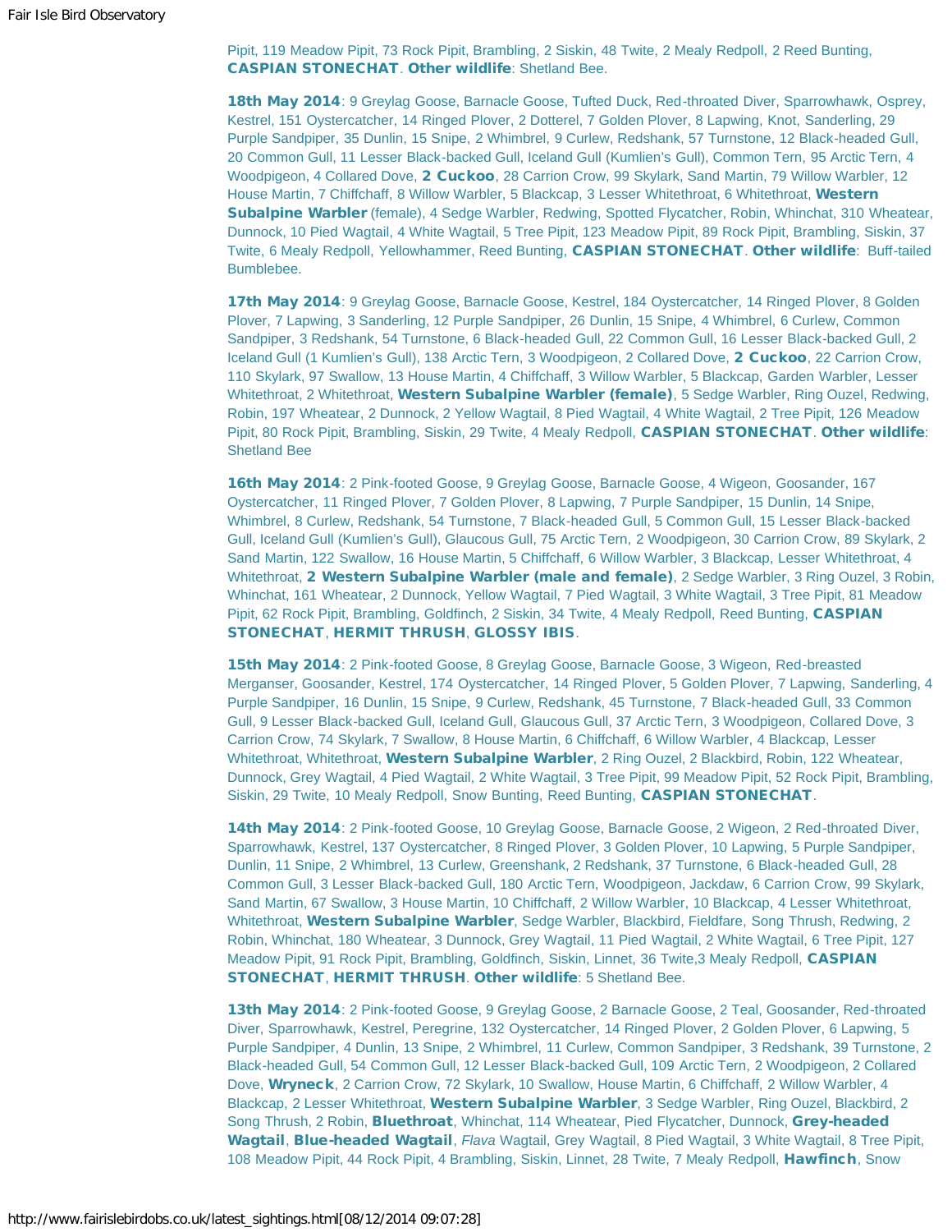Pipit, 119 Meadow Pipit, 73 Rock Pipit, Brambling, 2 Siskin, 48 Twite, 2 Mealy Redpoll, 2 Reed Bunting, **CASPIAN STONECHAT**. **Other wildlife**: Shetland Bee.

**18th May 2014**: 9 Greylag Goose, Barnacle Goose, Tufted Duck, Red-throated Diver, Sparrowhawk, Osprey, Kestrel, 151 Oystercatcher, 14 Ringed Plover, 2 Dotterel, 7 Golden Plover, 8 Lapwing, Knot, Sanderling, 29 Purple Sandpiper, 35 Dunlin, 15 Snipe, 2 Whimbrel, 9 Curlew, Redshank, 57 Turnstone, 12 Black-headed Gull, 20 Common Gull, 11 Lesser Black-backed Gull, Iceland Gull (Kumlien's Gull), Common Tern, 95 Arctic Tern, 4 Woodpigeon, 4 Collared Dove, **2 Cuckoo**, 28 Carrion Crow, 99 Skylark, Sand Martin, 79 Willow Warbler, 12 House Martin, 7 Chiffchaff, 8 Willow Warbler, 5 Blackcap, 3 Lesser Whitethroat, 6 Whitethroat, **Western Subalpine Warbler** (female), 4 Sedge Warbler, Redwing, Spotted Flycatcher, Robin, Whinchat, 310 Wheatear, Dunnock, 10 Pied Wagtail, 4 White Wagtail, 5 Tree Pipit, 123 Meadow Pipit, 89 Rock Pipit, Brambling, Siskin, 37 Twite, 6 Mealy Redpoll, Yellowhammer, Reed Bunting, **CASPIAN STONECHAT**. **Other wildlife**: Buff-tailed Bumblebee.

**17th May 2014**: 9 Greylag Goose, Barnacle Goose, Kestrel, 184 Oystercatcher, 14 Ringed Plover, 8 Golden Plover, 7 Lapwing, 3 Sanderling, 12 Purple Sandpiper, 26 Dunlin, 15 Snipe, 4 Whimbrel, 6 Curlew, Common Sandpiper, 3 Redshank, 54 Turnstone, 6 Black-headed Gull, 22 Common Gull, 16 Lesser Black-backed Gull, 2 Iceland Gull (1 Kumlien's Gull), 138 Arctic Tern, 3 Woodpigeon, 2 Collared Dove, **2 Cuckoo**, 22 Carrion Crow, 110 Skylark, 97 Swallow, 13 House Martin, 4 Chiffchaff, 3 Willow Warbler, 5 Blackcap, Garden Warbler, Lesser Whitethroat, 2 Whitethroat, **Western Subalpine Warbler (female)**, 5 Sedge Warbler, Ring Ouzel, Redwing, Robin, 197 Wheatear, 2 Dunnock, 2 Yellow Wagtail, 8 Pied Wagtail, 4 White Wagtail, 2 Tree Pipit, 126 Meadow Pipit, 80 Rock Pipit, Brambling, Siskin, 29 Twite, 4 Mealy Redpoll, **CASPIAN STONECHAT**. **Other wildlife**: Shetland Bee

**16th May 2014**: 2 Pink-footed Goose, 9 Greylag Goose, Barnacle Goose, 4 Wigeon, Goosander, 167 Oystercatcher, 11 Ringed Plover, 7 Golden Plover, 8 Lapwing, 7 Purple Sandpiper, 15 Dunlin, 14 Snipe, Whimbrel, 8 Curlew, Redshank, 54 Turnstone, 7 Black-headed Gull, 5 Common Gull, 15 Lesser Black-backed Gull, Iceland Gull (Kumlien's Gull), Glaucous Gull, 75 Arctic Tern, 2 Woodpigeon, 30 Carrion Crow, 89 Skylark, 2 Sand Martin, 122 Swallow, 16 House Martin, 5 Chiffchaff, 6 Willow Warbler, 3 Blackcap, Lesser Whitethroat, 4 Whitethroat, **2 Western Subalpine Warbler (male and female)**, 2 Sedge Warbler, 3 Ring Ouzel, 3 Robin, Whinchat, 161 Wheatear, 2 Dunnock, Yellow Wagtail, 7 Pied Wagtail, 3 White Wagtail, 3 Tree Pipit, 81 Meadow Pipit, 62 Rock Pipit, Brambling, Goldfinch, 2 Siskin, 34 Twite, 4 Mealy Redpoll, Reed Bunting, **CASPIAN STONECHAT**, **HERMIT THRUSH**, **GLOSSY IBIS**.

**15th May 2014**: 2 Pink-footed Goose, 8 Greylag Goose, Barnacle Goose, 3 Wigeon, Red-breasted Merganser, Goosander, Kestrel, 174 Oystercatcher, 14 Ringed Plover, 5 Golden Plover, 7 Lapwing, Sanderling, 4 Purple Sandpiper, 16 Dunlin, 15 Snipe, 9 Curlew, Redshank, 45 Turnstone, 7 Black-headed Gull, 33 Common Gull, 9 Lesser Black-backed Gull, Iceland Gull, Glaucous Gull, 37 Arctic Tern, 3 Woodpigeon, Collared Dove, 3 Carrion Crow, 74 Skylark, 7 Swallow, 8 House Martin, 6 Chiffchaff, 6 Willow Warbler, 4 Blackcap, Lesser Whitethroat, Whitethroat, **Western Subalpine Warbler**, 2 Ring Ouzel, 2 Blackbird, Robin, 122 Wheatear, Dunnock, Grey Wagtail, 4 Pied Wagtail, 2 White Wagtail, 3 Tree Pipit, 99 Meadow Pipit, 52 Rock Pipit, Brambling, Siskin, 29 Twite, 10 Mealy Redpoll, Snow Bunting, Reed Bunting, **CASPIAN STONECHAT**.

**14th May 2014**: 2 Pink-footed Goose, 10 Greylag Goose, Barnacle Goose, 2 Wigeon, 2 Red-throated Diver, Sparrowhawk, Kestrel, 137 Oystercatcher, 8 Ringed Plover, 3 Golden Plover, 10 Lapwing, 5 Purple Sandpiper, Dunlin, 11 Snipe, 2 Whimbrel, 13 Curlew, Greenshank, 2 Redshank, 37 Turnstone, 6 Black-headed Gull, 28 Common Gull, 3 Lesser Black-backed Gull, 180 Arctic Tern, Woodpigeon, Jackdaw, 6 Carrion Crow, 99 Skylark, Sand Martin, 67 Swallow, 3 House Martin, 10 Chiffchaff, 2 Willow Warbler, 10 Blackcap, 4 Lesser Whitethroat, Whitethroat, **Western Subalpine Warbler**, Sedge Warbler, Blackbird, Fieldfare, Song Thrush, Redwing, 2 Robin, Whinchat, 180 Wheatear, 3 Dunnock, Grey Wagtail, 11 Pied Wagtail, 2 White Wagtail, 6 Tree Pipit, 127 Meadow Pipit, 91 Rock Pipit, Brambling, Goldfinch, Siskin, Linnet, 36 Twite,3 Mealy Redpoll, **CASPIAN STONECHAT**, **HERMIT THRUSH**. **Other wildlife**: 5 Shetland Bee.

**13th May 2014**: 2 Pink-footed Goose, 9 Greylag Goose, 2 Barnacle Goose, 2 Teal, Goosander, Red-throated Diver, Sparrowhawk, Kestrel, Peregrine, 132 Oystercatcher, 14 Ringed Plover, 2 Golden Plover, 6 Lapwing, 5 Purple Sandpiper, 4 Dunlin, 13 Snipe, 2 Whimbrel, 11 Curlew, Common Sandpiper, 3 Redshank, 39 Turnstone, 2 Black-headed Gull, 54 Common Gull, 12 Lesser Black-backed Gull, 109 Arctic Tern, 2 Woodpigeon, 2 Collared Dove, **Wryneck**, 2 Carrion Crow, 72 Skylark, 10 Swallow, House Martin, 6 Chiffchaff, 2 Willow Warbler, 4 Blackcap, 2 Lesser Whitethroat, **Western Subalpine Warbler**, 3 Sedge Warbler, Ring Ouzel, Blackbird, 2 Song Thrush, 2 Robin, **Bluethroat**, Whinchat, 114 Wheatear, Pied Flycatcher, Dunnock, **Grey-headed Wagtail**, **Blue-headed Wagtail**, *Flava* Wagtail, Grey Wagtail, 8 Pied Wagtail, 3 White Wagtail, 8 Tree Pipit, 108 Meadow Pipit, 44 Rock Pipit, 4 Brambling, Siskin, Linnet, 28 Twite, 7 Mealy Redpoll, **Hawfinch**, Snow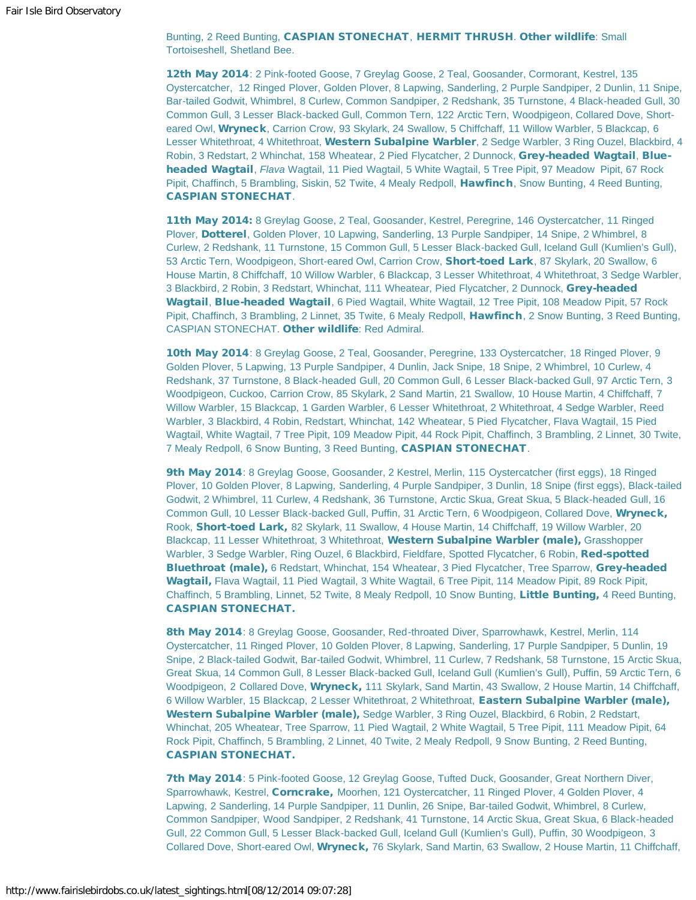Bunting, 2 Reed Bunting, **CASPIAN STONECHAT**, **HERMIT THRUSH**. **Other wildlife**: Small Tortoiseshell, Shetland Bee.

**12th May 2014**: 2 Pink-footed Goose, 7 Greylag Goose, 2 Teal, Goosander, Cormorant, Kestrel, 135 Oystercatcher, 12 Ringed Plover, Golden Plover, 8 Lapwing, Sanderling, 2 Purple Sandpiper, 2 Dunlin, 11 Snipe, Bar-tailed Godwit, Whimbrel, 8 Curlew, Common Sandpiper, 2 Redshank, 35 Turnstone, 4 Black-headed Gull, 30 Common Gull, 3 Lesser Black-backed Gull, Common Tern, 122 Arctic Tern, Woodpigeon, Collared Dove, Short-eared Owl, **Wryneck**, Carrion Crow, 93 Skylark, 24 Swallow, 5 Chiffchaff, 11 Willow Warbler, 5 Blackcap, 6 Lesser Whitethroat, 4 Whitethroat, **Western Subalpine Warbler**, 2 Sedge Warbler, 3 Ring Ouzel, Blackbird, 4 Robin, 3 Redstart, 2 Whinchat, 158 Wheatear, 2 Pied Flycatcher, 2 Dunnock, **Grey-headed Wagtail**, **Blue-headed Wagtail**, *Flava* Wagtail, 11 Pied Wagtail, 5 White Wagtail, 5 Tree Pipit, 97 Meadow Pipit, 67 Rock Pipit, Chaffinch, 5 Brambling, Siskin, 52 Twite, 4 Mealy Redpoll, **Hawfinch**, Snow Bunting, 4 Reed Bunting, **CASPIAN STONECHAT**.

**11th May 2014:** 8 Greylag Goose, 2 Teal, Goosander, Kestrel, Peregrine, 146 Oystercatcher, 11 Ringed Plover, **Dotterel**, Golden Plover, 10 Lapwing, Sanderling, 13 Purple Sandpiper, 14 Snipe, 2 Whimbrel, 8 Curlew, 2 Redshank, 11 Turnstone, 15 Common Gull, 5 Lesser Black-backed Gull, Iceland Gull (Kumlien's Gull), 53 Arctic Tern, Woodpigeon, Short-eared Owl, Carrion Crow, **Short-toed Lark**, 87 Skylark, 20 Swallow, 6 House Martin, 8 Chiffchaff, 10 Willow Warbler, 6 Blackcap, 3 Lesser Whitethroat, 4 Whitethroat, 3 Sedge Warbler, 3 Blackbird, 2 Robin, 3 Redstart, Whinchat, 111 Wheatear, Pied Flycatcher, 2 Dunnock, **Grey-headed Wagtail**, **Blue-headed Wagtail**, 6 Pied Wagtail, White Wagtail, 12 Tree Pipit, 108 Meadow Pipit, 57 Rock Pipit, Chaffinch, 3 Brambling, 2 Linnet, 35 Twite, 6 Mealy Redpoll, **Hawfinch**, 2 Snow Bunting, 3 Reed Bunting, CASPIAN STONECHAT. **Other wildlife**: Red Admiral.

**10th May 2014**: 8 Greylag Goose, 2 Teal, Goosander, Peregrine, 133 Oystercatcher, 18 Ringed Plover, 9 Golden Plover, 5 Lapwing, 13 Purple Sandpiper, 4 Dunlin, Jack Snipe, 18 Snipe, 2 Whimbrel, 10 Curlew, 4 Redshank, 37 Turnstone, 8 Black-headed Gull, 20 Common Gull, 6 Lesser Black-backed Gull, 97 Arctic Tern, 3 Woodpigeon, Cuckoo, Carrion Crow, 85 Skylark, 2 Sand Martin, 21 Swallow, 10 House Martin, 4 Chiffchaff, 7 Willow Warbler, 15 Blackcap, 1 Garden Warbler, 6 Lesser Whitethroat, 2 Whitethroat, 4 Sedge Warbler, Reed Warbler, 3 Blackbird, 4 Robin, Redstart, Whinchat, 142 Wheatear, 5 Pied Flycatcher, Flava Wagtail, 15 Pied Wagtail, White Wagtail, 7 Tree Pipit, 109 Meadow Pipit, 44 Rock Pipit, Chaffinch, 3 Brambling, 2 Linnet, 30 Twite, 7 Mealy Redpoll, 6 Snow Bunting, 3 Reed Bunting, **CASPIAN STONECHAT**.

**9th May 2014**: 8 Greylag Goose, Goosander, 2 Kestrel, Merlin, 115 Oystercatcher (first eggs), 18 Ringed Plover, 10 Golden Plover, 8 Lapwing, Sanderling, 4 Purple Sandpiper, 3 Dunlin, 18 Snipe (first eggs), Black-tailed Godwit, 2 Whimbrel, 11 Curlew, 4 Redshank, 36 Turnstone, Arctic Skua, Great Skua, 5 Black-headed Gull, 16 Common Gull, 10 Lesser Black-backed Gull, Puffin, 31 Arctic Tern, 6 Woodpigeon, Collared Dove, **Wryneck,** Rook, **Short-toed Lark,** 82 Skylark, 11 Swallow, 4 House Martin, 14 Chiffchaff, 19 Willow Warbler, 20 Blackcap, 11 Lesser Whitethroat, 3 Whitethroat, **Western Subalpine Warbler (male),** Grasshopper Warbler, 3 Sedge Warbler, Ring Ouzel, 6 Blackbird, Fieldfare, Spotted Flycatcher, 6 Robin, **Red-spotted Bluethroat (male),** 6 Redstart, Whinchat, 154 Wheatear, 3 Pied Flycatcher, Tree Sparrow, **Grey-headed Wagtail,** Flava Wagtail, 11 Pied Wagtail, 3 White Wagtail, 6 Tree Pipit, 114 Meadow Pipit, 89 Rock Pipit, Chaffinch, 5 Brambling, Linnet, 52 Twite, 8 Mealy Redpoll, 10 Snow Bunting, **Little Bunting,** 4 Reed Bunting, **CASPIAN STONECHAT.**

**8th May 2014**: 8 Greylag Goose, Goosander, Red-throated Diver, Sparrowhawk, Kestrel, Merlin, 114 Oystercatcher, 11 Ringed Plover, 10 Golden Plover, 8 Lapwing, Sanderling, 17 Purple Sandpiper, 5 Dunlin, 19 Snipe, 2 Black-tailed Godwit, Bar-tailed Godwit, Whimbrel, 11 Curlew, 7 Redshank, 58 Turnstone, 15 Arctic Skua, Great Skua, 14 Common Gull, 8 Lesser Black-backed Gull, Iceland Gull (Kumlien's Gull), Puffin, 59 Arctic Tern, 6 Woodpigeon, 2 Collared Dove, **Wryneck,** 111 Skylark, Sand Martin, 43 Swallow, 2 House Martin, 14 Chiffchaff, 6 Willow Warbler, 15 Blackcap, 2 Lesser Whitethroat, 2 Whitethroat, **Eastern Subalpine Warbler (male), Western Subalpine Warbler (male),** Sedge Warbler, 3 Ring Ouzel, Blackbird, 6 Robin, 2 Redstart, Whinchat, 205 Wheatear, Tree Sparrow, 11 Pied Wagtail, 2 White Wagtail, 5 Tree Pipit, 111 Meadow Pipit, 64 Rock Pipit, Chaffinch, 5 Brambling, 2 Linnet, 40 Twite, 2 Mealy Redpoll, 9 Snow Bunting, 2 Reed Bunting, **CASPIAN STONECHAT.**

**7th May 2014**: 5 Pink-footed Goose, 12 Greylag Goose, Tufted Duck, Goosander, Great Northern Diver, Sparrowhawk, Kestrel, **Corncrake,** Moorhen, 121 Oystercatcher, 11 Ringed Plover, 4 Golden Plover, 4 Lapwing, 2 Sanderling, 14 Purple Sandpiper, 11 Dunlin, 26 Snipe, Bar-tailed Godwit, Whimbrel, 8 Curlew, Common Sandpiper, Wood Sandpiper, 2 Redshank, 41 Turnstone, 14 Arctic Skua, Great Skua, 6 Black-headed Gull, 22 Common Gull, 5 Lesser Black-backed Gull, Iceland Gull (Kumlien's Gull), Puffin, 30 Woodpigeon, 3 Collared Dove, Short-eared Owl, **Wryneck,** 76 Skylark, Sand Martin, 63 Swallow, 2 House Martin, 11 Chiffchaff,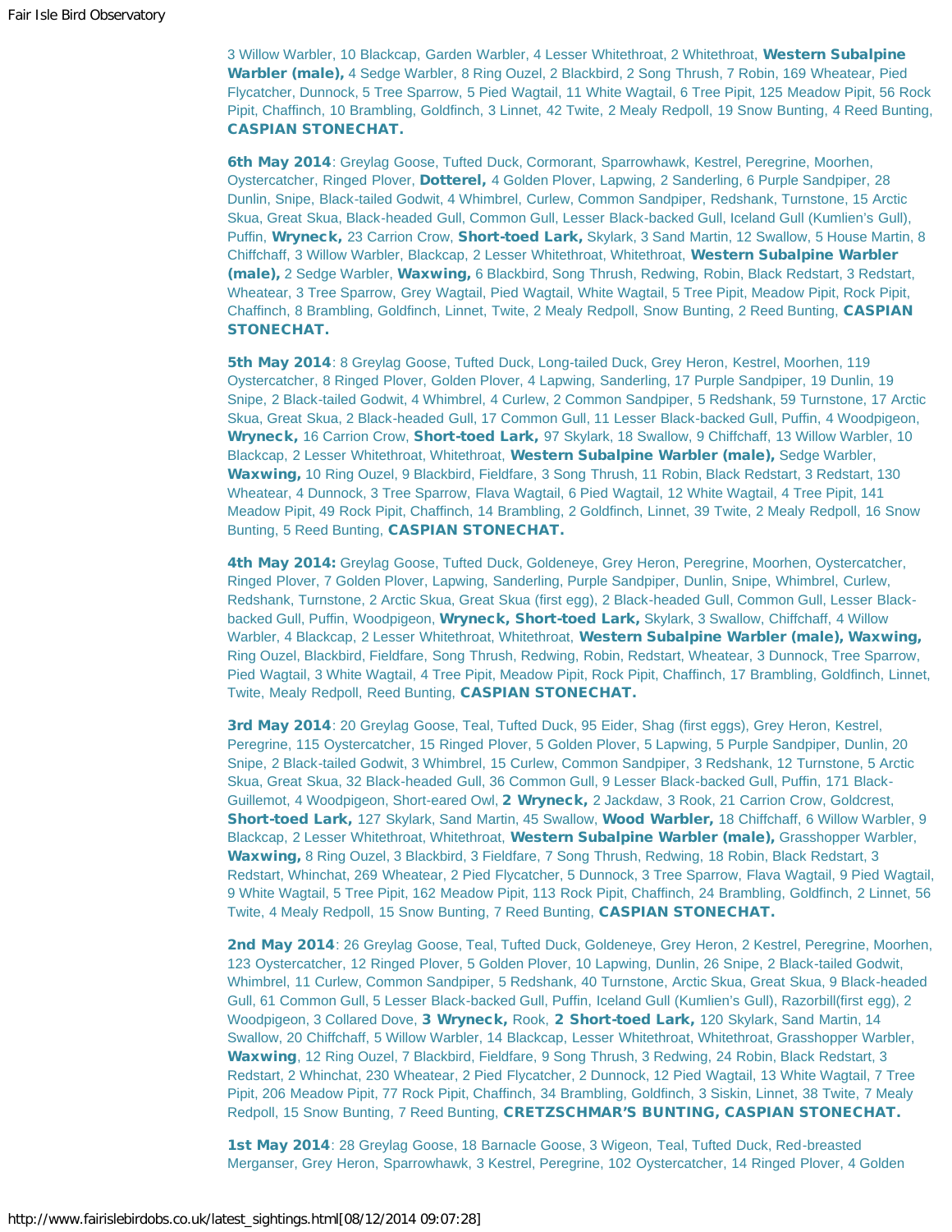3 Willow Warbler, 10 Blackcap, Garden Warbler, 4 Lesser Whitethroat, 2 Whitethroat, **Western Subalpine Warbler (male),** 4 Sedge Warbler, 8 Ring Ouzel, 2 Blackbird, 2 Song Thrush, 7 Robin, 169 Wheatear, Pied Flycatcher, Dunnock, 5 Tree Sparrow, 5 Pied Wagtail, 11 White Wagtail, 6 Tree Pipit, 125 Meadow Pipit, 56 Rock Pipit, Chaffinch, 10 Brambling, Goldfinch, 3 Linnet, 42 Twite, 2 Mealy Redpoll, 19 Snow Bunting, 4 Reed Bunting, **CASPIAN STONECHAT.**

**6th May 2014**: Greylag Goose, Tufted Duck, Cormorant, Sparrowhawk, Kestrel, Peregrine, Moorhen, Oystercatcher, Ringed Plover, **Dotterel,** 4 Golden Plover, Lapwing, 2 Sanderling, 6 Purple Sandpiper, 28 Dunlin, Snipe, Black-tailed Godwit, 4 Whimbrel, Curlew, Common Sandpiper, Redshank, Turnstone, 15 Arctic Skua, Great Skua, Black-headed Gull, Common Gull, Lesser Black-backed Gull, Iceland Gull (Kumlien's Gull), Puffin, **Wryneck,** 23 Carrion Crow, **Short-toed Lark,** Skylark, 3 Sand Martin, 12 Swallow, 5 House Martin, 8 Chiffchaff, 3 Willow Warbler, Blackcap, 2 Lesser Whitethroat, Whitethroat, **Western Subalpine Warbler (male),** 2 Sedge Warbler, **Waxwing,** 6 Blackbird, Song Thrush, Redwing, Robin, Black Redstart, 3 Redstart, Wheatear, 3 Tree Sparrow, Grey Wagtail, Pied Wagtail, White Wagtail, 5 Tree Pipit, Meadow Pipit, Rock Pipit, Chaffinch, 8 Brambling, Goldfinch, Linnet, Twite, 2 Mealy Redpoll, Snow Bunting, 2 Reed Bunting, **CASPIAN STONECHAT.**

**5th May 2014**: 8 Greylag Goose, Tufted Duck, Long-tailed Duck, Grey Heron, Kestrel, Moorhen, 119 Oystercatcher, 8 Ringed Plover, Golden Plover, 4 Lapwing, Sanderling, 17 Purple Sandpiper, 19 Dunlin, 19 Snipe, 2 Black-tailed Godwit, 4 Whimbrel, 4 Curlew, 2 Common Sandpiper, 5 Redshank, 59 Turnstone, 17 Arctic Skua, Great Skua, 2 Black-headed Gull, 17 Common Gull, 11 Lesser Black-backed Gull, Puffin, 4 Woodpigeon, **Wryneck,** 16 Carrion Crow, **Short-toed Lark,** 97 Skylark, 18 Swallow, 9 Chiffchaff, 13 Willow Warbler, 10 Blackcap, 2 Lesser Whitethroat, Whitethroat, **Western Subalpine Warbler (male),** Sedge Warbler, **Waxwing,** 10 Ring Ouzel, 9 Blackbird, Fieldfare, 3 Song Thrush, 11 Robin, Black Redstart, 3 Redstart, 130 Wheatear, 4 Dunnock, 3 Tree Sparrow, Flava Wagtail, 6 Pied Wagtail, 12 White Wagtail, 4 Tree Pipit, 141 Meadow Pipit, 49 Rock Pipit, Chaffinch, 14 Brambling, 2 Goldfinch, Linnet, 39 Twite, 2 Mealy Redpoll, 16 Snow Bunting, 5 Reed Bunting, **CASPIAN STONECHAT.**

**4th May 2014:** Greylag Goose, Tufted Duck, Goldeneye, Grey Heron, Peregrine, Moorhen, Oystercatcher, Ringed Plover, 7 Golden Plover, Lapwing, Sanderling, Purple Sandpiper, Dunlin, Snipe, Whimbrel, Curlew, Redshank, Turnstone, 2 Arctic Skua, Great Skua (first egg), 2 Black-headed Gull, Common Gull, Lesser Black-backed Gull, Puffin, Woodpigeon, **Wryneck, Short-toed Lark,** Skylark, 3 Swallow, Chiffchaff, 4 Willow Warbler, 4 Blackcap, 2 Lesser Whitethroat, Whitethroat, **Western Subalpine Warbler (male), Waxwing,** Ring Ouzel, Blackbird, Fieldfare, Song Thrush, Redwing, Robin, Redstart, Wheatear, 3 Dunnock, Tree Sparrow, Pied Wagtail, 3 White Wagtail, 4 Tree Pipit, Meadow Pipit, Rock Pipit, Chaffinch, 17 Brambling, Goldfinch, Linnet, Twite, Mealy Redpoll, Reed Bunting, **CASPIAN STONECHAT.**

**3rd May 2014**: 20 Greylag Goose, Teal, Tufted Duck, 95 Eider, Shag (first eggs), Grey Heron, Kestrel, Peregrine, 115 Oystercatcher, 15 Ringed Plover, 5 Golden Plover, 5 Lapwing, 5 Purple Sandpiper, Dunlin, 20 Snipe, 2 Black-tailed Godwit, 3 Whimbrel, 15 Curlew, Common Sandpiper, 3 Redshank, 12 Turnstone, 5 Arctic Skua, Great Skua, 32 Black-headed Gull, 36 Common Gull, 9 Lesser Black-backed Gull, Puffin, 171 Black-Guillemot, 4 Woodpigeon, Short-eared Owl, **2 Wryneck,** 2 Jackdaw, 3 Rook, 21 Carrion Crow, Goldcrest, **Short-toed Lark,** 127 Skylark, Sand Martin, 45 Swallow, **Wood Warbler,** 18 Chiffchaff, 6 Willow Warbler, 9 Blackcap, 2 Lesser Whitethroat, Whitethroat, **Western Subalpine Warbler (male),** Grasshopper Warbler, **Waxwing,** 8 Ring Ouzel, 3 Blackbird, 3 Fieldfare, 7 Song Thrush, Redwing, 18 Robin, Black Redstart, 3 Redstart, Whinchat, 269 Wheatear, 2 Pied Flycatcher, 5 Dunnock, 3 Tree Sparrow, Flava Wagtail, 9 Pied Wagtail, 9 White Wagtail, 5 Tree Pipit, 162 Meadow Pipit, 113 Rock Pipit, Chaffinch, 24 Brambling, Goldfinch, 2 Linnet, 56 Twite, 4 Mealy Redpoll, 15 Snow Bunting, 7 Reed Bunting, **CASPIAN STONECHAT.**

**2nd May 2014**: 26 Greylag Goose, Teal, Tufted Duck, Goldeneye, Grey Heron, 2 Kestrel, Peregrine, Moorhen, 123 Oystercatcher, 12 Ringed Plover, 5 Golden Plover, 10 Lapwing, Dunlin, 26 Snipe, 2 Black-tailed Godwit, Whimbrel, 11 Curlew, Common Sandpiper, 5 Redshank, 40 Turnstone, Arctic Skua, Great Skua, 9 Black-headed Gull, 61 Common Gull, 5 Lesser Black-backed Gull, Puffin, Iceland Gull (Kumlien's Gull), Razorbill(first egg), 2 Woodpigeon, 3 Collared Dove, **3 Wryneck,** Rook, **2 Short-toed Lark,** 120 Skylark, Sand Martin, 14 Swallow, 20 Chiffchaff, 5 Willow Warbler, 14 Blackcap, Lesser Whitethroat, Whitethroat, Grasshopper Warbler, **Waxwing**, 12 Ring Ouzel, 7 Blackbird, Fieldfare, 9 Song Thrush, 3 Redwing, 24 Robin, Black Redstart, 3 Redstart, 2 Whinchat, 230 Wheatear, 2 Pied Flycatcher, 2 Dunnock, 12 Pied Wagtail, 13 White Wagtail, 7 Tree Pipit, 206 Meadow Pipit, 77 Rock Pipit, Chaffinch, 34 Brambling, Goldfinch, 3 Siskin, Linnet, 38 Twite, 7 Mealy Redpoll, 15 Snow Bunting, 7 Reed Bunting, **CRETZSCHMAR'S BUNTING, CASPIAN STONECHAT.**

**1st May 2014**: 28 Greylag Goose, 18 Barnacle Goose, 3 Wigeon, Teal, Tufted Duck, Red-breasted Merganser, Grey Heron, Sparrowhawk, 3 Kestrel, Peregrine, 102 Oystercatcher, 14 Ringed Plover, 4 Golden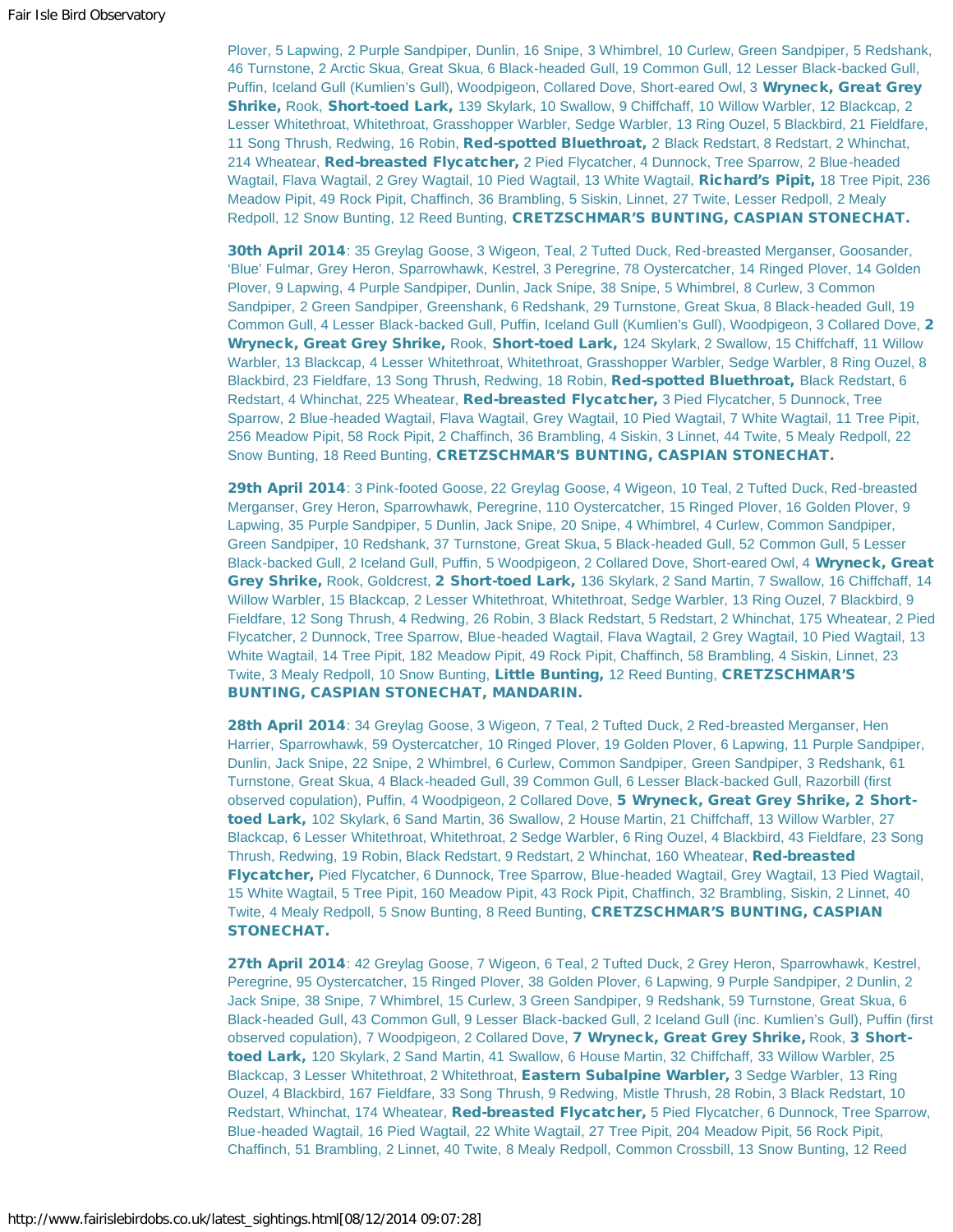Plover, 5 Lapwing, 2 Purple Sandpiper, Dunlin, 16 Snipe, 3 Whimbrel, 10 Curlew, Green Sandpiper, 5 Redshank, 46 Turnstone, 2 Arctic Skua, Great Skua, 6 Black-headed Gull, 19 Common Gull, 12 Lesser Black-backed Gull, Puffin, Iceland Gull (Kumlien's Gull), Woodpigeon, Collared Dove, Short-eared Owl, 3 **Wryneck, Great Grey Shrike,** Rook, **Short-toed Lark,** 139 Skylark, 10 Swallow, 9 Chiffchaff, 10 Willow Warbler, 12 Blackcap, 2 Lesser Whitethroat, Whitethroat, Grasshopper Warbler, Sedge Warbler, 13 Ring Ouzel, 5 Blackbird, 21 Fieldfare, 11 Song Thrush, Redwing, 16 Robin, **Red-spotted Bluethroat,** 2 Black Redstart, 8 Redstart, 2 Whinchat, 214 Wheatear, **Red-breasted Flycatcher,** 2 Pied Flycatcher, 4 Dunnock, Tree Sparrow, 2 Blue-headed Wagtail, Flava Wagtail, 2 Grey Wagtail, 10 Pied Wagtail, 13 White Wagtail, **Richard's Pipit,** 18 Tree Pipit, 236 Meadow Pipit, 49 Rock Pipit, Chaffinch, 36 Brambling, 5 Siskin, Linnet, 27 Twite, Lesser Redpoll, 2 Mealy Redpoll, 12 Snow Bunting, 12 Reed Bunting, **CRETZSCHMAR'S BUNTING, CASPIAN STONECHAT.**

**30th April 2014**: 35 Greylag Goose, 3 Wigeon, Teal, 2 Tufted Duck, Red-breasted Merganser, Goosander, 'Blue' Fulmar, Grey Heron, Sparrowhawk, Kestrel, 3 Peregrine, 78 Oystercatcher, 14 Ringed Plover, 14 Golden Plover, 9 Lapwing, 4 Purple Sandpiper, Dunlin, Jack Snipe, 38 Snipe, 5 Whimbrel, 8 Curlew, 3 Common Sandpiper, 2 Green Sandpiper, Greenshank, 6 Redshank, 29 Turnstone, Great Skua, 8 Black-headed Gull, 19 Common Gull, 4 Lesser Black-backed Gull, Puffin, Iceland Gull (Kumlien's Gull), Woodpigeon, 3 Collared Dove, **2 Wryneck, Great Grey Shrike,** Rook, **Short-toed Lark,** 124 Skylark, 2 Swallow, 15 Chiffchaff, 11 Willow Warbler, 13 Blackcap, 4 Lesser Whitethroat, Whitethroat, Grasshopper Warbler, Sedge Warbler, 8 Ring Ouzel, 8 Blackbird, 23 Fieldfare, 13 Song Thrush, Redwing, 18 Robin, **Red-spotted Bluethroat,** Black Redstart, 6 Redstart, 4 Whinchat, 225 Wheatear, **Red-breasted Flycatcher,** 3 Pied Flycatcher, 5 Dunnock, Tree Sparrow, 2 Blue-headed Wagtail, Flava Wagtail, Grey Wagtail, 10 Pied Wagtail, 7 White Wagtail, 11 Tree Pipit, 256 Meadow Pipit, 58 Rock Pipit, 2 Chaffinch, 36 Brambling, 4 Siskin, 3 Linnet, 44 Twite, 5 Mealy Redpoll, 22 Snow Bunting, 18 Reed Bunting, **CRETZSCHMAR'S BUNTING, CASPIAN STONECHAT.**

**29th April 2014**: 3 Pink-footed Goose, 22 Greylag Goose, 4 Wigeon, 10 Teal, 2 Tufted Duck, Red-breasted Merganser, Grey Heron, Sparrowhawk, Peregrine, 110 Oystercatcher, 15 Ringed Plover, 16 Golden Plover, 9 Lapwing, 35 Purple Sandpiper, 5 Dunlin, Jack Snipe, 20 Snipe, 4 Whimbrel, 4 Curlew, Common Sandpiper, Green Sandpiper, 10 Redshank, 37 Turnstone, Great Skua, 5 Black-headed Gull, 52 Common Gull, 5 Lesser Black-backed Gull, 2 Iceland Gull, Puffin, 5 Woodpigeon, 2 Collared Dove, Short-eared Owl, 4 **Wryneck, Great Grey Shrike,** Rook, Goldcrest, **2 Short-toed Lark,** 136 Skylark, 2 Sand Martin, 7 Swallow, 16 Chiffchaff, 14 Willow Warbler, 15 Blackcap, 2 Lesser Whitethroat, Whitethroat, Sedge Warbler, 13 Ring Ouzel, 7 Blackbird, 9 Fieldfare, 12 Song Thrush, 4 Redwing, 26 Robin, 3 Black Redstart, 5 Redstart, 2 Whinchat, 175 Wheatear, 2 Pied Flycatcher, 2 Dunnock, Tree Sparrow, Blue-headed Wagtail, Flava Wagtail, 2 Grey Wagtail, 10 Pied Wagtail, 13 White Wagtail, 14 Tree Pipit, 182 Meadow Pipit, 49 Rock Pipit, Chaffinch, 58 Brambling, 4 Siskin, Linnet, 23 Twite, 3 Mealy Redpoll, 10 Snow Bunting, **Little Bunting,** 12 Reed Bunting, **CRETZSCHMAR'S BUNTING, CASPIAN STONECHAT, MANDARIN.**

**28th April 2014**: 34 Greylag Goose, 3 Wigeon, 7 Teal, 2 Tufted Duck, 2 Red-breasted Merganser, Hen Harrier, Sparrowhawk, 59 Oystercatcher, 10 Ringed Plover, 19 Golden Plover, 6 Lapwing, 11 Purple Sandpiper, Dunlin, Jack Snipe, 22 Snipe, 2 Whimbrel, 6 Curlew, Common Sandpiper, Green Sandpiper, 3 Redshank, 61 Turnstone, Great Skua, 4 Black-headed Gull, 39 Common Gull, 6 Lesser Black-backed Gull, Razorbill (first observed copulation), Puffin, 4 Woodpigeon, 2 Collared Dove, **5 Wryneck, Great Grey Shrike, 2 Short-toed Lark,** 102 Skylark, 6 Sand Martin, 36 Swallow, 2 House Martin, 21 Chiffchaff, 13 Willow Warbler, 27 Blackcap, 6 Lesser Whitethroat, Whitethroat, 2 Sedge Warbler, 6 Ring Ouzel, 4 Blackbird, 43 Fieldfare, 23 Song Thrush, Redwing, 19 Robin, Black Redstart, 9 Redstart, 2 Whinchat, 160 Wheatear, **Red-breasted Flycatcher,** Pied Flycatcher, 6 Dunnock, Tree Sparrow, Blue-headed Wagtail, Grey Wagtail, 13 Pied Wagtail, 15 White Wagtail, 5 Tree Pipit, 160 Meadow Pipit, 43 Rock Pipit, Chaffinch, 32 Brambling, Siskin, 2 Linnet, 40 Twite, 4 Mealy Redpoll, 5 Snow Bunting, 8 Reed Bunting, **CRETZSCHMAR'S BUNTING, CASPIAN STONECHAT.**

**27th April 2014**: 42 Greylag Goose, 7 Wigeon, 6 Teal, 2 Tufted Duck, 2 Grey Heron, Sparrowhawk, Kestrel, Peregrine, 95 Oystercatcher, 15 Ringed Plover, 38 Golden Plover, 6 Lapwing, 9 Purple Sandpiper, 2 Dunlin, 2 Jack Snipe, 38 Snipe, 7 Whimbrel, 15 Curlew, 3 Green Sandpiper, 9 Redshank, 59 Turnstone, Great Skua, 6 Black-headed Gull, 43 Common Gull, 9 Lesser Black-backed Gull, 2 Iceland Gull (inc. Kumlien's Gull), Puffin (first observed copulation), 7 Woodpigeon, 2 Collared Dove, **7 Wryneck, Great Grey Shrike,** Rook, **3 Short-toed Lark,** 120 Skylark, 2 Sand Martin, 41 Swallow, 6 House Martin, 32 Chiffchaff, 33 Willow Warbler, 25 Blackcap, 3 Lesser Whitethroat, 2 Whitethroat, **Eastern Subalpine Warbler,** 3 Sedge Warbler, 13 Ring Ouzel, 4 Blackbird, 167 Fieldfare, 33 Song Thrush, 9 Redwing, Mistle Thrush, 28 Robin, 3 Black Redstart, 10 Redstart, Whinchat, 174 Wheatear, **Red-breasted Flycatcher,** 5 Pied Flycatcher, 6 Dunnock, Tree Sparrow, Blue-headed Wagtail, 16 Pied Wagtail, 22 White Wagtail, 27 Tree Pipit, 204 Meadow Pipit, 56 Rock Pipit, Chaffinch, 51 Brambling, 2 Linnet, 40 Twite, 8 Mealy Redpoll, Common Crossbill, 13 Snow Bunting, 12 Reed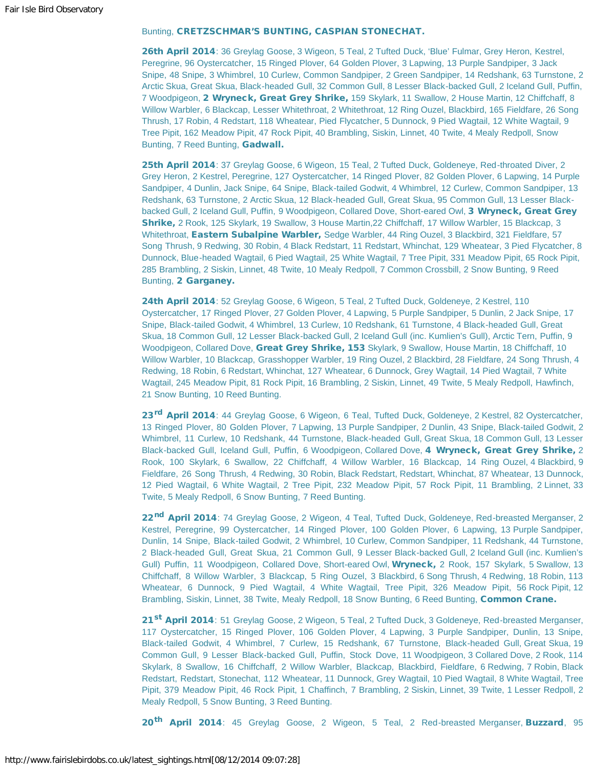Bunting, **CRETZSCHMAR'S BUNTING, CASPIAN STONECHAT.**

**26th April 2014**: 36 Greylag Goose, 3 Wigeon, 5 Teal, 2 Tufted Duck, 'Blue' Fulmar, Grey Heron, Kestrel, Peregrine, 96 Oystercatcher, 15 Ringed Plover, 64 Golden Plover, 3 Lapwing, 13 Purple Sandpiper, 3 Jack Snipe, 48 Snipe, 3 Whimbrel, 10 Curlew, Common Sandpiper, 2 Green Sandpiper, 14 Redshank, 63 Turnstone, 2 Arctic Skua, Great Skua, Black-headed Gull, 32 Common Gull, 8 Lesser Black-backed Gull, 2 Iceland Gull, Puffin, 7 Woodpigeon, **2 Wryneck, Great Grey Shrike,** 159 Skylark, 11 Swallow, 2 House Martin, 12 Chiffchaff, 8 Willow Warbler, 6 Blackcap, Lesser Whitethroat, 2 Whitethroat, 12 Ring Ouzel, Blackbird, 165 Fieldfare, 26 Song Thrush, 17 Robin, 4 Redstart, 118 Wheatear, Pied Flycatcher, 5 Dunnock, 9 Pied Wagtail, 12 White Wagtail, 9 Tree Pipit, 162 Meadow Pipit, 47 Rock Pipit, 40 Brambling, Siskin, Linnet, 40 Twite, 4 Mealy Redpoll, Snow Bunting, 7 Reed Bunting, **Gadwall.**

**25th April 2014**: 37 Greylag Goose, 6 Wigeon, 15 Teal, 2 Tufted Duck, Goldeneye, Red-throated Diver, 2 Grey Heron, 2 Kestrel, Peregrine, 127 Oystercatcher, 14 Ringed Plover, 82 Golden Plover, 6 Lapwing, 14 Purple Sandpiper, 4 Dunlin, Jack Snipe, 64 Snipe, Black-tailed Godwit, 4 Whimbrel, 12 Curlew, Common Sandpiper, 13 Redshank, 63 Turnstone, 2 Arctic Skua, 12 Black-headed Gull, Great Skua, 95 Common Gull, 13 Lesser Black-backed Gull, 2 Iceland Gull, Puffin, 9 Woodpigeon, Collared Dove, Short-eared Owl, **3 Wryneck, Great Grey Shrike,** 2 Rook, 125 Skylark, 19 Swallow, 3 House Martin,22 Chiffchaff, 17 Willow Warbler, 15 Blackcap, 3 Whitethroat, **Eastern Subalpine Warbler,** Sedge Warbler, 44 Ring Ouzel, 3 Blackbird, 321 Fieldfare, 57 Song Thrush, 9 Redwing, 30 Robin, 4 Black Redstart, 11 Redstart, Whinchat, 129 Wheatear, 3 Pied Flycatcher, 8 Dunnock, Blue-headed Wagtail, 6 Pied Wagtail, 25 White Wagtail, 7 Tree Pipit, 331 Meadow Pipit, 65 Rock Pipit, 285 Brambling, 2 Siskin, Linnet, 48 Twite, 10 Mealy Redpoll, 7 Common Crossbill, 2 Snow Bunting, 9 Reed Bunting, **2 Garganey.**

**24th April 2014**: 52 Greylag Goose, 6 Wigeon, 5 Teal, 2 Tufted Duck, Goldeneye, 2 Kestrel, 110 Oystercatcher, 17 Ringed Plover, 27 Golden Plover, 4 Lapwing, 5 Purple Sandpiper, 5 Dunlin, 2 Jack Snipe, 17 Snipe, Black-tailed Godwit, 4 Whimbrel, 13 Curlew, 10 Redshank, 61 Turnstone, 4 Black-headed Gull, Great Skua, 18 Common Gull, 12 Lesser Black-backed Gull, 2 Iceland Gull (inc. Kumlien's Gull), Arctic Tern, Puffin, 9 Woodpigeon, Collared Dove, **Great Grey Shrike, 153** Skylark, 9 Swallow, House Martin, 18 Chiffchaff, 10 Willow Warbler, 10 Blackcap, Grasshopper Warbler, 19 Ring Ouzel, 2 Blackbird, 28 Fieldfare, 24 Song Thrush, 4 Redwing, 18 Robin, 6 Redstart, Whinchat, 127 Wheatear, 6 Dunnock, Grey Wagtail, 14 Pied Wagtail, 7 White Wagtail, 245 Meadow Pipit, 81 Rock Pipit, 16 Brambling, 2 Siskin, Linnet, 49 Twite, 5 Mealy Redpoll, Hawfinch, 21 Snow Bunting, 10 Reed Bunting.

**23rd April 2014**: 44 Greylag Goose, 6 Wigeon, 6 Teal, Tufted Duck, Goldeneye, 2 Kestrel, 82 Oystercatcher, 13 Ringed Plover, 80 Golden Plover, 7 Lapwing, 13 Purple Sandpiper, 2 Dunlin, 43 Snipe, Black-tailed Godwit, 2 Whimbrel, 11 Curlew, 10 Redshank, 44 Turnstone, Black-headed Gull, Great Skua, 18 Common Gull, 13 Lesser Black-backed Gull, Iceland Gull, Puffin, 6 Woodpigeon, Collared Dove, **4 Wryneck, Great Grey Shrike,** 2 Rook, 100 Skylark, 6 Swallow, 22 Chiffchaff, 4 Willow Warbler, 16 Blackcap, 14 Ring Ouzel, 4 Blackbird, 9 Fieldfare, 26 Song Thrush, 4 Redwing, 30 Robin, Black Redstart, Redstart, Whinchat, 87 Wheatear, 13 Dunnock, 12 Pied Wagtail, 6 White Wagtail, 2 Tree Pipit, 232 Meadow Pipit, 57 Rock Pipit, 11 Brambling, 2 Linnet, 33 Twite, 5 Mealy Redpoll, 6 Snow Bunting, 7 Reed Bunting.

**22nd April 2014**: 74 Greylag Goose, 2 Wigeon, 4 Teal, Tufted Duck, Goldeneye, Red-breasted Merganser, 2 Kestrel, Peregrine, 99 Oystercatcher, 14 Ringed Plover, 100 Golden Plover, 6 Lapwing, 13 Purple Sandpiper, Dunlin, 14 Snipe, Black-tailed Godwit, 2 Whimbrel, 10 Curlew, Common Sandpiper, 11 Redshank, 44 Turnstone, 2 Black-headed Gull, Great Skua, 21 Common Gull, 9 Lesser Black-backed Gull, 2 Iceland Gull (inc. Kumlien's Gull) Puffin, 11 Woodpigeon, Collared Dove, Short-eared Owl, **Wryneck,** 2 Rook, 157 Skylark, 5 Swallow, 13 Chiffchaff, 8 Willow Warbler, 3 Blackcap, 5 Ring Ouzel, 3 Blackbird, 6 Song Thrush, 4 Redwing, 18 Robin, 113 Wheatear, 6 Dunnock, 9 Pied Wagtail, 4 White Wagtail, Tree Pipit, 326 Meadow Pipit, 56 Rock Pipit, 12 Brambling, Siskin, Linnet, 38 Twite, Mealy Redpoll, 18 Snow Bunting, 6 Reed Bunting, **Common Crane.**

**21st April 2014**: 51 Greylag Goose, 2 Wigeon, 5 Teal, 2 Tufted Duck, 3 Goldeneye, Red-breasted Merganser, 117 Oystercatcher, 15 Ringed Plover, 106 Golden Plover, 4 Lapwing, 3 Purple Sandpiper, Dunlin, 13 Snipe, Black-tailed Godwit, 4 Whimbrel, 7 Curlew, 15 Redshank, 67 Turnstone, Black-headed Gull, Great Skua, 19 Common Gull, 9 Lesser Black-backed Gull, Puffin, Stock Dove, 11 Woodpigeon, 3 Collared Dove, 2 Rook, 114 Skylark, 8 Swallow, 16 Chiffchaff, 2 Willow Warbler, Blackcap, Blackbird, Fieldfare, 6 Redwing, 7 Robin, Black Redstart, Redstart, Stonechat, 112 Wheatear, 11 Dunnock, Grey Wagtail, 10 Pied Wagtail, 8 White Wagtail, Tree Pipit, 379 Meadow Pipit, 46 Rock Pipit, 1 Chaffinch, 7 Brambling, 2 Siskin, Linnet, 39 Twite, 1 Lesser Redpoll, 2 Mealy Redpoll, 5 Snow Bunting, 3 Reed Bunting.

**20th April 2014**: 45 Greylag Goose, 2 Wigeon, 5 Teal, 2 Red-breasted Merganser, **Buzzard**, 95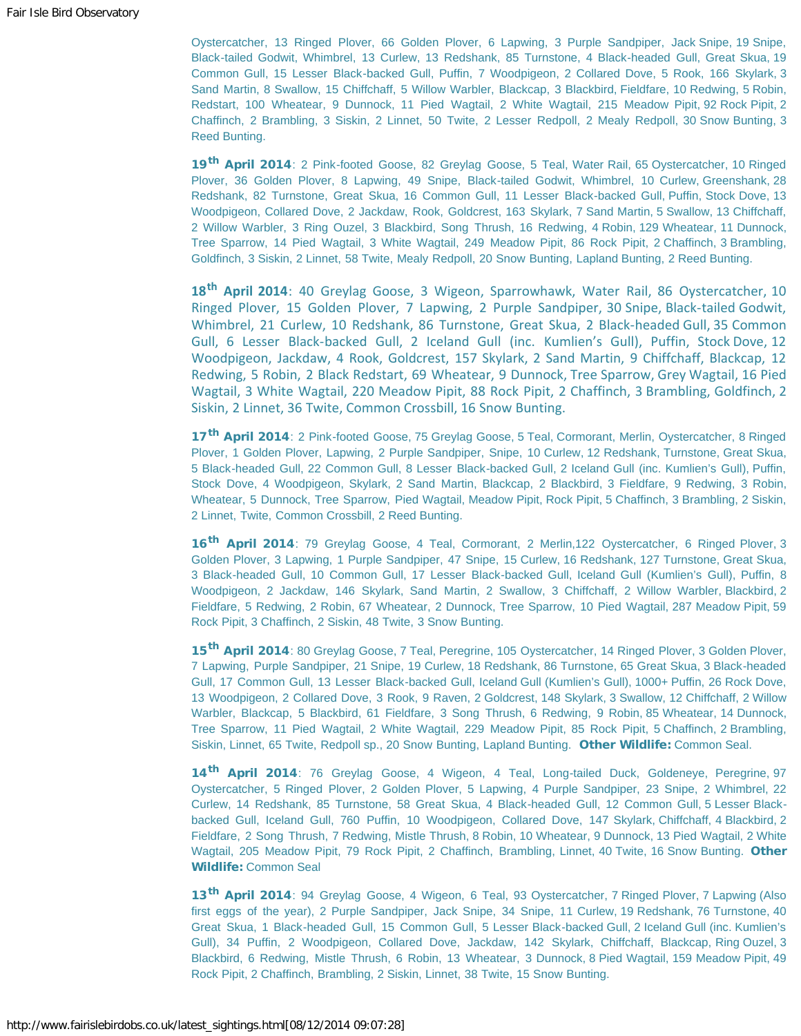Oystercatcher, 13 Ringed Plover, 66 Golden Plover, 6 Lapwing, 3 Purple Sandpiper, Jack Snipe, 19 Snipe, Black-tailed Godwit, Whimbrel, 13 Curlew, 13 Redshank, 85 Turnstone, 4 Black-headed Gull, Great Skua, 19 Common Gull, 15 Lesser Black-backed Gull, Puffin, 7 Woodpigeon, 2 Collared Dove, 5 Rook, 166 Skylark, 3 Sand Martin, 8 Swallow, 15 Chiffchaff, 5 Willow Warbler, Blackcap, 3 Blackbird, Fieldfare, 10 Redwing, 5 Robin, Redstart, 100 Wheatear, 9 Dunnock, 11 Pied Wagtail, 2 White Wagtail, 215 Meadow Pipit, 92 Rock Pipit, 2 Chaffinch, 2 Brambling, 3 Siskin, 2 Linnet, 50 Twite, 2 Lesser Redpoll, 2 Mealy Redpoll, 30 Snow Bunting, 3 Reed Bunting.

**19th April 2014**: 2 Pink-footed Goose, 82 Greylag Goose, 5 Teal, Water Rail, 65 Oystercatcher, 10 Ringed Plover, 36 Golden Plover, 8 Lapwing, 49 Snipe, Black-tailed Godwit, Whimbrel, 10 Curlew, Greenshank, 28 Redshank, 82 Turnstone, Great Skua, 16 Common Gull, 11 Lesser Black-backed Gull, Puffin, Stock Dove, 13 Woodpigeon, Collared Dove, 2 Jackdaw, Rook, Goldcrest, 163 Skylark, 7 Sand Martin, 5 Swallow, 13 Chiffchaff, 2 Willow Warbler, 3 Ring Ouzel, 3 Blackbird, Song Thrush, 16 Redwing, 4 Robin, 129 Wheatear, 11 Dunnock, Tree Sparrow, 14 Pied Wagtail, 3 White Wagtail, 249 Meadow Pipit, 86 Rock Pipit, 2 Chaffinch, 3 Brambling, Goldfinch, 3 Siskin, 2 Linnet, 58 Twite, Mealy Redpoll, 20 Snow Bunting, Lapland Bunting, 2 Reed Bunting.

**18th April 2014**: 40 Greylag Goose, 3 Wigeon, Sparrowhawk, Water Rail, 86 Oystercatcher, 10 Ringed Plover, 15 Golden Plover, 7 Lapwing, 2 Purple Sandpiper, 30 Snipe, Black-tailed Godwit, Whimbrel, 21 Curlew, 10 Redshank, 86 Turnstone, Great Skua, 2 Black-headed Gull, 35 Common Gull, 6 Lesser Black-backed Gull, 2 Iceland Gull (inc. Kumlien's Gull), Puffin, Stock Dove, 12 Woodpigeon, Jackdaw, 4 Rook, Goldcrest, 157 Skylark, 2 Sand Martin, 9 Chiffchaff, Blackcap, 12 Redwing, 5 Robin, 2 Black Redstart, 69 Wheatear, 9 Dunnock, Tree Sparrow, Grey Wagtail, 16 Pied Wagtail, 3 White Wagtail, 220 Meadow Pipit, 88 Rock Pipit, 2 Chaffinch, 3 Brambling, Goldfinch, 2 Siskin, 2 Linnet, 36 Twite, Common Crossbill, 16 Snow Bunting.

**17th April 2014**: 2 Pink-footed Goose, 75 Greylag Goose, 5 Teal, Cormorant, Merlin, Oystercatcher, 8 Ringed Plover, 1 Golden Plover, Lapwing, 2 Purple Sandpiper, Snipe, 10 Curlew, 12 Redshank, Turnstone, Great Skua, 5 Black-headed Gull, 22 Common Gull, 8 Lesser Black-backed Gull, 2 Iceland Gull (inc. Kumlien's Gull), Puffin, Stock Dove, 4 Woodpigeon, Skylark, 2 Sand Martin, Blackcap, 2 Blackbird, 3 Fieldfare, 9 Redwing, 3 Robin, Wheatear, 5 Dunnock, Tree Sparrow, Pied Wagtail, Meadow Pipit, Rock Pipit, 5 Chaffinch, 3 Brambling, 2 Siskin, 2 Linnet, Twite, Common Crossbill, 2 Reed Bunting.

**16th April 2014**: 79 Greylag Goose, 4 Teal, Cormorant, 2 Merlin,122 Oystercatcher, 6 Ringed Plover, 3 Golden Plover, 3 Lapwing, 1 Purple Sandpiper, 47 Snipe, 15 Curlew, 16 Redshank, 127 Turnstone, Great Skua, 3 Black-headed Gull, 10 Common Gull, 17 Lesser Black-backed Gull, Iceland Gull (Kumlien's Gull), Puffin, 8 Woodpigeon, 2 Jackdaw, 146 Skylark, Sand Martin, 2 Swallow, 3 Chiffchaff, 2 Willow Warbler, Blackbird, 2 Fieldfare, 5 Redwing, 2 Robin, 67 Wheatear, 2 Dunnock, Tree Sparrow, 10 Pied Wagtail, 287 Meadow Pipit, 59 Rock Pipit, 3 Chaffinch, 2 Siskin, 48 Twite, 3 Snow Bunting.

**15th April 2014**: 80 Greylag Goose, 7 Teal, Peregrine, 105 Oystercatcher, 14 Ringed Plover, 3 Golden Plover, 7 Lapwing, Purple Sandpiper, 21 Snipe, 19 Curlew, 18 Redshank, 86 Turnstone, 65 Great Skua, 3 Black-headed Gull, 17 Common Gull, 13 Lesser Black-backed Gull, Iceland Gull (Kumlien's Gull), 1000+ Puffin, 26 Rock Dove, 13 Woodpigeon, 2 Collared Dove, 3 Rook, 9 Raven, 2 Goldcrest, 148 Skylark, 3 Swallow, 12 Chiffchaff, 2 Willow Warbler, Blackcap, 5 Blackbird, 61 Fieldfare, 3 Song Thrush, 6 Redwing, 9 Robin, 85 Wheatear, 14 Dunnock, Tree Sparrow, 11 Pied Wagtail, 2 White Wagtail, 229 Meadow Pipit, 85 Rock Pipit, 5 Chaffinch, 2 Brambling, Siskin, Linnet, 65 Twite, Redpoll sp., 20 Snow Bunting, Lapland Bunting. **Other Wildlife:** Common Seal.

**14th April 2014**: 76 Greylag Goose, 4 Wigeon, 4 Teal, Long-tailed Duck, Goldeneye, Peregrine, 97 Oystercatcher, 5 Ringed Plover, 2 Golden Plover, 5 Lapwing, 4 Purple Sandpiper, 23 Snipe, 2 Whimbrel, 22 Curlew, 14 Redshank, 85 Turnstone, 58 Great Skua, 4 Black-headed Gull, 12 Common Gull, 5 Lesser Black-backed Gull, Iceland Gull, 760 Puffin, 10 Woodpigeon, Collared Dove, 147 Skylark, Chiffchaff, 4 Blackbird, 2 Fieldfare, 2 Song Thrush, 7 Redwing, Mistle Thrush, 8 Robin, 10 Wheatear, 9 Dunnock, 13 Pied Wagtail, 2 White Wagtail, 205 Meadow Pipit, 79 Rock Pipit, 2 Chaffinch, Brambling, Linnet, 40 Twite, 16 Snow Bunting. **Other Wildlife:** Common Seal

**13th April 2014**: 94 Greylag Goose, 4 Wigeon, 6 Teal, 93 Oystercatcher, 7 Ringed Plover, 7 Lapwing (Also first eggs of the year), 2 Purple Sandpiper, Jack Snipe, 34 Snipe, 11 Curlew, 19 Redshank, 76 Turnstone, 40 Great Skua, 1 Black-headed Gull, 15 Common Gull, 5 Lesser Black-backed Gull, 2 Iceland Gull (inc. Kumlien's Gull), 34 Puffin, 2 Woodpigeon, Collared Dove, Jackdaw, 142 Skylark, Chiffchaff, Blackcap, Ring Ouzel, 3 Blackbird, 6 Redwing, Mistle Thrush, 6 Robin, 13 Wheatear, 3 Dunnock, 8 Pied Wagtail, 159 Meadow Pipit, 49 Rock Pipit, 2 Chaffinch, Brambling, 2 Siskin, Linnet, 38 Twite, 15 Snow Bunting.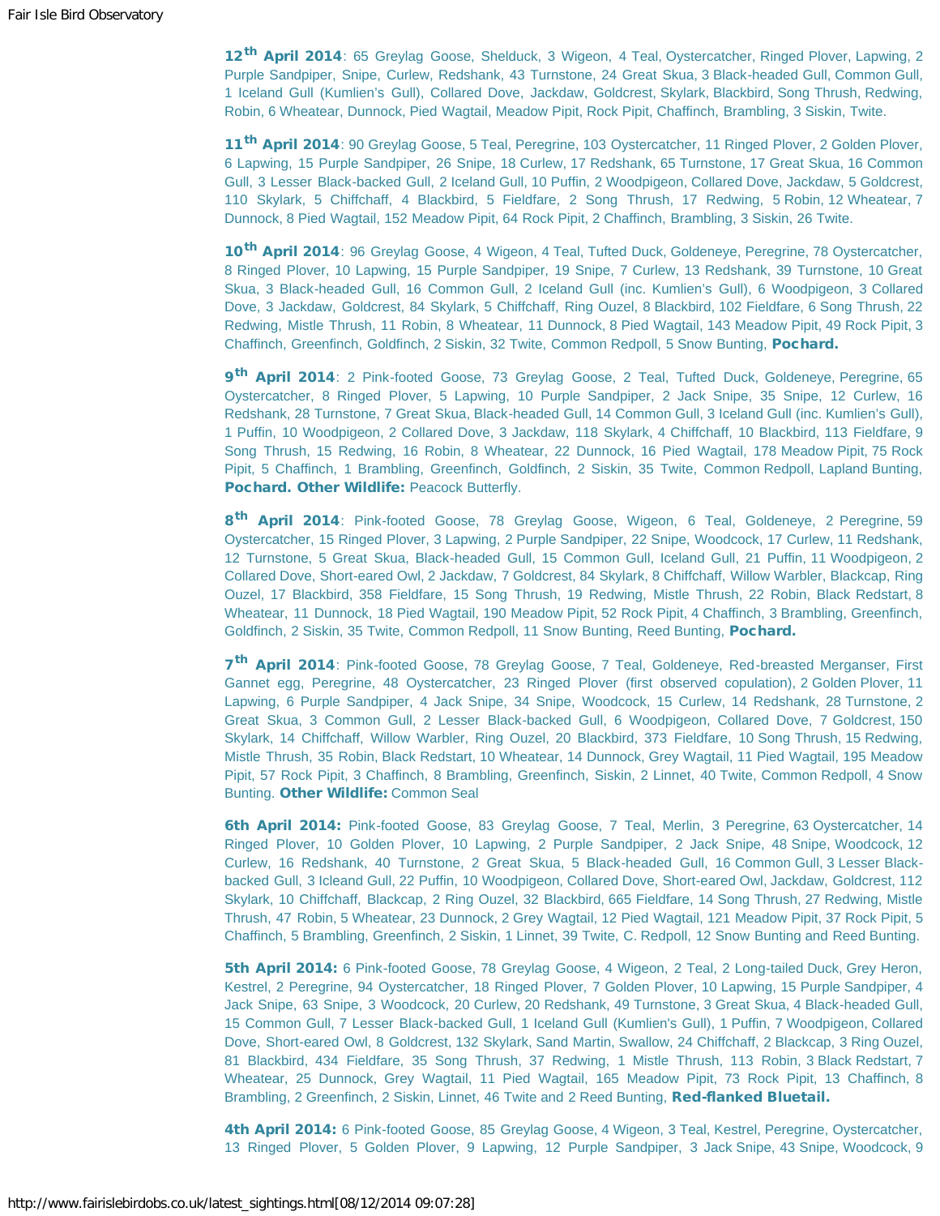**12th April 2014**: 65 Greylag Goose, Shelduck, 3 Wigeon, 4 Teal, Oystercatcher, Ringed Plover, Lapwing, 2 Purple Sandpiper, Snipe, Curlew, Redshank, 43 Turnstone, 24 Great Skua, 3 Black-headed Gull, Common Gull, 1 Iceland Gull (Kumlien's Gull), Collared Dove, Jackdaw, Goldcrest, Skylark, Blackbird, Song Thrush, Redwing, Robin, 6 Wheatear, Dunnock, Pied Wagtail, Meadow Pipit, Rock Pipit, Chaffinch, Brambling, 3 Siskin, Twite.

**11th April 2014**: 90 Greylag Goose, 5 Teal, Peregrine, 103 Oystercatcher, 11 Ringed Plover, 2 Golden Plover, 6 Lapwing, 15 Purple Sandpiper, 26 Snipe, 18 Curlew, 17 Redshank, 65 Turnstone, 17 Great Skua, 16 Common Gull, 3 Lesser Black-backed Gull, 2 Iceland Gull, 10 Puffin, 2 Woodpigeon, Collared Dove, Jackdaw, 5 Goldcrest, 110 Skylark, 5 Chiffchaff, 4 Blackbird, 5 Fieldfare, 2 Song Thrush, 17 Redwing, 5 Robin, 12 Wheatear, 7 Dunnock, 8 Pied Wagtail, 152 Meadow Pipit, 64 Rock Pipit, 2 Chaffinch, Brambling, 3 Siskin, 26 Twite.

**10th April 2014**: 96 Greylag Goose, 4 Wigeon, 4 Teal, Tufted Duck, Goldeneye, Peregrine, 78 Oystercatcher, 8 Ringed Plover, 10 Lapwing, 15 Purple Sandpiper, 19 Snipe, 7 Curlew, 13 Redshank, 39 Turnstone, 10 Great Skua, 3 Black-headed Gull, 16 Common Gull, 2 Iceland Gull (inc. Kumlien's Gull), 6 Woodpigeon, 3 Collared Dove, 3 Jackdaw, Goldcrest, 84 Skylark, 5 Chiffchaff, Ring Ouzel, 8 Blackbird, 102 Fieldfare, 6 Song Thrush, 22 Redwing, Mistle Thrush, 11 Robin, 8 Wheatear, 11 Dunnock, 8 Pied Wagtail, 143 Meadow Pipit, 49 Rock Pipit, 3 Chaffinch, Greenfinch, Goldfinch, 2 Siskin, 32 Twite, Common Redpoll, 5 Snow Bunting, **Pochard.**

**9th April 2014**: 2 Pink-footed Goose, 73 Greylag Goose, 2 Teal, Tufted Duck, Goldeneye, Peregrine, 65 Oystercatcher, 8 Ringed Plover, 5 Lapwing, 10 Purple Sandpiper, 2 Jack Snipe, 35 Snipe, 12 Curlew, 16 Redshank, 28 Turnstone, 7 Great Skua, Black-headed Gull, 14 Common Gull, 3 Iceland Gull (inc. Kumlien's Gull), 1 Puffin, 10 Woodpigeon, 2 Collared Dove, 3 Jackdaw, 118 Skylark, 4 Chiffchaff, 10 Blackbird, 113 Fieldfare, 9 Song Thrush, 15 Redwing, 16 Robin, 8 Wheatear, 22 Dunnock, 16 Pied Wagtail, 178 Meadow Pipit, 75 Rock Pipit, 5 Chaffinch, 1 Brambling, Greenfinch, Goldfinch, 2 Siskin, 35 Twite, Common Redpoll, Lapland Bunting, **Pochard. Other Wildlife:** Peacock Butterfly.

**8th April 2014**: Pink-footed Goose, 78 Greylag Goose, Wigeon, 6 Teal, Goldeneye, 2 Peregrine, 59 Oystercatcher, 15 Ringed Plover, 3 Lapwing, 2 Purple Sandpiper, 22 Snipe, Woodcock, 17 Curlew, 11 Redshank, 12 Turnstone, 5 Great Skua, Black-headed Gull, 15 Common Gull, Iceland Gull, 21 Puffin, 11 Woodpigeon, 2 Collared Dove, Short-eared Owl, 2 Jackdaw, 7 Goldcrest, 84 Skylark, 8 Chiffchaff, Willow Warbler, Blackcap, Ring Ouzel, 17 Blackbird, 358 Fieldfare, 15 Song Thrush, 19 Redwing, Mistle Thrush, 22 Robin, Black Redstart, 8 Wheatear, 11 Dunnock, 18 Pied Wagtail, 190 Meadow Pipit, 52 Rock Pipit, 4 Chaffinch, 3 Brambling, Greenfinch, Goldfinch, 2 Siskin, 35 Twite, Common Redpoll, 11 Snow Bunting, Reed Bunting, **Pochard.**

**7th April 2014**: Pink-footed Goose, 78 Greylag Goose, 7 Teal, Goldeneye, Red-breasted Merganser, First Gannet egg, Peregrine, 48 Oystercatcher, 23 Ringed Plover (first observed copulation), 2 Golden Plover, 11 Lapwing, 6 Purple Sandpiper, 4 Jack Snipe, 34 Snipe, Woodcock, 15 Curlew, 14 Redshank, 28 Turnstone, 2 Great Skua, 3 Common Gull, 2 Lesser Black-backed Gull, 6 Woodpigeon, Collared Dove, 7 Goldcrest, 150 Skylark, 14 Chiffchaff, Willow Warbler, Ring Ouzel, 20 Blackbird, 373 Fieldfare, 10 Song Thrush, 15 Redwing, Mistle Thrush, 35 Robin, Black Redstart, 10 Wheatear, 14 Dunnock, Grey Wagtail, 11 Pied Wagtail, 195 Meadow Pipit, 57 Rock Pipit, 3 Chaffinch, 8 Brambling, Greenfinch, Siskin, 2 Linnet, 40 Twite, Common Redpoll, 4 Snow Bunting. **Other Wildlife:** Common Seal

**6th April 2014:** Pink-footed Goose, 83 Greylag Goose, 7 Teal, Merlin, 3 Peregrine, 63 Oystercatcher, 14 Ringed Plover, 10 Golden Plover, 10 Lapwing, 2 Purple Sandpiper, 2 Jack Snipe, 48 Snipe, Woodcock, 12 Curlew, 16 Redshank, 40 Turnstone, 2 Great Skua, 5 Black-headed Gull, 16 Common Gull, 3 Lesser Black-backed Gull, 3 Icleand Gull, 22 Puffin, 10 Woodpigeon, Collared Dove, Short-eared Owl, Jackdaw, Goldcrest, 112 Skylark, 10 Chiffchaff, Blackcap, 2 Ring Ouzel, 32 Blackbird, 665 Fieldfare, 14 Song Thrush, 27 Redwing, Mistle Thrush, 47 Robin, 5 Wheatear, 23 Dunnock, 2 Grey Wagtail, 12 Pied Wagtail, 121 Meadow Pipit, 37 Rock Pipit, 5 Chaffinch, 5 Brambling, Greenfinch, 2 Siskin, 1 Linnet, 39 Twite, C. Redpoll, 12 Snow Bunting and Reed Bunting.

**5th April 2014:** 6 Pink-footed Goose, 78 Greylag Goose, 4 Wigeon, 2 Teal, 2 Long-tailed Duck, Grey Heron, Kestrel, 2 Peregrine, 94 Oystercatcher, 18 Ringed Plover, 7 Golden Plover, 10 Lapwing, 15 Purple Sandpiper, 4 Jack Snipe, 63 Snipe, 3 Woodcock, 20 Curlew, 20 Redshank, 49 Turnstone, 3 Great Skua, 4 Black-headed Gull, 15 Common Gull, 7 Lesser Black-backed Gull, 1 Iceland Gull (Kumlien's Gull), 1 Puffin, 7 Woodpigeon, Collared Dove, Short-eared Owl, 8 Goldcrest, 132 Skylark, Sand Martin, Swallow, 24 Chiffchaff, 2 Blackcap, 3 Ring Ouzel, 81 Blackbird, 434 Fieldfare, 35 Song Thrush, 37 Redwing, 1 Mistle Thrush, 113 Robin, 3 Black Redstart, 7 Wheatear, 25 Dunnock, Grey Wagtail, 11 Pied Wagtail, 165 Meadow Pipit, 73 Rock Pipit, 13 Chaffinch, 8 Brambling, 2 Greenfinch, 2 Siskin, Linnet, 46 Twite and 2 Reed Bunting, **Red-flanked Bluetail.**

**4th April 2014:** 6 Pink-footed Goose, 85 Greylag Goose, 4 Wigeon, 3 Teal, Kestrel, Peregrine, Oystercatcher, 13 Ringed Plover, 5 Golden Plover, 9 Lapwing, 12 Purple Sandpiper, 3 Jack Snipe, 43 Snipe, Woodcock, 9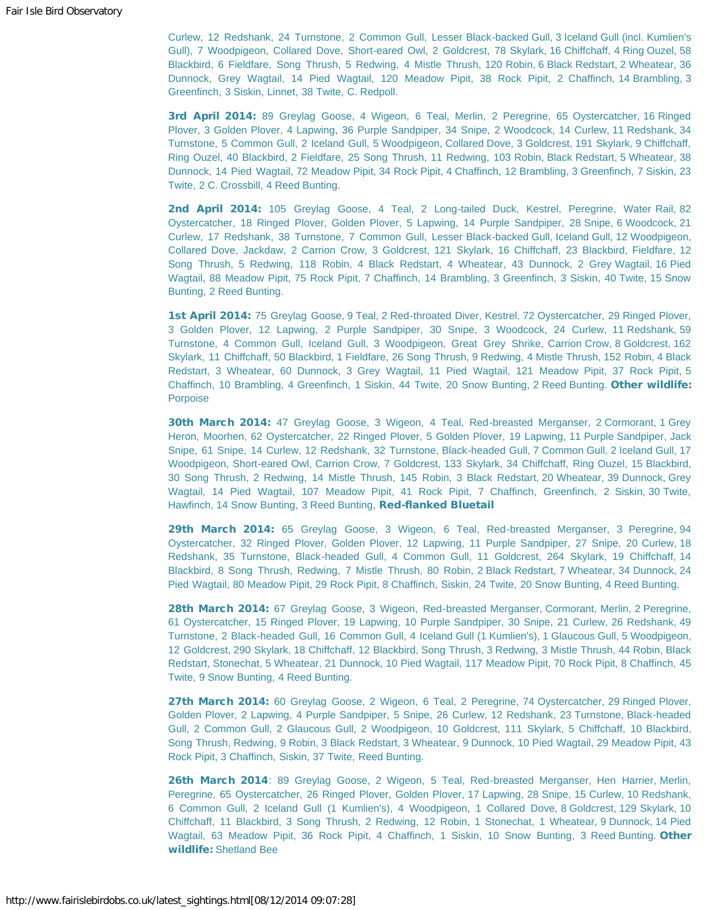Curlew, 12 Redshank, 24 Turnstone, 2 Common Gull, Lesser Black-backed Gull, 3 Iceland Gull (incl. Kumlien's Gull), 7 Woodpigeon, Collared Dove, Short-eared Owl, 2 Goldcrest, 78 Skylark, 16 Chiffchaff, 4 Ring Ouzel, 58 Blackbird, 6 Fieldfare, Song Thrush, 5 Redwing, 4 Mistle Thrush, 120 Robin, 6 Black Redstart, 2 Wheatear, 36 Dunnock, Grey Wagtail, 14 Pied Wagtail, 120 Meadow Pipit, 38 Rock Pipit, 2 Chaffinch, 14 Brambling, 3 Greenfinch, 3 Siskin, Linnet, 38 Twite, C. Redpoll.

**3rd April 2014:** 89 Greylag Goose, 4 Wigeon, 6 Teal, Merlin, 2 Peregrine, 65 Oystercatcher, 16 Ringed Plover, 3 Golden Plover, 4 Lapwing, 36 Purple Sandpiper, 34 Snipe, 2 Woodcock, 14 Curlew, 11 Redshank, 34 Turnstone, 5 Common Gull, 2 Iceland Gull, 5 Woodpigeon, Collared Dove, 3 Goldcrest, 191 Skylark, 9 Chiffchaff, Ring Ouzel, 40 Blackbird, 2 Fieldfare, 25 Song Thrush, 11 Redwing, 103 Robin, Black Redstart, 5 Wheatear, 38 Dunnock, 14 Pied Wagtail, 72 Meadow Pipit, 34 Rock Pipit, 4 Chaffinch, 12 Brambling, 3 Greenfinch, 7 Siskin, 23 Twite, 2 C. Crossbill, 4 Reed Bunting.

**2nd April 2014:** 105 Greylag Goose, 4 Teal, 2 Long-tailed Duck, Kestrel, Peregrine, Water Rail, 82 Oystercatcher, 18 Ringed Plover, Golden Plover, 5 Lapwing, 14 Purple Sandpiper, 28 Snipe, 6 Woodcock, 21 Curlew, 17 Redshank, 38 Turnstone, 7 Common Gull, Lesser Black-backed Gull, Iceland Gull, 12 Woodpigeon, Collared Dove, Jackdaw, 2 Carrion Crow, 3 Goldcrest, 121 Skylark, 16 Chiffchaff, 23 Blackbird, Fieldfare, 12 Song Thrush, 5 Redwing, 118 Robin, 4 Black Redstart, 4 Wheatear, 43 Dunnock, 2 Grey Wagtail, 16 Pied Wagtail, 88 Meadow Pipit, 75 Rock Pipit, 7 Chaffinch, 14 Brambling, 3 Greenfinch, 3 Siskin, 40 Twite, 15 Snow Bunting, 2 Reed Bunting.

**1st April 2014:** 75 Greylag Goose, 9 Teal, 2 Red-throated Diver, Kestrel, 72 Oystercatcher, 29 Ringed Plover, 3 Golden Plover, 12 Lapwing, 2 Purple Sandpiper, 30 Snipe, 3 Woodcock, 24 Curlew, 11 Redshank, 59 Turnstone, 4 Common Gull, Iceland Gull, 3 Woodpigeon, Great Grey Shrike, Carrion Crow, 8 Goldcrest, 162 Skylark, 11 Chiffchaff, 50 Blackbird, 1 Fieldfare, 26 Song Thrush, 9 Redwing, 4 Mistle Thrush, 152 Robin, 4 Black Redstart, 3 Wheatear, 60 Dunnock, 3 Grey Wagtail, 11 Pied Wagtail, 121 Meadow Pipit, 37 Rock Pipit, 5 Chaffinch, 10 Brambling, 4 Greenfinch, 1 Siskin, 44 Twite, 20 Snow Bunting, 2 Reed Bunting. **Other wildlife:** Porpoise

**30th March 2014:** 47 Greylag Goose, 3 Wigeon, 4 Teal, Red-breasted Merganser, 2 Cormorant, 1 Grey Heron, Moorhen, 62 Oystercatcher, 22 Ringed Plover, 5 Golden Plover, 19 Lapwing, 11 Purple Sandpiper, Jack Snipe, 61 Snipe, 14 Curlew, 12 Redshank, 32 Turnstone, Black-headed Gull, 7 Common Gull, 2 Iceland Gull, 17 Woodpigeon, Short-eared Owl, Carrion Crow, 7 Goldcrest, 133 Skylark, 34 Chiffchaff, Ring Ouzel, 15 Blackbird, 30 Song Thrush, 2 Redwing, 14 Mistle Thrush, 145 Robin, 3 Black Redstart, 20 Wheatear, 39 Dunnock, Grey Wagtail, 14 Pied Wagtail, 107 Meadow Pipit, 41 Rock Pipit, 7 Chaffinch, Greenfinch, 2 Siskin, 30 Twite, Hawfinch, 14 Snow Bunting, 3 Reed Bunting, **Red-flanked Bluetail**

**29th March 2014:** 65 Greylag Goose, 3 Wigeon, 6 Teal, Red-breasted Merganser, 3 Peregrine, 94 Oystercatcher, 32 Ringed Plover, Golden Plover, 12 Lapwing, 11 Purple Sandpiper, 27 Snipe, 20 Curlew, 18 Redshank, 35 Turnstone, Black-headed Gull, 4 Common Gull, 11 Goldcrest, 264 Skylark, 19 Chiffchaff, 14 Blackbird, 8 Song Thrush, Redwing, 7 Mistle Thrush, 80 Robin, 2 Black Redstart, 7 Wheatear, 34 Dunnock, 24 Pied Wagtail, 80 Meadow Pipit, 29 Rock Pipit, 8 Chaffinch, Siskin, 24 Twite, 20 Snow Bunting, 4 Reed Bunting.

**28th March 2014:** 67 Greylag Goose, 3 Wigeon, Red-breasted Merganser, Cormorant, Merlin, 2 Peregrine, 61 Oystercatcher, 15 Ringed Plover, 19 Lapwing, 10 Purple Sandpiper, 30 Snipe, 21 Curlew, 26 Redshank, 49 Turnstone, 2 Black-headed Gull, 16 Common Gull, 4 Iceland Gull (1 Kumlien's), 1 Glaucous Gull, 5 Woodpigeon, 12 Goldcrest, 290 Skylark, 18 Chiffchaff, 12 Blackbird, Song Thrush, 3 Redwing, 3 Mistle Thrush, 44 Robin, Black Redstart, Stonechat, 5 Wheatear, 21 Dunnock, 10 Pied Wagtail, 117 Meadow Pipit, 70 Rock Pipit, 8 Chaffinch, 45 Twite, 9 Snow Bunting, 4 Reed Bunting.

**27th March 2014:** 60 Greylag Goose, 2 Wigeon, 6 Teal, 2 Peregrine, 74 Oystercatcher, 29 Ringed Plover, Golden Plover, 2 Lapwing, 4 Purple Sandpiper, 5 Snipe, 26 Curlew, 12 Redshank, 23 Turnstone, Black-headed Gull, 2 Common Gull, 2 Glaucous Gull, 2 Woodpigeon, 10 Goldcrest, 111 Skylark, 5 Chiffchaff, 10 Blackbird, Song Thrush, Redwing, 9 Robin, 3 Black Redstart, 3 Wheatear, 9 Dunnock, 10 Pied Wagtail, 29 Meadow Pipit, 43 Rock Pipit, 3 Chaffinch, Siskin, 37 Twite, Reed Bunting.

**26th March 2014**: 89 Greylag Goose, 2 Wigeon, 5 Teal, Red-breasted Merganser, Hen Harrier, Merlin, Peregrine, 65 Oystercatcher, 26 Ringed Plover, Golden Plover, 17 Lapwing, 28 Snipe, 15 Curlew, 10 Redshank, 6 Common Gull, 2 Iceland Gull (1 Kumlien's), 4 Woodpigeon, 1 Collared Dove, 8 Goldcrest, 129 Skylark, 10 Chiffchaff, 11 Blackbird, 3 Song Thrush, 2 Redwing, 12 Robin, 1 Stonechat, 1 Wheatear, 9 Dunnock, 14 Pied Wagtail, 63 Meadow Pipit, 36 Rock Pipit, 4 Chaffinch, 1 Siskin, 10 Snow Bunting, 3 Reed Bunting. **Other wildlife:** Shetland Bee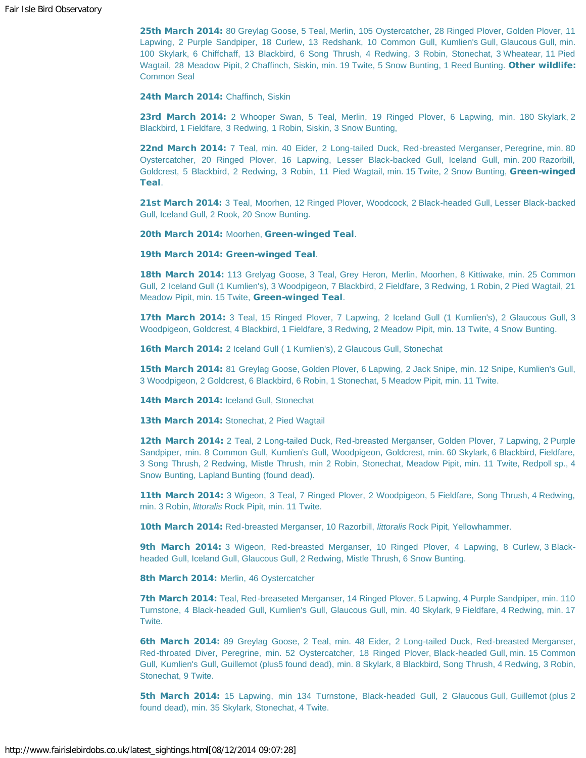**25th March 2014:** 80 Greylag Goose, 5 Teal, Merlin, 105 Oystercatcher, 28 Ringed Plover, Golden Plover, 11 Lapwing, 2 Purple Sandpiper, 18 Curlew, 13 Redshank, 10 Common Gull, Kumlien's Gull, Glaucous Gull, min. 100 Skylark, 6 Chiffchaff, 13 Blackbird, 6 Song Thrush, 4 Redwing, 3 Robin, Stonechat, 3 Wheatear, 11 Pied Wagtail, 28 Meadow Pipit, 2 Chaffinch, Siskin, min. 19 Twite, 5 Snow Bunting, 1 Reed Bunting. **Other wildlife:** Common Seal

**24th March 2014:** Chaffinch, Siskin

**23rd March 2014:** 2 Whooper Swan, 5 Teal, Merlin, 19 Ringed Plover, 6 Lapwing, min. 180 Skylark, 2 Blackbird, 1 Fieldfare, 3 Redwing, 1 Robin, Siskin, 3 Snow Bunting,

**22nd March 2014:** 7 Teal, min. 40 Eider, 2 Long-tailed Duck, Red-breasted Merganser, Peregrine, min. 80 Oystercatcher, 20 Ringed Plover, 16 Lapwing, Lesser Black-backed Gull, Iceland Gull, min. 200 Razorbill, Goldcrest, 5 Blackbird, 2 Redwing, 3 Robin, 11 Pied Wagtail, min. 15 Twite, 2 Snow Bunting, **Green-winged Teal**.

**21st March 2014:** 3 Teal, Moorhen, 12 Ringed Plover, Woodcock, 2 Black-headed Gull, Lesser Black-backed Gull, Iceland Gull, 2 Rook, 20 Snow Bunting.

**20th March 2014:** Moorhen, **Green-winged Teal**.

**19th March 2014: Green-winged Teal**.

**18th March 2014:** 113 Grelyag Goose, 3 Teal, Grey Heron, Merlin, Moorhen, 8 Kittiwake, min. 25 Common Gull, 2 Iceland Gull (1 Kumlien's), 3 Woodpigeon, 7 Blackbird, 2 Fieldfare, 3 Redwing, 1 Robin, 2 Pied Wagtail, 21 Meadow Pipit, min. 15 Twite, **Green-winged Teal**.

**17th March 2014:** 3 Teal, 15 Ringed Plover, 7 Lapwing, 2 Iceland Gull (1 Kumlien's), 2 Glaucous Gull, 3 Woodpigeon, Goldcrest, 4 Blackbird, 1 Fieldfare, 3 Redwing, 2 Meadow Pipit, min. 13 Twite, 4 Snow Bunting.

**16th March 2014:** 2 Iceland Gull ( 1 Kumlien's), 2 Glaucous Gull, Stonechat

**15th March 2014:** 81 Greylag Goose, Golden Plover, 6 Lapwing, 2 Jack Snipe, min. 12 Snipe, Kumlien's Gull, 3 Woodpigeon, 2 Goldcrest, 6 Blackbird, 6 Robin, 1 Stonechat, 5 Meadow Pipit, min. 11 Twite.

**14th March 2014:** Iceland Gull, Stonechat

**13th March 2014:** Stonechat, 2 Pied Wagtail

**12th March 2014:** 2 Teal, 2 Long-tailed Duck, Red-breasted Merganser, Golden Plover, 7 Lapwing, 2 Purple Sandpiper, min. 8 Common Gull, Kumlien's Gull, Woodpigeon, Goldcrest, min. 60 Skylark, 6 Blackbird, Fieldfare, 3 Song Thrush, 2 Redwing, Mistle Thrush, min 2 Robin, Stonechat, Meadow Pipit, min. 11 Twite, Redpoll sp., 4 Snow Bunting, Lapland Bunting (found dead).

**11th March 2014:** 3 Wigeon, 3 Teal, 7 Ringed Plover, 2 Woodpigeon, 5 Fieldfare, Song Thrush, 4 Redwing, min. 3 Robin, *littoralis* Rock Pipit, min. 11 Twite.

**10th March 2014:** Red-breasted Merganser, 10 Razorbill, *littoralis* Rock Pipit, Yellowhammer.

**9th March 2014:** 3 Wigeon, Red-breasted Merganser, 10 Ringed Plover, 4 Lapwing, 8 Curlew, 3 Black-headed Gull, Iceland Gull, Glaucous Gull, 2 Redwing, Mistle Thrush, 6 Snow Bunting.

**8th March 2014:** Merlin, 46 Oystercatcher

**7th March 2014:** Teal, Red-breaseted Merganser, 14 Ringed Plover, 5 Lapwing, 4 Purple Sandpiper, min. 110 Turnstone, 4 Black-headed Gull, Kumlien's Gull, Glaucous Gull, min. 40 Skylark, 9 Fieldfare, 4 Redwing, min. 17 Twite.

**6th March 2014:** 89 Greylag Goose, 2 Teal, min. 48 Eider, 2 Long-tailed Duck, Red-breasted Merganser, Red-throated Diver, Peregrine, min. 52 Oystercatcher, 18 Ringed Plover, Black-headed Gull, min. 15 Common Gull, Kumlien's Gull, Guillemot (plus5 found dead), min. 8 Skylark, 8 Blackbird, Song Thrush, 4 Redwing, 3 Robin, Stonechat, 9 Twite.

**5th March 2014:** 15 Lapwing, min 134 Turnstone, Black-headed Gull, 2 Glaucous Gull, Guillemot (plus 2 found dead), min. 35 Skylark, Stonechat, 4 Twite.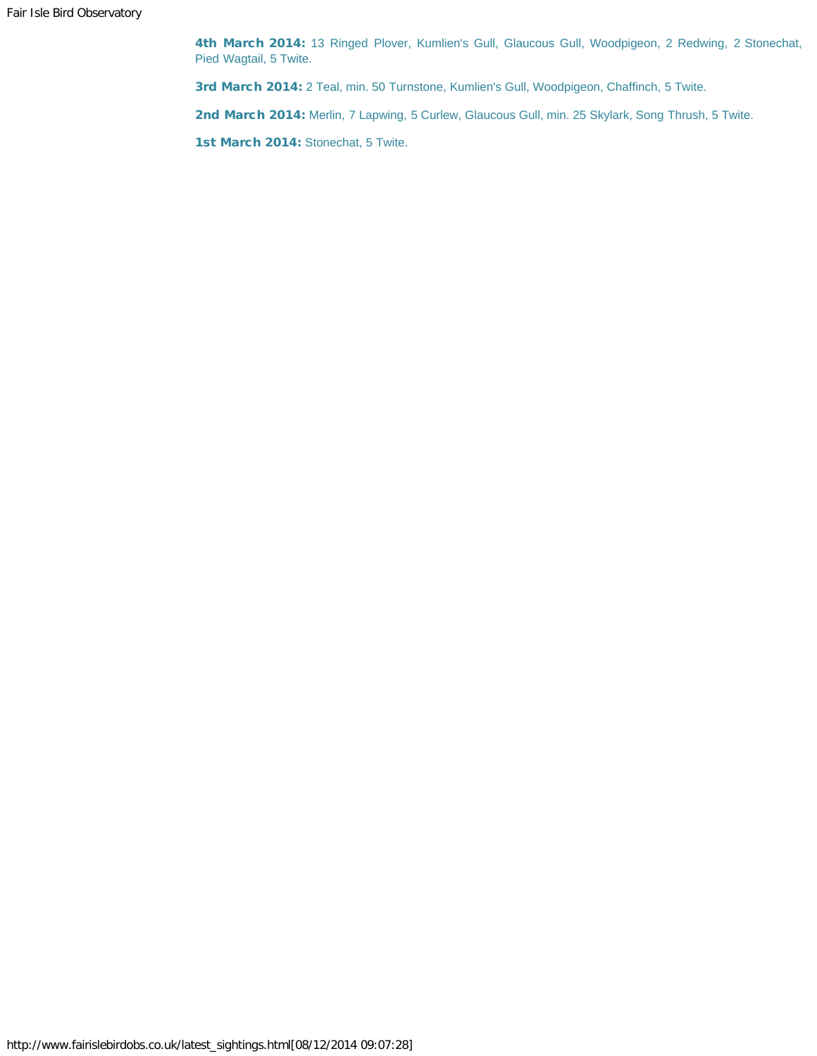**4th March 2014:** 13 Ringed Plover, Kumlien's Gull, Glaucous Gull, Woodpigeon, 2 Redwing, 2 Stonechat, Pied Wagtail, 5 Twite.

**3rd March 2014:** 2 Teal, min. 50 Turnstone, Kumlien's Gull, Woodpigeon, Chaffinch, 5 Twite.

**2nd March 2014:** Merlin, 7 Lapwing, 5 Curlew, Glaucous Gull, min. 25 Skylark, Song Thrush, 5 Twite.

**1st March 2014:** Stonechat, 5 Twite.